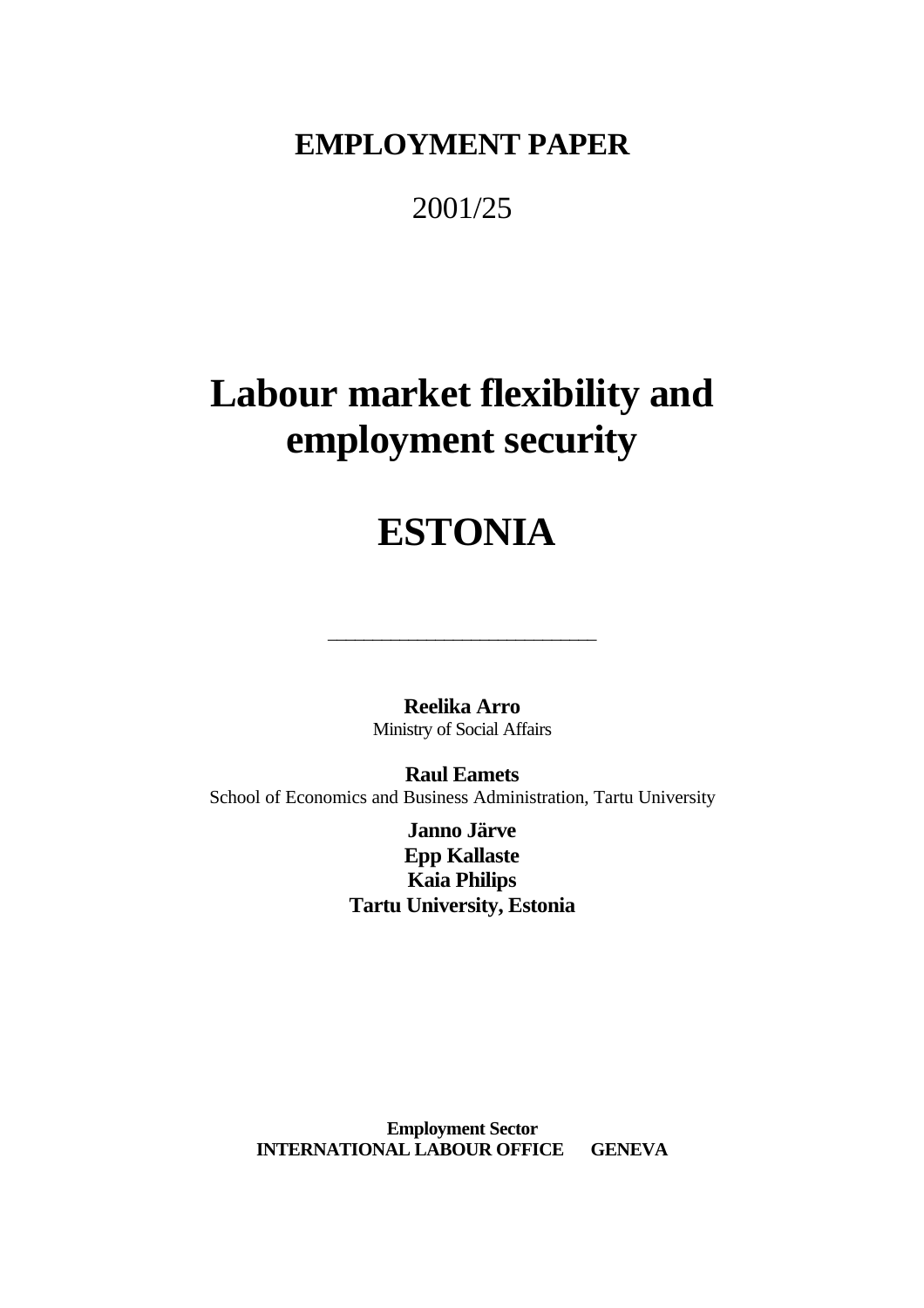**EMPLOYMENT PAPER**

2001/25

# Labour market flexibility and employment security

# ESTONIA

---

**Reelika Arro**
Ministry of Social Affairs

**Raul Eamets**
School of Economics and Business Administration, Tartu University

**Janno Järve**
**Epp Kallaste**
**Kaia Philips**
**Tartu University, Estonia**

**Employment Sector**
**INTERNATIONAL LABOUR OFFICE GENEVA**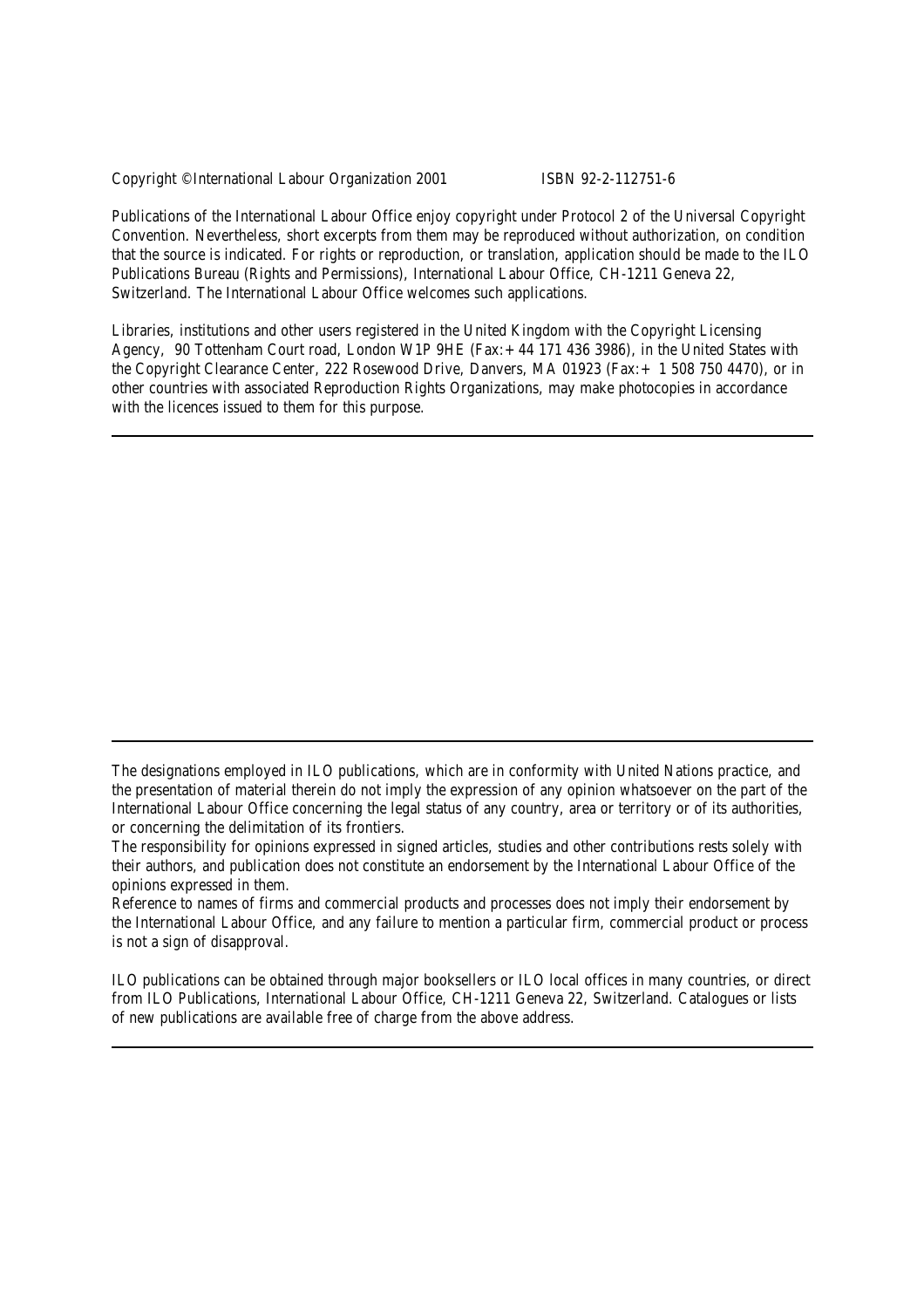Copyright © International Labour Organization 2001 ISBN 92-2-112751-6

Publications of the International Labour Office enjoy copyright under Protocol 2 of the Universal Copyright Convention. Nevertheless, short excerpts from them may be reproduced without authorization, on condition that the source is indicated. For rights or reproduction, or translation, application should be made to the ILO Publications Bureau (Rights and Permissions), International Labour Office, CH-1211 Geneva 22, Switzerland. The International Labour Office welcomes such applications.

Libraries, institutions and other users registered in the United Kingdom with the Copyright Licensing Agency, 90 Tottenham Court road, London W1P 9HE (Fax:+44 171 436 3986), in the United States with the Copyright Clearance Center, 222 Rosewood Drive, Danvers, MA 01923 (Fax:+ 1 508 750 4470), or in other countries with associated Reproduction Rights Organizations, may make photocopies in accordance with the licences issued to them for this purpose.

---

The designations employed in ILO publications, which are in conformity with United Nations practice, and the presentation of material therein do not imply the expression of any opinion whatsoever on the part of the International Labour Office concerning the legal status of any country, area or territory or of its authorities, or concerning the delimitation of its frontiers.

The responsibility for opinions expressed in signed articles, studies and other contributions rests solely with their authors, and publication does not constitute an endorsement by the International Labour Office of the opinions expressed in them.

Reference to names of firms and commercial products and processes does not imply their endorsement by the International Labour Office, and any failure to mention a particular firm, commercial product or process is not a sign of disapproval.

ILO publications can be obtained through major booksellers or ILO local offices in many countries, or direct from ILO Publications, International Labour Office, CH-1211 Geneva 22, Switzerland. Catalogues or lists of new publications are available free of charge from the above address.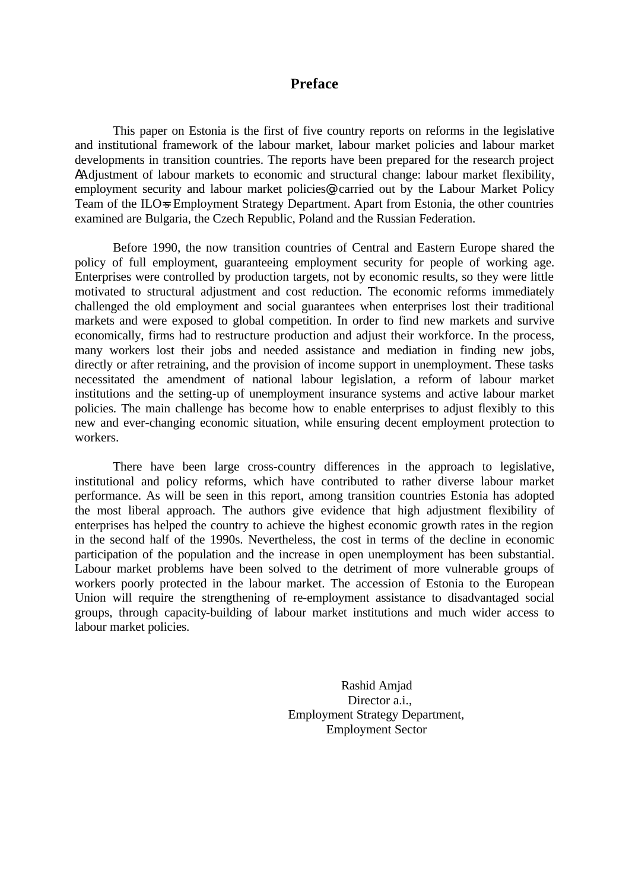# Preface

This paper on Estonia is the first of five country reports on reforms in the legislative and institutional framework of the labour market, labour market policies and labour market developments in transition countries. The reports have been prepared for the research project ΑAdjustment of labour markets to economic and structural change: labour market flexibility, employment security and labour market policies@ carried out by the Labour Market Policy Team of the ILO=s Employment Strategy Department. Apart from Estonia, the other countries examined are Bulgaria, the Czech Republic, Poland and the Russian Federation.

Before 1990, the now transition countries of Central and Eastern Europe shared the policy of full employment, guaranteeing employment security for people of working age. Enterprises were controlled by production targets, not by economic results, so they were little motivated to structural adjustment and cost reduction. The economic reforms immediately challenged the old employment and social guarantees when enterprises lost their traditional markets and were exposed to global competition. In order to find new markets and survive economically, firms had to restructure production and adjust their workforce. In the process, many workers lost their jobs and needed assistance and mediation in finding new jobs, directly or after retraining, and the provision of income support in unemployment. These tasks necessitated the amendment of national labour legislation, a reform of labour market institutions and the setting-up of unemployment insurance systems and active labour market policies. The main challenge has become how to enable enterprises to adjust flexibly to this new and ever-changing economic situation, while ensuring decent employment protection to workers.

There have been large cross-country differences in the approach to legislative, institutional and policy reforms, which have contributed to rather diverse labour market performance. As will be seen in this report, among transition countries Estonia has adopted the most liberal approach. The authors give evidence that high adjustment flexibility of enterprises has helped the country to achieve the highest economic growth rates in the region in the second half of the 1990s. Nevertheless, the cost in terms of the decline in economic participation of the population and the increase in open unemployment has been substantial. Labour market problems have been solved to the detriment of more vulnerable groups of workers poorly protected in the labour market. The accession of Estonia to the European Union will require the strengthening of re-employment assistance to disadvantaged social groups, through capacity-building of labour market institutions and much wider access to labour market policies.

Rashid Amjad
Director a.i.,
Employment Strategy Department,
Employment Sector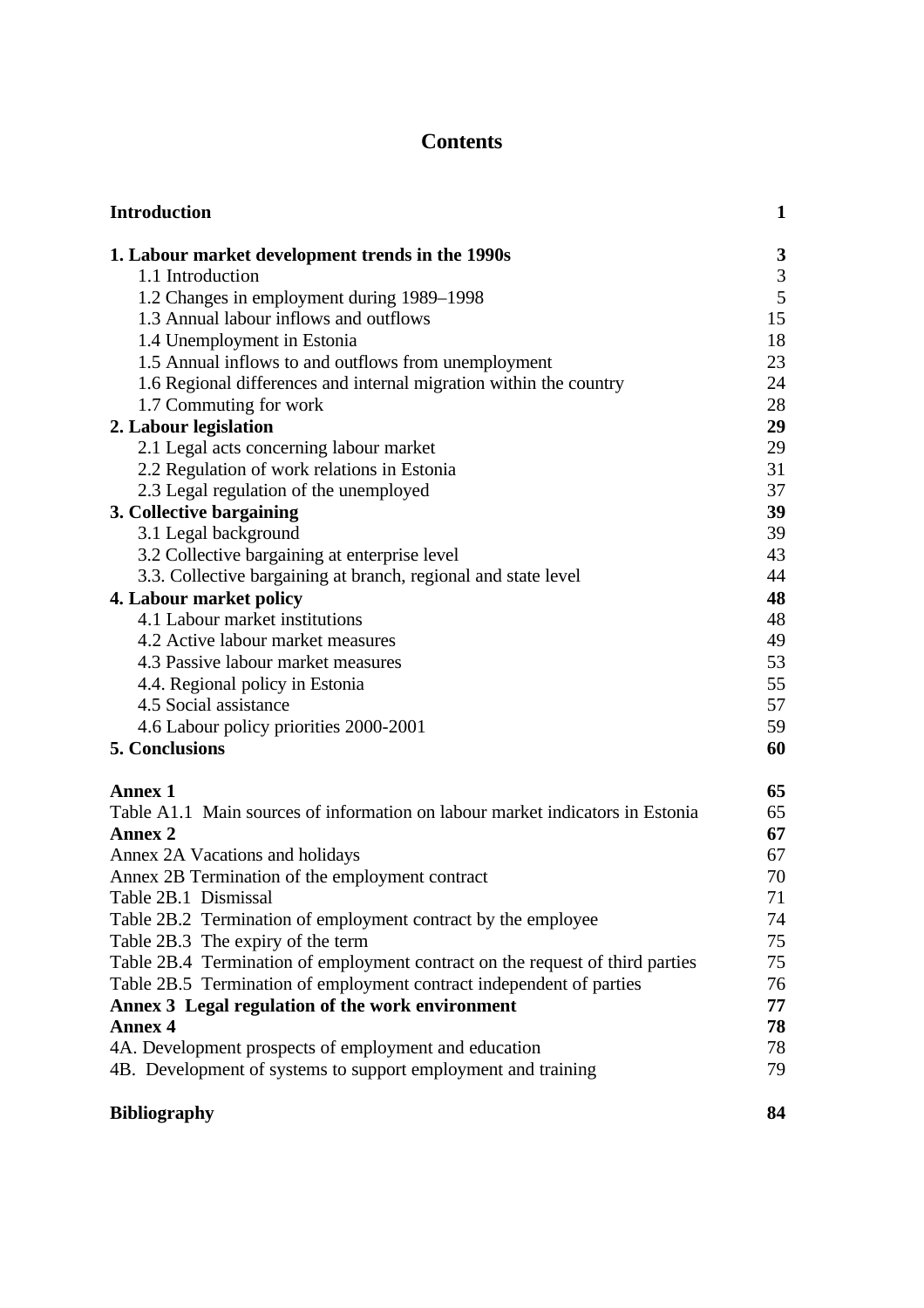# Contents

| | |
|---|---|
| **Introduction** | **1** |
| **1. Labour market development trends in the 1990s** | **3** |
| 1.1 Introduction | 3 |
| 1.2 Changes in employment during 1989–1998 | 5 |
| 1.3 Annual labour inflows and outflows | 15 |
| 1.4 Unemployment in Estonia | 18 |
| 1.5 Annual inflows to and outflows from unemployment | 23 |
| 1.6 Regional differences and internal migration within the country | 24 |
| 1.7 Commuting for work | 28 |
| **2. Labour legislation** | **29** |
| 2.1 Legal acts concerning labour market | 29 |
| 2.2 Regulation of work relations in Estonia | 31 |
| 2.3 Legal regulation of the unemployed | 37 |
| **3. Collective bargaining** | **39** |
| 3.1 Legal background | 39 |
| 3.2 Collective bargaining at enterprise level | 43 |
| 3.3. Collective bargaining at branch, regional and state level | 44 |
| **4. Labour market policy** | **48** |
| 4.1 Labour market institutions | 48 |
| 4.2 Active labour market measures | 49 |
| 4.3 Passive labour market measures | 53 |
| 4.4. Regional policy in Estonia | 55 |
| 4.5 Social assistance | 57 |
| 4.6 Labour policy priorities 2000-2001 | 59 |
| **5. Conclusions** | **60** |
| **Annex 1** | **65** |
| Table A1.1 Main sources of information on labour market indicators in Estonia | 65 |
| **Annex 2** | **67** |
| Annex 2A Vacations and holidays | 67 |
| Annex 2B Termination of the employment contract | 70 |
| Table 2B.1 Dismissal | 71 |
| Table 2B.2 Termination of employment contract by the employee | 74 |
| Table 2B.3 The expiry of the term | 75 |
| Table 2B.4 Termination of employment contract on the request of third parties | 75 |
| Table 2B.5 Termination of employment contract independent of parties | 76 |
| **Annex 3 Legal regulation of the work environment** | **77** |
| **Annex 4** | **78** |
| 4A. Development prospects of employment and education | 78 |
| 4B. Development of systems to support employment and training | 79 |
| **Bibliography** | **84** |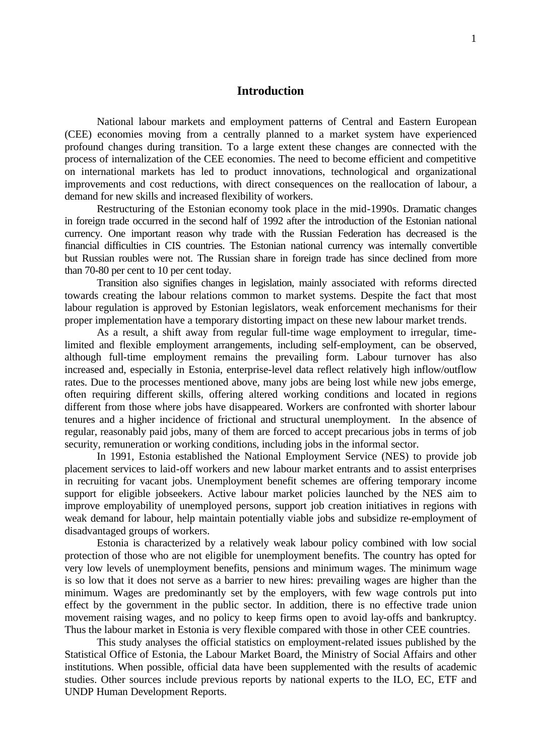# Introduction

National labour markets and employment patterns of Central and Eastern European (CEE) economies moving from a centrally planned to a market system have experienced profound changes during transition. To a large extent these changes are connected with the process of internalization of the CEE economies. The need to become efficient and competitive on international markets has led to product innovations, technological and organizational improvements and cost reductions, with direct consequences on the reallocation of labour, a demand for new skills and increased flexibility of workers.

Restructuring of the Estonian economy took place in the mid-1990s. Dramatic changes in foreign trade occurred in the second half of 1992 after the introduction of the Estonian national currency. One important reason why trade with the Russian Federation has decreased is the financial difficulties in CIS countries. The Estonian national currency was internally convertible but Russian roubles were not. The Russian share in foreign trade has since declined from more than 70-80 per cent to 10 per cent today.

Transition also signifies changes in legislation, mainly associated with reforms directed towards creating the labour relations common to market systems. Despite the fact that most labour regulation is approved by Estonian legislators, weak enforcement mechanisms for their proper implementation have a temporary distorting impact on these new labour market trends.

As a result, a shift away from regular full-time wage employment to irregular, time-limited and flexible employment arrangements, including self-employment, can be observed, although full-time employment remains the prevailing form. Labour turnover has also increased and, especially in Estonia, enterprise-level data reflect relatively high inflow/outflow rates. Due to the processes mentioned above, many jobs are being lost while new jobs emerge, often requiring different skills, offering altered working conditions and located in regions different from those where jobs have disappeared. Workers are confronted with shorter labour tenures and a higher incidence of frictional and structural unemployment. In the absence of regular, reasonably paid jobs, many of them are forced to accept precarious jobs in terms of job security, remuneration or working conditions, including jobs in the informal sector.

In 1991, Estonia established the National Employment Service (NES) to provide job placement services to laid-off workers and new labour market entrants and to assist enterprises in recruiting for vacant jobs. Unemployment benefit schemes are offering temporary income support for eligible jobseekers. Active labour market policies launched by the NES aim to improve employability of unemployed persons, support job creation initiatives in regions with weak demand for labour, help maintain potentially viable jobs and subsidize re-employment of disadvantaged groups of workers.

Estonia is characterized by a relatively weak labour policy combined with low social protection of those who are not eligible for unemployment benefits. The country has opted for very low levels of unemployment benefits, pensions and minimum wages. The minimum wage is so low that it does not serve as a barrier to new hires: prevailing wages are higher than the minimum. Wages are predominantly set by the employers, with few wage controls put into effect by the government in the public sector. In addition, there is no effective trade union movement raising wages, and no policy to keep firms open to avoid lay-offs and bankruptcy. Thus the labour market in Estonia is very flexible compared with those in other CEE countries.

This study analyses the official statistics on employment-related issues published by the Statistical Office of Estonia, the Labour Market Board, the Ministry of Social Affairs and other institutions. When possible, official data have been supplemented with the results of academic studies. Other sources include previous reports by national experts to the ILO, EC, ETF and UNDP Human Development Reports.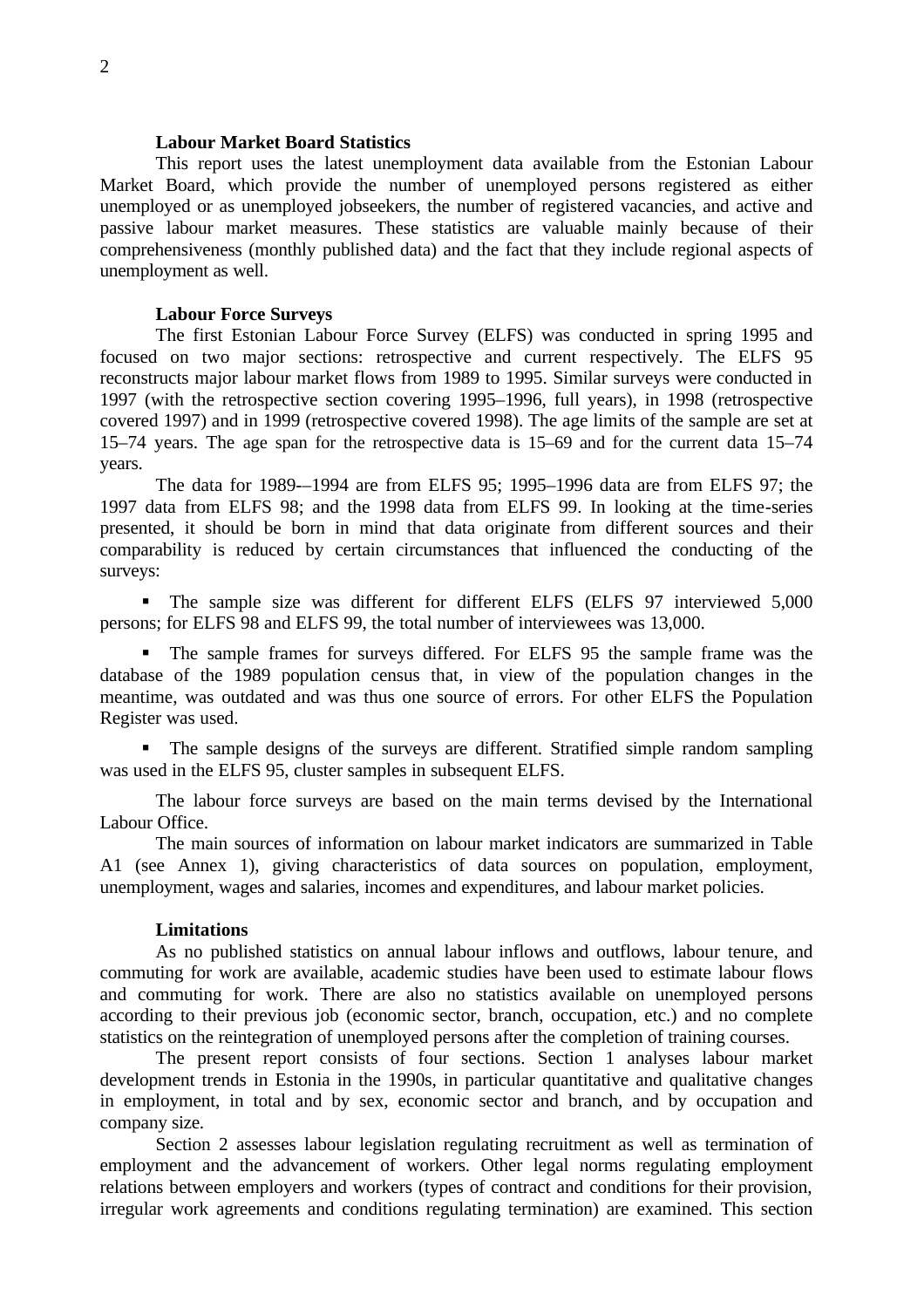### Labour Market Board Statistics

This report uses the latest unemployment data available from the Estonian Labour Market Board, which provide the number of unemployed persons registered as either unemployed or as unemployed jobseekers, the number of registered vacancies, and active and passive labour market measures. These statistics are valuable mainly because of their comprehensiveness (monthly published data) and the fact that they include regional aspects of unemployment as well.

### Labour Force Surveys

The first Estonian Labour Force Survey (ELFS) was conducted in spring 1995 and focused on two major sections: retrospective and current respectively. The ELFS 95 reconstructs major labour market flows from 1989 to 1995. Similar surveys were conducted in 1997 (with the retrospective section covering 1995–1996, full years), in 1998 (retrospective covered 1997) and in 1999 (retrospective covered 1998). The age limits of the sample are set at 15–74 years. The age span for the retrospective data is 15–69 and for the current data 15–74 years.

The data for 1989-–1994 are from ELFS 95; 1995–1996 data are from ELFS 97; the 1997 data from ELFS 98; and the 1998 data from ELFS 99. In looking at the time-series presented, it should be born in mind that data originate from different sources and their comparability is reduced by certain circumstances that influenced the conducting of the surveys:

- The sample size was different for different ELFS (ELFS 97 interviewed 5,000 persons; for ELFS 98 and ELFS 99, the total number of interviewees was 13,000.
- The sample frames for surveys differed. For ELFS 95 the sample frame was the database of the 1989 population census that, in view of the population changes in the meantime, was outdated and was thus one source of errors. For other ELFS the Population Register was used.
- The sample designs of the surveys are different. Stratified simple random sampling was used in the ELFS 95, cluster samples in subsequent ELFS.

The labour force surveys are based on the main terms devised by the International Labour Office.

The main sources of information on labour market indicators are summarized in Table A1 (see Annex 1), giving characteristics of data sources on population, employment, unemployment, wages and salaries, incomes and expenditures, and labour market policies.

### Limitations

As no published statistics on annual labour inflows and outflows, labour tenure, and commuting for work are available, academic studies have been used to estimate labour flows and commuting for work. There are also no statistics available on unemployed persons according to their previous job (economic sector, branch, occupation, etc.) and no complete statistics on the reintegration of unemployed persons after the completion of training courses.

The present report consists of four sections. Section 1 analyses labour market development trends in Estonia in the 1990s, in particular quantitative and qualitative changes in employment, in total and by sex, economic sector and branch, and by occupation and company size.

Section 2 assesses labour legislation regulating recruitment as well as termination of employment and the advancement of workers. Other legal norms regulating employment relations between employers and workers (types of contract and conditions for their provision, irregular work agreements and conditions regulating termination) are examined. This section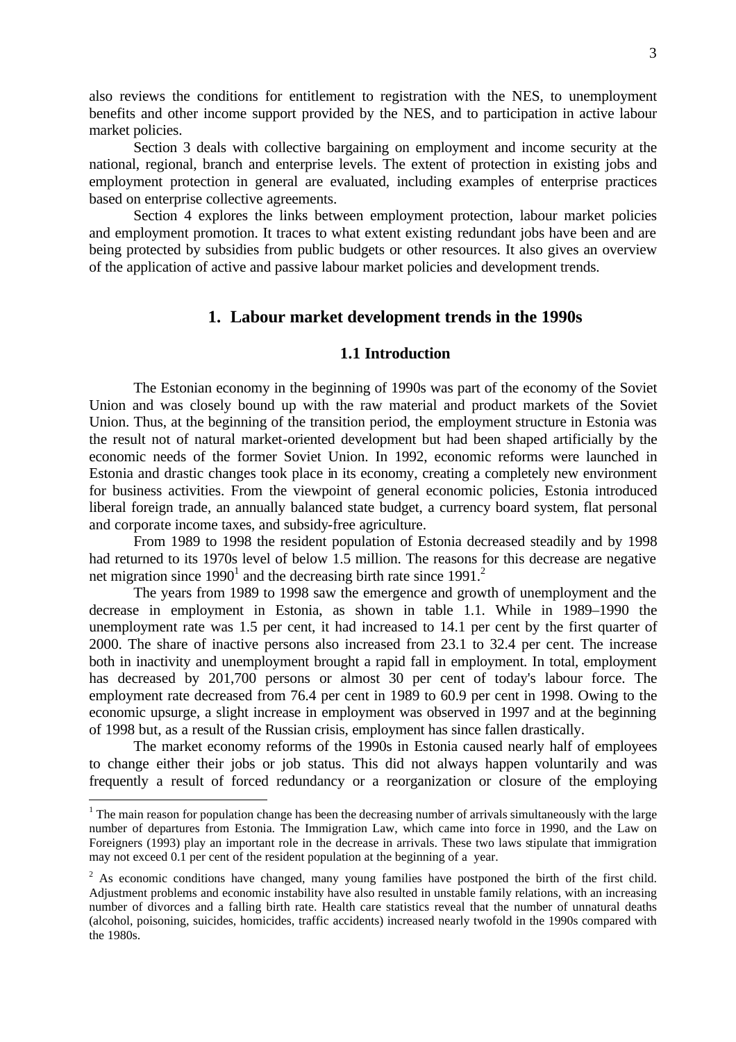also reviews the conditions for entitlement to registration with the NES, to unemployment benefits and other income support provided by the NES, and to participation in active labour market policies.

Section 3 deals with collective bargaining on employment and income security at the national, regional, branch and enterprise levels. The extent of protection in existing jobs and employment protection in general are evaluated, including examples of enterprise practices based on enterprise collective agreements.

Section 4 explores the links between employment protection, labour market policies and employment promotion. It traces to what extent existing redundant jobs have been and are being protected by subsidies from public budgets or other resources. It also gives an overview of the application of active and passive labour market policies and development trends.

## 1. Labour market development trends in the 1990s

### 1.1 Introduction

The Estonian economy in the beginning of 1990s was part of the economy of the Soviet Union and was closely bound up with the raw material and product markets of the Soviet Union. Thus, at the beginning of the transition period, the employment structure in Estonia was the result not of natural market-oriented development but had been shaped artificially by the economic needs of the former Soviet Union. In 1992, economic reforms were launched in Estonia and drastic changes took place in its economy, creating a completely new environment for business activities. From the viewpoint of general economic policies, Estonia introduced liberal foreign trade, an annually balanced state budget, a currency board system, flat personal and corporate income taxes, and subsidy-free agriculture.

From 1989 to 1998 the resident population of Estonia decreased steadily and by 1998 had returned to its 1970s level of below 1.5 million. The reasons for this decrease are negative net migration since 1990[1] and the decreasing birth rate since 1991.[2]

The years from 1989 to 1998 saw the emergence and growth of unemployment and the decrease in employment in Estonia, as shown in table 1.1. While in 1989–1990 the unemployment rate was 1.5 per cent, it had increased to 14.1 per cent by the first quarter of 2000. The share of inactive persons also increased from 23.1 to 32.4 per cent. The increase both in inactivity and unemployment brought a rapid fall in employment. In total, employment has decreased by 201,700 persons or almost 30 per cent of today's labour force. The employment rate decreased from 76.4 per cent in 1989 to 60.9 per cent in 1998. Owing to the economic upsurge, a slight increase in employment was observed in 1997 and at the beginning of 1998 but, as a result of the Russian crisis, employment has since fallen drastically.

The market economy reforms of the 1990s in Estonia caused nearly half of employees to change either their jobs or job status. This did not always happen voluntarily and was frequently a result of forced redundancy or a reorganization or closure of the employing

---

[1] The main reason for population change has been the decreasing number of arrivals simultaneously with the large number of departures from Estonia. The Immigration Law, which came into force in 1990, and the Law on Foreigners (1993) play an important role in the decrease in arrivals. These two laws stipulate that immigration may not exceed 0.1 per cent of the resident population at the beginning of a year.

[2] As economic conditions have changed, many young families have postponed the birth of the first child. Adjustment problems and economic instability have also resulted in unstable family relations, with an increasing number of divorces and a falling birth rate. Health care statistics reveal that the number of unnatural deaths (alcohol, poisoning, suicides, homicides, traffic accidents) increased nearly twofold in the 1990s compared with the 1980s.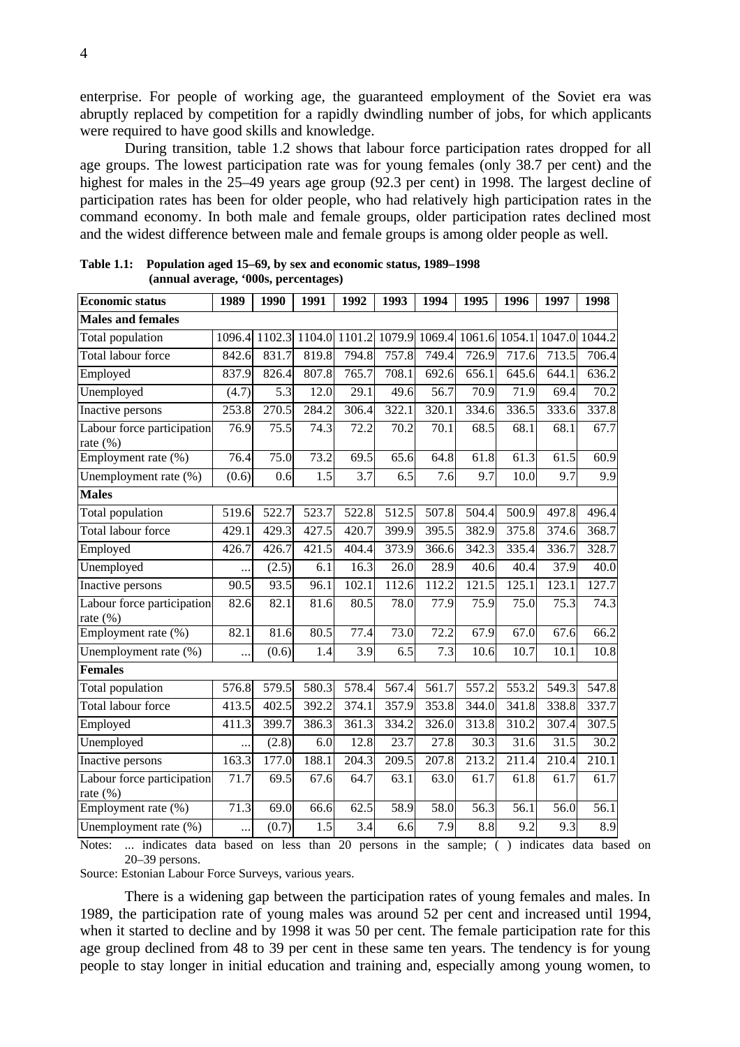enterprise. For people of working age, the guaranteed employment of the Soviet era was abruptly replaced by competition for a rapidly dwindling number of jobs, for which applicants were required to have good skills and knowledge.

During transition, table 1.2 shows that labour force participation rates dropped for all age groups. The lowest participation rate was for young females (only 38.7 per cent) and the highest for males in the 25–49 years age group (92.3 per cent) in 1998. The largest decline of participation rates has been for older people, who had relatively high participation rates in the command economy. In both male and female groups, older participation rates declined most and the widest difference between male and female groups is among older people as well.

**Table 1.1: Population aged 15–69, by sex and economic status, 1989–1998 (annual average, '000s, percentages)**

| Economic status | 1989 | 1990 | 1991 | 1992 | 1993 | 1994 | 1995 | 1996 | 1997 | 1998 |
|---|---|---|---|---|---|---|---|---|---|---|
| **Males and females** | | | | | | | | | | |
| Total population | 1096.4 | 1102.3 | 1104.0 | 1101.2 | 1079.9 | 1069.4 | 1061.6 | 1054.1 | 1047.0 | 1044.2 |
| Total labour force | 842.6 | 831.7 | 819.8 | 794.8 | 757.8 | 749.4 | 726.9 | 717.6 | 713.5 | 706.4 |
| Employed | 837.9 | 826.4 | 807.8 | 765.7 | 708.1 | 692.6 | 656.1 | 645.6 | 644.1 | 636.2 |
| Unemployed | (4.7) | 5.3 | 12.0 | 29.1 | 49.6 | 56.7 | 70.9 | 71.9 | 69.4 | 70.2 |
| Inactive persons | 253.8 | 270.5 | 284.2 | 306.4 | 322.1 | 320.1 | 334.6 | 336.5 | 333.6 | 337.8 |
| Labour force participation rate (%) | 76.9 | 75.5 | 74.3 | 72.2 | 70.2 | 70.1 | 68.5 | 68.1 | 68.1 | 67.7 |
| Employment rate (%) | 76.4 | 75.0 | 73.2 | 69.5 | 65.6 | 64.8 | 61.8 | 61.3 | 61.5 | 60.9 |
| Unemployment rate (%) | (0.6) | 0.6 | 1.5 | 3.7 | 6.5 | 7.6 | 9.7 | 10.0 | 9.7 | 9.9 |
| **Males** | | | | | | | | | | |
| Total population | 519.6 | 522.7 | 523.7 | 522.8 | 512.5 | 507.8 | 504.4 | 500.9 | 497.8 | 496.4 |
| Total labour force | 429.1 | 429.3 | 427.5 | 420.7 | 399.9 | 395.5 | 382.9 | 375.8 | 374.6 | 368.7 |
| Employed | 426.7 | 426.7 | 421.5 | 404.4 | 373.9 | 366.6 | 342.3 | 335.4 | 336.7 | 328.7 |
| Unemployed | ... | (2.5) | 6.1 | 16.3 | 26.0 | 28.9 | 40.6 | 40.4 | 37.9 | 40.0 |
| Inactive persons | 90.5 | 93.5 | 96.1 | 102.1 | 112.6 | 112.2 | 121.5 | 125.1 | 123.1 | 127.7 |
| Labour force participation rate (%) | 82.6 | 82.1 | 81.6 | 80.5 | 78.0 | 77.9 | 75.9 | 75.0 | 75.3 | 74.3 |
| Employment rate (%) | 82.1 | 81.6 | 80.5 | 77.4 | 73.0 | 72.2 | 67.9 | 67.0 | 67.6 | 66.2 |
| Unemployment rate (%) | ... | (0.6) | 1.4 | 3.9 | 6.5 | 7.3 | 10.6 | 10.7 | 10.1 | 10.8 |
| **Females** | | | | | | | | | | |
| Total population | 576.8 | 579.5 | 580.3 | 578.4 | 567.4 | 561.7 | 557.2 | 553.2 | 549.3 | 547.8 |
| Total labour force | 413.5 | 402.5 | 392.2 | 374.1 | 357.9 | 353.8 | 344.0 | 341.8 | 338.8 | 337.7 |
| Employed | 411.3 | 399.7 | 386.3 | 361.3 | 334.2 | 326.0 | 313.8 | 310.2 | 307.4 | 307.5 |
| Unemployed | ... | (2.8) | 6.0 | 12.8 | 23.7 | 27.8 | 30.3 | 31.6 | 31.5 | 30.2 |
| Inactive persons | 163.3 | 177.0 | 188.1 | 204.3 | 209.5 | 207.8 | 213.2 | 211.4 | 210.4 | 210.1 |
| Labour force participation rate (%) | 71.7 | 69.5 | 67.6 | 64.7 | 63.1 | 63.0 | 61.7 | 61.8 | 61.7 | 61.7 |
| Employment rate (%) | 71.3 | 69.0 | 66.6 | 62.5 | 58.9 | 58.0 | 56.3 | 56.1 | 56.0 | 56.1 |
| Unemployment rate (%) | ... | (0.7) | 1.5 | 3.4 | 6.6 | 7.9 | 8.8 | 9.2 | 9.3 | 8.9 |

Notes: ... indicates data based on less than 20 persons in the sample; ( ) indicates data based on 20–39 persons.

Source: Estonian Labour Force Surveys, various years.

There is a widening gap between the participation rates of young females and males. In 1989, the participation rate of young males was around 52 per cent and increased until 1994, when it started to decline and by 1998 it was 50 per cent. The female participation rate for this age group declined from 48 to 39 per cent in these same ten years. The tendency is for young people to stay longer in initial education and training and, especially among young women, to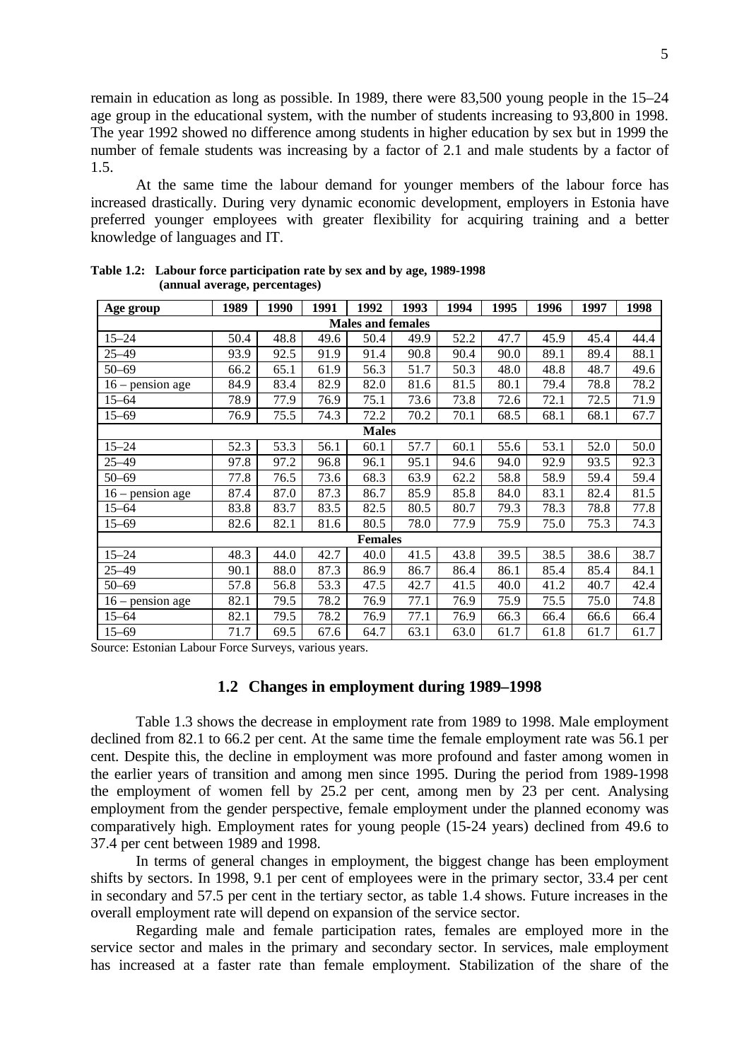remain in education as long as possible. In 1989, there were 83,500 young people in the 15–24 age group in the educational system, with the number of students increasing to 93,800 in 1998. The year 1992 showed no difference among students in higher education by sex but in 1999 the number of female students was increasing by a factor of 2.1 and male students by a factor of 1.5.

At the same time the labour demand for younger members of the labour force have increased drastically. During very dynamic economic development, employers in Estonia have preferred younger employees with greater flexibility for acquiring training and a better knowledge of languages and IT.

**Table 1.2: Labour force participation rate by sex and by age, 1989-1998 (annual average, percentages)**

| Age group | 1989 | 1990 | 1991 | 1992 | 1993 | 1994 | 1995 | 1996 | 1997 | 1998 |
|---|---|---|---|---|---|---|---|---|---|---|
| **Males and females** | | | | | | | | | | |
| 15–24 | 50.4 | 48.8 | 49.6 | 50.4 | 49.9 | 52.2 | 47.7 | 45.9 | 45.4 | 44.4 |
| 25–49 | 93.9 | 92.5 | 91.9 | 91.4 | 90.8 | 90.4 | 90.0 | 89.1 | 89.4 | 88.1 |
| 50–69 | 66.2 | 65.1 | 61.9 | 56.3 | 51.7 | 50.3 | 48.0 | 48.8 | 48.7 | 49.6 |
| 16 – pension age | 84.9 | 83.4 | 82.9 | 82.0 | 81.6 | 81.5 | 80.1 | 79.4 | 78.8 | 78.2 |
| 15–64 | 78.9 | 77.9 | 76.9 | 75.1 | 73.6 | 73.8 | 72.6 | 72.1 | 72.5 | 71.9 |
| 15–69 | 76.9 | 75.5 | 74.3 | 72.2 | 70.2 | 70.1 | 68.5 | 68.1 | 68.1 | 67.7 |
| **Males** | | | | | | | | | | |
| 15–24 | 52.3 | 53.3 | 56.1 | 60.1 | 57.7 | 60.1 | 55.6 | 53.1 | 52.0 | 50.0 |
| 25–49 | 97.8 | 97.2 | 96.8 | 96.1 | 95.1 | 94.6 | 94.0 | 92.9 | 93.5 | 92.3 |
| 50–69 | 77.8 | 76.5 | 73.6 | 68.3 | 63.9 | 62.2 | 58.8 | 58.9 | 59.4 | 59.4 |
| 16 – pension age | 87.4 | 87.0 | 87.3 | 86.7 | 85.9 | 85.8 | 84.0 | 83.1 | 82.4 | 81.5 |
| 15–64 | 83.8 | 83.7 | 83.5 | 82.5 | 80.5 | 80.7 | 79.3 | 78.3 | 78.8 | 77.8 |
| 15–69 | 82.6 | 82.1 | 81.6 | 80.5 | 78.0 | 77.9 | 75.9 | 75.0 | 75.3 | 74.3 |
| **Females** | | | | | | | | | | |
| 15–24 | 48.3 | 44.0 | 42.7 | 40.0 | 41.5 | 43.8 | 39.5 | 38.5 | 38.6 | 38.7 |
| 25–49 | 90.1 | 88.0 | 87.3 | 86.9 | 86.7 | 86.4 | 86.1 | 85.4 | 85.4 | 84.1 |
| 50–69 | 57.8 | 56.8 | 53.3 | 47.5 | 42.7 | 41.5 | 40.0 | 41.2 | 40.7 | 42.4 |
| 16 – pension age | 82.1 | 79.5 | 78.2 | 76.9 | 77.1 | 76.9 | 75.9 | 75.5 | 75.0 | 74.8 |
| 15–64 | 82.1 | 79.5 | 78.2 | 76.9 | 77.1 | 76.9 | 66.3 | 66.4 | 66.6 | 66.4 |
| 15–69 | 71.7 | 69.5 | 67.6 | 64.7 | 63.1 | 63.0 | 61.7 | 61.8 | 61.7 | 61.7 |

Source: Estonian Labour Force Surveys, various years.

## 1.2 Changes in employment during 1989–1998

Table 1.3 shows the decrease in employment rate from 1989 to 1998. Male employment declined from 82.1 to 66.2 per cent. At the same time the female employment rate was 56.1 per cent. Despite this, the decline in employment was more profound and faster among women in the earlier years of transition and among men since 1995. During the period from 1989-1998 the employment of women fell by 25.2 per cent, among men by 23 per cent. Analysing employment from the gender perspective, female employment under the planned economy was comparatively high. Employment rates for young people (15-24 years) declined from 49.6 to 37.4 per cent between 1989 and 1998.

In terms of general changes in employment, the biggest change has been employment shifts by sectors. In 1998, 9.1 per cent of employees were in the primary sector, 33.4 per cent in secondary and 57.5 per cent in the tertiary sector, as table 1.4 shows. Future increases in the overall employment rate will depend on expansion of the service sector.

Regarding male and female participation rates, females are employed more in the service sector and males in the primary and secondary sector. In services, male employment has increased at a faster rate than female employment. Stabilization of the share of the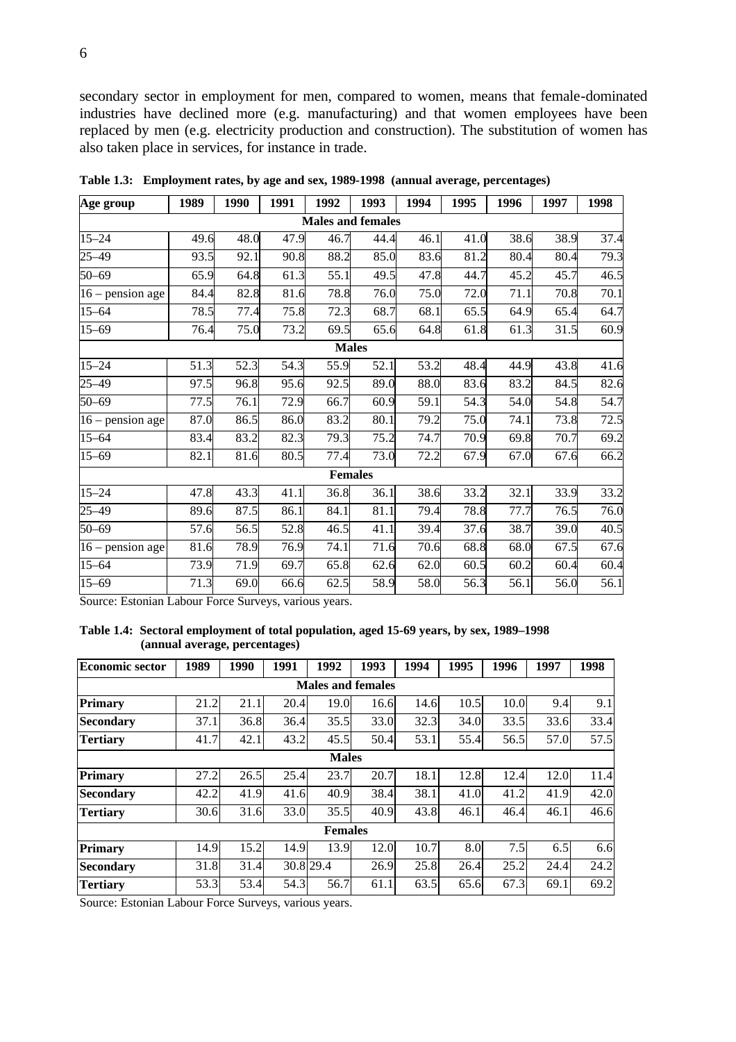secondary sector in employment for men, compared to women, means that female-dominated industries have declined more (e.g. manufacturing) and that women employees have been replaced by men (e.g. electricity production and construction). The substitution of women has also taken place in services, for instance in trade.

**Table 1.3: Employment rates, by age and sex, 1989-1998 (annual average, percentages)**

| Age group | 1989 | 1990 | 1991 | 1992 | 1993 | 1994 | 1995 | 1996 | 1997 | 1998 |
|---|---|---|---|---|---|---|---|---|---|---|
| **Males and females** | | | | | | | | | | |
| 15–24 | 49.6 | 48.0 | 47.9 | 46.7 | 44.4 | 46.1 | 41.0 | 38.6 | 38.9 | 37.4 |
| 25–49 | 93.5 | 92.1 | 90.8 | 88.2 | 85.0 | 83.6 | 81.2 | 80.4 | 80.4 | 79.3 |
| 50–69 | 65.9 | 64.8 | 61.3 | 55.1 | 49.5 | 47.8 | 44.7 | 45.2 | 45.7 | 46.5 |
| 16 – pension age | 84.4 | 82.8 | 81.6 | 78.8 | 76.0 | 75.0 | 72.0 | 71.1 | 70.8 | 70.1 |
| 15–64 | 78.5 | 77.4 | 75.8 | 72.3 | 68.7 | 68.1 | 65.5 | 64.9 | 65.4 | 64.7 |
| 15–69 | 76.4 | 75.0 | 73.2 | 69.5 | 65.6 | 64.8 | 61.8 | 61.3 | 31.5 | 60.9 |
| **Males** | | | | | | | | | | |
| 15–24 | 51.3 | 52.3 | 54.3 | 55.9 | 52.1 | 53.2 | 48.4 | 44.9 | 43.8 | 41.6 |
| 25–49 | 97.5 | 96.8 | 95.6 | 92.5 | 89.0 | 88.0 | 83.6 | 83.2 | 84.5 | 82.6 |
| 50–69 | 77.5 | 76.1 | 72.9 | 66.7 | 60.9 | 59.1 | 54.3 | 54.0 | 54.8 | 54.7 |
| 16 – pension age | 87.0 | 86.5 | 86.0 | 83.2 | 80.1 | 79.2 | 75.0 | 74.1 | 73.8 | 72.5 |
| 15–64 | 83.4 | 83.2 | 82.3 | 79.3 | 75.2 | 74.7 | 70.9 | 69.8 | 70.7 | 69.2 |
| 15–69 | 82.1 | 81.6 | 80.5 | 77.4 | 73.0 | 72.2 | 67.9 | 67.0 | 67.6 | 66.2 |
| **Females** | | | | | | | | | | |
| 15–24 | 47.8 | 43.3 | 41.1 | 36.8 | 36.1 | 38.6 | 33.2 | 32.1 | 33.9 | 33.2 |
| 25–49 | 89.6 | 87.5 | 86.1 | 84.1 | 81.1 | 79.4 | 78.8 | 77.7 | 76.5 | 76.0 |
| 50–69 | 57.6 | 56.5 | 52.8 | 46.5 | 41.1 | 39.4 | 37.6 | 38.7 | 39.0 | 40.5 |
| 16 – pension age | 81.6 | 78.9 | 76.9 | 74.1 | 71.6 | 70.6 | 68.8 | 68.0 | 67.5 | 67.6 |
| 15–64 | 73.9 | 71.9 | 69.7 | 65.8 | 62.6 | 62.0 | 60.5 | 60.2 | 60.4 | 60.4 |
| 15–69 | 71.3 | 69.0 | 66.6 | 62.5 | 58.9 | 58.0 | 56.3 | 56.1 | 56.0 | 56.1 |

Source: Estonian Labour Force Surveys, various years.

**Table 1.4: Sectoral employment of total population, aged 15-69 years, by sex, 1989–1998 (annual average, percentages)**

| Economic sector | 1989 | 1990 | 1991 | 1992 | 1993 | 1994 | 1995 | 1996 | 1997 | 1998 |
|---|---|---|---|---|---|---|---|---|---|---|
| **Males and females** | | | | | | | | | | |
| **Primary** | 21.2 | 21.1 | 20.4 | 19.0 | 16.6 | 14.6 | 10.5 | 10.0 | 9.4 | 9.1 |
| **Secondary** | 37.1 | 36.8 | 36.4 | 35.5 | 33.0 | 32.3 | 34.0 | 33.5 | 33.6 | 33.4 |
| **Tertiary** | 41.7 | 42.1 | 43.2 | 45.5 | 50.4 | 53.1 | 55.4 | 56.5 | 57.0 | 57.5 |
| **Males** | | | | | | | | | | |
| **Primary** | 27.2 | 26.5 | 25.4 | 23.7 | 20.7 | 18.1 | 12.8 | 12.4 | 12.0 | 11.4 |
| **Secondary** | 42.2 | 41.9 | 41.6 | 40.9 | 38.4 | 38.1 | 41.0 | 41.2 | 41.9 | 42.0 |
| **Tertiary** | 30.6 | 31.6 | 33.0 | 35.5 | 40.9 | 43.8 | 46.1 | 46.4 | 46.1 | 46.6 |
| **Females** | | | | | | | | | | |
| **Primary** | 14.9 | 15.2 | 14.9 | 13.9 | 12.0 | 10.7 | 8.0 | 7.5 | 6.5 | 6.6 |
| **Secondary** | 31.8 | 31.4 | 30.8 | 29.4 | 26.9 | 25.8 | 26.4 | 25.2 | 24.4 | 24.2 |
| **Tertiary** | 53.3 | 53.4 | 54.3 | 56.7 | 61.1 | 63.5 | 65.6 | 67.3 | 69.1 | 69.2 |

Source: Estonian Labour Force Surveys, various years.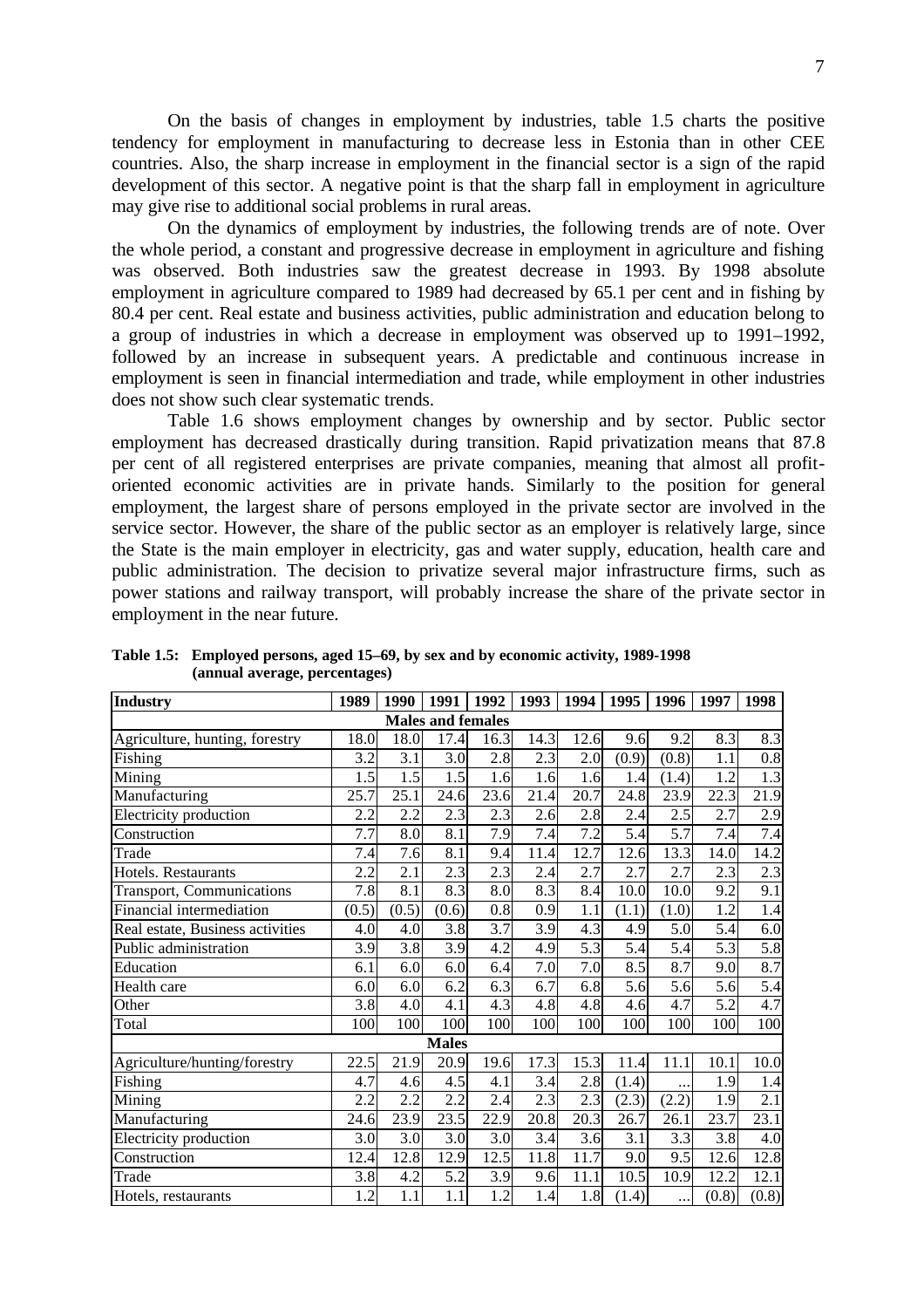On the basis of changes in employment by industries, table 1.5 charts the positive tendency for employment in manufacturing to decrease less in Estonia than in other CEE countries. Also, the sharp increase in employment in the financial sector is a sign of the rapid development of this sector. A negative point is that the sharp fall in employment in agriculture may give rise to additional social problems in rural areas.

On the dynamics of employment by industries, the following trends are of note. Over the whole period, a constant and progressive decrease in employment in agriculture and fishing was observed. Both industries saw the greatest decrease in 1993. By 1998 absolute employment in agriculture compared to 1989 had decreased by 65.1 per cent and in fishing by 80.4 per cent. Real estate and business activities, public administration and education belong to a group of industries in which a decrease in employment was observed up to 1991–1992, followed by an increase in subsequent years. A predictable and continuous increase in employment is seen in financial intermediation and trade, while employment in other industries does not show such clear systematic trends.

Table 1.6 shows employment changes by ownership and by sector. Public sector employment has decreased drastically during transition. Rapid privatization means that 87.8 per cent of all registered enterprises are private companies, meaning that almost all profit-oriented economic activities are in private hands. Similarly to the position for general employment, the largest share of persons employed in the private sector are involved in the service sector. However, the share of the public sector as an employer is relatively large, since the State is the main employer in electricity, gas and water supply, education, health care and public administration. The decision to privatize several major infrastructure firms, such as power stations and railway transport, will probably increase the share of the private sector in employment in the near future.

**Table 1.5: Employed persons, aged 15–69, by sex and by economic activity, 1989-1998 (annual average, percentages)**

| Industry | 1989 | 1990 | 1991 | 1992 | 1993 | 1994 | 1995 | 1996 | 1997 | 1998 |
|---|---|---|---|---|---|---|---|---|---|---|
| **Males and females** | | | | | | | | | | |
| Agriculture, hunting, forestry | 18.0 | 18.0 | 17.4 | 16.3 | 14.3 | 12.6 | 9.6 | 9.2 | 8.3 | 8.3 |
| Fishing | 3.2 | 3.1 | 3.0 | 2.8 | 2.3 | 2.0 | (0.9) | (0.8) | 1.1 | 0.8 |
| Mining | 1.5 | 1.5 | 1.5 | 1.6 | 1.6 | 1.6 | 1.4 | (1.4) | 1.2 | 1.3 |
| Manufacturing | 25.7 | 25.1 | 24.6 | 23.6 | 21.4 | 20.7 | 24.8 | 23.9 | 22.3 | 21.9 |
| Electricity production | 2.2 | 2.2 | 2.3 | 2.3 | 2.6 | 2.8 | 2.4 | 2.5 | 2.7 | 2.9 |
| Construction | 7.7 | 8.0 | 8.1 | 7.9 | 7.4 | 7.2 | 5.4 | 5.7 | 7.4 | 7.4 |
| Trade | 7.4 | 7.6 | 8.1 | 9.4 | 11.4 | 12.7 | 12.6 | 13.3 | 14.0 | 14.2 |
| Hotels. Restaurants | 2.2 | 2.1 | 2.3 | 2.3 | 2.4 | 2.7 | 2.7 | 2.7 | 2.3 | 2.3 |
| Transport, Communications | 7.8 | 8.1 | 8.3 | 8.0 | 8.3 | 8.4 | 10.0 | 10.0 | 9.2 | 9.1 |
| Financial intermediation | (0.5) | (0.5) | (0.6) | 0.8 | 0.9 | 1.1 | (1.1) | (1.0) | 1.2 | 1.4 |
| Real estate, Business activities | 4.0 | 4.0 | 3.8 | 3.7 | 3.9 | 4.3 | 4.9 | 5.0 | 5.4 | 6.0 |
| Public administration | 3.9 | 3.8 | 3.9 | 4.2 | 4.9 | 5.3 | 5.4 | 5.4 | 5.3 | 5.8 |
| Education | 6.1 | 6.0 | 6.0 | 6.4 | 7.0 | 7.0 | 8.5 | 8.7 | 9.0 | 8.7 |
| Health care | 6.0 | 6.0 | 6.2 | 6.3 | 6.7 | 6.8 | 5.6 | 5.6 | 5.6 | 5.4 |
| Other | 3.8 | 4.0 | 4.1 | 4.3 | 4.8 | 4.8 | 4.6 | 4.7 | 5.2 | 4.7 |
| Total | 100 | 100 | 100 | 100 | 100 | 100 | 100 | 100 | 100 | 100 |
| **Males** | | | | | | | | | | |
| Agriculture/hunting/forestry | 22.5 | 21.9 | 20.9 | 19.6 | 17.3 | 15.3 | 11.4 | 11.1 | 10.1 | 10.0 |
| Fishing | 4.7 | 4.6 | 4.5 | 4.1 | 3.4 | 2.8 | (1.4) | ... | 1.9 | 1.4 |
| Mining | 2.2 | 2.2 | 2.2 | 2.4 | 2.3 | 2.3 | (2.3) | (2.2) | 1.9 | 2.1 |
| Manufacturing | 24.6 | 23.9 | 23.5 | 22.9 | 20.8 | 20.3 | 26.7 | 26.1 | 23.7 | 23.1 |
| Electricity production | 3.0 | 3.0 | 3.0 | 3.0 | 3.4 | 3.6 | 3.1 | 3.3 | 3.8 | 4.0 |
| Construction | 12.4 | 12.8 | 12.9 | 12.5 | 11.8 | 11.7 | 9.0 | 9.5 | 12.6 | 12.8 |
| Trade | 3.8 | 4.2 | 5.2 | 3.9 | 9.6 | 11.1 | 10.5 | 10.9 | 12.2 | 12.1 |
| Hotels, restaurants | 1.2 | 1.1 | 1.1 | 1.2 | 1.4 | 1.8 | (1.4) | ... | (0.8) | (0.8) |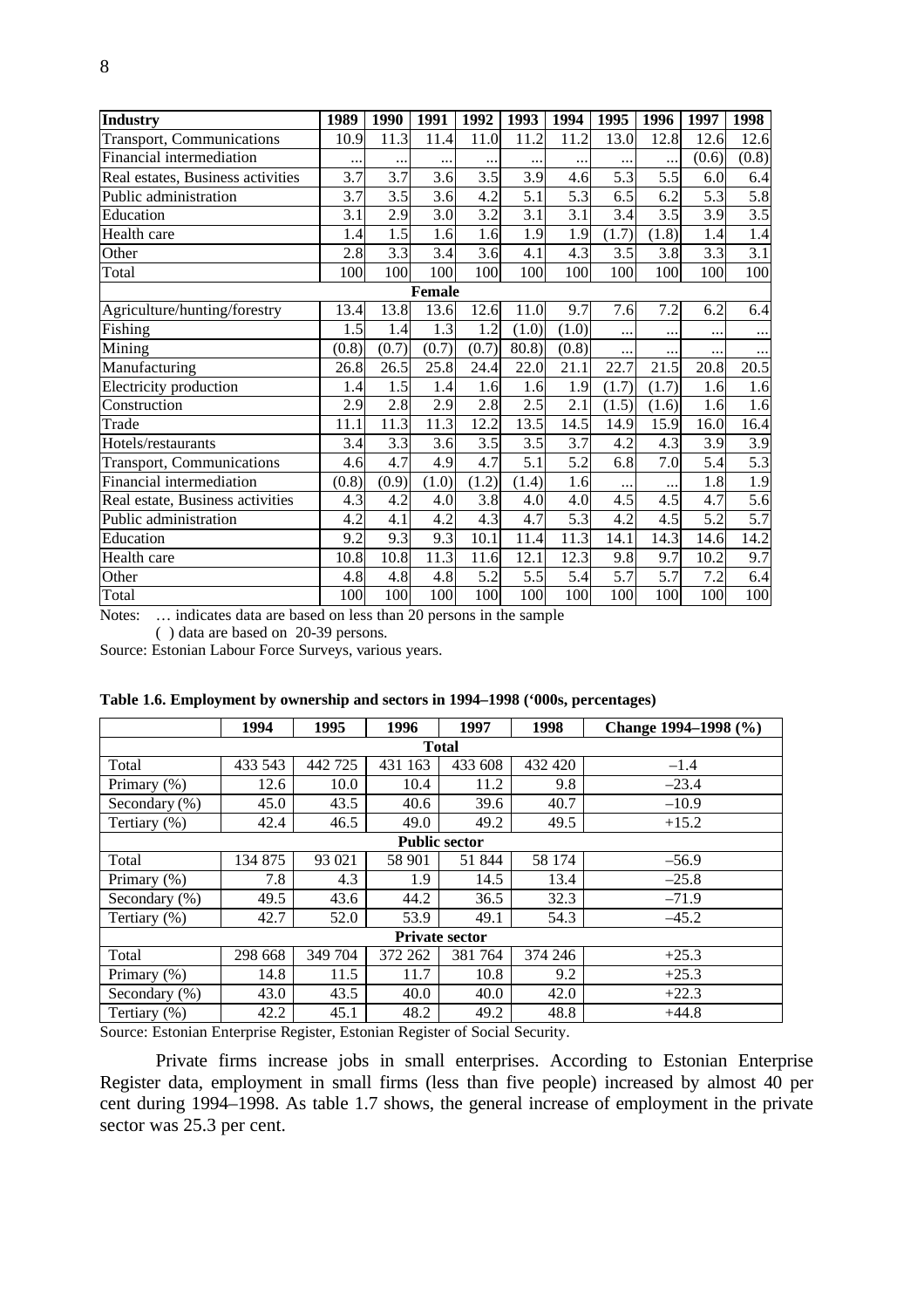| Industry | 1989 | 1990 | 1991 | 1992 | 1993 | 1994 | 1995 | 1996 | 1997 | 1998 |
|---|---|---|---|---|---|---|---|---|---|---|
| Transport, Communications | 10.9 | 11.3 | 11.4 | 11.0 | 11.2 | 11.2 | 13.0 | 12.8 | 12.6 | 12.6 |
| Financial intermediation | ... | ... | ... | ... | ... | ... | ... | ... | (0.6) | (0.8) |
| Real estates, Business activities | 3.7 | 3.7 | 3.6 | 3.5 | 3.9 | 4.6 | 5.3 | 5.5 | 6.0 | 6.4 |
| Public administration | 3.7 | 3.5 | 3.6 | 4.2 | 5.1 | 5.3 | 6.5 | 6.2 | 5.3 | 5.8 |
| Education | 3.1 | 2.9 | 3.0 | 3.2 | 3.1 | 3.1 | 3.4 | 3.5 | 3.9 | 3.5 |
| Health care | 1.4 | 1.5 | 1.6 | 1.6 | 1.9 | 1.9 | (1.7) | (1.8) | 1.4 | 1.4 |
| Other | 2.8 | 3.3 | 3.4 | 3.6 | 4.1 | 4.3 | 3.5 | 3.8 | 3.3 | 3.1 |
| Total | 100 | 100 | 100 | 100 | 100 | 100 | 100 | 100 | 100 | 100 |
| **Female** | | | | | | | | | | |
| Agriculture/hunting/forestry | 13.4 | 13.8 | 13.6 | 12.6 | 11.0 | 9.7 | 7.6 | 7.2 | 6.2 | 6.4 |
| Fishing | 1.5 | 1.4 | 1.3 | 1.2 | (1.0) | (1.0) | ... | ... | ... | ... |
| Mining | (0.8) | (0.7) | (0.7) | (0.7) | 80.8) | (0.8) | ... | ... | ... | ... |
| Manufacturing | 26.8 | 26.5 | 25.8 | 24.4 | 22.0 | 21.1 | 22.7 | 21.5 | 20.8 | 20.5 |
| Electricity production | 1.4 | 1.5 | 1.4 | 1.6 | 1.6 | 1.9 | (1.7) | (1.7) | 1.6 | 1.6 |
| Construction | 2.9 | 2.8 | 2.9 | 2.8 | 2.5 | 2.1 | (1.5) | (1.6) | 1.6 | 1.6 |
| Trade | 11.1 | 11.3 | 11.3 | 12.2 | 13.5 | 14.5 | 14.9 | 15.9 | 16.0 | 16.4 |
| Hotels/restaurants | 3.4 | 3.3 | 3.6 | 3.5 | 3.5 | 3.7 | 4.2 | 4.3 | 3.9 | 3.9 |
| Transport, Communications | 4.6 | 4.7 | 4.9 | 4.7 | 5.1 | 5.2 | 6.8 | 7.0 | 5.4 | 5.3 |
| Financial intermediation | (0.8) | (0.9) | (1.0) | (1.2) | (1.4) | 1.6 | ... | ... | 1.8 | 1.9 |
| Real estate, Business activities | 4.3 | 4.2 | 4.0 | 3.8 | 4.0 | 4.0 | 4.5 | 4.5 | 4.7 | 5.6 |
| Public administration | 4.2 | 4.1 | 4.2 | 4.3 | 4.7 | 5.3 | 4.2 | 4.5 | 5.2 | 5.7 |
| Education | 9.2 | 9.3 | 9.3 | 10.1 | 11.4 | 11.3 | 14.1 | 14.3 | 14.6 | 14.2 |
| Health care | 10.8 | 10.8 | 11.3 | 11.6 | 12.1 | 12.3 | 9.8 | 9.7 | 10.2 | 9.7 |
| Other | 4.8 | 4.8 | 4.8 | 5.2 | 5.5 | 5.4 | 5.7 | 5.7 | 7.2 | 6.4 |
| Total | 100 | 100 | 100 | 100 | 100 | 100 | 100 | 100 | 100 | 100 |

Notes: … indicates data are based on less than 20 persons in the sample
( ) data are based on 20-39 persons.

Source: Estonian Labour Force Surveys, various years.

**Table 1.6. Employment by ownership and sectors in 1994–1998 ('000s, percentages)**

| | 1994 | 1995 | 1996 | 1997 | 1998 | Change 1994–1998 (%) |
|---|---|---|---|---|---|---|
| **Total** | | | | | | |
| Total | 433 543 | 442 725 | 431 163 | 433 608 | 432 420 | –1.4 |
| Primary (%) | 12.6 | 10.0 | 10.4 | 11.2 | 9.8 | –23.4 |
| Secondary (%) | 45.0 | 43.5 | 40.6 | 39.6 | 40.7 | –10.9 |
| Tertiary (%) | 42.4 | 46.5 | 49.0 | 49.2 | 49.5 | +15.2 |
| **Public sector** | | | | | | |
| Total | 134 875 | 93 021 | 58 901 | 51 844 | 58 174 | –56.9 |
| Primary (%) | 7.8 | 4.3 | 1.9 | 14.5 | 13.4 | –25.8 |
| Secondary (%) | 49.5 | 43.6 | 44.2 | 36.5 | 32.3 | –71.9 |
| Tertiary (%) | 42.7 | 52.0 | 53.9 | 49.1 | 54.3 | –45.2 |
| **Private sector** | | | | | | |
| Total | 298 668 | 349 704 | 372 262 | 381 764 | 374 246 | +25.3 |
| Primary (%) | 14.8 | 11.5 | 11.7 | 10.8 | 9.2 | +25.3 |
| Secondary (%) | 43.0 | 43.5 | 40.0 | 40.0 | 42.0 | +22.3 |
| Tertiary (%) | 42.2 | 45.1 | 48.2 | 49.2 | 48.8 | +44.8 |

Source: Estonian Enterprise Register, Estonian Register of Social Security.

Private firms increase jobs in small enterprises. According to Estonian Enterprise Register data, employment in small firms (less than five people) increased by almost 40 per cent during 1994–1998. As table 1.7 shows, the general increase of employment in the private sector was 25.3 per cent.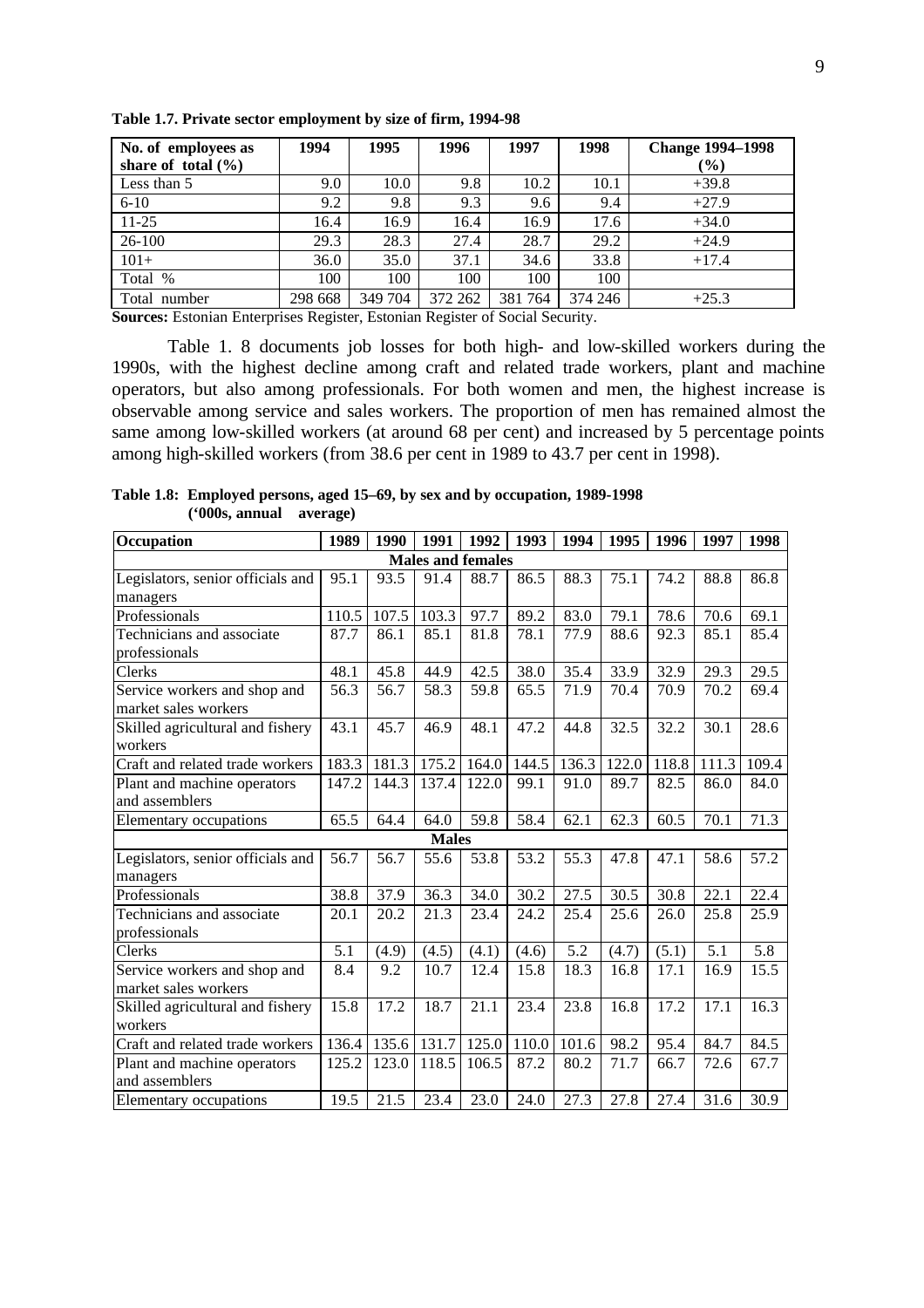**Table 1.7. Private sector employment by size of firm, 1994-98**

| No. of employees as share of total (%) | 1994 | 1995 | 1996 | 1997 | 1998 | Change 1994–1998 (%) |
|---|---|---|---|---|---|---|
| Less than 5 | 9.0 | 10.0 | 9.8 | 10.2 | 10.1 | +39.8 |
| 6-10 | 9.2 | 9.8 | 9.3 | 9.6 | 9.4 | +27.9 |
| 11-25 | 16.4 | 16.9 | 16.4 | 16.9 | 17.6 | +34.0 |
| 26-100 | 29.3 | 28.3 | 27.4 | 28.7 | 29.2 | +24.9 |
| 101+ | 36.0 | 35.0 | 37.1 | 34.6 | 33.8 | +17.4 |
| Total % | 100 | 100 | 100 | 100 | 100 | |
| Total number | 298 668 | 349 704 | 372 262 | 381 764 | 374 246 | +25.3 |

**Sources:** Estonian Enterprises Register, Estonian Register of Social Security.

Table 1. 8 documents job losses for both high- and low-skilled workers during the 1990s, with the highest decline among craft and related trade workers, plant and machine operators, but also among professionals. For both women and men, the highest increase is observable among service and sales workers. The proportion of men has remained almost the same among low-skilled workers (at around 68 per cent) and increased by 5 percentage points among high-skilled workers (from 38.6 per cent in 1989 to 43.7 per cent in 1998).

**Table 1.8: Employed persons, aged 15–69, by sex and by occupation, 1989-1998 ('000s, annual average)**

| Occupation | 1989 | 1990 | 1991 | 1992 | 1993 | 1994 | 1995 | 1996 | 1997 | 1998 |
|---|---|---|---|---|---|---|---|---|---|---|
| **Males and females** | | | | | | | | | | |
| Legislators, senior officials and managers | 95.1 | 93.5 | 91.4 | 88.7 | 86.5 | 88.3 | 75.1 | 74.2 | 88.8 | 86.8 |
| Professionals | 110.5 | 107.5 | 103.3 | 97.7 | 89.2 | 83.0 | 79.1 | 78.6 | 70.6 | 69.1 |
| Technicians and associate professionals | 87.7 | 86.1 | 85.1 | 81.8 | 78.1 | 77.9 | 88.6 | 92.3 | 85.1 | 85.4 |
| Clerks | 48.1 | 45.8 | 44.9 | 42.5 | 38.0 | 35.4 | 33.9 | 32.9 | 29.3 | 29.5 |
| Service workers and shop and market sales workers | 56.3 | 56.7 | 58.3 | 59.8 | 65.5 | 71.9 | 70.4 | 70.9 | 70.2 | 69.4 |
| Skilled agricultural and fishery workers | 43.1 | 45.7 | 46.9 | 48.1 | 47.2 | 44.8 | 32.5 | 32.2 | 30.1 | 28.6 |
| Craft and related trade workers | 183.3 | 181.3 | 175.2 | 164.0 | 144.5 | 136.3 | 122.0 | 118.8 | 111.3 | 109.4 |
| Plant and machine operators and assemblers | 147.2 | 144.3 | 137.4 | 122.0 | 99.1 | 91.0 | 89.7 | 82.5 | 86.0 | 84.0 |
| Elementary occupations | 65.5 | 64.4 | 64.0 | 59.8 | 58.4 | 62.1 | 62.3 | 60.5 | 70.1 | 71.3 |
| **Males** | | | | | | | | | | |
| Legislators, senior officials and managers | 56.7 | 56.7 | 55.6 | 53.8 | 53.2 | 55.3 | 47.8 | 47.1 | 58.6 | 57.2 |
| Professionals | 38.8 | 37.9 | 36.3 | 34.0 | 30.2 | 27.5 | 30.5 | 30.8 | 22.1 | 22.4 |
| Technicians and associate professionals | 20.1 | 20.2 | 21.3 | 23.4 | 24.2 | 25.4 | 25.6 | 26.0 | 25.8 | 25.9 |
| Clerks | 5.1 | (4.9) | (4.5) | (4.1) | (4.6) | 5.2 | (4.7) | (5.1) | 5.1 | 5.8 |
| Service workers and shop and market sales workers | 8.4 | 9.2 | 10.7 | 12.4 | 15.8 | 18.3 | 16.8 | 17.1 | 16.9 | 15.5 |
| Skilled agricultural and fishery workers | 15.8 | 17.2 | 18.7 | 21.1 | 23.4 | 23.8 | 16.8 | 17.2 | 17.1 | 16.3 |
| Craft and related trade workers | 136.4 | 135.6 | 131.7 | 125.0 | 110.0 | 101.6 | 98.2 | 95.4 | 84.7 | 84.5 |
| Plant and machine operators and assemblers | 125.2 | 123.0 | 118.5 | 106.5 | 87.2 | 80.2 | 71.7 | 66.7 | 72.6 | 67.7 |
| Elementary occupations | 19.5 | 21.5 | 23.4 | 23.0 | 24.0 | 27.3 | 27.8 | 27.4 | 31.6 | 30.9 |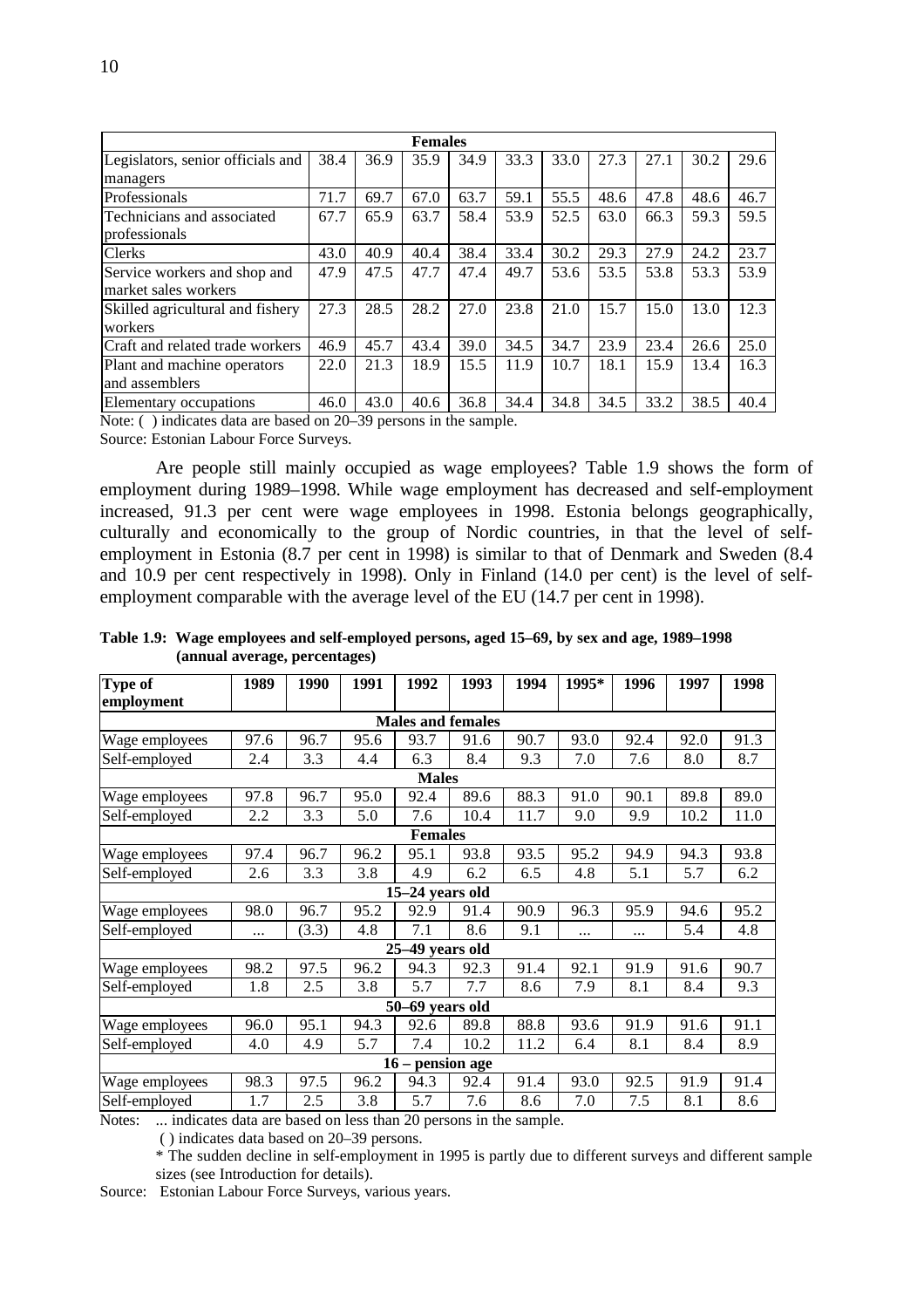| Females | | | | | | | | | | |
|---|---|---|---|---|---|---|---|---|---|---|
| Legislators, senior officials and managers | 38.4 | 36.9 | 35.9 | 34.9 | 33.3 | 33.0 | 27.3 | 27.1 | 30.2 | 29.6 |
| Professionals | 71.7 | 69.7 | 67.0 | 63.7 | 59.1 | 55.5 | 48.6 | 47.8 | 48.6 | 46.7 |
| Technicians and associated professionals | 67.7 | 65.9 | 63.7 | 58.4 | 53.9 | 52.5 | 63.0 | 66.3 | 59.3 | 59.5 |
| Clerks | 43.0 | 40.9 | 40.4 | 38.4 | 33.4 | 30.2 | 29.3 | 27.9 | 24.2 | 23.7 |
| Service workers and shop and market sales workers | 47.9 | 47.5 | 47.7 | 47.4 | 49.7 | 53.6 | 53.5 | 53.8 | 53.3 | 53.9 |
| Skilled agricultural and fishery workers | 27.3 | 28.5 | 28.2 | 27.0 | 23.8 | 21.0 | 15.7 | 15.0 | 13.0 | 12.3 |
| Craft and related trade workers | 46.9 | 45.7 | 43.4 | 39.0 | 34.5 | 34.7 | 23.9 | 23.4 | 26.6 | 25.0 |
| Plant and machine operators and assemblers | 22.0 | 21.3 | 18.9 | 15.5 | 11.9 | 10.7 | 18.1 | 15.9 | 13.4 | 16.3 |
| Elementary occupations | 46.0 | 43.0 | 40.6 | 36.8 | 34.4 | 34.8 | 34.5 | 33.2 | 38.5 | 40.4 |

Note: ( ) indicates data are based on 20–39 persons in the sample.

Source: Estonian Labour Force Surveys.

Are people still mainly occupied as wage employees? Table 1.9 shows the form of employment during 1989–1998. While wage employment has decreased and self-employment increased, 91.3 per cent were wage employees in 1998. Estonia belongs geographically, culturally and economically to the group of Nordic countries, in that the level of self-employment in Estonia (8.7 per cent in 1998) is similar to that of Denmark and Sweden (8.4 and 10.9 per cent respectively in 1998). Only in Finland (14.0 per cent) is the level of self-employment comparable with the average level of the EU (14.7 per cent in 1998).

**Table 1.9: Wage employees and self-employed persons, aged 15–69, by sex and age, 1989–1998 (annual average, percentages)**

| Type of employment | 1989 | 1990 | 1991 | 1992 | 1993 | 1994 | 1995* | 1996 | 1997 | 1998 |
|---|---|---|---|---|---|---|---|---|---|---|
| **Males and females** | | | | | | | | | | |
| Wage employees | 97.6 | 96.7 | 95.6 | 93.7 | 91.6 | 90.7 | 93.0 | 92.4 | 92.0 | 91.3 |
| Self-employed | 2.4 | 3.3 | 4.4 | 6.3 | 8.4 | 9.3 | 7.0 | 7.6 | 8.0 | 8.7 |
| **Males** | | | | | | | | | | |
| Wage employees | 97.8 | 96.7 | 95.0 | 92.4 | 89.6 | 88.3 | 91.0 | 90.1 | 89.8 | 89.0 |
| Self-employed | 2.2 | 3.3 | 5.0 | 7.6 | 10.4 | 11.7 | 9.0 | 9.9 | 10.2 | 11.0 |
| **Females** | | | | | | | | | | |
| Wage employees | 97.4 | 96.7 | 96.2 | 95.1 | 93.8 | 93.5 | 95.2 | 94.9 | 94.3 | 93.8 |
| Self-employed | 2.6 | 3.3 | 3.8 | 4.9 | 6.2 | 6.5 | 4.8 | 5.1 | 5.7 | 6.2 |
| **15–24 years old** | | | | | | | | | | |
| Wage employees | 98.0 | 96.7 | 95.2 | 92.9 | 91.4 | 90.9 | 96.3 | 95.9 | 94.6 | 95.2 |
| Self-employed | ... | (3.3) | 4.8 | 7.1 | 8.6 | 9.1 | ... | ... | 5.4 | 4.8 |
| **25–49 years old** | | | | | | | | | | |
| Wage employees | 98.2 | 97.5 | 96.2 | 94.3 | 92.3 | 91.4 | 92.1 | 91.9 | 91.6 | 90.7 |
| Self-employed | 1.8 | 2.5 | 3.8 | 5.7 | 7.7 | 8.6 | 7.9 | 8.1 | 8.4 | 9.3 |
| **50–69 years old** | | | | | | | | | | |
| Wage employees | 96.0 | 95.1 | 94.3 | 92.6 | 89.8 | 88.8 | 93.6 | 91.9 | 91.6 | 91.1 |
| Self-employed | 4.0 | 4.9 | 5.7 | 7.4 | 10.2 | 11.2 | 6.4 | 8.1 | 8.4 | 8.9 |
| **16 – pension age** | | | | | | | | | | |
| Wage employees | 98.3 | 97.5 | 96.2 | 94.3 | 92.4 | 91.4 | 93.0 | 92.5 | 91.9 | 91.4 |
| Self-employed | 1.7 | 2.5 | 3.8 | 5.7 | 7.6 | 8.6 | 7.0 | 7.5 | 8.1 | 8.6 |

Notes: ... indicates data are based on less than 20 persons in the sample.

( ) indicates data based on 20–39 persons.

* The sudden decline in self-employment in 1995 is partly due to different surveys and different sample sizes (see Introduction for details).

Source: Estonian Labour Force Surveys, various years.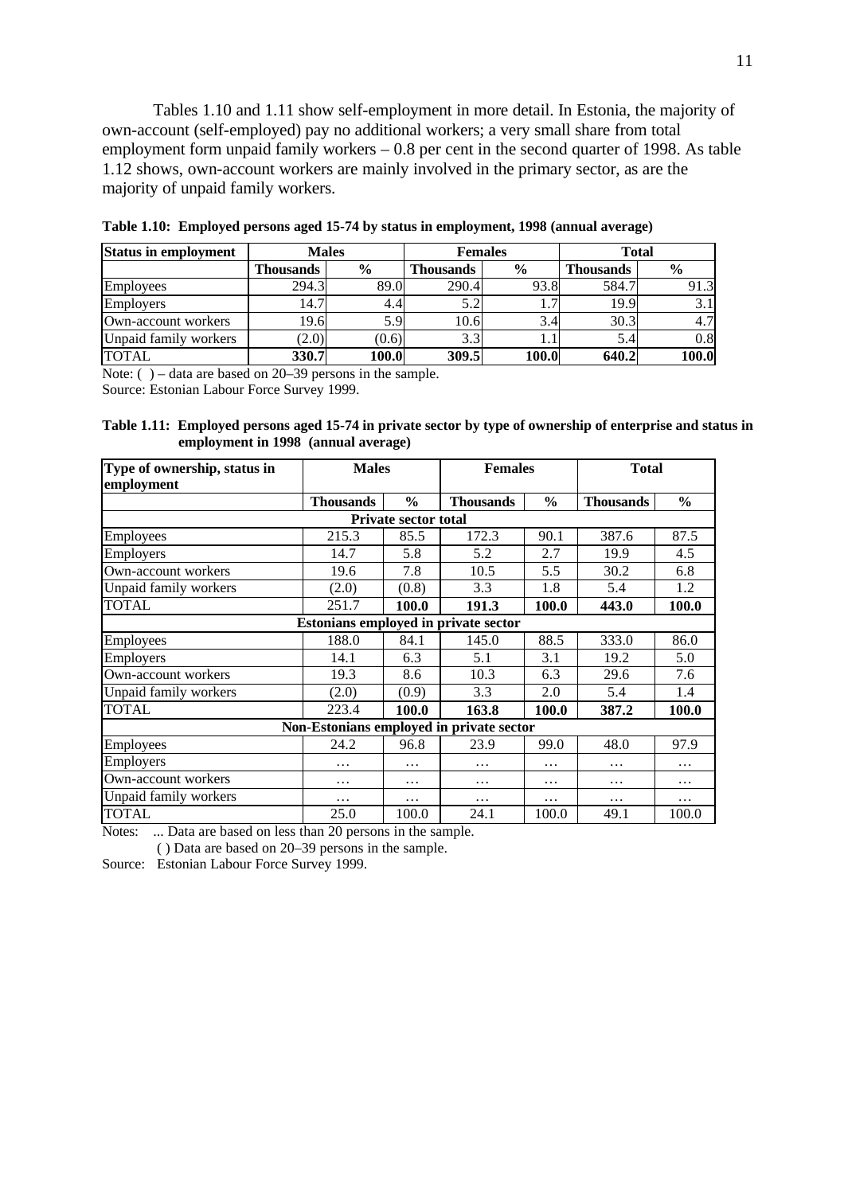Tables 1.10 and 1.11 show self-employment in more detail. In Estonia, the majority of own-account (self-employed) pay no additional workers; a very small share from total employment form unpaid family workers – 0.8 per cent in the second quarter of 1998. As table 1.12 shows, own-account workers are mainly involved in the primary sector, as are the majority of unpaid family workers.

**Table 1.10: Employed persons aged 15-74 by status in employment, 1998 (annual average)**

| Status in employment | Males | | Females | | Total | |
|---|---|---|---|---|---|---|
| | **Thousands** | **%** | **Thousands** | **%** | **Thousands** | **%** |
| Employees | 294.3 | 89.0 | 290.4 | 93.8 | 584.7 | 91.3 |
| Employers | 14.7 | 4.4 | 5.2 | 1.7 | 19.9 | 3.1 |
| Own-account workers | 19.6 | 5.9 | 10.6 | 3.4 | 30.3 | 4.7 |
| Unpaid family workers | (2.0) | (0.6) | 3.3 | 1.1 | 5.4 | 0.8 |
| TOTAL | **330.7** | **100.0** | **309.5** | **100.0** | **640.2** | **100.0** |

Note: ( ) – data are based on 20–39 persons in the sample.
Source: Estonian Labour Force Survey 1999.

**Table 1.11: Employed persons aged 15-74 in private sector by type of ownership of enterprise and status in employment in 1998 (annual average)**

| Type of ownership, status in employment | Males | | Females | | Total | |
|---|---|---|---|---|---|---|
| | **Thousands** | **%** | **Thousands** | **%** | **Thousands** | **%** |
| **Private sector total** | | | | | | |
| Employees | 215.3 | 85.5 | 172.3 | 90.1 | 387.6 | 87.5 |
| Employers | 14.7 | 5.8 | 5.2 | 2.7 | 19.9 | 4.5 |
| Own-account workers | 19.6 | 7.8 | 10.5 | 5.5 | 30.2 | 6.8 |
| Unpaid family workers | (2.0) | (0.8) | 3.3 | 1.8 | 5.4 | 1.2 |
| TOTAL | 251.7 | **100.0** | **191.3** | **100.0** | **443.0** | **100.0** |
| **Estonians employed in private sector** | | | | | | |
| Employees | 188.0 | 84.1 | 145.0 | 88.5 | 333.0 | 86.0 |
| Employers | 14.1 | 6.3 | 5.1 | 3.1 | 19.2 | 5.0 |
| Own-account workers | 19.3 | 8.6 | 10.3 | 6.3 | 29.6 | 7.6 |
| Unpaid family workers | (2.0) | (0.9) | 3.3 | 2.0 | 5.4 | 1.4 |
| TOTAL | 223.4 | **100.0** | **163.8** | **100.0** | **387.2** | **100.0** |
| **Non-Estonians employed in private sector** | | | | | | |
| Employees | 24.2 | 96.8 | 23.9 | 99.0 | 48.0 | 97.9 |
| Employers | … | … | … | … | … | … |
| Own-account workers | … | … | … | … | … | … |
| Unpaid family workers | … | … | … | … | … | … |
| TOTAL | 25.0 | 100.0 | 24.1 | 100.0 | 49.1 | 100.0 |

Notes: ... Data are based on less than 20 persons in the sample.
( ) Data are based on 20–39 persons in the sample.
Source: Estonian Labour Force Survey 1999.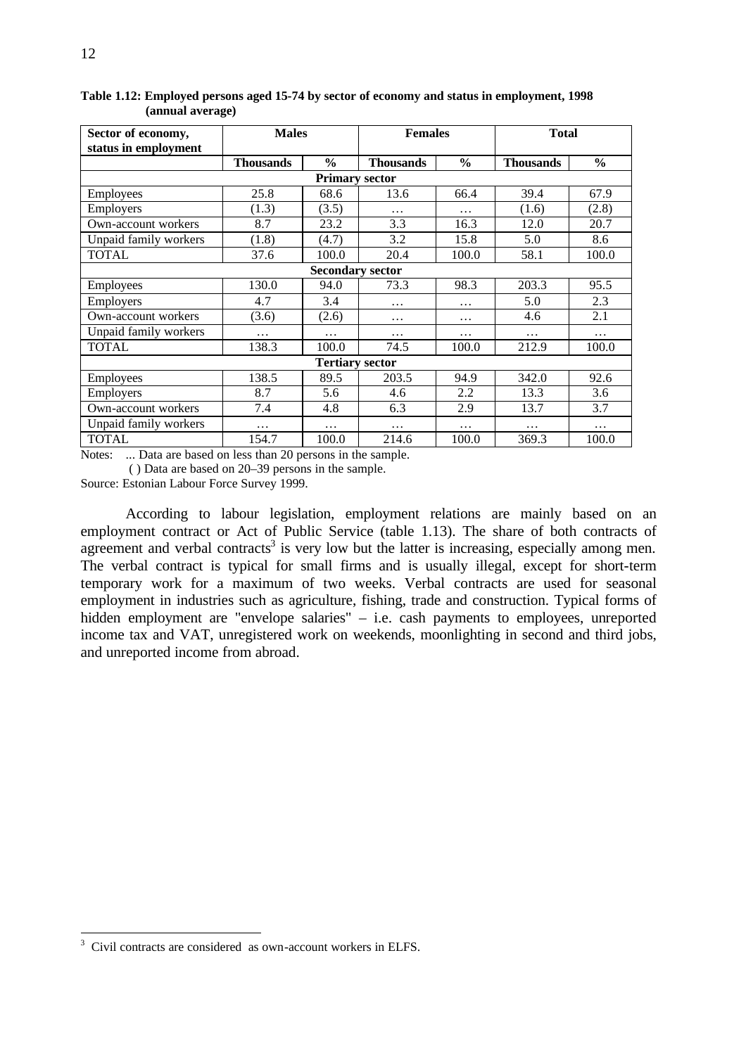**Table 1.12: Employed persons aged 15-74 by sector of economy and status in employment, 1998 (annual average)**

| Sector of economy, status in employment | Males | | Females | | Total | |
|---|---|---|---|---|---|---|
| | **Thousands** | **%** | **Thousands** | **%** | **Thousands** | **%** |
| **Primary sector** | | | | | | |
| Employees | 25.8 | 68.6 | 13.6 | 66.4 | 39.4 | 67.9 |
| Employers | (1.3) | (3.5) | … | … | (1.6) | (2.8) |
| Own-account workers | 8.7 | 23.2 | 3.3 | 16.3 | 12.0 | 20.7 |
| Unpaid family workers | (1.8) | (4.7) | 3.2 | 15.8 | 5.0 | 8.6 |
| TOTAL | 37.6 | 100.0 | 20.4 | 100.0 | 58.1 | 100.0 |
| **Secondary sector** | | | | | | |
| Employees | 130.0 | 94.0 | 73.3 | 98.3 | 203.3 | 95.5 |
| Employers | 4.7 | 3.4 | … | … | 5.0 | 2.3 |
| Own-account workers | (3.6) | (2.6) | … | … | 4.6 | 2.1 |
| Unpaid family workers | … | … | … | … | … | … |
| TOTAL | 138.3 | 100.0 | 74.5 | 100.0 | 212.9 | 100.0 |
| **Tertiary sector** | | | | | | |
| Employees | 138.5 | 89.5 | 203.5 | 94.9 | 342.0 | 92.6 |
| Employers | 8.7 | 5.6 | 4.6 | 2.2 | 13.3 | 3.6 |
| Own-account workers | 7.4 | 4.8 | 6.3 | 2.9 | 13.7 | 3.7 |
| Unpaid family workers | … | … | … | … | … | … |
| TOTAL | 154.7 | 100.0 | 214.6 | 100.0 | 369.3 | 100.0 |

Notes: ... Data are based on less than 20 persons in the sample.
( ) Data are based on 20–39 persons in the sample.

Source: Estonian Labour Force Survey 1999.

According to labour legislation, employment relations are mainly based on an employment contract or Act of Public Service (table 1.13). The share of both contracts of agreement and verbal contracts[3] is very low but the latter is increasing, especially among men. The verbal contract is typical for small firms and is usually illegal, except for short-term temporary work for a maximum of two weeks. Verbal contracts are used for seasonal employment in industries such as agriculture, fishing, trade and construction. Typical forms of hidden employment are "envelope salaries" – i.e. cash payments to employees, unreported income tax and VAT, unregistered work on weekends, moonlighting in second and third jobs, and unreported income from abroad.

[3] Civil contracts are considered as own-account workers in ELFS.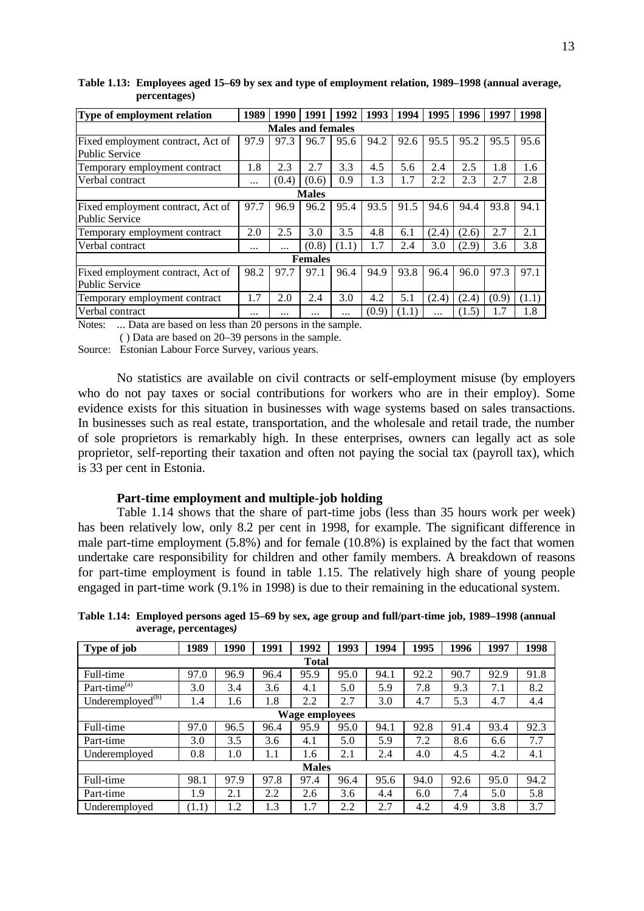**Table 1.13: Employees aged 15–69 by sex and type of employment relation, 1989–1998 (annual average, percentages)**

| Type of employment relation | 1989 | 1990 | 1991 | 1992 | 1993 | 1994 | 1995 | 1996 | 1997 | 1998 |
|---|---|---|---|---|---|---|---|---|---|---|
| **Males and females** | | | | | | | | | | |
| Fixed employment contract, Act of Public Service | 97.9 | 97.3 | 96.7 | 95.6 | 94.2 | 92.6 | 95.5 | 95.2 | 95.5 | 95.6 |
| Temporary employment contract | 1.8 | 2.3 | 2.7 | 3.3 | 4.5 | 5.6 | 2.4 | 2.5 | 1.8 | 1.6 |
| Verbal contract | ... | (0.4) | (0.6) | 0.9 | 1.3 | 1.7 | 2.2 | 2.3 | 2.7 | 2.8 |
| **Males** | | | | | | | | | | |
| Fixed employment contract, Act of Public Service | 97.7 | 96.9 | 96.2 | 95.4 | 93.5 | 91.5 | 94.6 | 94.4 | 93.8 | 94.1 |
| Temporary employment contract | 2.0 | 2.5 | 3.0 | 3.5 | 4.8 | 6.1 | (2.4) | (2.6) | 2.7 | 2.1 |
| Verbal contract | ... | ... | (0.8) | (1.1) | 1.7 | 2.4 | 3.0 | (2.9) | 3.6 | 3.8 |
| **Females** | | | | | | | | | | |
| Fixed employment contract, Act of Public Service | 98.2 | 97.7 | 97.1 | 96.4 | 94.9 | 93.8 | 96.4 | 96.0 | 97.3 | 97.1 |
| Temporary employment contract | 1.7 | 2.0 | 2.4 | 3.0 | 4.2 | 5.1 | (2.4) | (2.4) | (0.9) | (1.1) |
| Verbal contract | ... | ... | ... | ... | (0.9) | (1.1) | ... | (1.5) | 1.7 | 1.8 |

Notes: ... Data are based on less than 20 persons in the sample.
( ) Data are based on 20–39 persons in the sample.

Source: Estonian Labour Force Survey, various years.

No statistics are available on civil contracts or self-employment misuse (by employers who do not pay taxes or social contributions for workers who are in their employ). Some evidence exists for this situation in businesses with wage systems based on sales transactions. In businesses such as real estate, transportation, and the wholesale and retail trade, the number of sole proprietors is remarkably high. In these enterprises, owners can legally act as sole proprietor, self-reporting their taxation and often not paying the social tax (payroll tax), which is 33 per cent in Estonia.

### Part-time employment and multiple-job holding

Table 1.14 shows that the share of part-time jobs (less than 35 hours work per week) has been relatively low, only 8.2 per cent in 1998, for example. The significant difference in male part-time employment (5.8%) and for female (10.8%) is explained by the fact that women undertake care responsibility for children and other family members. A breakdown of reasons for part-time employment is found in table 1.15. The relatively high share of young people engaged in part-time work (9.1% in 1998) is due to their remaining in the educational system.

**Table 1.14: Employed persons aged 15–69 by sex, age group and full/part-time job, 1989–1998 (annual average, percentages)**

| Type of job | 1989 | 1990 | 1991 | 1992 | 1993 | 1994 | 1995 | 1996 | 1997 | 1998 |
|---|---|---|---|---|---|---|---|---|---|---|
| **Total** | | | | | | | | | | |
| Full-time | 97.0 | 96.9 | 96.4 | 95.9 | 95.0 | 94.1 | 92.2 | 90.7 | 92.9 | 91.8 |
| Part-time[(a)] | 3.0 | 3.4 | 3.6 | 4.1 | 5.0 | 5.9 | 7.8 | 9.3 | 7.1 | 8.2 |
| Underemployed[(b)] | 1.4 | 1.6 | 1.8 | 2.2 | 2.7 | 3.0 | 4.7 | 5.3 | 4.7 | 4.4 |
| **Wage employees** | | | | | | | | | | |
| Full-time | 97.0 | 96.5 | 96.4 | 95.9 | 95.0 | 94.1 | 92.8 | 91.4 | 93.4 | 92.3 |
| Part-time | 3.0 | 3.5 | 3.6 | 4.1 | 5.0 | 5.9 | 7.2 | 8.6 | 6.6 | 7.7 |
| Underemployed | 0.8 | 1.0 | 1.1 | 1.6 | 2.1 | 2.4 | 4.0 | 4.5 | 4.2 | 4.1 |
| **Males** | | | | | | | | | | |
| Full-time | 98.1 | 97.9 | 97.8 | 97.4 | 96.4 | 95.6 | 94.0 | 92.6 | 95.0 | 94.2 |
| Part-time | 1.9 | 2.1 | 2.2 | 2.6 | 3.6 | 4.4 | 6.0 | 7.4 | 5.0 | 5.8 |
| Underemployed | (1.1) | 1.2 | 1.3 | 1.7 | 2.2 | 2.7 | 4.2 | 4.9 | 3.8 | 3.7 |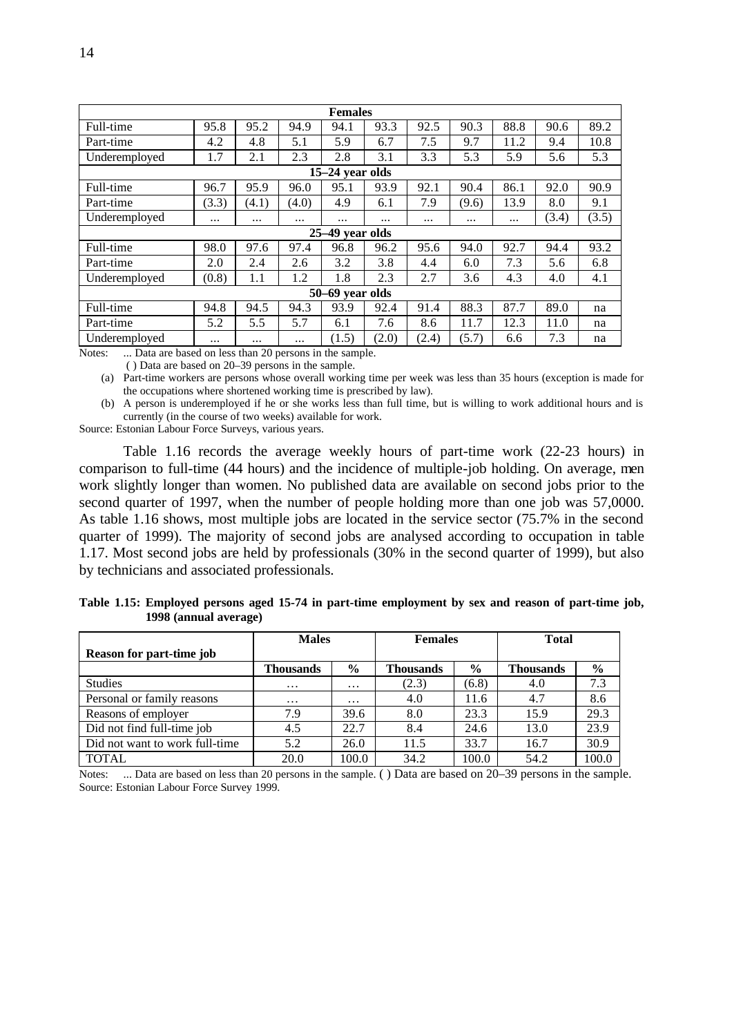| | | | | | | | | | | |
|---|---|---|---|---|---|---|---|---|---|---|
| **Females** | | | | | | | | | | |
| Full-time | 95.8 | 95.2 | 94.9 | 94.1 | 93.3 | 92.5 | 90.3 | 88.8 | 90.6 | 89.2 |
| Part-time | 4.2 | 4.8 | 5.1 | 5.9 | 6.7 | 7.5 | 9.7 | 11.2 | 9.4 | 10.8 |
| Underemployed | 1.7 | 2.1 | 2.3 | 2.8 | 3.1 | 3.3 | 5.3 | 5.9 | 5.6 | 5.3 |
| **15–24 year olds** | | | | | | | | | | |
| Full-time | 96.7 | 95.9 | 96.0 | 95.1 | 93.9 | 92.1 | 90.4 | 86.1 | 92.0 | 90.9 |
| Part-time | (3.3) | (4.1) | (4.0) | 4.9 | 6.1 | 7.9 | (9.6) | 13.9 | 8.0 | 9.1 |
| Underemployed | ... | ... | ... | ... | ... | ... | ... | ... | (3.4) | (3.5) |
| **25–49 year olds** | | | | | | | | | | |
| Full-time | 98.0 | 97.6 | 97.4 | 96.8 | 96.2 | 95.6 | 94.0 | 92.7 | 94.4 | 93.2 |
| Part-time | 2.0 | 2.4 | 2.6 | 3.2 | 3.8 | 4.4 | 6.0 | 7.3 | 5.6 | 6.8 |
| Underemployed | (0.8) | 1.1 | 1.2 | 1.8 | 2.3 | 2.7 | 3.6 | 4.3 | 4.0 | 4.1 |
| **50–69 year olds** | | | | | | | | | | |
| Full-time | 94.8 | 94.5 | 94.3 | 93.9 | 92.4 | 91.4 | 88.3 | 87.7 | 89.0 | na |
| Part-time | 5.2 | 5.5 | 5.7 | 6.1 | 7.6 | 8.6 | 11.7 | 12.3 | 11.0 | na |
| Underemployed | ... | ... | ... | (1.5) | (2.0) | (2.4) | (5.7) | 6.6 | 7.3 | na |

Notes: ... Data are based on less than 20 persons in the sample.
( ) Data are based on 20–39 persons in the sample.
(a) Part-time workers are persons whose overall working time per week was less than 35 hours (exception is made for the occupations where shortened working time is prescribed by law).
(b) A person is underemployed if he or she works less than full time, but is willing to work additional hours and is currently (in the course of two weeks) available for work.
Source: Estonian Labour Force Surveys, various years.

Table 1.16 records the average weekly hours of part-time work (22-23 hours) in comparison to full-time (44 hours) and the incidence of multiple-job holding. On average, men work slightly longer than women. No published data are available on second jobs prior to the second quarter of 1997, when the number of people holding more than one job was 57,0000. As table 1.16 shows, most multiple jobs are located in the service sector (75.7% in the second quarter of 1999). The majority of second jobs are analysed according to occupation in table 1.17. Most second jobs are held by professionals (30% in the second quarter of 1999), but also by technicians and associated professionals.

**Table 1.15: Employed persons aged 15-74 in part-time employment by sex and reason of part-time job, 1998 (annual average)**

| Reason for part-time job | Males | | Females | | Total | |
|---|---|---|---|---|---|---|
| | **Thousands** | **%** | **Thousands** | **%** | **Thousands** | **%** |
| Studies | … | … | (2.3) | (6.8) | 4.0 | 7.3 |
| Personal or family reasons | … | … | 4.0 | 11.6 | 4.7 | 8.6 |
| Reasons of employer | 7.9 | 39.6 | 8.0 | 23.3 | 15.9 | 29.3 |
| Did not find full-time job | 4.5 | 22.7 | 8.4 | 24.6 | 13.0 | 23.9 |
| Did not want to work full-time | 5.2 | 26.0 | 11.5 | 33.7 | 16.7 | 30.9 |
| TOTAL | 20.0 | 100.0 | 34.2 | 100.0 | 54.2 | 100.0 |

Notes: ... Data are based on less than 20 persons in the sample. ( ) Data are based on 20–39 persons in the sample.
Source: Estonian Labour Force Survey 1999.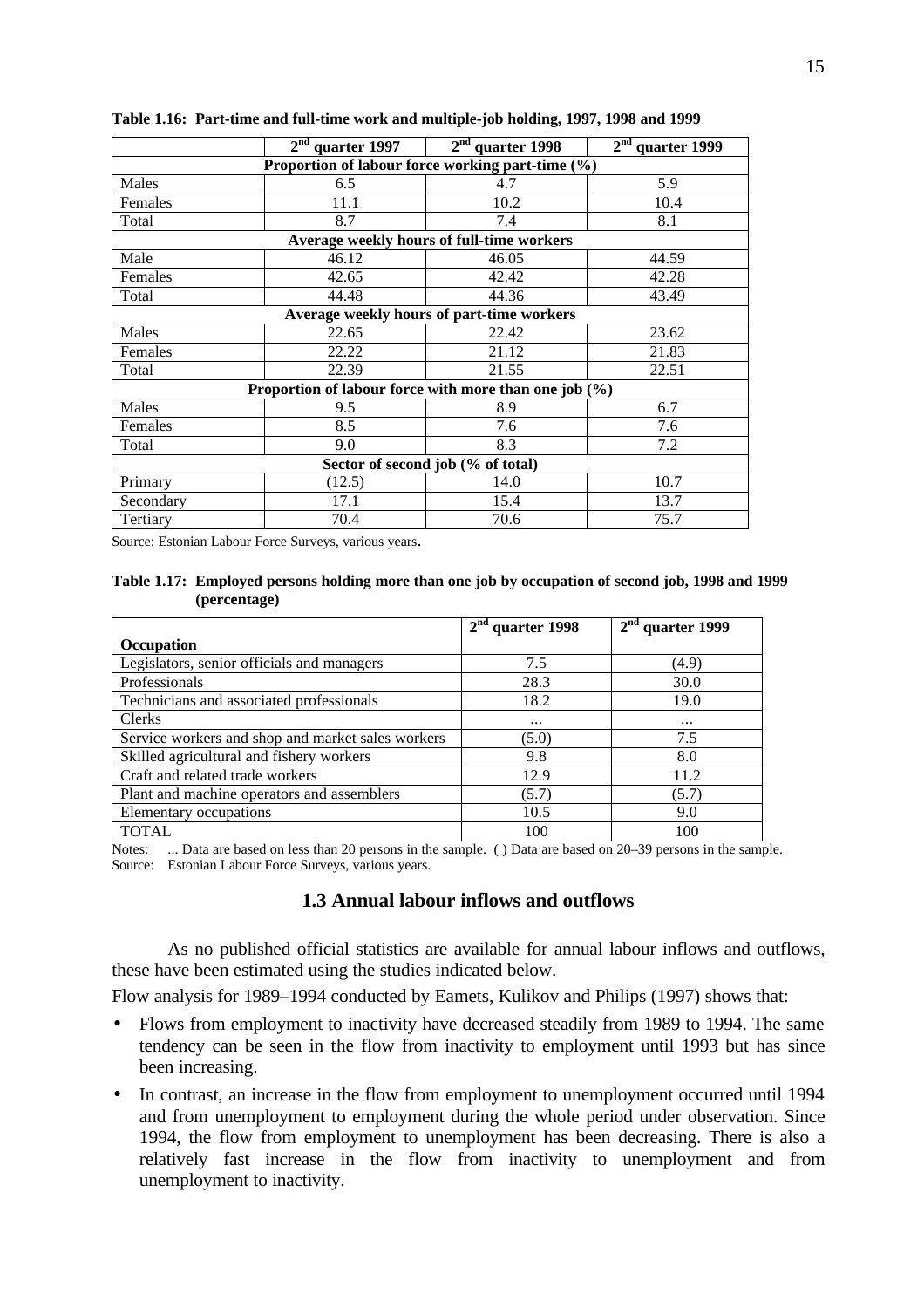**Table 1.16: Part-time and full-time work and multiple-job holding, 1997, 1998 and 1999**

| | 2nd quarter 1997 | 2nd quarter 1998 | 2nd quarter 1999 |
|---|---|---|---|
| **Proportion of labour force working part-time (%)** | | | |
| Males | 6.5 | 4.7 | 5.9 |
| Females | 11.1 | 10.2 | 10.4 |
| Total | 8.7 | 7.4 | 8.1 |
| **Average weekly hours of full-time workers** | | | |
| Male | 46.12 | 46.05 | 44.59 |
| Females | 42.65 | 42.42 | 42.28 |
| Total | 44.48 | 44.36 | 43.49 |
| **Average weekly hours of part-time workers** | | | |
| Males | 22.65 | 22.42 | 23.62 |
| Females | 22.22 | 21.12 | 21.83 |
| Total | 22.39 | 21.55 | 22.51 |
| **Proportion of labour force with more than one job (%)** | | | |
| Males | 9.5 | 8.9 | 6.7 |
| Females | 8.5 | 7.6 | 7.6 |
| Total | 9.0 | 8.3 | 7.2 |
| **Sector of second job (% of total)** | | | |
| Primary | (12.5) | 14.0 | 10.7 |
| Secondary | 17.1 | 15.4 | 13.7 |
| Tertiary | 70.4 | 70.6 | 75.7 |

Source: Estonian Labour Force Surveys, various years.

**Table 1.17: Employed persons holding more than one job by occupation of second job, 1998 and 1999 (percentage)**

| Occupation | 2nd quarter 1998 | 2nd quarter 1999 |
|---|---|---|
| Legislators, senior officials and managers | 7.5 | (4.9) |
| Professionals | 28.3 | 30.0 |
| Technicians and associated professionals | 18.2 | 19.0 |
| Clerks | ... | ... |
| Service workers and shop and market sales workers | (5.0) | 7.5 |
| Skilled agricultural and fishery workers | 9.8 | 8.0 |
| Craft and related trade workers | 12.9 | 11.2 |
| Plant and machine operators and assemblers | (5.7) | (5.7) |
| Elementary occupations | 10.5 | 9.0 |
| TOTAL | 100 | 100 |

Notes: ... Data are based on less than 20 persons in the sample. ( ) Data are based on 20–39 persons in the sample.
Source: Estonian Labour Force Surveys, various years.

## 1.3 Annual labour inflows and outflows

As no published official statistics are available for annual labour inflows and outflows, these have been estimated using the studies indicated below.

Flow analysis for 1989–1994 conducted by Eamets, Kulikov and Philips (1997) shows that:

- Flows from employment to inactivity have decreased steadily from 1989 to 1994. The same tendency can be seen in the flow from inactivity to employment until 1993 but has since been increasing.
- In contrast, an increase in the flow from employment to unemployment occurred until 1994 and from unemployment to employment during the whole period under observation. Since 1994, the flow from employment to unemployment has been decreasing. There is also a relatively fast increase in the flow from inactivity to unemployment and from unemployment to inactivity.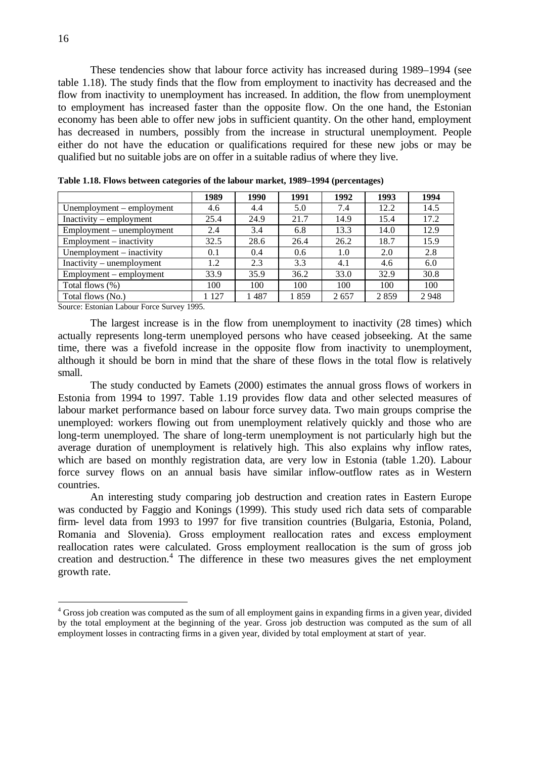These tendencies show that labour force activity has increased during 1989–1994 (see table 1.18). The study finds that the flow from employment to inactivity has decreased and the flow from inactivity to unemployment has increased. In addition, the flow from unemployment to employment has increased faster than the opposite flow. On the one hand, the Estonian economy has been able to offer new jobs in sufficient quantity. On the other hand, employment has decreased in numbers, possibly from the increase in structural unemployment. People either do not have the education or qualifications required for these new jobs or may be qualified but no suitable jobs are on offer in a suitable radius of where they live.

**Table 1.18. Flows between categories of the labour market, 1989–1994 (percentages)**

| | 1989 | 1990 | 1991 | 1992 | 1993 | 1994 |
|---|---|---|---|---|---|---|
| Unemployment – employment | 4.6 | 4.4 | 5.0 | 7.4 | 12.2 | 14.5 |
| Inactivity – employment | 25.4 | 24.9 | 21.7 | 14.9 | 15.4 | 17.2 |
| Employment – unemployment | 2.4 | 3.4 | 6.8 | 13.3 | 14.0 | 12.9 |
| Employment – inactivity | 32.5 | 28.6 | 26.4 | 26.2 | 18.7 | 15.9 |
| Unemployment – inactivity | 0.1 | 0.4 | 0.6 | 1.0 | 2.0 | 2.8 |
| Inactivity – unemployment | 1.2 | 2.3 | 3.3 | 4.1 | 4.6 | 6.0 |
| Employment – employment | 33.9 | 35.9 | 36.2 | 33.0 | 32.9 | 30.8 |
| Total flows (%) | 100 | 100 | 100 | 100 | 100 | 100 |
| Total flows (No.) | 1 127 | 1 487 | 1 859 | 2 657 | 2 859 | 2 948 |

Source: Estonian Labour Force Survey 1995.

The largest increase is in the flow from unemployment to inactivity (28 times) which actually represents long-term unemployed persons who have ceased jobseeking. At the same time, there was a fivefold increase in the opposite flow from inactivity to unemployment, although it should be born in mind that the share of these flows in the total flow is relatively small.

The study conducted by Eamets (2000) estimates the annual gross flows of workers in Estonia from 1994 to 1997. Table 1.19 provides flow data and other selected measures of labour market performance based on labour force survey data. Two main groups comprise the unemployed: workers flowing out from unemployment relatively quickly and those who are long-term unemployed. The share of long-term unemployment is not particularly high but the average duration of unemployment is relatively high. This also explains why inflow rates, which are based on monthly registration data, are very low in Estonia (table 1.20). Labour force survey flows on an annual basis have similar inflow-outflow rates as in Western countries.

An interesting study comparing job destruction and creation rates in Eastern Europe was conducted by Faggio and Konings (1999). This study used rich data sets of comparable firm- level data from 1993 to 1997 for five transition countries (Bulgaria, Estonia, Poland, Romania and Slovenia). Gross employment reallocation rates and excess employment reallocation rates were calculated. Gross employment reallocation is the sum of gross job creation and destruction.[4] The difference in these two measures gives the net employment growth rate.

[4] Gross job creation was computed as the sum of all employment gains in expanding firms in a given year, divided by the total employment at the beginning of the year. Gross job destruction was computed as the sum of all employment losses in contracting firms in a given year, divided by total employment at start of year.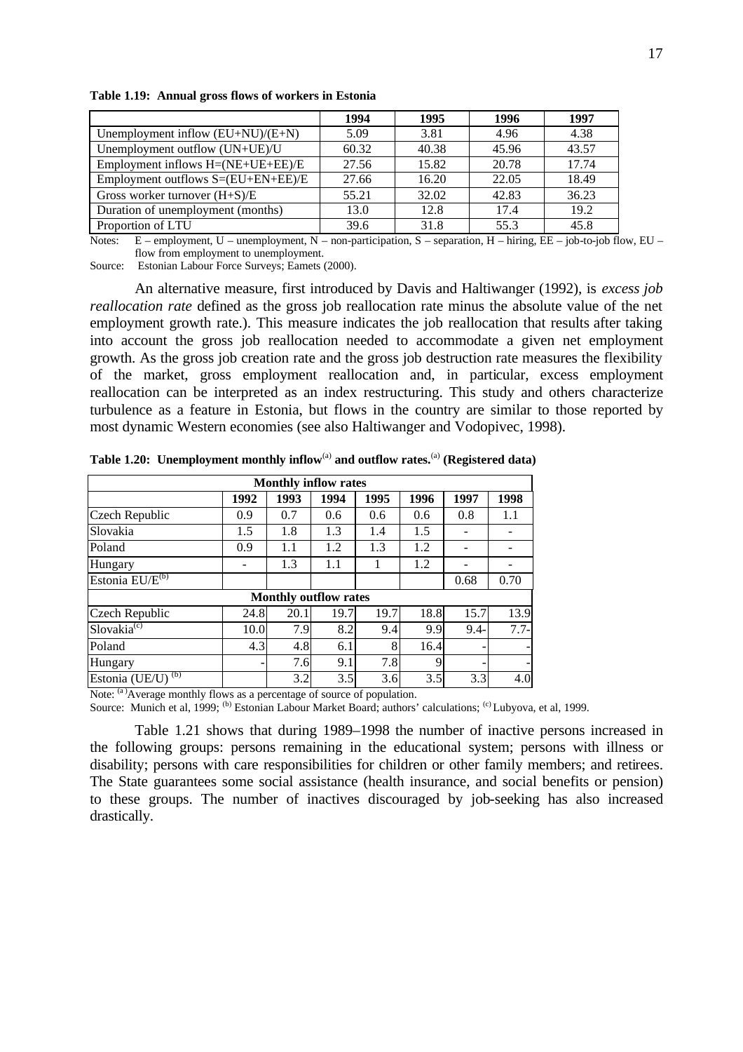**Table 1.19: Annual gross flows of workers in Estonia**

| | 1994 | 1995 | 1996 | 1997 |
|---|---|---|---|---|
| Unemployment inflow (EU+NU)/(E+N) | 5.09 | 3.81 | 4.96 | 4.38 |
| Unemployment outflow (UN+UE)/U | 60.32 | 40.38 | 45.96 | 43.57 |
| Employment inflows H=(NE+UE+EE)/E | 27.56 | 15.82 | 20.78 | 17.74 |
| Employment outflows S=(EU+EN+EE)/E | 27.66 | 16.20 | 22.05 | 18.49 |
| Gross worker turnover (H+S)/E | 55.21 | 32.02 | 42.83 | 36.23 |
| Duration of unemployment (months) | 13.0 | 12.8 | 17.4 | 19.2 |
| Proportion of LTU | 39.6 | 31.8 | 55.3 | 45.8 |

Notes: E – employment, U – unemployment, N – non-participation, S – separation, H – hiring, EE – job-to-job flow, EU – flow from employment to unemployment.

Source: Estonian Labour Force Surveys; Eamets (2000).

An alternative measure, first introduced by Davis and Haltiwanger (1992), is *excess job reallocation rate* defined as the gross job reallocation rate minus the absolute value of the net employment growth rate.). This measure indicates the job reallocation that results after taking into account the gross job reallocation needed to accommodate a given net employment growth. As the gross job creation rate and the gross job destruction rate measures the flexibility of the market, gross employment reallocation and, in particular, excess employment reallocation can be interpreted as an index restructuring. This study and others characterize turbulence as a feature in Estonia, but flows in the country are similar to those reported by most dynamic Western economies (see also Haltiwanger and Vodopivec, 1998).

**Table 1.20: Unemployment monthly inflow[(a)] and outflow rates.[(a)] (Registered data)**

| | 1992 | 1993 | 1994 | 1995 | 1996 | 1997 | 1998 |
|---|---|---|---|---|---|---|---|
| **Monthly inflow rates** | | | | | | | |
| Czech Republic | 0.9 | 0.7 | 0.6 | 0.6 | 0.6 | 0.8 | 1.1 |
| Slovakia | 1.5 | 1.8 | 1.3 | 1.4 | 1.5 | - | - |
| Poland | 0.9 | 1.1 | 1.2 | 1.3 | 1.2 | - | - |
| Hungary | - | 1.3 | 1.1 | 1 | 1.2 | - | - |
| Estonia EU/E[(b)] | | | | | | 0.68 | 0.70 |
| **Monthly outflow rates** | | | | | | | |
| Czech Republic | 24.8 | 20.1 | 19.7 | 19.7 | 18.8 | 15.7 | 13.9 |
| Slovakia[(c)] | 10.0 | 7.9 | 8.2 | 9.4 | 9.9 | 9.4- | 7.7- |
| Poland | 4.3 | 4.8 | 6.1 | 8 | 16.4 | - | - |
| Hungary | - | 7.6 | 9.1 | 7.8 | 9 | - | - |
| Estonia (UE/U) [(b)] | | 3.2 | 3.5 | 3.6 | 3.5 | 3.3 | 4.0 |

Note: [(a)] Average monthly flows as a percentage of source of population.

Source: Munich et al, 1999; [(b)] Estonian Labour Market Board; authors' calculations; [(c)] Lubyova, et al, 1999.

Table 1.21 shows that during 1989–1998 the number of inactive persons increased in the following groups: persons remaining in the educational system; persons with illness or disability; persons with care responsibilities for children or other family members; and retirees. The State guarantees some social assistance (health insurance, and social benefits or pension) to these groups. The number of inactives discouraged by job-seeking has also increased drastically.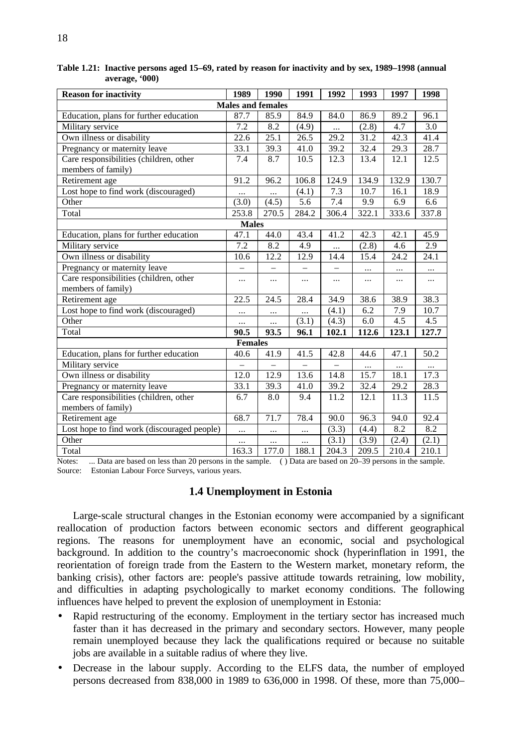**Table 1.21: Inactive persons aged 15–69, rated by reason for inactivity and by sex, 1989–1998 (annual average, '000)**

| Reason for inactivity | 1989 | 1990 | 1991 | 1992 | 1993 | 1997 | 1998 |
|---|---|---|---|---|---|---|---|
| **Males and females** | | | | | | | |
| Education, plans for further education | 87.7 | 85.9 | 84.9 | 84.0 | 86.9 | 89.2 | 96.1 |
| Military service | 7.2 | 8.2 | (4.9) | ... | (2.8) | 4.7 | 3.0 |
| Own illness or disability | 22.6 | 25.1 | 26.5 | 29.2 | 31.2 | 42.3 | 41.4 |
| Pregnancy or maternity leave | 33.1 | 39.3 | 41.0 | 39.2 | 32.4 | 29.3 | 28.7 |
| Care responsibilities (children, other members of family) | 7.4 | 8.7 | 10.5 | 12.3 | 13.4 | 12.1 | 12.5 |
| Retirement age | 91.2 | 96.2 | 106.8 | 124.9 | 134.9 | 132.9 | 130.7 |
| Lost hope to find work (discouraged) | ... | ... | (4.1) | 7.3 | 10.7 | 16.1 | 18.9 |
| Other | (3.0) | (4.5) | 5.6 | 7.4 | 9.9 | 6.9 | 6.6 |
| Total | 253.8 | 270.5 | 284.2 | 306.4 | 322.1 | 333.6 | 337.8 |
| **Males** | | | | | | | |
| Education, plans for further education | 47.1 | 44.0 | 43.4 | 41.2 | 42.3 | 42.1 | 45.9 |
| Military service | 7.2 | 8.2 | 4.9 | ... | (2.8) | 4.6 | 2.9 |
| Own illness or disability | 10.6 | 12.2 | 12.9 | 14.4 | 15.4 | 24.2 | 24.1 |
| Pregnancy or maternity leave | – | – | – | – | ... | ... | ... |
| Care responsibilities (children, other members of family) | ... | ... | ... | ... | ... | ... | ... |
| Retirement age | 22.5 | 24.5 | 28.4 | 34.9 | 38.6 | 38.9 | 38.3 |
| Lost hope to find work (discouraged) | ... | ... | ... | (4.1) | 6.2 | 7.9 | 10.7 |
| Other | ... | ... | (3.1) | (4.3) | 6.0 | 4.5 | 4.5 |
| Total | **90.5** | **93.5** | **96.1** | **102.1** | **112.6** | **123.1** | **127.7** |
| **Females** | | | | | | | |
| Education, plans for further education | 40.6 | 41.9 | 41.5 | 42.8 | 44.6 | 47.1 | 50.2 |
| Military service | – | – | – | – | ... | ... | ... |
| Own illness or disability | 12.0 | 12.9 | 13.6 | 14.8 | 15.7 | 18.1 | 17.3 |
| Pregnancy or maternity leave | 33.1 | 39.3 | 41.0 | 39.2 | 32.4 | 29.2 | 28.3 |
| Care responsibilities (children, other members of family) | 6.7 | 8.0 | 9.4 | 11.2 | 12.1 | 11.3 | 11.5 |
| Retirement age | 68.7 | 71.7 | 78.4 | 90.0 | 96.3 | 94.0 | 92.4 |
| Lost hope to find work (discouraged people) | ... | ... | ... | (3.3) | (4.4) | 8.2 | 8.2 |
| Other | ... | ... | ... | (3.1) | (3.9) | (2.4) | (2.1) |
| Total | 163.3 | 177.0 | 188.1 | 204.3 | 209.5 | 210.4 | 210.1 |

Notes: ... Data are based on less than 20 persons in the sample. ( ) Data are based on 20–39 persons in the sample.
Source: Estonian Labour Force Surveys, various years.

## 1.4 Unemployment in Estonia

Large-scale structural changes in the Estonian economy were accompanied by a significant reallocation of production factors between economic sectors and different geographical regions. The reasons for unemployment have an economic, social and psychological background. In addition to the country's macroeconomic shock (hyperinflation in 1991, the reorientation of foreign trade from the Eastern to the Western market, monetary reform, the banking crisis), other factors are: people's passive attitude towards retraining, low mobility, and difficulties in adapting psychologically to market economy conditions. The following influences have helped to prevent the explosion of unemployment in Estonia:

- Rapid restructuring of the economy. Employment in the tertiary sector has increased much faster than it has decreased in the primary and secondary sectors. However, many people remain unemployed because they lack the qualifications required or because no suitable jobs are available in a suitable radius of where they live.
- Decrease in the labour supply. According to the ELFS data, the number of employed persons decreased from 838,000 in 1989 to 636,000 in 1998. Of these, more than 75,000–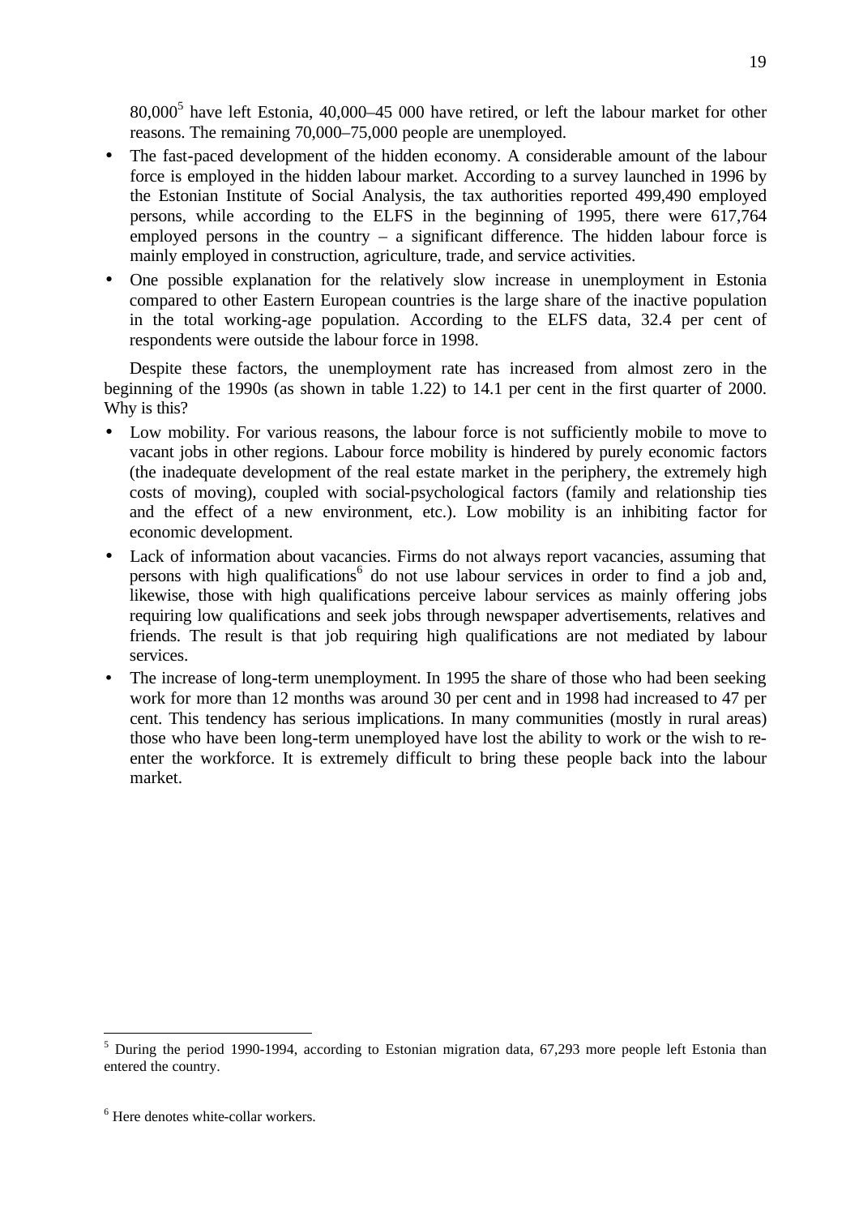80,000[5] have left Estonia, 40,000–45 000 have retired, or left the labour market for other reasons. The remaining 70,000–75,000 people are unemployed.

- The fast-paced development of the hidden economy. A considerable amount of the labour force is employed in the hidden labour market. According to a survey launched in 1996 by the Estonian Institute of Social Analysis, the tax authorities reported 499,490 employed persons, while according to the ELFS in the beginning of 1995, there were 617,764 employed persons in the country – a significant difference. The hidden labour force is mainly employed in construction, agriculture, trade, and service activities.
- One possible explanation for the relatively slow increase in unemployment in Estonia compared to other Eastern European countries is the large share of the inactive population in the total working-age population. According to the ELFS data, 32.4 per cent of respondents were outside the labour force in 1998.

Despite these factors, the unemployment rate has increased from almost zero in the beginning of the 1990s (as shown in table 1.22) to 14.1 per cent in the first quarter of 2000. Why is this?

- Low mobility. For various reasons, the labour force is not sufficiently mobile to move to vacant jobs in other regions. Labour force mobility is hindered by purely economic factors (the inadequate development of the real estate market in the periphery, the extremely high costs of moving), coupled with social-psychological factors (family and relationship ties and the effect of a new environment, etc.). Low mobility is an inhibiting factor for economic development.
- Lack of information about vacancies. Firms do not always report vacancies, assuming that persons with high qualifications[6] do not use labour services in order to find a job and, likewise, those with high qualifications perceive labour services as mainly offering jobs requiring low qualifications and seek jobs through newspaper advertisements, relatives and friends. The result is that job requiring high qualifications are not mediated by labour services.
- The increase of long-term unemployment. In 1995 the share of those who had been seeking work for more than 12 months was around 30 per cent and in 1998 had increased to 47 per cent. This tendency has serious implications. In many communities (mostly in rural areas) those who have been long-term unemployed have lost the ability to work or the wish to re-enter the workforce. It is extremely difficult to bring these people back into the labour market.

---

[5] During the period 1990-1994, according to Estonian migration data, 67,293 more people left Estonia than entered the country.

[6] Here denotes white-collar workers.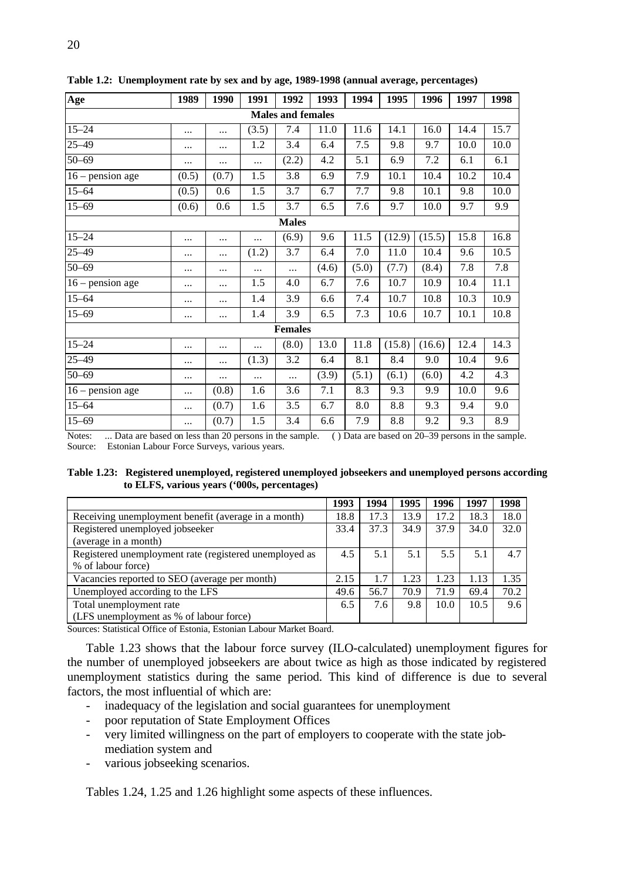**Table 1.2: Unemployment rate by sex and by age, 1989-1998 (annual average, percentages)**

| Age | 1989 | 1990 | 1991 | 1992 | 1993 | 1994 | 1995 | 1996 | 1997 | 1998 |
|---|---|---|---|---|---|---|---|---|---|---|
| | | | | **Males and females** | | | | | | |
| 15–24 | ... | ... | (3.5) | 7.4 | 11.0 | 11.6 | 14.1 | 16.0 | 14.4 | 15.7 |
| 25–49 | ... | ... | 1.2 | 3.4 | 6.4 | 7.5 | 9.8 | 9.7 | 10.0 | 10.0 |
| 50–69 | ... | ... | ... | (2.2) | 4.2 | 5.1 | 6.9 | 7.2 | 6.1 | 6.1 |
| 16 – pension age | (0.5) | (0.7) | 1.5 | 3.8 | 6.9 | 7.9 | 10.1 | 10.4 | 10.2 | 10.4 |
| 15–64 | (0.5) | 0.6 | 1.5 | 3.7 | 6.7 | 7.7 | 9.8 | 10.1 | 9.8 | 10.0 |
| 15–69 | (0.6) | 0.6 | 1.5 | 3.7 | 6.5 | 7.6 | 9.7 | 10.0 | 9.7 | 9.9 |
| | | | | **Males** | | | | | | |
| 15–24 | ... | ... | ... | (6.9) | 9.6 | 11.5 | (12.9) | (15.5) | 15.8 | 16.8 |
| 25–49 | ... | ... | (1.2) | 3.7 | 6.4 | 7.0 | 11.0 | 10.4 | 9.6 | 10.5 |
| 50–69 | ... | ... | ... | ... | (4.6) | (5.0) | (7.7) | (8.4) | 7.8 | 7.8 |
| 16 – pension age | ... | ... | 1.5 | 4.0 | 6.7 | 7.6 | 10.7 | 10.9 | 10.4 | 11.1 |
| 15–64 | ... | ... | 1.4 | 3.9 | 6.6 | 7.4 | 10.7 | 10.8 | 10.3 | 10.9 |
| 15–69 | ... | ... | 1.4 | 3.9 | 6.5 | 7.3 | 10.6 | 10.7 | 10.1 | 10.8 |
| | | | | **Females** | | | | | | |
| 15–24 | ... | ... | ... | (8.0) | 13.0 | 11.8 | (15.8) | (16.6) | 12.4 | 14.3 |
| 25–49 | ... | ... | (1.3) | 3.2 | 6.4 | 8.1 | 8.4 | 9.0 | 10.4 | 9.6 |
| 50–69 | ... | ... | ... | ... | (3.9) | (5.1) | (6.1) | (6.0) | 4.2 | 4.3 |
| 16 – pension age | ... | (0.8) | 1.6 | 3.6 | 7.1 | 8.3 | 9.3 | 9.9 | 10.0 | 9.6 |
| 15–64 | ... | (0.7) | 1.6 | 3.5 | 6.7 | 8.0 | 8.8 | 9.3 | 9.4 | 9.0 |
| 15–69 | ... | (0.7) | 1.5 | 3.4 | 6.6 | 7.9 | 8.8 | 9.2 | 9.3 | 8.9 |

Notes: ... Data are based on less than 20 persons in the sample. ( ) Data are based on 20–39 persons in the sample.
Source: Estonian Labour Force Surveys, various years.

**Table 1.23: Registered unemployed, registered unemployed jobseekers and unemployed persons according to ELFS, various years ('000s, percentages)**

| | 1993 | 1994 | 1995 | 1996 | 1997 | 1998 |
|---|---|---|---|---|---|---|
| Receiving unemployment benefit (average in a month) | 18.8 | 17.3 | 13.9 | 17.2 | 18.3 | 18.0 |
| Registered unemployed jobseeker (average in a month) | 33.4 | 37.3 | 34.9 | 37.9 | 34.0 | 32.0 |
| Registered unemployment rate (registered unemployed as % of labour force) | 4.5 | 5.1 | 5.1 | 5.5 | 5.1 | 4.7 |
| Vacancies reported to SEO (average per month) | 2.15 | 1.7 | 1.23 | 1.23 | 1.13 | 1.35 |
| Unemployed according to the LFS | 49.6 | 56.7 | 70.9 | 71.9 | 69.4 | 70.2 |
| Total unemployment rate (LFS unemployment as % of labour force) | 6.5 | 7.6 | 9.8 | 10.0 | 10.5 | 9.6 |

Sources: Statistical Office of Estonia, Estonian Labour Market Board.

Table 1.23 shows that the labour force survey (ILO-calculated) unemployment figures for the number of unemployed jobseekers are about twice as high as those indicated by registered unemployment statistics during the same period. This kind of difference is due to several factors, the most influential of which are:

- inadequacy of the legislation and social guarantees for unemployment
- poor reputation of State Employment Offices
- very limited willingness on the part of employers to cooperate with the state job-mediation system and
- various jobseeking scenarios.

Tables 1.24, 1.25 and 1.26 highlight some aspects of these influences.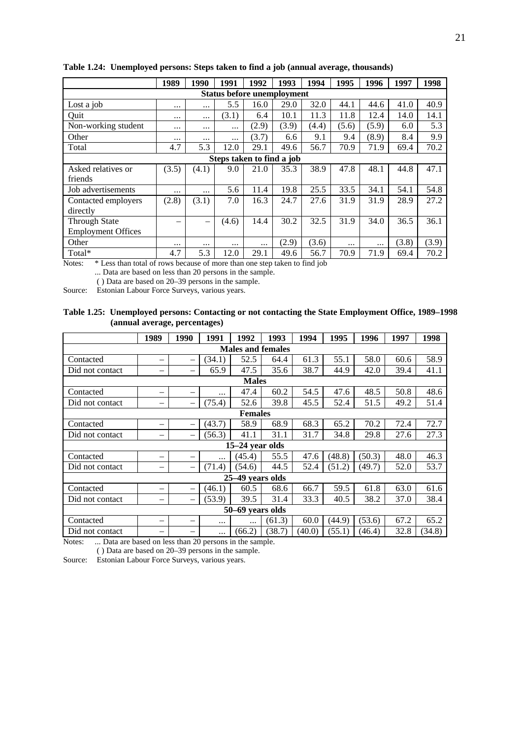**Table 1.24: Unemployed persons: Steps taken to find a job (annual average, thousands)**

| | 1989 | 1990 | 1991 | 1992 | 1993 | 1994 | 1995 | 1996 | 1997 | 1998 |
|---|---|---|---|---|---|---|---|---|---|---|
| **Status before unemployment** | | | | | | | | | | |
| Lost a job | ... | ... | 5.5 | 16.0 | 29.0 | 32.0 | 44.1 | 44.6 | 41.0 | 40.9 |
| Quit | ... | ... | (3.1) | 6.4 | 10.1 | 11.3 | 11.8 | 12.4 | 14.0 | 14.1 |
| Non-working student | ... | ... | ... | (2.9) | (3.9) | (4.4) | (5.6) | (5.9) | 6.0 | 5.3 |
| Other | ... | ... | ... | (3.7) | 6.6 | 9.1 | 9.4 | (8.9) | 8.4 | 9.9 |
| Total | 4.7 | 5.3 | 12.0 | 29.1 | 49.6 | 56.7 | 70.9 | 71.9 | 69.4 | 70.2 |
| **Steps taken to find a job** | | | | | | | | | | |
| Asked relatives or friends | (3.5) | (4.1) | 9.0 | 21.0 | 35.3 | 38.9 | 47.8 | 48.1 | 44.8 | 47.1 |
| Job advertisements | ... | ... | 5.6 | 11.4 | 19.8 | 25.5 | 33.5 | 34.1 | 54.1 | 54.8 |
| Contacted employers directly | (2.8) | (3.1) | 7.0 | 16.3 | 24.7 | 27.6 | 31.9 | 31.9 | 28.9 | 27.2 |
| Through State Employment Offices | – | – | (4.6) | 14.4 | 30.2 | 32.5 | 31.9 | 34.0 | 36.5 | 36.1 |
| Other | ... | ... | ... | ... | (2.9) | (3.6) | ... | ... | (3.8) | (3.9) |
| Total* | 4.7 | 5.3 | 12.0 | 29.1 | 49.6 | 56.7 | 70.9 | 71.9 | 69.4 | 70.2 |

Notes: * Less than total of rows because of more than one step taken to find job
... Data are based on less than 20 persons in the sample.
( ) Data are based on 20–39 persons in the sample.

Source: Estonian Labour Force Surveys, various years.

**Table 1.25: Unemployed persons: Contacting or not contacting the State Employment Office, 1989–1998 (annual average, percentages)**

| | 1989 | 1990 | 1991 | 1992 | 1993 | 1994 | 1995 | 1996 | 1997 | 1998 |
|---|---|---|---|---|---|---|---|---|---|---|
| **Males and females** | | | | | | | | | | |
| Contacted | – | – | (34.1) | 52.5 | 64.4 | 61.3 | 55.1 | 58.0 | 60.6 | 58.9 |
| Did not contact | – | – | 65.9 | 47.5 | 35.6 | 38.7 | 44.9 | 42.0 | 39.4 | 41.1 |
| **Males** | | | | | | | | | | |
| Contacted | – | – | ... | 47.4 | 60.2 | 54.5 | 47.6 | 48.5 | 50.8 | 48.6 |
| Did not contact | – | – | (75.4) | 52.6 | 39.8 | 45.5 | 52.4 | 51.5 | 49.2 | 51.4 |
| **Females** | | | | | | | | | | |
| Contacted | – | – | (43.7) | 58.9 | 68.9 | 68.3 | 65.2 | 70.2 | 72.4 | 72.7 |
| Did not contact | – | – | (56.3) | 41.1 | 31.1 | 31.7 | 34.8 | 29.8 | 27.6 | 27.3 |
| **15–24 year olds** | | | | | | | | | | |
| Contacted | – | – | ... | (45.4) | 55.5 | 47.6 | (48.8) | (50.3) | 48.0 | 46.3 |
| Did not contact | – | – | (71.4) | (54.6) | 44.5 | 52.4 | (51.2) | (49.7) | 52.0 | 53.7 |
| **25–49 years olds** | | | | | | | | | | |
| Contacted | – | – | (46.1) | 60.5 | 68.6 | 66.7 | 59.5 | 61.8 | 63.0 | 61.6 |
| Did not contact | – | – | (53.9) | 39.5 | 31.4 | 33.3 | 40.5 | 38.2 | 37.0 | 38.4 |
| **50–69 years olds** | | | | | | | | | | |
| Contacted | – | – | ... | ... | (61.3) | 60.0 | (44.9) | (53.6) | 67.2 | 65.2 |
| Did not contact | – | – | ... | (66.2) | (38.7) | (40.0) | (55.1) | (46.4) | 32.8 | (34.8) |

Notes: ... Data are based on less than 20 persons in the sample.
( ) Data are based on 20–39 persons in the sample.

Source: Estonian Labour Force Surveys, various years.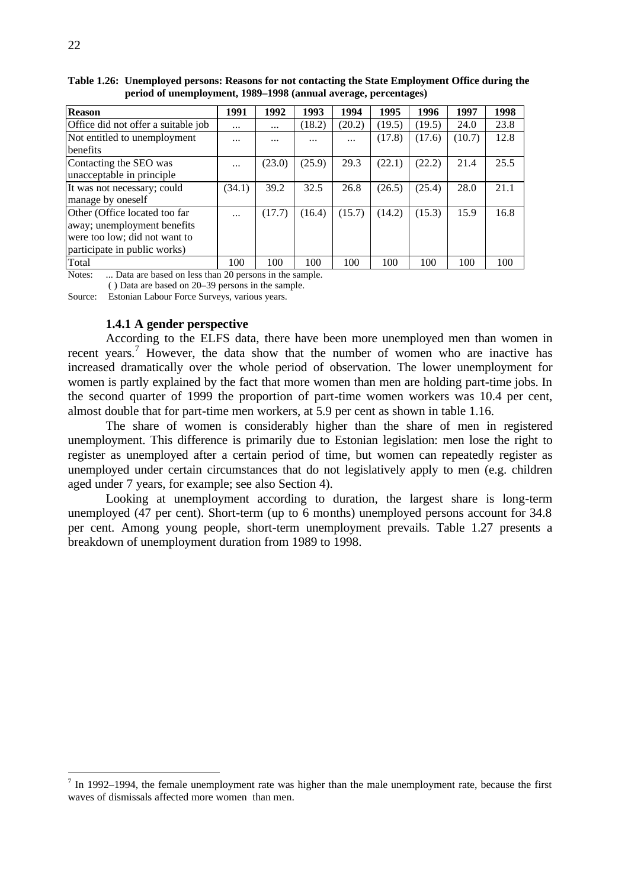**Table 1.26: Unemployed persons: Reasons for not contacting the State Employment Office during the period of unemployment, 1989–1998 (annual average, percentages)**

| Reason | 1991 | 1992 | 1993 | 1994 | 1995 | 1996 | 1997 | 1998 |
|---|---|---|---|---|---|---|---|---|
| Office did not offer a suitable job | ... | ... | (18.2) | (20.2) | (19.5) | (19.5) | 24.0 | 23.8 |
| Not entitled to unemployment benefits | ... | ... | ... | ... | (17.8) | (17.6) | (10.7) | 12.8 |
| Contacting the SEO was unacceptable in principle | ... | (23.0) | (25.9) | 29.3 | (22.1) | (22.2) | 21.4 | 25.5 |
| It was not necessary; could manage by oneself | (34.1) | 39.2 | 32.5 | 26.8 | (26.5) | (25.4) | 28.0 | 21.1 |
| Other (Office located too far away; unemployment benefits were too low; did not want to participate in public works) | ... | (17.7) | (16.4) | (15.7) | (14.2) | (15.3) | 15.9 | 16.8 |
| Total | 100 | 100 | 100 | 100 | 100 | 100 | 100 | 100 |

Notes: ... Data are based on less than 20 persons in the sample.
( ) Data are based on 20–39 persons in the sample.

Source: Estonian Labour Force Surveys, various years.

### 1.4.1 A gender perspective

According to the ELFS data, there have been more unemployed men than women in recent years.[7] However, the data show that the number of women who are inactive has increased dramatically over the whole period of observation. The lower unemployment for women is partly explained by the fact that more women than men are holding part-time jobs. In the second quarter of 1999 the proportion of part-time women workers was 10.4 per cent, almost double that for part-time men workers, at 5.9 per cent as shown in table 1.16.

The share of women is considerably higher than the share of men in registered unemployment. This difference is primarily due to Estonian legislation: men lose the right to register as unemployed after a certain period of time, but women can repeatedly register as unemployed under certain circumstances that do not legislatively apply to men (e.g. children aged under 7 years, for example; see also Section 4).

Looking at unemployment according to duration, the largest share is long-term unemployed (47 per cent). Short-term (up to 6 months) unemployed persons account for 34.8 per cent. Among young people, short-term unemployment prevails. Table 1.27 presents a breakdown of unemployment duration from 1989 to 1998.

---

[7] In 1992–1994, the female unemployment rate was higher than the male unemployment rate, because the first waves of dismissals affected more women than men.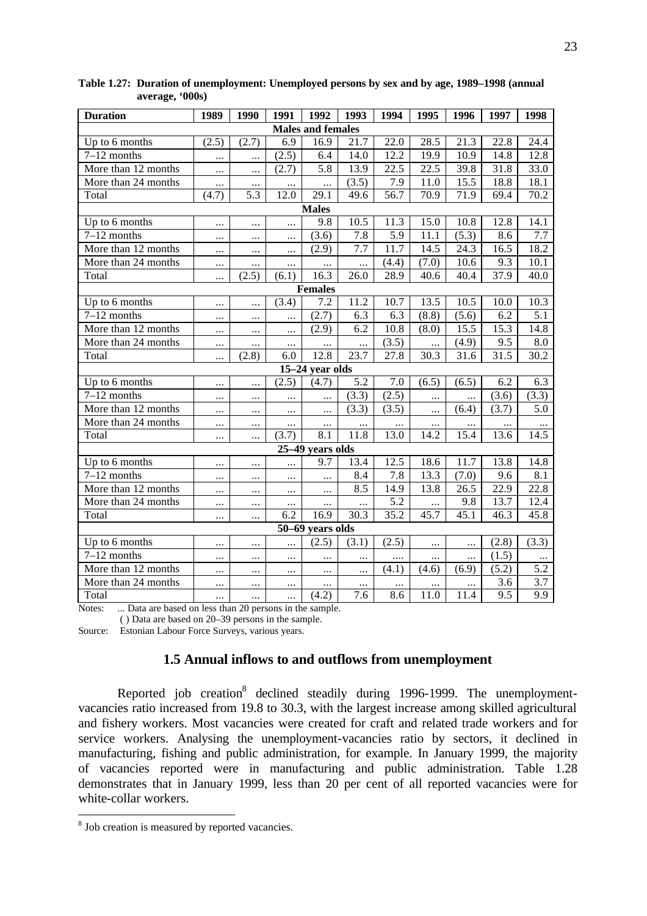**Table 1.27: Duration of unemployment: Unemployed persons by sex and by age, 1989–1998 (annual average, '000s)**

| Duration | 1989 | 1990 | 1991 | 1992 | 1993 | 1994 | 1995 | 1996 | 1997 | 1998 |
|---|---|---|---|---|---|---|---|---|---|---|
| **Males and females** | | | | | | | | | | |
| Up to 6 months | (2.5) | (2.7) | 6.9 | 16.9 | 21.7 | 22.0 | 28.5 | 21.3 | 22.8 | 24.4 |
| 7–12 months | ... | ... | (2.5) | 6.4 | 14.0 | 12.2 | 19.9 | 10.9 | 14.8 | 12.8 |
| More than 12 months | ... | ... | (2.7) | 5.8 | 13.9 | 22.5 | 22.5 | 39.8 | 31.8 | 33.0 |
| More than 24 months | ... | ... | ... | ... | (3.5) | 7.9 | 11.0 | 15.5 | 18.8 | 18.1 |
| Total | (4.7) | 5.3 | 12.0 | 29.1 | 49.6 | 56.7 | 70.9 | 71.9 | 69.4 | 70.2 |
| **Males** | | | | | | | | | | |
| Up to 6 months | ... | ... | ... | 9.8 | 10.5 | 11.3 | 15.0 | 10.8 | 12.8 | 14.1 |
| 7–12 months | ... | ... | ... | (3.6) | 7.8 | 5.9 | 11.1 | (5.3) | 8.6 | 7.7 |
| More than 12 months | ... | ... | ... | (2.9) | 7.7 | 11.7 | 14.5 | 24.3 | 16.5 | 18.2 |
| More than 24 months | ... | ... | ... | ... | ... | (4.4) | (7.0) | 10.6 | 9.3 | 10.1 |
| Total | ... | (2.5) | (6.1) | 16.3 | 26.0 | 28.9 | 40.6 | 40.4 | 37.9 | 40.0 |
| **Females** | | | | | | | | | | |
| Up to 6 months | ... | ... | (3.4) | 7.2 | 11.2 | 10.7 | 13.5 | 10.5 | 10.0 | 10.3 |
| 7–12 months | ... | ... | ... | (2.7) | 6.3 | 6.3 | (8.8) | (5.6) | 6.2 | 5.1 |
| More than 12 months | ... | ... | ... | (2.9) | 6.2 | 10.8 | (8.0) | 15.5 | 15.3 | 14.8 |
| More than 24 months | ... | ... | ... | ... | ... | (3.5) | ... | (4.9) | 9.5 | 8.0 |
| Total | ... | (2.8) | 6.0 | 12.8 | 23.7 | 27.8 | 30.3 | 31.6 | 31.5 | 30.2 |
| **15–24 year olds** | | | | | | | | | | |
| Up to 6 months | ... | ... | (2.5) | (4.7) | 5.2 | 7.0 | (6.5) | (6.5) | 6.2 | 6.3 |
| 7–12 months | ... | ... | ... | ... | (3.3) | (2.5) | ... | ... | (3.6) | (3.3) |
| More than 12 months | ... | ... | ... | ... | (3.3) | (3.5) | ... | (6.4) | (3.7) | 5.0 |
| More than 24 months | ... | ... | ... | ... | ... | ... | ... | ... | ... | ... |
| Total | ... | ... | (3.7) | 8.1 | 11.8 | 13.0 | 14.2 | 15.4 | 13.6 | 14.5 |
| **25–49 years olds** | | | | | | | | | | |
| Up to 6 months | ... | ... | ... | 9.7 | 13.4 | 12.5 | 18.6 | 11.7 | 13.8 | 14.8 |
| 7–12 months | ... | ... | ... | ... | 8.4 | 7.8 | 13.3 | (7.0) | 9.6 | 8.1 |
| More than 12 months | ... | ... | ... | ... | 8.5 | 14.9 | 13.8 | 26.5 | 22.9 | 22.8 |
| More than 24 months | ... | ... | ... | ... | ... | 5.2 | ... | 9.8 | 13.7 | 12.4 |
| Total | ... | ... | 6.2 | 16.9 | 30.3 | 35.2 | 45.7 | 45.1 | 46.3 | 45.8 |
| **50–69 years olds** | | | | | | | | | | |
| Up to 6 months | ... | ... | ... | (2.5) | (3.1) | (2.5) | ... | ... | (2.8) | (3.3) |
| 7–12 months | ... | ... | ... | ... | ... | .... | ... | ... | (1.5) | ... |
| More than 12 months | ... | ... | ... | ... | ... | (4.1) | (4.6) | (6.9) | (5.2) | 5.2 |
| More than 24 months | ... | ... | ... | ... | ... | ... | ... | ... | 3.6 | 3.7 |
| Total | ... | ... | ... | (4.2) | 7.6 | 8.6 | 11.0 | 11.4 | 9.5 | 9.9 |

Notes: ... Data are based on less than 20 persons in the sample.
( ) Data are based on 20–39 persons in the sample.

Source: Estonian Labour Force Surveys, various years.

## 1.5 Annual inflows to and outflows from unemployment

Reported job creation[8] declined steadily during 1996-1999. The unemployment-vacancies ratio increased from 19.8 to 30.3, with the largest increase among skilled agricultural and fishery workers. Most vacancies were created for craft and related trade workers and for service workers. Analysing the unemployment-vacancies ratio by sectors, it declined in manufacturing, fishing and public administration, for example. In January 1999, the majority of vacancies reported were in manufacturing and public administration. Table 1.28 demonstrates that in January 1999, less than 20 per cent of all reported vacancies were for white-collar workers.

[8] Job creation is measured by reported vacancies.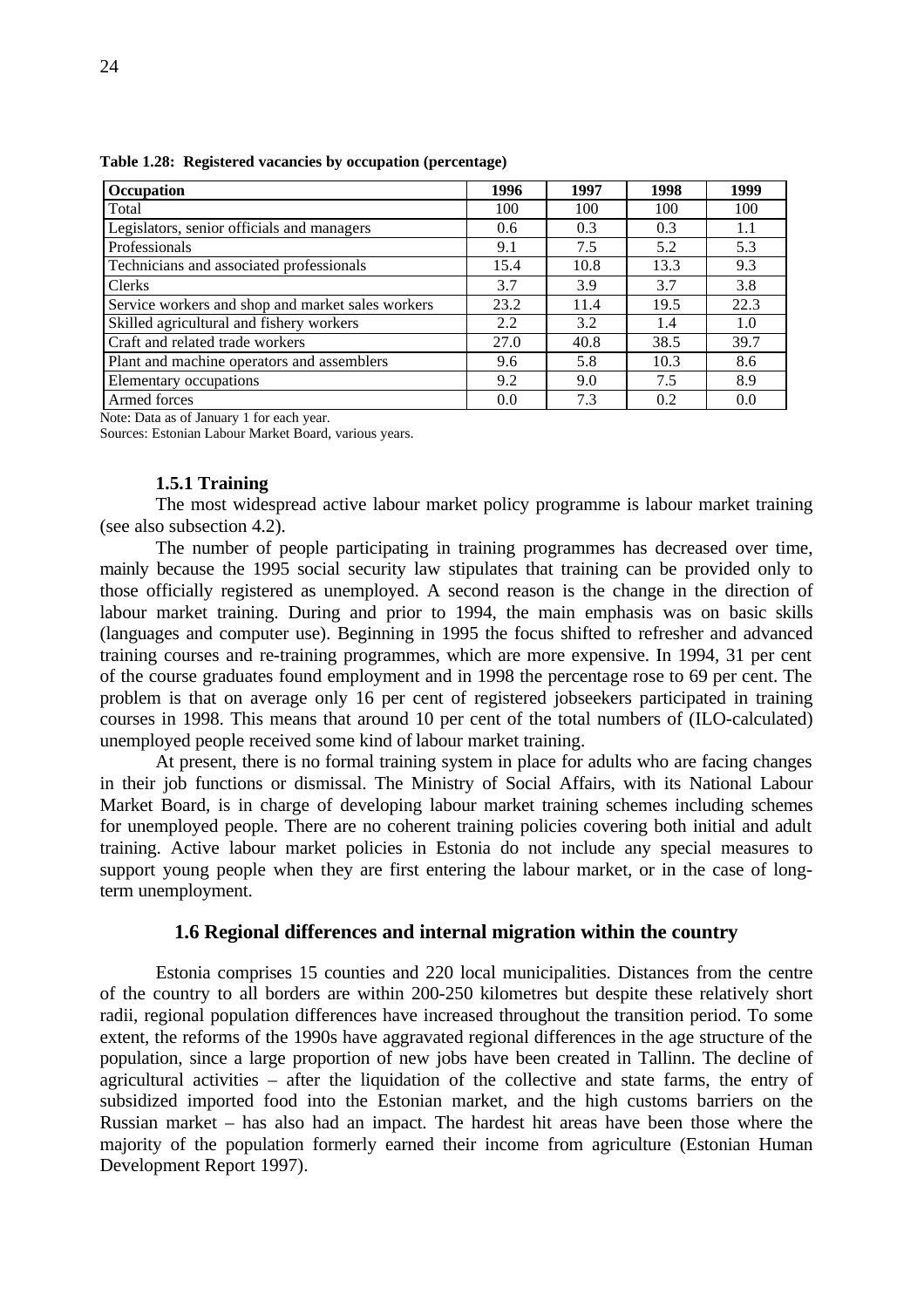**Table 1.28: Registered vacancies by occupation (percentage)**

| Occupation | 1996 | 1997 | 1998 | 1999 |
|---|---|---|---|---|
| Total | 100 | 100 | 100 | 100 |
| Legislators, senior officials and managers | 0.6 | 0.3 | 0.3 | 1.1 |
| Professionals | 9.1 | 7.5 | 5.2 | 5.3 |
| Technicians and associated professionals | 15.4 | 10.8 | 13.3 | 9.3 |
| Clerks | 3.7 | 3.9 | 3.7 | 3.8 |
| Service workers and shop and market sales workers | 23.2 | 11.4 | 19.5 | 22.3 |
| Skilled agricultural and fishery workers | 2.2 | 3.2 | 1.4 | 1.0 |
| Craft and related trade workers | 27.0 | 40.8 | 38.5 | 39.7 |
| Plant and machine operators and assemblers | 9.6 | 5.8 | 10.3 | 8.6 |
| Elementary occupations | 9.2 | 9.0 | 7.5 | 8.9 |
| Armed forces | 0.0 | 7.3 | 0.2 | 0.0 |

Note: Data as of January 1 for each year.

Sources: Estonian Labour Market Board, various years.

### 1.5.1 Training

The most widespread active labour market policy programme is labour market training (see also subsection 4.2).

The number of people participating in training programmes has decreased over time, mainly because the 1995 social security law stipulates that training can be provided only to those officially registered as unemployed. A second reason is the change in the direction of labour market training. During and prior to 1994, the main emphasis was on basic skills (languages and computer use). Beginning in 1995 the focus shifted to refresher and advanced training courses and re-training programmes, which are more expensive. In 1994, 31 per cent of the course graduates found employment and in 1998 the percentage rose to 69 per cent. The problem is that on average only 16 per cent of registered jobseekers participated in training courses in 1998. This means that around 10 per cent of the total numbers of (ILO-calculated) unemployed people received some kind of labour market training.

At present, there is no formal training system in place for adults who are facing changes in their job functions or dismissal. The Ministry of Social Affairs, with its National Labour Market Board, is in charge of developing labour market training schemes including schemes for unemployed people. There are no coherent training policies covering both initial and adult training. Active labour market policies in Estonia do not include any special measures to support young people when they are first entering the labour market, or in the case of long-term unemployment.

## 1.6 Regional differences and internal migration within the country

Estonia comprises 15 counties and 220 local municipalities. Distances from the centre of the country to all borders are within 200-250 kilometres but despite these relatively short radii, regional population differences have increased throughout the transition period. To some extent, the reforms of the 1990s have aggravated regional differences in the age structure of the population, since a large proportion of new jobs have been created in Tallinn. The decline of agricultural activities – after the liquidation of the collective and state farms, the entry of subsidized imported food into the Estonian market, and the high customs barriers on the Russian market – has also had an impact. The hardest hit areas have been those where the majority of the population formerly earned their income from agriculture (Estonian Human Development Report 1997).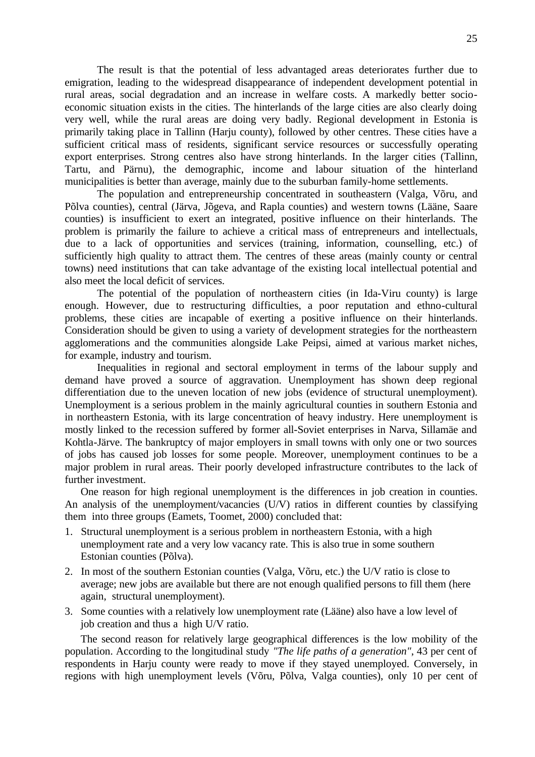The result is that the potential of less advantaged areas deteriorates further due to emigration, leading to the widespread disappearance of independent development potential in rural areas, social degradation and an increase in welfare costs. A markedly better socio-economic situation exists in the cities. The hinterlands of the large cities are also clearly doing very well, while the rural areas are doing very badly. Regional development in Estonia is primarily taking place in Tallinn (Harju county), followed by other centres. These cities have a sufficient critical mass of residents, significant service resources or successfully operating export enterprises. Strong centres also have strong hinterlands. In the larger cities (Tallinn, Tartu, and Pärnu), the demographic, income and labour situation of the hinterland municipalities is better than average, mainly due to the suburban family-home settlements.

The population and entrepreneurship concentrated in southeastern (Valga, Võru, and Põlva counties), central (Järva, Jõgeva, and Rapla counties) and western towns (Lääne, Saare counties) is insufficient to exert an integrated, positive influence on their hinterlands. The problem is primarily the failure to achieve a critical mass of entrepreneurs and intellectuals, due to a lack of opportunities and services (training, information, counselling, etc.) of sufficiently high quality to attract them. The centres of these areas (mainly county or central towns) need institutions that can take advantage of the existing local intellectual potential and also meet the local deficit of services.

The potential of the population of northeastern cities (in Ida-Viru county) is large enough. However, due to restructuring difficulties, a poor reputation and ethno-cultural problems, these cities are incapable of exerting a positive influence on their hinterlands. Consideration should be given to using a variety of development strategies for the northeastern agglomerations and the communities alongside Lake Peipsi, aimed at various market niches, for example, industry and tourism.

Inequalities in regional and sectoral employment in terms of the labour supply and demand have proved a source of aggravation. Unemployment has shown deep regional differentiation due to the uneven location of new jobs (evidence of structural unemployment). Unemployment is a serious problem in the mainly agricultural counties in southern Estonia and in northeastern Estonia, with its large concentration of heavy industry. Here unemployment is mostly linked to the recession suffered by former all-Soviet enterprises in Narva, Sillamäe and Kohtla-Järve. The bankruptcy of major employers in small towns with only one or two sources of jobs has caused job losses for some people. Moreover, unemployment continues to be a major problem in rural areas. Their poorly developed infrastructure contributes to the lack of further investment.

One reason for high regional unemployment is the differences in job creation in counties. An analysis of the unemployment/vacancies (U/V) ratios in different counties by classifying them into three groups (Eamets, Toomet, 2000) concluded that:

1. Structural unemployment is a serious problem in northeastern Estonia, with a high unemployment rate and a very low vacancy rate. This is also true in some southern Estonian counties (Põlva).
2. In most of the southern Estonian counties (Valga, Võru, etc.) the U/V ratio is close to average; new jobs are available but there are not enough qualified persons to fill them (here again, structural unemployment).
3. Some counties with a relatively low unemployment rate (Lääne) also have a low level of job creation and thus a high U/V ratio.

The second reason for relatively large geographical differences is the low mobility of the population. According to the longitudinal study *"The life paths of a generation"*, 43 per cent of respondents in Harju county were ready to move if they stayed unemployed. Conversely, in regions with high unemployment levels (Võru, Põlva, Valga counties), only 10 per cent of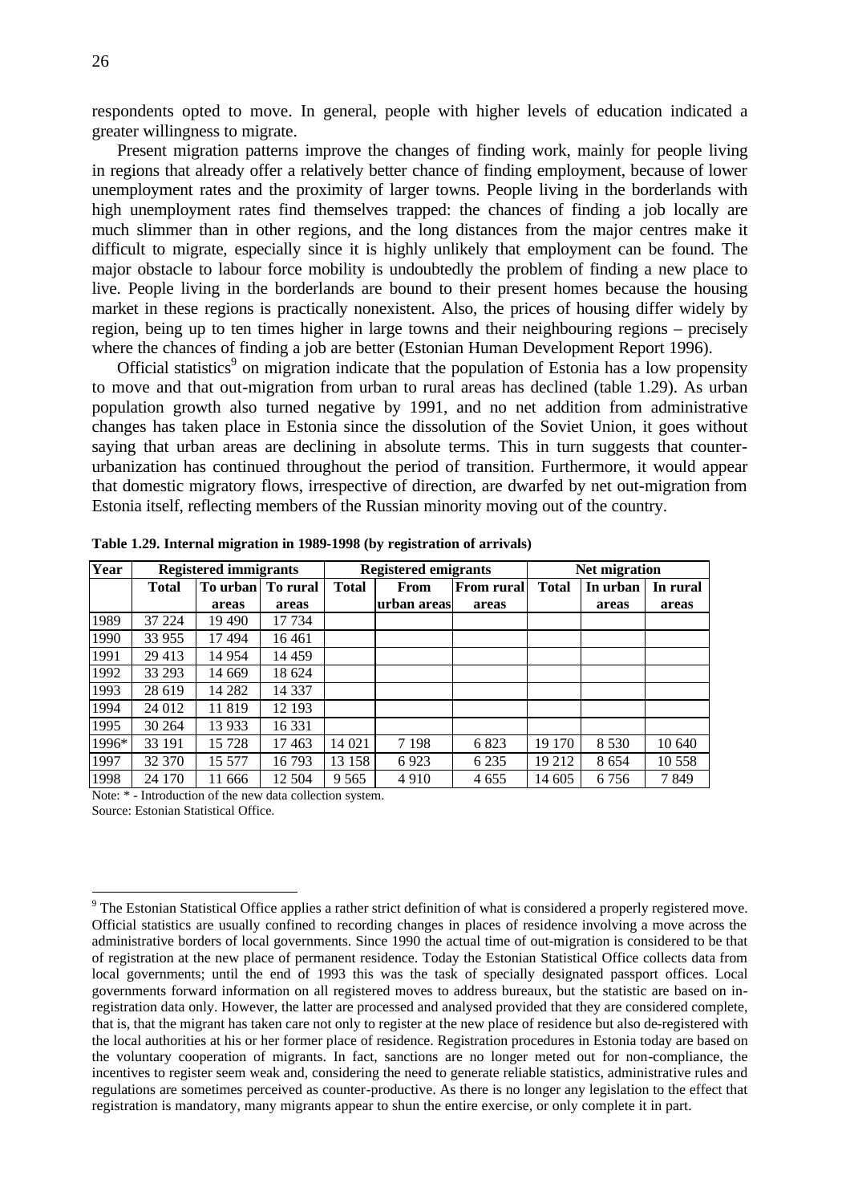respondents opted to move. In general, people with higher levels of education indicated a greater willingness to migrate.

Present migration patterns improve the changes of finding work, mainly for people living in regions that already offer a relatively better chance of finding employment, because of lower unemployment rates and the proximity of larger towns. People living in the borderlands with high unemployment rates find themselves trapped: the chances of finding a job locally are much slimmer than in other regions, and the long distances from the major centres make it difficult to migrate, especially since it is highly unlikely that employment can be found. The major obstacle to labour force mobility is undoubtedly the problem of finding a new place to live. People living in the borderlands are bound to their present homes because the housing market in these regions is practically nonexistent. Also, the prices of housing differ widely by region, being up to ten times higher in large towns and their neighbouring regions – precisely where the chances of finding a job are better (Estonian Human Development Report 1996).

Official statistics[9] on migration indicate that the population of Estonia has a low propensity to move and that out-migration from urban to rural areas has declined (table 1.29). As urban population growth also turned negative by 1991, and no net addition from administrative changes has taken place in Estonia since the dissolution of the Soviet Union, it goes without saying that urban areas are declining in absolute terms. This in turn suggests that counter-urbanization has continued throughout the period of transition. Furthermore, it would appear that domestic migratory flows, irrespective of direction, are dwarfed by net out-migration from Estonia itself, reflecting members of the Russian minority moving out of the country.

**Table 1.29. Internal migration in 1989-1998 (by registration of arrivals)**

| Year | Registered immigrants | | | Registered emigrants | | | Net migration | | |
|---|---|---|---|---|---|---|---|---|---|
| | Total | To urban areas | To rural areas | Total | From urban areas | From rural areas | Total | In urban areas | In rural areas |
| 1989 | 37 224 | 19 490 | 17 734 | | | | | | |
| 1990 | 33 955 | 17 494 | 16 461 | | | | | | |
| 1991 | 29 413 | 14 954 | 14 459 | | | | | | |
| 1992 | 33 293 | 14 669 | 18 624 | | | | | | |
| 1993 | 28 619 | 14 282 | 14 337 | | | | | | |
| 1994 | 24 012 | 11 819 | 12 193 | | | | | | |
| 1995 | 30 264 | 13 933 | 16 331 | | | | | | |
| 1996* | 33 191 | 15 728 | 17 463 | 14 021 | 7 198 | 6 823 | 19 170 | 8 530 | 10 640 |
| 1997 | 32 370 | 15 577 | 16 793 | 13 158 | 6 923 | 6 235 | 19 212 | 8 654 | 10 558 |
| 1998 | 24 170 | 11 666 | 12 504 | 9 565 | 4 910 | 4 655 | 14 605 | 6 756 | 7 849 |

Note: * - Introduction of the new data collection system.

Source: Estonian Statistical Office.

[9] The Estonian Statistical Office applies a rather strict definition of what is considered a properly registered move. Official statistics are usually confined to recording changes in places of residence involving a move across the administrative borders of local governments. Since 1990 the actual time of out-migration is considered to be that of registration at the new place of permanent residence. Today the Estonian Statistical Office collects data from local governments; until the end of 1993 this was the task of specially designated passport offices. Local governments forward information on all registered moves to address bureaux, but the statistic are based on in-registration data only. However, the latter are processed and analysed provided that they are considered complete, that is, that the migrant has taken care not only to register at the new place of residence but also de-registered with the local authorities at his or her former place of residence. Registration procedures in Estonia today are based on the voluntary cooperation of migrants. In fact, sanctions are no longer meted out for non-compliance, the incentives to register seem weak and, considering the need to generate reliable statistics, administrative rules and regulations are sometimes perceived as counter-productive. As there is no longer any legislation to the effect that registration is mandatory, many migrants appear to shun the entire exercise, or only complete it in part.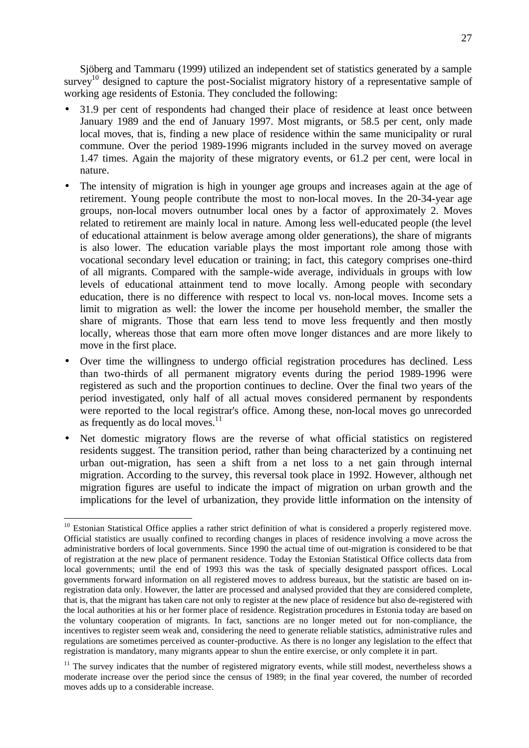Sjöberg and Tammaru (1999) utilized an independent set of statistics generated by a sample survey[10] designed to capture the post-Socialist migratory history of a representative sample of working age residents of Estonia. They concluded the following:

- 31.9 per cent of respondents had changed their place of residence at least once between January 1989 and the end of January 1997. Most migrants, or 58.5 per cent, only made local moves, that is, finding a new place of residence within the same municipality or rural commune. Over the period 1989-1996 migrants included in the survey moved on average 1.47 times. Again the majority of these migratory events, or 61.2 per cent, were local in nature.
- The intensity of migration is high in younger age groups and increases again at the age of retirement. Young people contribute the most to non-local moves. In the 20-34-year age groups, non-local movers outnumber local ones by a factor of approximately 2. Moves related to retirement are mainly local in nature. Among less well-educated people (the level of educational attainment is below average among older generations), the share of migrants is also lower. The education variable plays the most important role among those with vocational secondary level education or training; in fact, this category comprises one-third of all migrants. Compared with the sample-wide average, individuals in groups with low levels of educational attainment tend to move locally. Among people with secondary education, there is no difference with respect to local vs. non-local moves. Income sets a limit to migration as well: the lower the income per household member, the smaller the share of migrants. Those that earn less tend to move less frequently and then mostly locally, whereas those that earn more often move longer distances and are more likely to move in the first place.
- Over time the willingness to undergo official registration procedures has declined. Less than two-thirds of all permanent migratory events during the period 1989-1996 were registered as such and the proportion continues to decline. Over the final two years of the period investigated, only half of all actual moves considered permanent by respondents were reported to the local registrar's office. Among these, non-local moves go unrecorded as frequently as do local moves.[11]
- Net domestic migratory flows are the reverse of what official statistics on registered residents suggest. The transition period, rather than being characterized by a continuing net urban out-migration, has seen a shift from a net loss to a net gain through internal migration. According to the survey, this reversal took place in 1992. However, although net migration figures are useful to indicate the impact of migration on urban growth and the implications for the level of urbanization, they provide little information on the intensity of

---

[10] Estonian Statistical Office applies a rather strict definition of what is considered a properly registered move. Official statistics are usually confined to recording changes in places of residence involving a move across the administrative borders of local governments. Since 1990 the actual time of out-migration is considered to be that of registration at the new place of permanent residence. Today the Estonian Statistical Office collects data from local governments; until the end of 1993 this was the task of specially designated passport offices. Local governments forward information on all registered moves to address bureaux, but the statistic are based on in-registration data only. However, the latter are processed and analysed provided that they are considered complete, that is, that the migrant has taken care not only to register at the new place of residence but also de-registered with the local authorities at his or her former place of residence. Registration procedures in Estonia today are based on the voluntary cooperation of migrants. In fact, sanctions are no longer meted out for non-compliance, the incentives to register seem weak and, considering the need to generate reliable statistics, administrative rules and regulations are sometimes perceived as counter-productive. As there is no longer any legislation to the effect that registration is mandatory, many migrants appear to shun the entire exercise, or only complete it in part.

[11] The survey indicates that the number of registered migratory events, while still modest, nevertheless shows a moderate increase over the period since the census of 1989; in the final year covered, the number of recorded moves adds up to a considerable increase.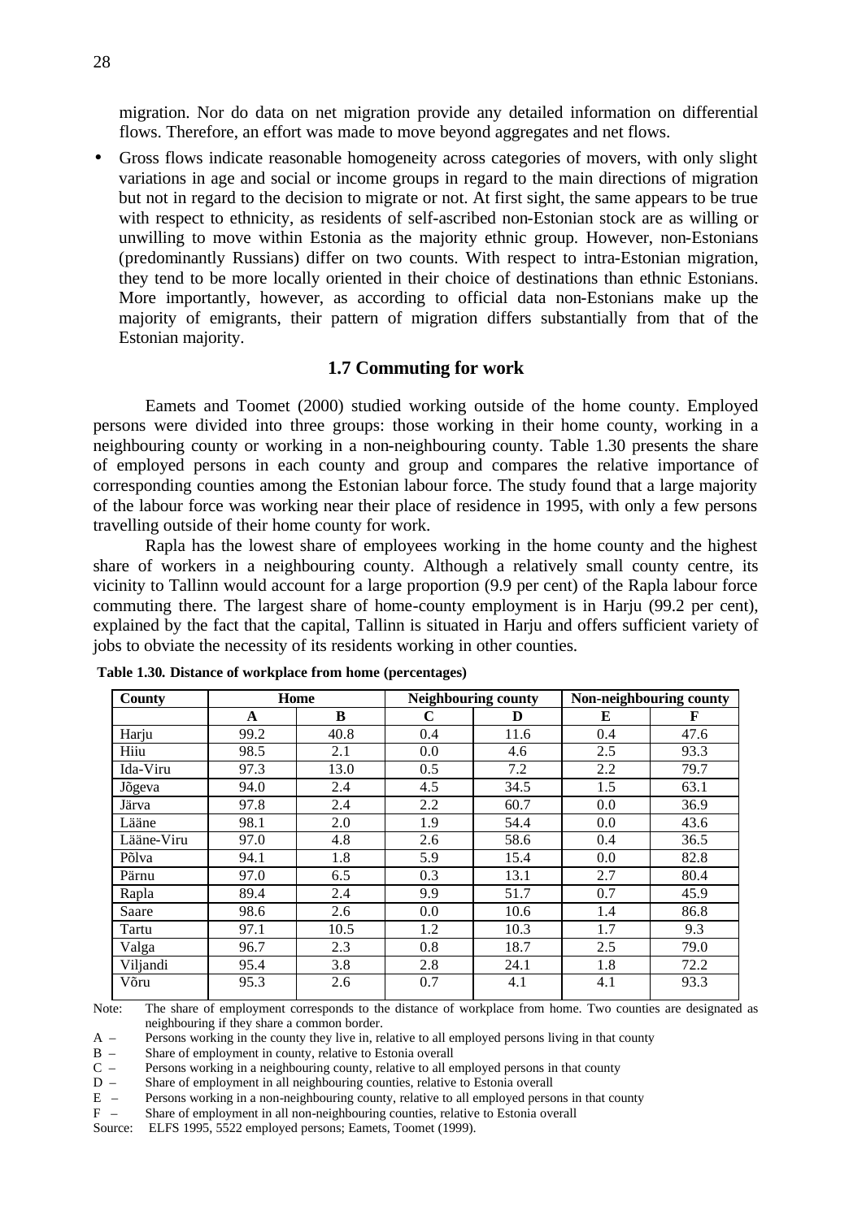migration. Nor do data on net migration provide any detailed information on differential flows. Therefore, an effort was made to move beyond aggregates and net flows.

- Gross flows indicate reasonable homogeneity across categories of movers, with only slight variations in age and social or income groups in regard to the main directions of migration but not in regard to the decision to migrate or not. At first sight, the same appears to be true with respect to ethnicity, as residents of self-ascribed non-Estonian stock are as willing or unwilling to move within Estonia as the majority ethnic group. However, non-Estonians (predominantly Russians) differ on two counts. With respect to intra-Estonian migration, they tend to be more locally oriented in their choice of destinations than ethnic Estonians. More importantly, however, as according to official data non-Estonians make up the majority of emigrants, their pattern of migration differs substantially from that of the Estonian majority.

### 1.7 Commuting for work

Eamets and Toomet (2000) studied working outside of the home county. Employed persons were divided into three groups: those working in their home county, working in a neighbouring county or working in a non-neighbouring county. Table 1.30 presents the share of employed persons in each county and group and compares the relative importance of corresponding counties among the Estonian labour force. The study found that a large majority of the labour force was working near their place of residence in 1995, with only a few persons travelling outside of their home county for work.

Rapla has the lowest share of employees working in the home county and the highest share of workers in a neighbouring county. Although a relatively small county centre, its vicinity to Tallinn would account for a large proportion (9.9 per cent) of the Rapla labour force commuting there. The largest share of home-county employment is in Harju (99.2 per cent), explained by the fact that the capital, Tallinn is situated in Harju and offers sufficient variety of jobs to obviate the necessity of its residents working in other counties.

**Table 1.30. Distance of workplace from home (percentages)**

| County | Home | | Neighbouring county | | Non-neighbouring county | |
|---|---|---|---|---|---|---|
| | A | B | C | D | E | F |
| Harju | 99.2 | 40.8 | 0.4 | 11.6 | 0.4 | 47.6 |
| Hiiu | 98.5 | 2.1 | 0.0 | 4.6 | 2.5 | 93.3 |
| Ida-Viru | 97.3 | 13.0 | 0.5 | 7.2 | 2.2 | 79.7 |
| Jõgeva | 94.0 | 2.4 | 4.5 | 34.5 | 1.5 | 63.1 |
| Järva | 97.8 | 2.4 | 2.2 | 60.7 | 0.0 | 36.9 |
| Lääne | 98.1 | 2.0 | 1.9 | 54.4 | 0.0 | 43.6 |
| Lääne-Viru | 97.0 | 4.8 | 2.6 | 58.6 | 0.4 | 36.5 |
| Põlva | 94.1 | 1.8 | 5.9 | 15.4 | 0.0 | 82.8 |
| Pärnu | 97.0 | 6.5 | 0.3 | 13.1 | 2.7 | 80.4 |
| Rapla | 89.4 | 2.4 | 9.9 | 51.7 | 0.7 | 45.9 |
| Saare | 98.6 | 2.6 | 0.0 | 10.6 | 1.4 | 86.8 |
| Tartu | 97.1 | 10.5 | 1.2 | 10.3 | 1.7 | 9.3 |
| Valga | 96.7 | 2.3 | 0.8 | 18.7 | 2.5 | 79.0 |
| Viljandi | 95.4 | 3.8 | 2.8 | 24.1 | 1.8 | 72.2 |
| Võru | 95.3 | 2.6 | 0.7 | 4.1 | 4.1 | 93.3 |

Note: The share of employment corresponds to the distance of workplace from home. Two counties are designated as neighbouring if they share a common border.

A – Persons working in the county they live in, relative to all employed persons living in that county

B – Share of employment in county, relative to Estonia overall

C – Persons working in a neighbouring county, relative to all employed persons in that county

D – Share of employment in all neighbouring counties, relative to Estonia overall

E – Persons working in a non-neighbouring county, relative to all employed persons in that county

F – Share of employment in all non-neighbouring counties, relative to Estonia overall

Source: ELFS 1995, 5522 employed persons; Eamets, Toomet (1999).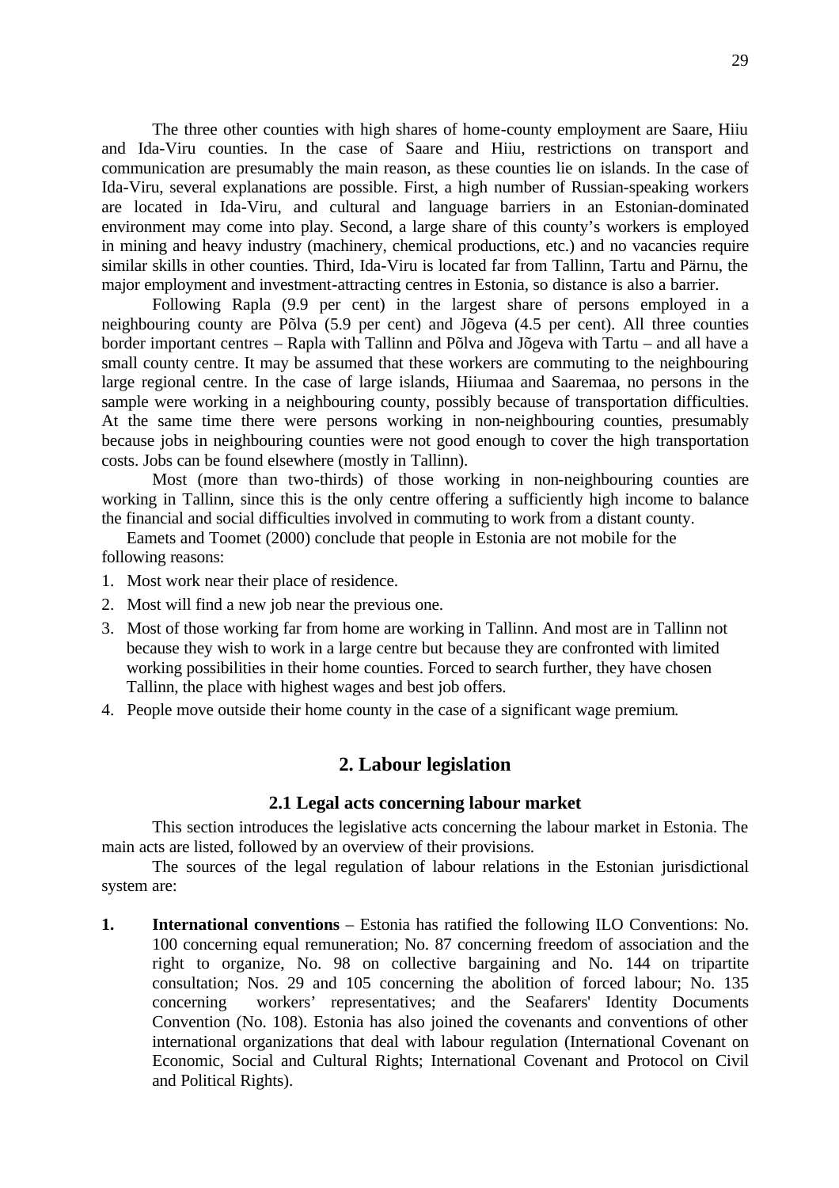The three other counties with high shares of home-county employment are Saare, Hiiu and Ida-Viru counties. In the case of Saare and Hiiu, restrictions on transport and communication are presumably the main reason, as these counties lie on islands. In the case of Ida-Viru, several explanations are possible. First, a high number of Russian-speaking workers are located in Ida-Viru, and cultural and language barriers in an Estonian-dominated environment may come into play. Second, a large share of this county's workers is employed in mining and heavy industry (machinery, chemical productions, etc.) and no vacancies require similar skills in other counties. Third, Ida-Viru is located far from Tallinn, Tartu and Pärnu, the major employment and investment-attracting centres in Estonia, so distance is also a barrier.

Following Rapla (9.9 per cent) in the largest share of persons employed in a neighbouring county are Põlva (5.9 per cent) and Jõgeva (4.5 per cent). All three counties border important centres – Rapla with Tallinn and Põlva and Jõgeva with Tartu – and all have a small county centre. It may be assumed that these workers are commuting to the neighbouring large regional centre. In the case of large islands, Hiiumaa and Saaremaa, no persons in the sample were working in a neighbouring county, possibly because of transportation difficulties. At the same time there were persons working in non-neighbouring counties, presumably because jobs in neighbouring counties were not good enough to cover the high transportation costs. Jobs can be found elsewhere (mostly in Tallinn).

Most (more than two-thirds) of those working in non-neighbouring counties are working in Tallinn, since this is the only centre offering a sufficiently high income to balance the financial and social difficulties involved in commuting to work from a distant county.

Eamets and Toomet (2000) conclude that people in Estonia are not mobile for the following reasons:

1. Most work near their place of residence.
2. Most will find a new job near the previous one.
3. Most of those working far from home are working in Tallinn. And most are in Tallinn not because they wish to work in a large centre but because they are confronted with limited working possibilities in their home counties. Forced to search further, they have chosen Tallinn, the place with highest wages and best job offers.
4. People move outside their home county in the case of a significant wage premium.

## 2. Labour legislation

### 2.1 Legal acts concerning labour market

This section introduces the legislative acts concerning the labour market in Estonia. The main acts are listed, followed by an overview of their provisions.

The sources of the legal regulation of labour relations in the Estonian jurisdictional system are:

1. **International conventions** – Estonia has ratified the following ILO Conventions: No. 100 concerning equal remuneration; No. 87 concerning freedom of association and the right to organize, No. 98 on collective bargaining and No. 144 on tripartite consultation; Nos. 29 and 105 concerning the abolition of forced labour; No. 135 concerning workers' representatives; and the Seafarers' Identity Documents Convention (No. 108). Estonia has also joined the covenants and conventions of other international organizations that deal with labour regulation (International Covenant on Economic, Social and Cultural Rights; International Covenant and Protocol on Civil and Political Rights).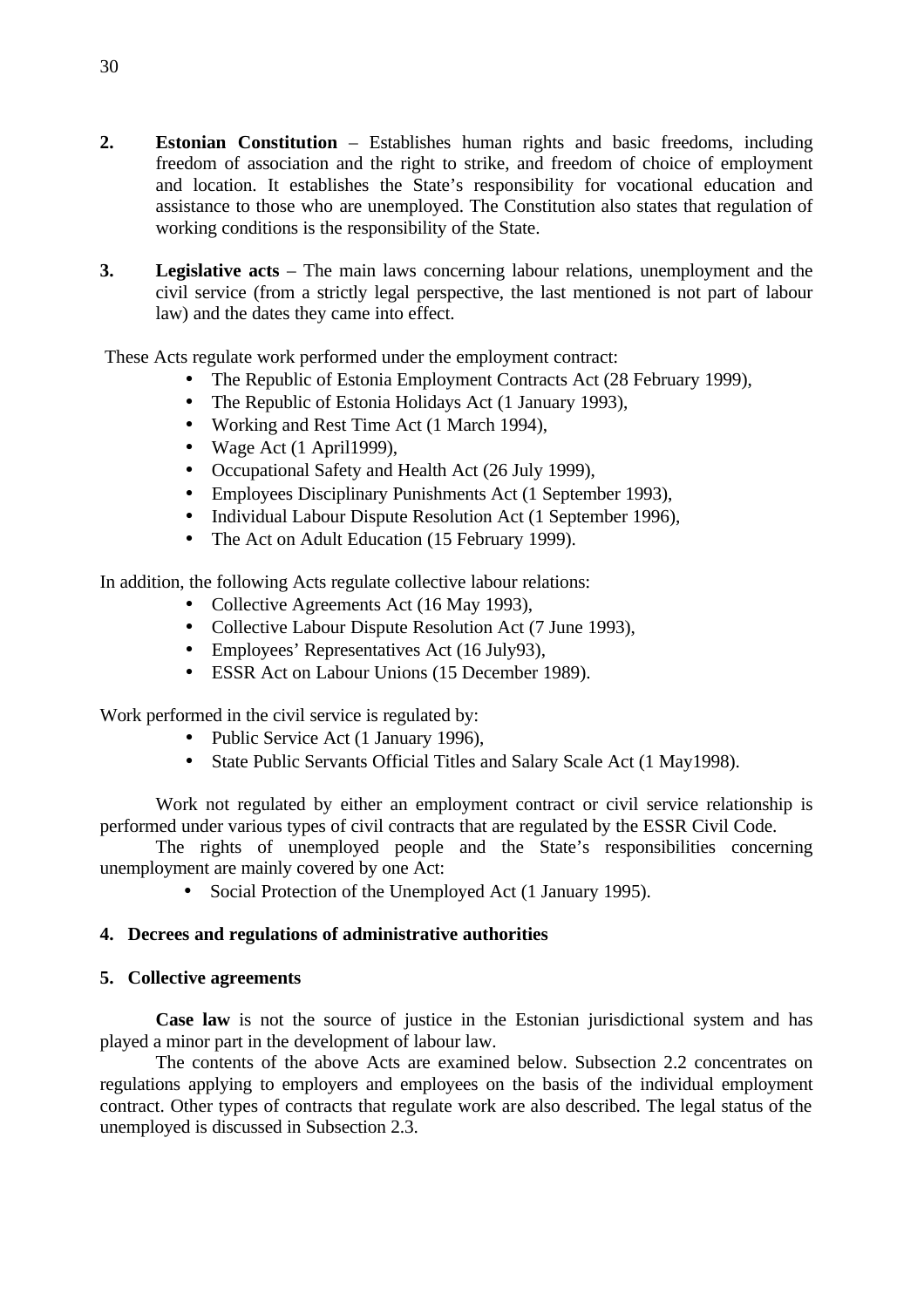2. **Estonian Constitution** – Establishes human rights and basic freedoms, including freedom of association and the right to strike, and freedom of choice of employment and location. It establishes the State's responsibility for vocational education and assistance to those who are unemployed. The Constitution also states that regulation of working conditions is the responsibility of the State.

3. **Legislative acts** – The main laws concerning labour relations, unemployment and the civil service (from a strictly legal perspective, the last mentioned is not part of labour law) and the dates they came into effect.

These Acts regulate work performed under the employment contract:

- The Republic of Estonia Employment Contracts Act (28 February 1999),
- The Republic of Estonia Holidays Act (1 January 1993),
- Working and Rest Time Act (1 March 1994),
- Wage Act (1 April1999),
- Occupational Safety and Health Act (26 July 1999),
- Employees Disciplinary Punishments Act (1 September 1993),
- Individual Labour Dispute Resolution Act (1 September 1996),
- The Act on Adult Education (15 February 1999).

In addition, the following Acts regulate collective labour relations:

- Collective Agreements Act (16 May 1993),
- Collective Labour Dispute Resolution Act (7 June 1993),
- Employees' Representatives Act (16 July93),
- ESSR Act on Labour Unions (15 December 1989).

Work performed in the civil service is regulated by:

- Public Service Act (1 January 1996),
- State Public Servants Official Titles and Salary Scale Act (1 May1998).

Work not regulated by either an employment contract or civil service relationship is performed under various types of civil contracts that are regulated by the ESSR Civil Code.

The rights of unemployed people and the State's responsibilities concerning unemployment are mainly covered by one Act:

- Social Protection of the Unemployed Act (1 January 1995).

**4. Decrees and regulations of administrative authorities**

**5. Collective agreements**

**Case law** is not the source of justice in the Estonian jurisdictional system and has played a minor part in the development of labour law.

The contents of the above Acts are examined below. Subsection 2.2 concentrates on regulations applying to employers and employees on the basis of the individual employment contract. Other types of contracts that regulate work are also described. The legal status of the unemployed is discussed in Subsection 2.3.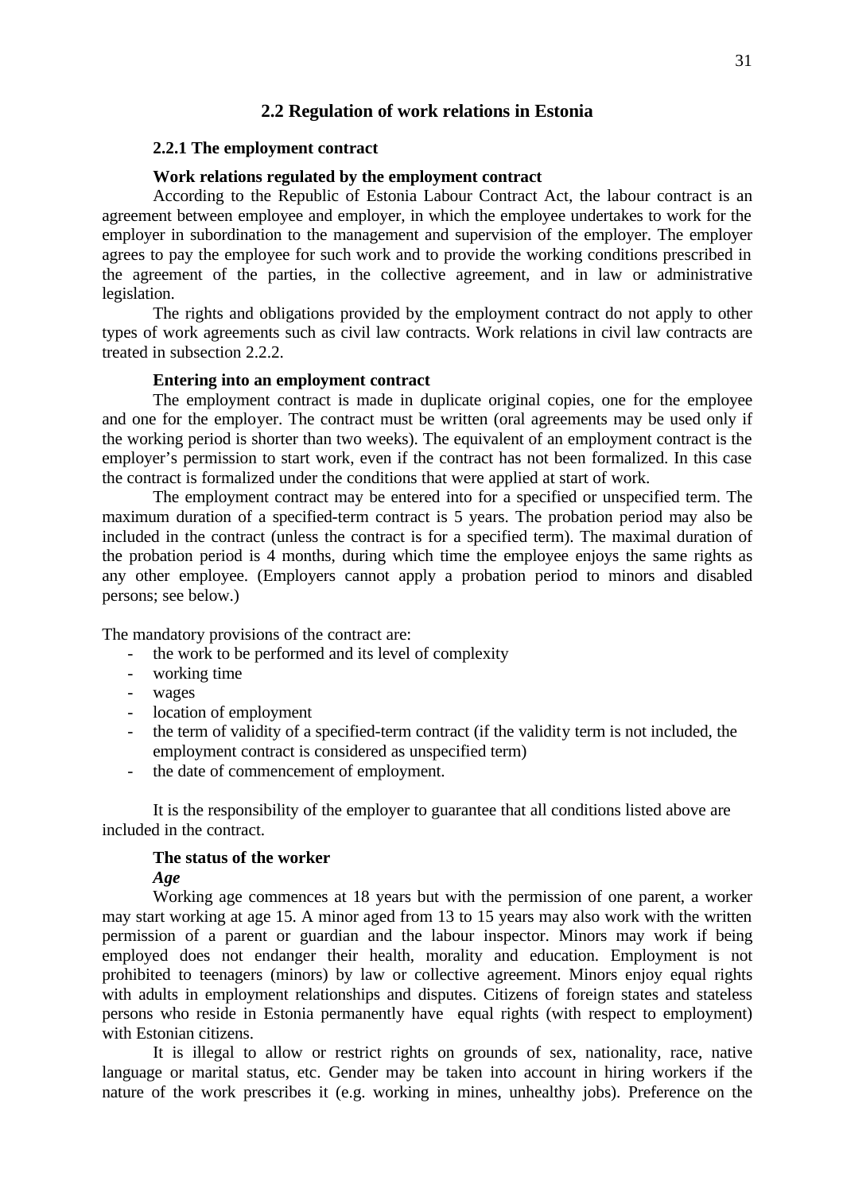## 2.2 Regulation of work relations in Estonia

### 2.2.1 The employment contract

**Work relations regulated by the employment contract**

According to the Republic of Estonia Labour Contract Act, the labour contract is an agreement between employee and employer, in which the employee undertakes to work for the employer in subordination to the management and supervision of the employer. The employer agrees to pay the employee for such work and to provide the working conditions prescribed in the agreement of the parties, in the collective agreement, and in law or administrative legislation.

The rights and obligations provided by the employment contract do not apply to other types of work agreements such as civil law contracts. Work relations in civil law contracts are treated in subsection 2.2.2.

**Entering into an employment contract**

The employment contract is made in duplicate original copies, one for the employee and one for the employer. The contract must be written (oral agreements may be used only if the working period is shorter than two weeks). The equivalent of an employment contract is the employer's permission to start work, even if the contract has not been formalized. In this case the contract is formalized under the conditions that were applied at start of work.

The employment contract may be entered into for a specified or unspecified term. The maximum duration of a specified-term contract is 5 years. The probation period may also be included in the contract (unless the contract is for a specified term). The maximal duration of the probation period is 4 months, during which time the employee enjoys the same rights as any other employee. (Employers cannot apply a probation period to minors and disabled persons; see below.)

The mandatory provisions of the contract are:

- the work to be performed and its level of complexity
- working time
- wages
- location of employment
- the term of validity of a specified-term contract (if the validity term is not included, the employment contract is considered as unspecified term)
- the date of commencement of employment.

It is the responsibility of the employer to guarantee that all conditions listed above are included in the contract.

**The status of the worker**

***Age***

Working age commences at 18 years but with the permission of one parent, a worker may start working at age 15. A minor aged from 13 to 15 years may also work with the written permission of a parent or guardian and the labour inspector. Minors may work if being employed does not endanger their health, morality and education. Employment is not prohibited to teenagers (minors) by law or collective agreement. Minors enjoy equal rights with adults in employment relationships and disputes. Citizens of foreign states and stateless persons who reside in Estonia permanently have equal rights (with respect to employment) with Estonian citizens.

It is illegal to allow or restrict rights on grounds of sex, nationality, race, native language or marital status, etc. Gender may be taken into account in hiring workers if the nature of the work prescribes it (e.g. working in mines, unhealthy jobs). Preference on the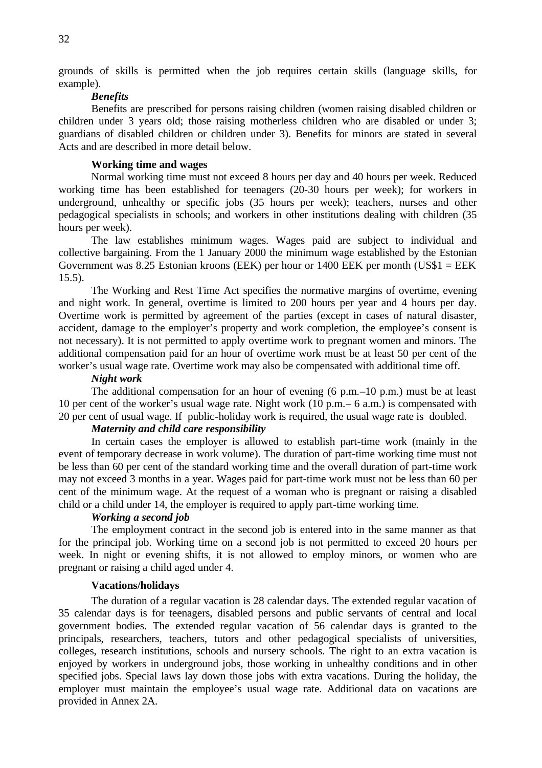grounds of skills is permitted when the job requires certain skills (language skills, for example).

***Benefits***

Benefits are prescribed for persons raising children (women raising disabled children or children under 3 years old; those raising motherless children who are disabled or under 3; guardians of disabled children or children under 3). Benefits for minors are stated in several Acts and are described in more detail below.

**Working time and wages**

Normal working time must not exceed 8 hours per day and 40 hours per week. Reduced working time has been established for teenagers (20-30 hours per week); for workers in underground, unhealthy or specific jobs (35 hours per week); teachers, nurses and other pedagogical specialists in schools; and workers in other institutions dealing with children (35 hours per week).

The law establishes minimum wages. Wages paid are subject to individual and collective bargaining. From the 1 January 2000 the minimum wage established by the Estonian Government was 8.25 Estonian kroons (EEK) per hour or 1400 EEK per month (US$1 = EEK 15.5).

The Working and Rest Time Act specifies the normative margins of overtime, evening and night work. In general, overtime is limited to 200 hours per year and 4 hours per day. Overtime work is permitted by agreement of the parties (except in cases of natural disaster, accident, damage to the employer's property and work completion, the employee's consent is not necessary). It is not permitted to apply overtime work to pregnant women and minors. The additional compensation paid for an hour of overtime work must be at least 50 per cent of the worker's usual wage rate. Overtime work may also be compensated with additional time off.

***Night work***

The additional compensation for an hour of evening (6 p.m.–10 p.m.) must be at least 10 per cent of the worker's usual wage rate. Night work (10 p.m.– 6 a.m.) is compensated with 20 per cent of usual wage. If public-holiday work is required, the usual wage rate is doubled.

***Maternity and child care responsibility***

In certain cases the employer is allowed to establish part-time work (mainly in the event of temporary decrease in work volume). The duration of part-time working time must not be less than 60 per cent of the standard working time and the overall duration of part-time work may not exceed 3 months in a year. Wages paid for part-time work must not be less than 60 per cent of the minimum wage. At the request of a woman who is pregnant or raising a disabled child or a child under 14, the employer is required to apply part-time working time.

***Working a second job***

The employment contract in the second job is entered into in the same manner as that for the principal job. Working time on a second job is not permitted to exceed 20 hours per week. In night or evening shifts, it is not allowed to employ minors, or women who are pregnant or raising a child aged under 4.

**Vacations/holidays**

The duration of a regular vacation is 28 calendar days. The extended regular vacation of 35 calendar days is for teenagers, disabled persons and public servants of central and local government bodies. The extended regular vacation of 56 calendar days is granted to the principals, researchers, teachers, tutors and other pedagogical specialists of universities, colleges, research institutions, schools and nursery schools. The right to an extra vacation is enjoyed by workers in underground jobs, those working in unhealthy conditions and in other specified jobs. Special laws lay down those jobs with extra vacations. During the holiday, the employer must maintain the employee's usual wage rate. Additional data on vacations are provided in Annex 2A.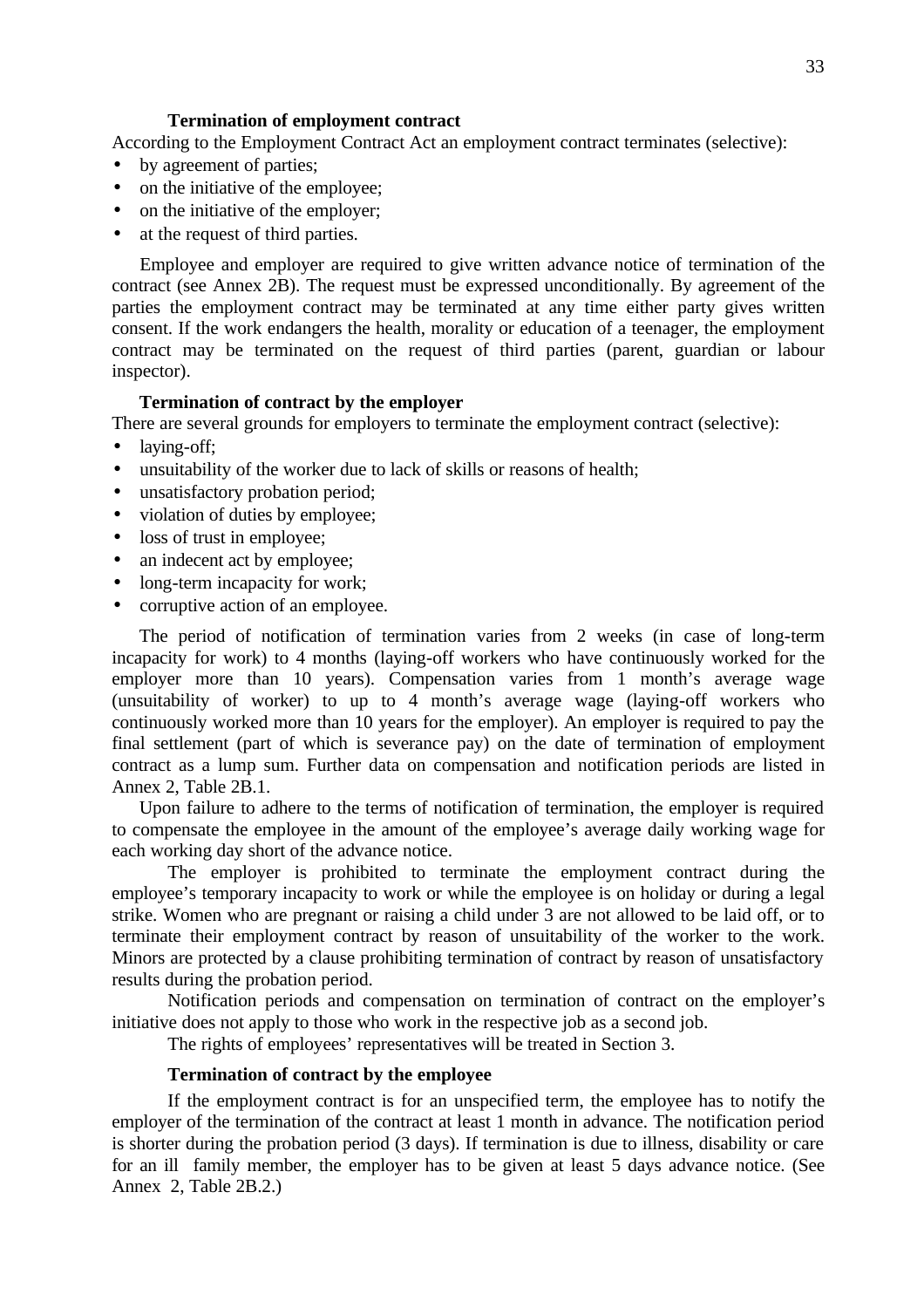### Termination of employment contract

According to the Employment Contract Act an employment contract terminates (selective):

- by agreement of parties;
- on the initiative of the employee;
- on the initiative of the employer;
- at the request of third parties.

Employee and employer are required to give written advance notice of termination of the contract (see Annex 2B). The request must be expressed unconditionally. By agreement of the parties the employment contract may be terminated at any time either party gives written consent. If the work endangers the health, morality or education of a teenager, the employment contract may be terminated on the request of third parties (parent, guardian or labour inspector).

### Termination of contract by the employer

There are several grounds for employers to terminate the employment contract (selective):

- laying-off;
- unsuitability of the worker due to lack of skills or reasons of health;
- unsatisfactory probation period;
- violation of duties by employee;
- loss of trust in employee;
- an indecent act by employee;
- long-term incapacity for work;
- corruptive action of an employee.

The period of notification of termination varies from 2 weeks (in case of long-term incapacity for work) to 4 months (laying-off workers who have continuously worked for the employer more than 10 years). Compensation varies from 1 month's average wage (unsuitability of worker) to up to 4 month's average wage (laying-off workers who continuously worked more than 10 years for the employer). An employer is required to pay the final settlement (part of which is severance pay) on the date of termination of employment contract as a lump sum. Further data on compensation and notification periods are listed in Annex 2, Table 2B.1.

Upon failure to adhere to the terms of notification of termination, the employer is required to compensate the employee in the amount of the employee's average daily working wage for each working day short of the advance notice.

The employer is prohibited to terminate the employment contract during the employee's temporary incapacity to work or while the employee is on holiday or during a legal strike. Women who are pregnant or raising a child under 3 are not allowed to be laid off, or to terminate their employment contract by reason of unsuitability of the worker to the work. Minors are protected by a clause prohibiting termination of contract by reason of unsatisfactory results during the probation period.

Notification periods and compensation on termination of contract on the employer's initiative does not apply to those who work in the respective job as a second job.

The rights of employees' representatives will be treated in Section 3.

### Termination of contract by the employee

If the employment contract is for an unspecified term, the employee has to notify the employer of the termination of the contract at least 1 month in advance. The notification period is shorter during the probation period (3 days). If termination is due to illness, disability or care for an ill family member, the employer has to be given at least 5 days advance notice. (See Annex 2, Table 2B.2.)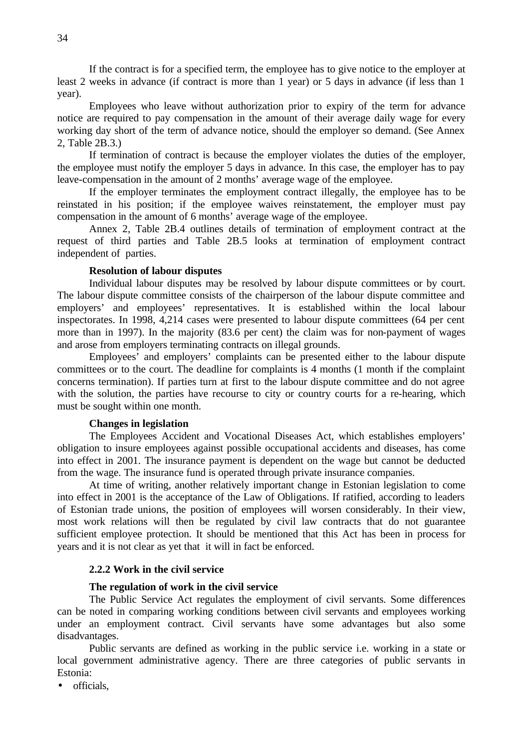If the contract is for a specified term, the employee has to give notice to the employer at least 2 weeks in advance (if contract is more than 1 year) or 5 days in advance (if less than 1 year).

Employees who leave without authorization prior to expiry of the term for advance notice are required to pay compensation in the amount of their average daily wage for every working day short of the term of advance notice, should the employer so demand. (See Annex 2, Table 2B.3.)

If termination of contract is because the employer violates the duties of the employer, the employee must notify the employer 5 days in advance. In this case, the employer has to pay leave-compensation in the amount of 2 months' average wage of the employee.

If the employer terminates the employment contract illegally, the employee has to be reinstated in his position; if the employee waives reinstatement, the employer must pay compensation in the amount of 6 months' average wage of the employee.

Annex 2, Table 2B.4 outlines details of termination of employment contract at the request of third parties and Table 2B.5 looks at termination of employment contract independent of parties.

**Resolution of labour disputes**

Individual labour disputes may be resolved by labour dispute committees or by court. The labour dispute committee consists of the chairperson of the labour dispute committee and employers' and employees' representatives. It is established within the local labour inspectorates. In 1998, 4,214 cases were presented to labour dispute committees (64 per cent more than in 1997). In the majority (83.6 per cent) the claim was for non-payment of wages and arose from employers terminating contracts on illegal grounds.

Employees' and employers' complaints can be presented either to the labour dispute committees or to the court. The deadline for complaints is 4 months (1 month if the complaint concerns termination). If parties turn at first to the labour dispute committee and do not agree with the solution, the parties have recourse to city or country courts for a re-hearing, which must be sought within one month.

**Changes in legislation**

The Employees Accident and Vocational Diseases Act, which establishes employers' obligation to insure employees against possible occupational accidents and diseases, has come into effect in 2001. The insurance payment is dependent on the wage but cannot be deducted from the wage. The insurance fund is operated through private insurance companies.

At time of writing, another relatively important change in Estonian legislation to come into effect in 2001 is the acceptance of the Law of Obligations. If ratified, according to leaders of Estonian trade unions, the position of employees will worsen considerably. In their view, most work relations will then be regulated by civil law contracts that do not guarantee sufficient employee protection. It should be mentioned that this Act has been in process for years and it is not clear as yet that it will in fact be enforced.

### 2.2.2 Work in the civil service

**The regulation of work in the civil service**

The Public Service Act regulates the employment of civil servants. Some differences can be noted in comparing working conditions between civil servants and employees working under an employment contract. Civil servants have some advantages but also some disadvantages.

Public servants are defined as working in the public service i.e. working in a state or local government administrative agency. There are three categories of public servants in Estonia:

- officials,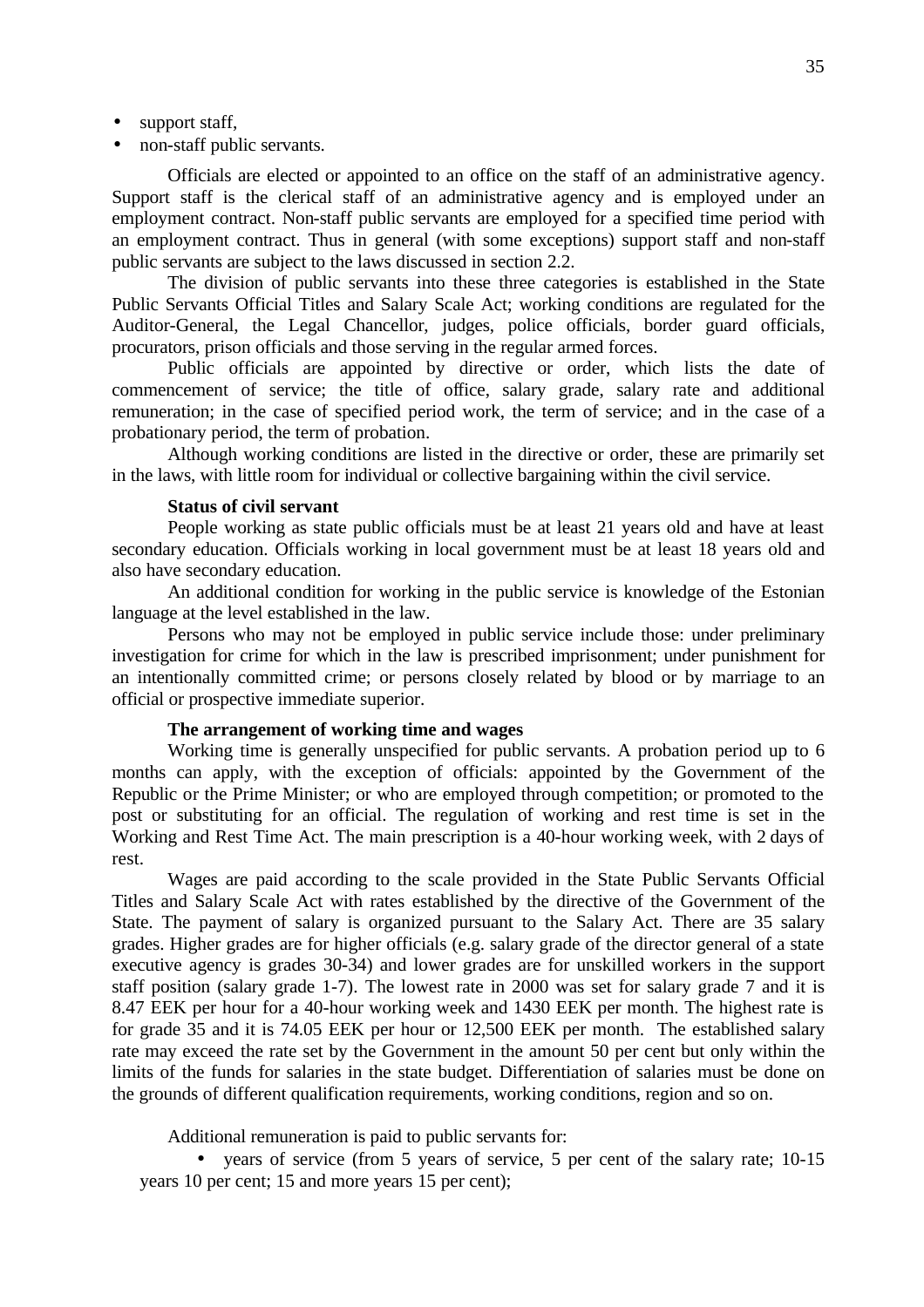- support staff,
- non-staff public servants.

Officials are elected or appointed to an office on the staff of an administrative agency. Support staff is the clerical staff of an administrative agency and is employed under an employment contract. Non-staff public servants are employed for a specified time period with an employment contract. Thus in general (with some exceptions) support staff and non-staff public servants are subject to the laws discussed in section 2.2.

The division of public servants into these three categories is established in the State Public Servants Official Titles and Salary Scale Act; working conditions are regulated for the Auditor-General, the Legal Chancellor, judges, police officials, border guard officials, procurators, prison officials and those serving in the regular armed forces.

Public officials are appointed by directive or order, which lists the date of commencement of service; the title of office, salary grade, salary rate and additional remuneration; in the case of specified period work, the term of service; and in the case of a probationary period, the term of probation.

Although working conditions are listed in the directive or order, these are primarily set in the laws, with little room for individual or collective bargaining within the civil service.

**Status of civil servant**

People working as state public officials must be at least 21 years old and have at least secondary education. Officials working in local government must be at least 18 years old and also have secondary education.

An additional condition for working in the public service is knowledge of the Estonian language at the level established in the law.

Persons who may not be employed in public service include those: under preliminary investigation for crime for which in the law is prescribed imprisonment; under punishment for an intentionally committed crime; or persons closely related by blood or by marriage to an official or prospective immediate superior.

**The arrangement of working time and wages**

Working time is generally unspecified for public servants. A probation period up to 6 months can apply, with the exception of officials: appointed by the Government of the Republic or the Prime Minister; or who are employed through competition; or promoted to the post or substituting for an official. The regulation of working and rest time is set in the Working and Rest Time Act. The main prescription is a 40-hour working week, with 2 days of rest.

Wages are paid according to the scale provided in the State Public Servants Official Titles and Salary Scale Act with rates established by the directive of the Government of the State. The payment of salary is organized pursuant to the Salary Act. There are 35 salary grades. Higher grades are for higher officials (e.g. salary grade of the director general of a state executive agency is grades 30-34) and lower grades are for unskilled workers in the support staff position (salary grade 1-7). The lowest rate in 2000 was set for salary grade 7 and it is 8.47 EEK per hour for a 40-hour working week and 1430 EEK per month. The highest rate is for grade 35 and it is 74.05 EEK per hour or 12,500 EEK per month. The established salary rate may exceed the rate set by the Government in the amount 50 per cent but only within the limits of the funds for salaries in the state budget. Differentiation of salaries must be done on the grounds of different qualification requirements, working conditions, region and so on.

Additional remuneration is paid to public servants for:

- years of service (from 5 years of service, 5 per cent of the salary rate; 10-15 years 10 per cent; 15 and more years 15 per cent);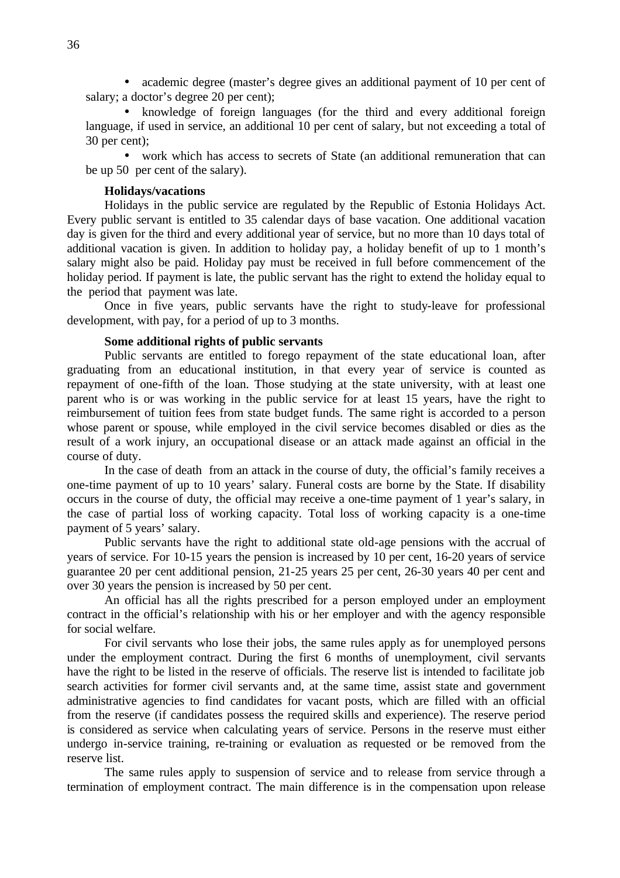- academic degree (master's degree gives an additional payment of 10 per cent of salary; a doctor's degree 20 per cent);
- knowledge of foreign languages (for the third and every additional foreign language, if used in service, an additional 10 per cent of salary, but not exceeding a total of 30 per cent);
- work which has access to secrets of State (an additional remuneration that can be up 50 per cent of the salary).

**Holidays/vacations**

Holidays in the public service are regulated by the Republic of Estonia Holidays Act. Every public servant is entitled to 35 calendar days of base vacation. One additional vacation day is given for the third and every additional year of service, but no more than 10 days total of additional vacation is given. In addition to holiday pay, a holiday benefit of up to 1 month's salary might also be paid. Holiday pay must be received in full before commencement of the holiday period. If payment is late, the public servant has the right to extend the holiday equal to the period that payment was late.

Once in five years, public servants have the right to study-leave for professional development, with pay, for a period of up to 3 months.

**Some additional rights of public servants**

Public servants are entitled to forego repayment of the state educational loan, after graduating from an educational institution, in that every year of service is counted as repayment of one-fifth of the loan. Those studying at the state university, with at least one parent who is or was working in the public service for at least 15 years, have the right to reimbursement of tuition fees from state budget funds. The same right is accorded to a person whose parent or spouse, while employed in the civil service becomes disabled or dies as the result of a work injury, an occupational disease or an attack made against an official in the course of duty.

In the case of death from an attack in the course of duty, the official's family receives a one-time payment of up to 10 years' salary. Funeral costs are borne by the State. If disability occurs in the course of duty, the official may receive a one-time payment of 1 year's salary, in the case of partial loss of working capacity. Total loss of working capacity is a one-time payment of 5 years' salary.

Public servants have the right to additional state old-age pensions with the accrual of years of service. For 10-15 years the pension is increased by 10 per cent, 16-20 years of service guarantee 20 per cent additional pension, 21-25 years 25 per cent, 26-30 years 40 per cent and over 30 years the pension is increased by 50 per cent.

An official has all the rights prescribed for a person employed under an employment contract in the official's relationship with his or her employer and with the agency responsible for social welfare.

For civil servants who lose their jobs, the same rules apply as for unemployed persons under the employment contract. During the first 6 months of unemployment, civil servants have the right to be listed in the reserve of officials. The reserve list is intended to facilitate job search activities for former civil servants and, at the same time, assist state and government administrative agencies to find candidates for vacant posts, which are filled with an official from the reserve (if candidates possess the required skills and experience). The reserve period is considered as service when calculating years of service. Persons in the reserve must either undergo in-service training, re-training or evaluation as requested or be removed from the reserve list.

The same rules apply to suspension of service and to release from service through a termination of employment contract. The main difference is in the compensation upon release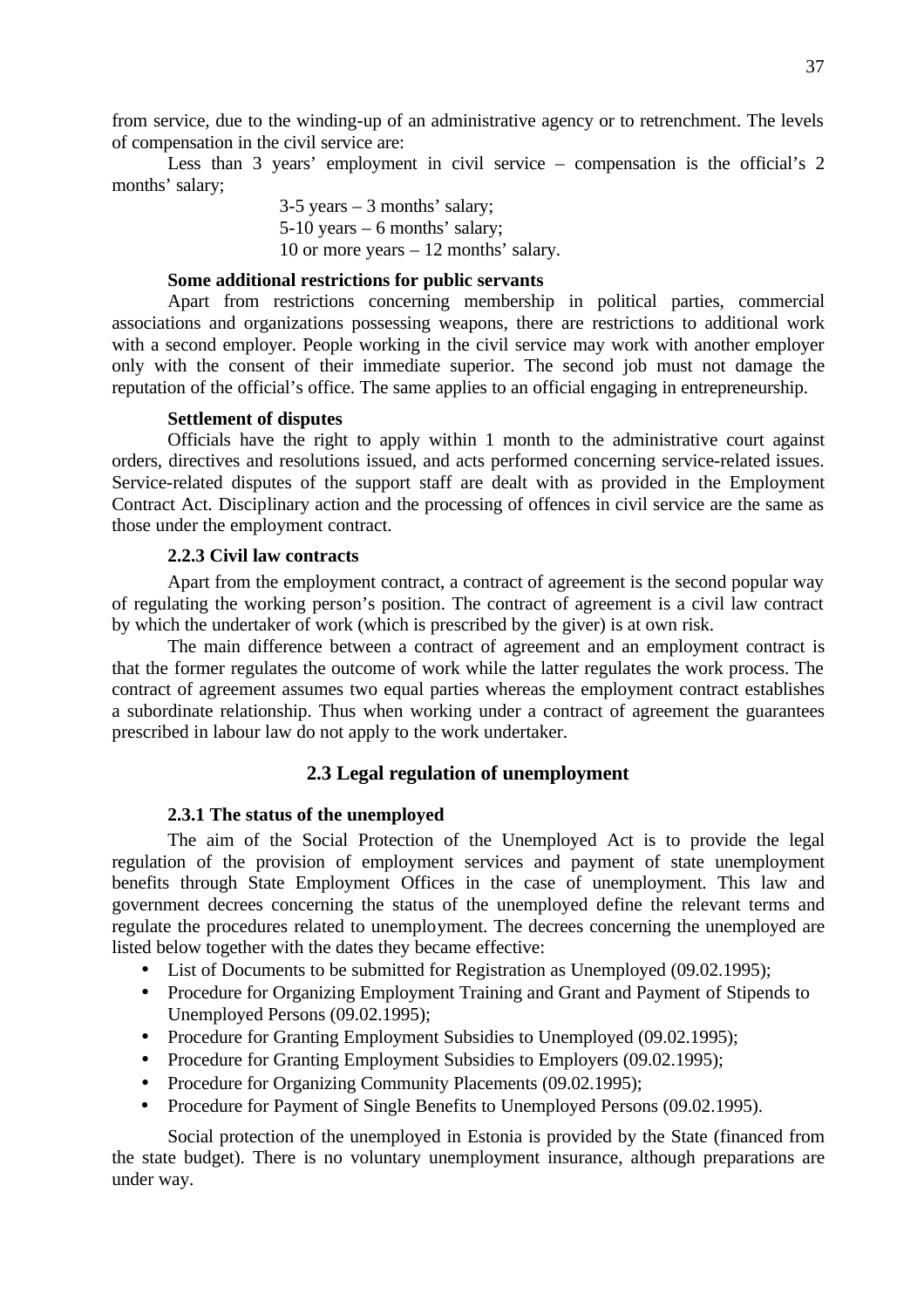from service, due to the winding-up of an administrative agency or to retrenchment. The levels of compensation in the civil service are:

Less than 3 years' employment in civil service – compensation is the official's 2 months' salary;

3-5 years – 3 months' salary;
5-10 years – 6 months' salary;
10 or more years – 12 months' salary.

**Some additional restrictions for public servants**

Apart from restrictions concerning membership in political parties, commercial associations and organizations possessing weapons, there are restrictions to additional work with a second employer. People working in the civil service may work with another employer only with the consent of their immediate superior. The second job must not damage the reputation of the official's office. The same applies to an official engaging in entrepreneurship.

**Settlement of disputes**

Officials have the right to apply within 1 month to the administrative court against orders, directives and resolutions issued, and acts performed concerning service-related issues. Service-related disputes of the support staff are dealt with as provided in the Employment Contract Act. Disciplinary action and the processing of offences in civil service are the same as those under the employment contract.

### 2.2.3 Civil law contracts

Apart from the employment contract, a contract of agreement is the second popular way of regulating the working person's position. The contract of agreement is a civil law contract by which the undertaker of work (which is prescribed by the giver) is at own risk.

The main difference between a contract of agreement and an employment contract is that the former regulates the outcome of work while the latter regulates the work process. The contract of agreement assumes two equal parties whereas the employment contract establishes a subordinate relationship. Thus when working under a contract of agreement the guarantees prescribed in labour law do not apply to the work undertaker.

## 2.3 Legal regulation of unemployment

### 2.3.1 The status of the unemployed

The aim of the Social Protection of the Unemployed Act is to provide the legal regulation of the provision of employment services and payment of state unemployment benefits through State Employment Offices in the case of unemployment. This law and government decrees concerning the status of the unemployed define the relevant terms and regulate the procedures related to unemployment. The decrees concerning the unemployed are listed below together with the dates they became effective:

- List of Documents to be submitted for Registration as Unemployed (09.02.1995);
- Procedure for Organizing Employment Training and Grant and Payment of Stipends to Unemployed Persons (09.02.1995);
- Procedure for Granting Employment Subsidies to Unemployed (09.02.1995);
- Procedure for Granting Employment Subsidies to Employers (09.02.1995);
- Procedure for Organizing Community Placements (09.02.1995);
- Procedure for Payment of Single Benefits to Unemployed Persons (09.02.1995).

Social protection of the unemployed in Estonia is provided by the State (financed from the state budget). There is no voluntary unemployment insurance, although preparations are under way.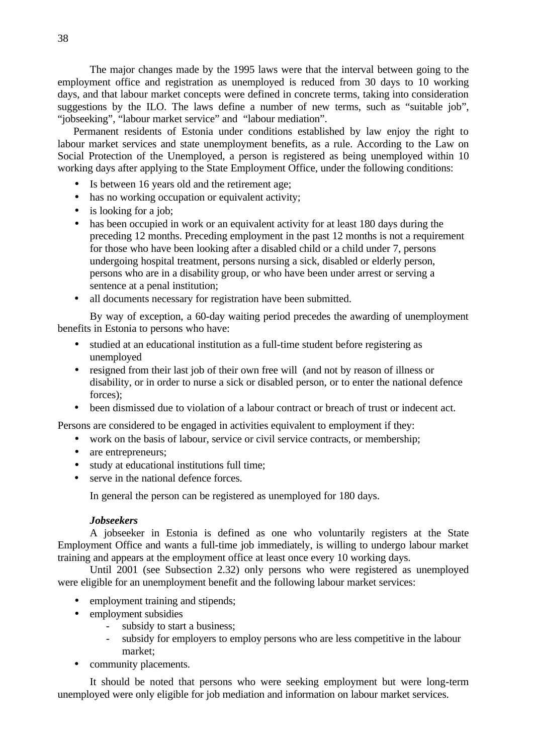The major changes made by the 1995 laws were that the interval between going to the employment office and registration as unemployed is reduced from 30 days to 10 working days, and that labour market concepts were defined in concrete terms, taking into consideration suggestions by the ILO. The laws define a number of new terms, such as "suitable job", "jobseeking", "labour market service" and "labour mediation".

Permanent residents of Estonia under conditions established by law enjoy the right to labour market services and state unemployment benefits, as a rule. According to the Law on Social Protection of the Unemployed, a person is registered as being unemployed within 10 working days after applying to the State Employment Office, under the following conditions:

- Is between 16 years old and the retirement age;
- has no working occupation or equivalent activity;
- is looking for a job;
- has been occupied in work or an equivalent activity for at least 180 days during the preceding 12 months. Preceding employment in the past 12 months is not a requirement for those who have been looking after a disabled child or a child under 7, persons undergoing hospital treatment, persons nursing a sick, disabled or elderly person, persons who are in a disability group, or who have been under arrest or serving a sentence at a penal institution;
- all documents necessary for registration have been submitted.

By way of exception, a 60-day waiting period precedes the awarding of unemployment benefits in Estonia to persons who have:

- studied at an educational institution as a full-time student before registering as unemployed
- resigned from their last job of their own free will (and not by reason of illness or disability, or in order to nurse a sick or disabled person, or to enter the national defence forces);
- been dismissed due to violation of a labour contract or breach of trust or indecent act.

Persons are considered to be engaged in activities equivalent to employment if they:

- work on the basis of labour, service or civil service contracts, or membership;
- are entrepreneurs;
- study at educational institutions full time;
- serve in the national defence forces.

In general the person can be registered as unemployed for 180 days.

***Jobseekers***

A jobseeker in Estonia is defined as one who voluntarily registers at the State Employment Office and wants a full-time job immediately, is willing to undergo labour market training and appears at the employment office at least once every 10 working days.

Until 2001 (see Subsection 2.32) only persons who were registered as unemployed were eligible for an unemployment benefit and the following labour market services:

- employment training and stipends;
- employment subsidies
  - subsidy to start a business;
  - subsidy for employers to employ persons who are less competitive in the labour market;
- community placements.

It should be noted that persons who were seeking employment but were long-term unemployed were only eligible for job mediation and information on labour market services.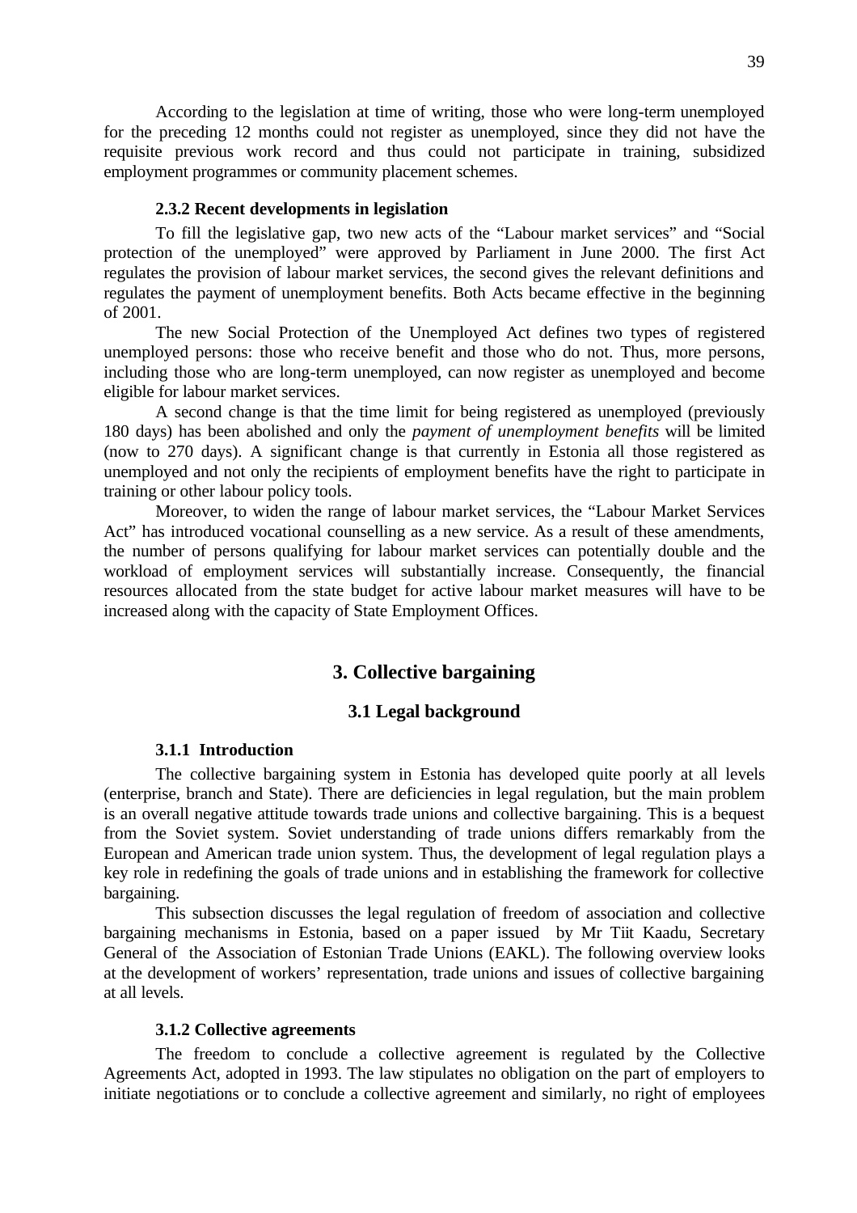According to the legislation at time of writing, those who were long-term unemployed for the preceding 12 months could not register as unemployed, since they did not have the requisite previous work record and thus could not participate in training, subsidized employment programmes or community placement schemes.

#### 2.3.2 Recent developments in legislation

To fill the legislative gap, two new acts of the "Labour market services" and "Social protection of the unemployed" were approved by Parliament in June 2000. The first Act regulates the provision of labour market services, the second gives the relevant definitions and regulates the payment of unemployment benefits. Both Acts became effective in the beginning of 2001.

The new Social Protection of the Unemployed Act defines two types of registered unemployed persons: those who receive benefit and those who do not. Thus, more persons, including those who are long-term unemployed, can now register as unemployed and become eligible for labour market services.

A second change is that the time limit for being registered as unemployed (previously 180 days) has been abolished and only the *payment of unemployment benefits* will be limited (now to 270 days). A significant change is that currently in Estonia all those registered as unemployed and not only the recipients of employment benefits have the right to participate in training or other labour policy tools.

Moreover, to widen the range of labour market services, the "Labour Market Services Act" has introduced vocational counselling as a new service. As a result of these amendments, the number of persons qualifying for labour market services can potentially double and the workload of employment services will substantially increase. Consequently, the financial resources allocated from the state budget for active labour market measures will have to be increased along with the capacity of State Employment Offices.

## 3. Collective bargaining

### 3.1 Legal background

#### 3.1.1 Introduction

The collective bargaining system in Estonia has developed quite poorly at all levels (enterprise, branch and State). There are deficiencies in legal regulation, but the main problem is an overall negative attitude towards trade unions and collective bargaining. This is a bequest from the Soviet system. Soviet understanding of trade unions differs remarkably from the European and American trade union system. Thus, the development of legal regulation plays a key role in redefining the goals of trade unions and in establishing the framework for collective bargaining.

This subsection discusses the legal regulation of freedom of association and collective bargaining mechanisms in Estonia, based on a paper issued by Mr Tiit Kaadu, Secretary General of the Association of Estonian Trade Unions (EAKL). The following overview looks at the development of workers' representation, trade unions and issues of collective bargaining at all levels.

#### 3.1.2 Collective agreements

The freedom to conclude a collective agreement is regulated by the Collective Agreements Act, adopted in 1993. The law stipulates no obligation on the part of employers to initiate negotiations or to conclude a collective agreement and similarly, no right of employees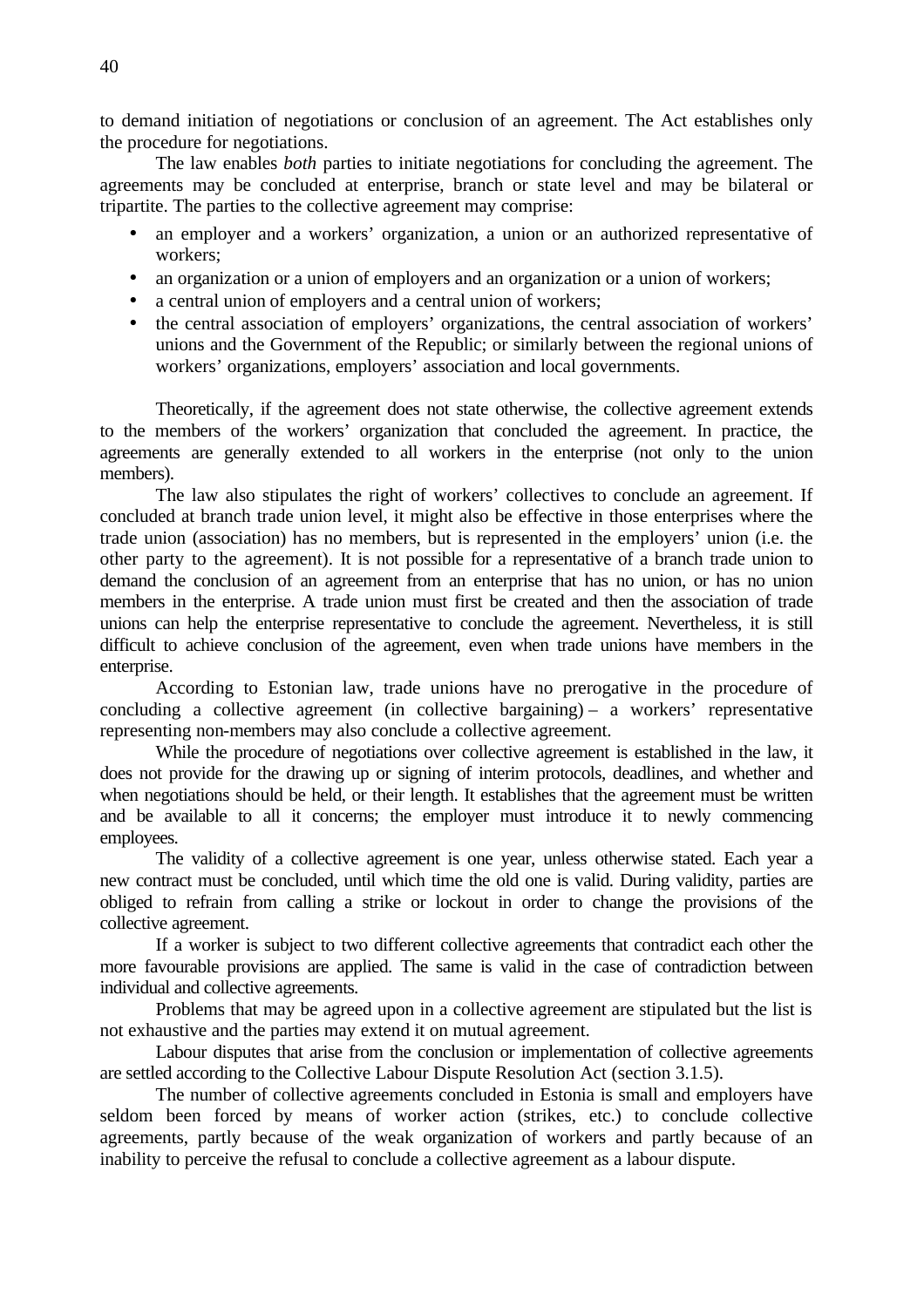to demand initiation of negotiations or conclusion of an agreement. The Act establishes only the procedure for negotiations.

The law enables *both* parties to initiate negotiations for concluding the agreement. The agreements may be concluded at enterprise, branch or state level and may be bilateral or tripartite. The parties to the collective agreement may comprise:

- an employer and a workers' organization, a union or an authorized representative of workers;
- an organization or a union of employers and an organization or a union of workers;
- a central union of employers and a central union of workers;
- the central association of employers' organizations, the central association of workers' unions and the Government of the Republic; or similarly between the regional unions of workers' organizations, employers' association and local governments.

Theoretically, if the agreement does not state otherwise, the collective agreement extends to the members of the workers' organization that concluded the agreement. In practice, the agreements are generally extended to all workers in the enterprise (not only to the union members).

The law also stipulates the right of workers' collectives to conclude an agreement. If concluded at branch trade union level, it might also be effective in those enterprises where the trade union (association) has no members, but is represented in the employers' union (i.e. the other party to the agreement). It is not possible for a representative of a branch trade union to demand the conclusion of an agreement from an enterprise that has no union, or has no union members in the enterprise. A trade union must first be created and then the association of trade unions can help the enterprise representative to conclude the agreement. Nevertheless, it is still difficult to achieve conclusion of the agreement, even when trade unions have members in the enterprise.

According to Estonian law, trade unions have no prerogative in the procedure of concluding a collective agreement (in collective bargaining) – a workers' representative representing non-members may also conclude a collective agreement.

While the procedure of negotiations over collective agreement is established in the law, it does not provide for the drawing up or signing of interim protocols, deadlines, and whether and when negotiations should be held, or their length. It establishes that the agreement must be written and be available to all it concerns; the employer must introduce it to newly commencing employees.

The validity of a collective agreement is one year, unless otherwise stated. Each year a new contract must be concluded, until which time the old one is valid. During validity, parties are obliged to refrain from calling a strike or lockout in order to change the provisions of the collective agreement.

If a worker is subject to two different collective agreements that contradict each other the more favourable provisions are applied. The same is valid in the case of contradiction between individual and collective agreements.

Problems that may be agreed upon in a collective agreement are stipulated but the list is not exhaustive and the parties may extend it on mutual agreement.

Labour disputes that arise from the conclusion or implementation of collective agreements are settled according to the Collective Labour Dispute Resolution Act (section 3.1.5).

The number of collective agreements concluded in Estonia is small and employers have seldom been forced by means of worker action (strikes, etc.) to conclude collective agreements, partly because of the weak organization of workers and partly because of an inability to perceive the refusal to conclude a collective agreement as a labour dispute.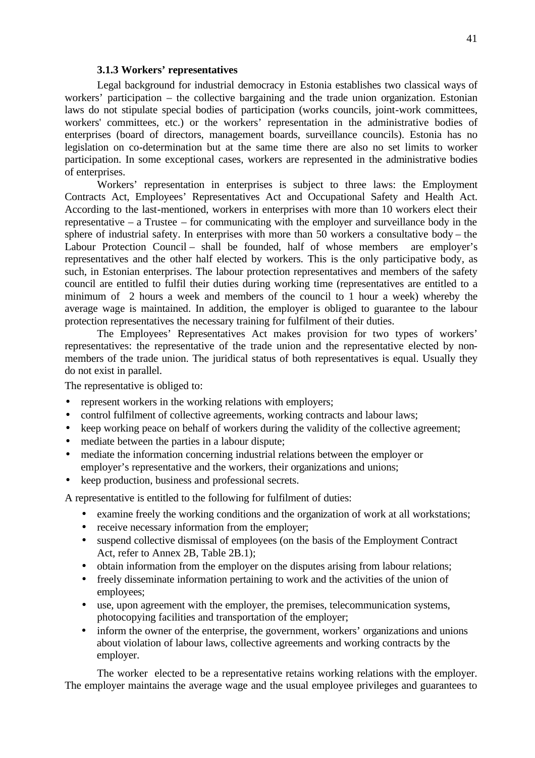### 3.1.3 Workers' representatives

Legal background for industrial democracy in Estonia establishes two classical ways of workers' participation – the collective bargaining and the trade union organization. Estonian laws do not stipulate special bodies of participation (works councils, joint-work committees, workers' committees, etc.) or the workers' representation in the administrative bodies of enterprises (board of directors, management boards, surveillance councils). Estonia has no legislation on co-determination but at the same time there are also no set limits to worker participation. In some exceptional cases, workers are represented in the administrative bodies of enterprises.

Workers' representation in enterprises is subject to three laws: the Employment Contracts Act, Employees' Representatives Act and Occupational Safety and Health Act. According to the last-mentioned, workers in enterprises with more than 10 workers elect their representative – a Trustee – for communicating with the employer and surveillance body in the sphere of industrial safety. In enterprises with more than 50 workers a consultative body – the Labour Protection Council – shall be founded, half of whose members are employer's representatives and the other half elected by workers. This is the only participative body, as such, in Estonian enterprises. The labour protection representatives and members of the safety council are entitled to fulfil their duties during working time (representatives are entitled to a minimum of 2 hours a week and members of the council to 1 hour a week) whereby the average wage is maintained. In addition, the employer is obliged to guarantee to the labour protection representatives the necessary training for fulfilment of their duties.

The Employees' Representatives Act makes provision for two types of workers' representatives: the representative of the trade union and the representative elected by non-members of the trade union. The juridical status of both representatives is equal. Usually they do not exist in parallel.

The representative is obliged to:

- represent workers in the working relations with employers;
- control fulfilment of collective agreements, working contracts and labour laws;
- keep working peace on behalf of workers during the validity of the collective agreement;
- mediate between the parties in a labour dispute;
- mediate the information concerning industrial relations between the employer or employer's representative and the workers, their organizations and unions;
- keep production, business and professional secrets.

A representative is entitled to the following for fulfilment of duties:

- examine freely the working conditions and the organization of work at all workstations;
- receive necessary information from the employer;
- suspend collective dismissal of employees (on the basis of the Employment Contract Act, refer to Annex 2B, Table 2B.1);
- obtain information from the employer on the disputes arising from labour relations;
- freely disseminate information pertaining to work and the activities of the union of employees;
- use, upon agreement with the employer, the premises, telecommunication systems, photocopying facilities and transportation of the employer;
- inform the owner of the enterprise, the government, workers' organizations and unions about violation of labour laws, collective agreements and working contracts by the employer.

The worker elected to be a representative retains working relations with the employer. The employer maintains the average wage and the usual employee privileges and guarantees to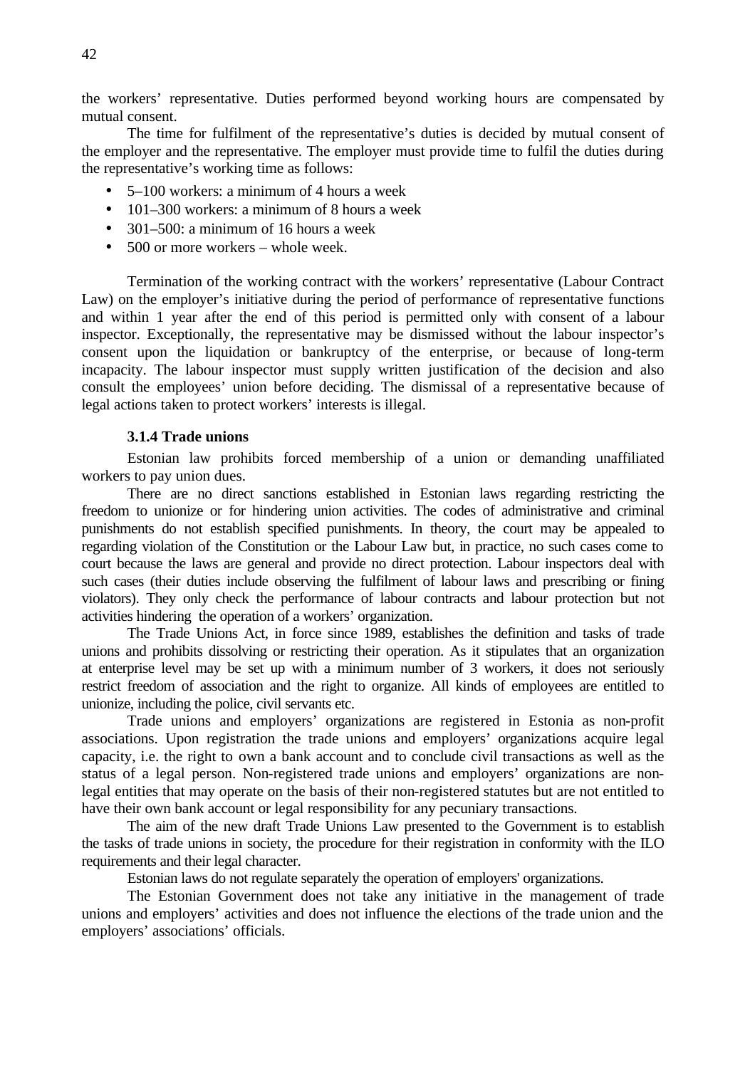the workers' representative. Duties performed beyond working hours are compensated by mutual consent.

The time for fulfilment of the representative's duties is decided by mutual consent of the employer and the representative. The employer must provide time to fulfil the duties during the representative's working time as follows:

- 5–100 workers: a minimum of 4 hours a week
- 101–300 workers: a minimum of 8 hours a week
- 301–500: a minimum of 16 hours a week
- 500 or more workers – whole week.

Termination of the working contract with the workers' representative (Labour Contract Law) on the employer's initiative during the period of performance of representative functions and within 1 year after the end of this period is permitted only with consent of a labour inspector. Exceptionally, the representative may be dismissed without the labour inspector's consent upon the liquidation or bankruptcy of the enterprise, or because of long-term incapacity. The labour inspector must supply written justification of the decision and also consult the employees' union before deciding. The dismissal of a representative because of legal actions taken to protect workers' interests is illegal.

### 3.1.4 Trade unions

Estonian law prohibits forced membership of a union or demanding unaffiliated workers to pay union dues.

There are no direct sanctions established in Estonian laws regarding restricting the freedom to unionize or for hindering union activities. The codes of administrative and criminal punishments do not establish specified punishments. In theory, the court may be appealed to regarding violation of the Constitution or the Labour Law but, in practice, no such cases come to court because the laws are general and provide no direct protection. Labour inspectors deal with such cases (their duties include observing the fulfilment of labour laws and prescribing or fining violators). They only check the performance of labour contracts and labour protection but not activities hindering the operation of a workers' organization.

The Trade Unions Act, in force since 1989, establishes the definition and tasks of trade unions and prohibits dissolving or restricting their operation. As it stipulates that an organization at enterprise level may be set up with a minimum number of 3 workers, it does not seriously restrict freedom of association and the right to organize. All kinds of employees are entitled to unionize, including the police, civil servants etc.

Trade unions and employers' organizations are registered in Estonia as non-profit associations. Upon registration the trade unions and employers' organizations acquire legal capacity, i.e. the right to own a bank account and to conclude civil transactions as well as the status of a legal person. Non-registered trade unions and employers' organizations are non-legal entities that may operate on the basis of their non-registered statutes but are not entitled to have their own bank account or legal responsibility for any pecuniary transactions.

The aim of the new draft Trade Unions Law presented to the Government is to establish the tasks of trade unions in society, the procedure for their registration in conformity with the ILO requirements and their legal character.

Estonian laws do not regulate separately the operation of employers' organizations.

The Estonian Government does not take any initiative in the management of trade unions and employers' activities and does not influence the elections of the trade union and the employers' associations' officials.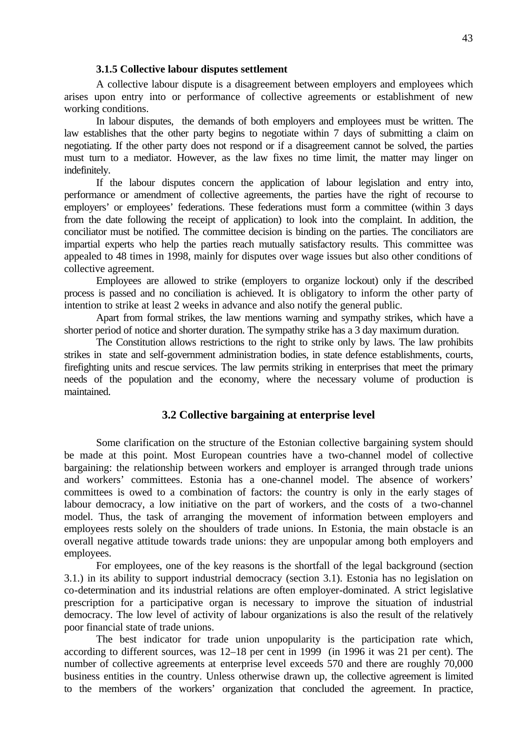### 3.1.5 Collective labour disputes settlement

A collective labour dispute is a disagreement between employers and employees which arises upon entry into or performance of collective agreements or establishment of new working conditions.

In labour disputes, the demands of both employers and employees must be written. The law establishes that the other party begins to negotiate within 7 days of submitting a claim on negotiating. If the other party does not respond or if a disagreement cannot be solved, the parties must turn to a mediator. However, as the law fixes no time limit, the matter may linger on indefinitely.

If the labour disputes concern the application of labour legislation and entry into, performance or amendment of collective agreements, the parties have the right of recourse to employers' or employees' federations. These federations must form a committee (within 3 days from the date following the receipt of application) to look into the complaint. In addition, the conciliator must be notified. The committee decision is binding on the parties. The conciliators are impartial experts who help the parties reach mutually satisfactory results. This committee was appealed to 48 times in 1998, mainly for disputes over wage issues but also other conditions of collective agreement.

Employees are allowed to strike (employers to organize lockout) only if the described process is passed and no conciliation is achieved. It is obligatory to inform the other party of intention to strike at least 2 weeks in advance and also notify the general public.

Apart from formal strikes, the law mentions warning and sympathy strikes, which have a shorter period of notice and shorter duration. The sympathy strike has a 3 day maximum duration.

The Constitution allows restrictions to the right to strike only by laws. The law prohibits strikes in state and self-government administration bodies, in state defence establishments, courts, firefighting units and rescue services. The law permits striking in enterprises that meet the primary needs of the population and the economy, where the necessary volume of production is maintained.

## 3.2 Collective bargaining at enterprise level

Some clarification on the structure of the Estonian collective bargaining system should be made at this point. Most European countries have a two-channel model of collective bargaining: the relationship between workers and employer is arranged through trade unions and workers' committees. Estonia has a one-channel model. The absence of workers' committees is owed to a combination of factors: the country is only in the early stages of labour democracy, a low initiative on the part of workers, and the costs of a two-channel model. Thus, the task of arranging the movement of information between employers and employees rests solely on the shoulders of trade unions. In Estonia, the main obstacle is an overall negative attitude towards trade unions: they are unpopular among both employers and employees.

For employees, one of the key reasons is the shortfall of the legal background (section 3.1.) in its ability to support industrial democracy (section 3.1). Estonia has no legislation on co-determination and its industrial relations are often employer-dominated. A strict legislative prescription for a participative organ is necessary to improve the situation of industrial democracy. The low level of activity of labour organizations is also the result of the relatively poor financial state of trade unions.

The best indicator for trade union unpopularity is the participation rate which, according to different sources, was 12–18 per cent in 1999 (in 1996 it was 21 per cent). The number of collective agreements at enterprise level exceeds 570 and there are roughly 70,000 business entities in the country. Unless otherwise drawn up, the collective agreement is limited to the members of the workers' organization that concluded the agreement. In practice,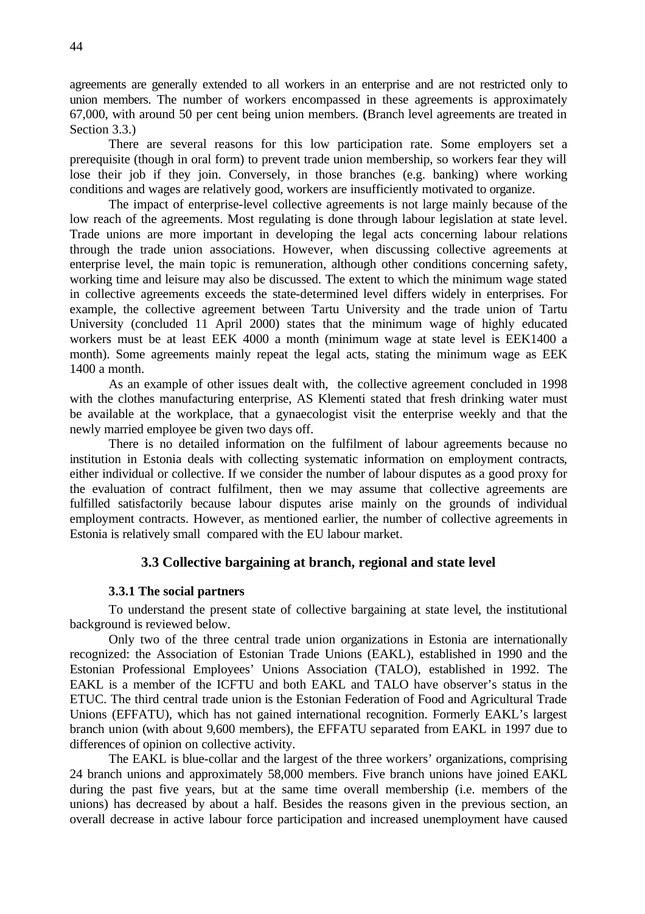agreements are generally extended to all workers in an enterprise and are not restricted only to union members. The number of workers encompassed in these agreements is approximately 67,000, with around 50 per cent being union members. **(**Branch level agreements are treated in Section 3.3.)

There are several reasons for this low participation rate. Some employers set a prerequisite (though in oral form) to prevent trade union membership, so workers fear they will lose their job if they join. Conversely, in those branches (e.g. banking) where working conditions and wages are relatively good, workers are insufficiently motivated to organize.

The impact of enterprise-level collective agreements is not large mainly because of the low reach of the agreements. Most regulating is done through labour legislation at state level. Trade unions are more important in developing the legal acts concerning labour relations through the trade union associations. However, when discussing collective agreements at enterprise level, the main topic is remuneration, although other conditions concerning safety, working time and leisure may also be discussed. The extent to which the minimum wage stated in collective agreements exceeds the state-determined level differs widely in enterprises. For example, the collective agreement between Tartu University and the trade union of Tartu University (concluded 11 April 2000) states that the minimum wage of highly educated workers must be at least EEK 4000 a month (minimum wage at state level is EEK1400 a month). Some agreements mainly repeat the legal acts, stating the minimum wage as EEK 1400 a month.

As an example of other issues dealt with, the collective agreement concluded in 1998 with the clothes manufacturing enterprise, AS Klementi stated that fresh drinking water must be available at the workplace, that a gynaecologist visit the enterprise weekly and that the newly married employee be given two days off.

There is no detailed information on the fulfilment of labour agreements because no institution in Estonia deals with collecting systematic information on employment contracts, either individual or collective. If we consider the number of labour disputes as a good proxy for the evaluation of contract fulfilment, then we may assume that collective agreements are fulfilled satisfactorily because labour disputes arise mainly on the grounds of individual employment contracts. However, as mentioned earlier, the number of collective agreements in Estonia is relatively small compared with the EU labour market.

## 3.3 Collective bargaining at branch, regional and state level

### 3.3.1 The social partners

To understand the present state of collective bargaining at state level, the institutional background is reviewed below.

Only two of the three central trade union organizations in Estonia are internationally recognized: the Association of Estonian Trade Unions (EAKL), established in 1990 and the Estonian Professional Employees' Unions Association (TALO), established in 1992. The EAKL is a member of the ICFTU and both EAKL and TALO have observer's status in the ETUC. The third central trade union is the Estonian Federation of Food and Agricultural Trade Unions (EFFATU), which has not gained international recognition. Formerly EAKL's largest branch union (with about 9,600 members), the EFFATU separated from EAKL in 1997 due to differences of opinion on collective activity.

The EAKL is blue-collar and the largest of the three workers' organizations, comprising 24 branch unions and approximately 58,000 members. Five branch unions have joined EAKL during the past five years, but at the same time overall membership (i.e. members of the unions) has decreased by about a half. Besides the reasons given in the previous section, an overall decrease in active labour force participation and increased unemployment have caused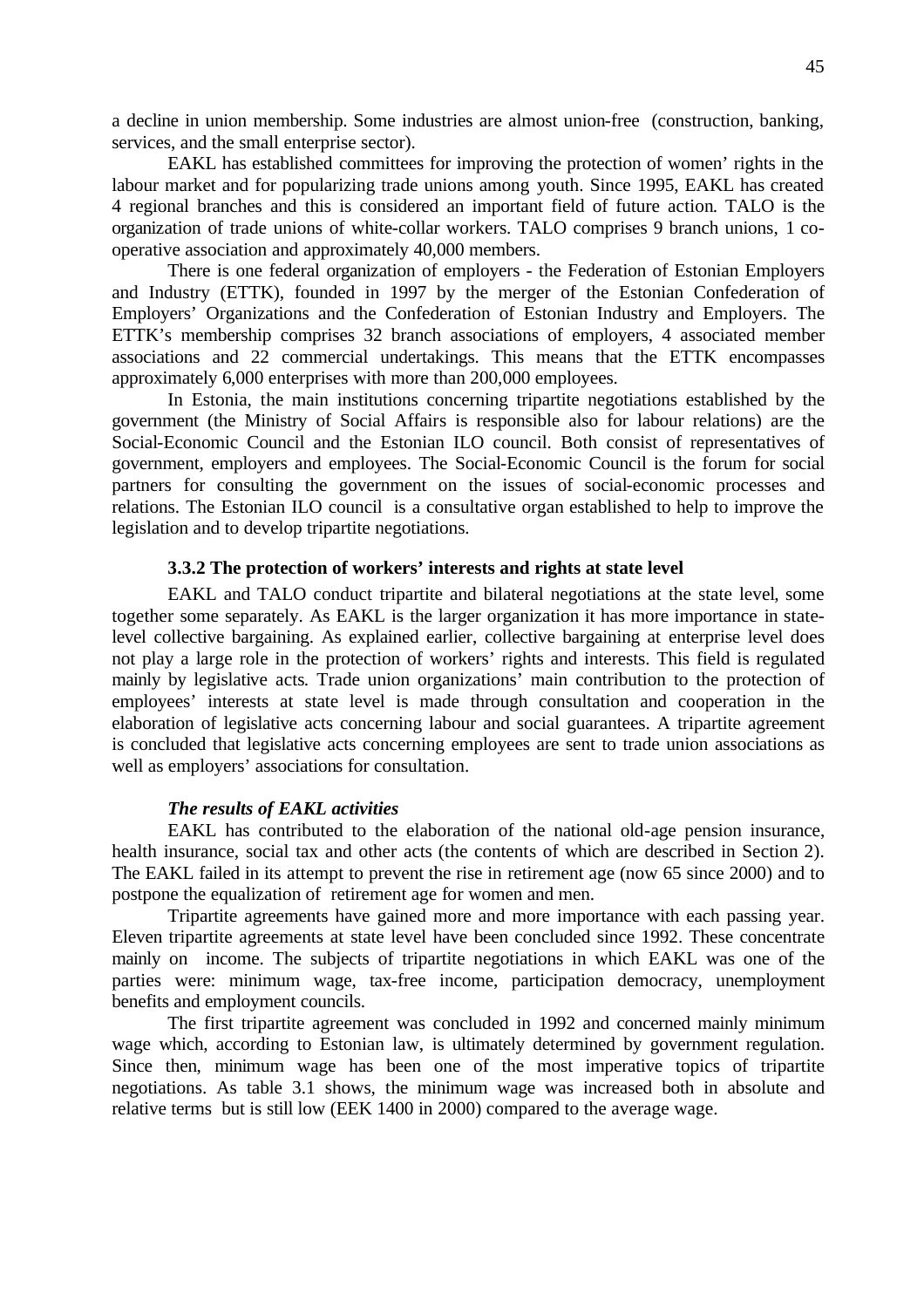a decline in union membership. Some industries are almost union-free (construction, banking, services, and the small enterprise sector).

EAKL has established committees for improving the protection of women' rights in the labour market and for popularizing trade unions among youth. Since 1995, EAKL has created 4 regional branches and this is considered an important field of future action. TALO is the organization of trade unions of white-collar workers. TALO comprises 9 branch unions, 1 co-operative association and approximately 40,000 members.

There is one federal organization of employers - the Federation of Estonian Employers and Industry (ETTK), founded in 1997 by the merger of the Estonian Confederation of Employers' Organizations and the Confederation of Estonian Industry and Employers. The ETTK's membership comprises 32 branch associations of employers, 4 associated member associations and 22 commercial undertakings. This means that the ETTK encompasses approximately 6,000 enterprises with more than 200,000 employees.

In Estonia, the main institutions concerning tripartite negotiations established by the government (the Ministry of Social Affairs is responsible also for labour relations) are the Social-Economic Council and the Estonian ILO council. Both consist of representatives of government, employers and employees. The Social-Economic Council is the forum for social partners for consulting the government on the issues of social-economic processes and relations. The Estonian ILO council is a consultative organ established to help to improve the legislation and to develop tripartite negotiations.

### 3.3.2 The protection of workers' interests and rights at state level

EAKL and TALO conduct tripartite and bilateral negotiations at the state level, some together some separately. As EAKL is the larger organization it has more importance in state-level collective bargaining. As explained earlier, collective bargaining at enterprise level does not play a large role in the protection of workers' rights and interests. This field is regulated mainly by legislative acts. Trade union organizations' main contribution to the protection of employees' interests at state level is made through consultation and cooperation in the elaboration of legislative acts concerning labour and social guarantees. A tripartite agreement is concluded that legislative acts concerning employees are sent to trade union associations as well as employers' associations for consultation.

***The results of EAKL activities***

EAKL has contributed to the elaboration of the national old-age pension insurance, health insurance, social tax and other acts (the contents of which are described in Section 2). The EAKL failed in its attempt to prevent the rise in retirement age (now 65 since 2000) and to postpone the equalization of retirement age for women and men.

Tripartite agreements have gained more and more importance with each passing year. Eleven tripartite agreements at state level have been concluded since 1992. These concentrate mainly on income. The subjects of tripartite negotiations in which EAKL was one of the parties were: minimum wage, tax-free income, participation democracy, unemployment benefits and employment councils.

The first tripartite agreement was concluded in 1992 and concerned mainly minimum wage which, according to Estonian law, is ultimately determined by government regulation. Since then, minimum wage has been one of the most imperative topics of tripartite negotiations. As table 3.1 shows, the minimum wage was increased both in absolute and relative terms but is still low (EEK 1400 in 2000) compared to the average wage.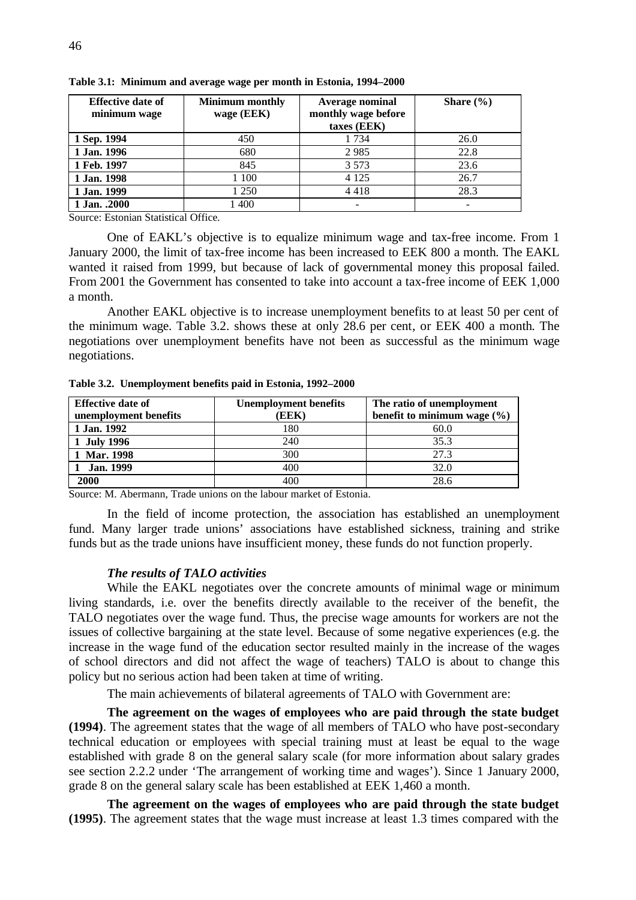**Table 3.1: Minimum and average wage per month in Estonia, 1994–2000**

| Effective date of minimum wage | Minimum monthly wage (EEK) | Average nominal monthly wage before taxes (EEK) | Share (%) |
|---|---|---|---|
| **1 Sep. 1994** | 450 | 1 734 | 26.0 |
| **1 Jan. 1996** | 680 | 2 985 | 22.8 |
| **1 Feb. 1997** | 845 | 3 573 | 23.6 |
| **1 Jan. 1998** | 1 100 | 4 125 | 26.7 |
| **1 Jan. 1999** | 1 250 | 4 418 | 28.3 |
| **1 Jan. .2000** | 1 400 | - | - |

Source: Estonian Statistical Office.

One of EAKL's objective is to equalize minimum wage and tax-free income. From 1 January 2000, the limit of tax-free income has been increased to EEK 800 a month. The EAKL wanted it raised from 1999, but because of lack of governmental money this proposal failed. From 2001 the Government has consented to take into account a tax-free income of EEK 1,000 a month.

Another EAKL objective is to increase unemployment benefits to at least 50 per cent of the minimum wage. Table 3.2. shows these at only 28.6 per cent, or EEK 400 a month. The negotiations over unemployment benefits have not been as successful as the minimum wage negotiations.

**Table 3.2. Unemployment benefits paid in Estonia, 1992–2000**

| Effective date of unemployment benefits | Unemployment benefits (EEK) | The ratio of unemployment benefit to minimum wage (%) |
|---|---|---|
| **1 Jan. 1992** | 180 | 60.0 |
| **1 July 1996** | 240 | 35.3 |
| **1 Mar. 1998** | 300 | 27.3 |
| **1 Jan. 1999** | 400 | 32.0 |
| **2000** | 400 | 28.6 |

Source: M. Abermann, Trade unions on the labour market of Estonia.

In the field of income protection, the association has established an unemployment fund. Many larger trade unions' associations have established sickness, training and strike funds but as the trade unions have insufficient money, these funds do not function properly.

***The results of TALO activities***

While the EAKL negotiates over the concrete amounts of minimal wage or minimum living standards, i.e. over the benefits directly available to the receiver of the benefit, the TALO negotiates over the wage fund. Thus, the precise wage amounts for workers are not the issues of collective bargaining at the state level. Because of some negative experiences (e.g. the increase in the wage fund of the education sector resulted mainly in the increase of the wages of school directors and did not affect the wage of teachers) TALO is about to change this policy but no serious action had been taken at time of writing.

The main achievements of bilateral agreements of TALO with Government are:

**The agreement on the wages of employees who are paid through the state budget (1994)**. The agreement states that the wage of all members of TALO who have post-secondary technical education or employees with special training must at least be equal to the wage established with grade 8 on the general salary scale (for more information about salary grades see section 2.2.2 under 'The arrangement of working time and wages'). Since 1 January 2000, grade 8 on the general salary scale has been established at EEK 1,460 a month.

**The agreement on the wages of employees who are paid through the state budget (1995)**. The agreement states that the wage must increase at least 1.3 times compared with the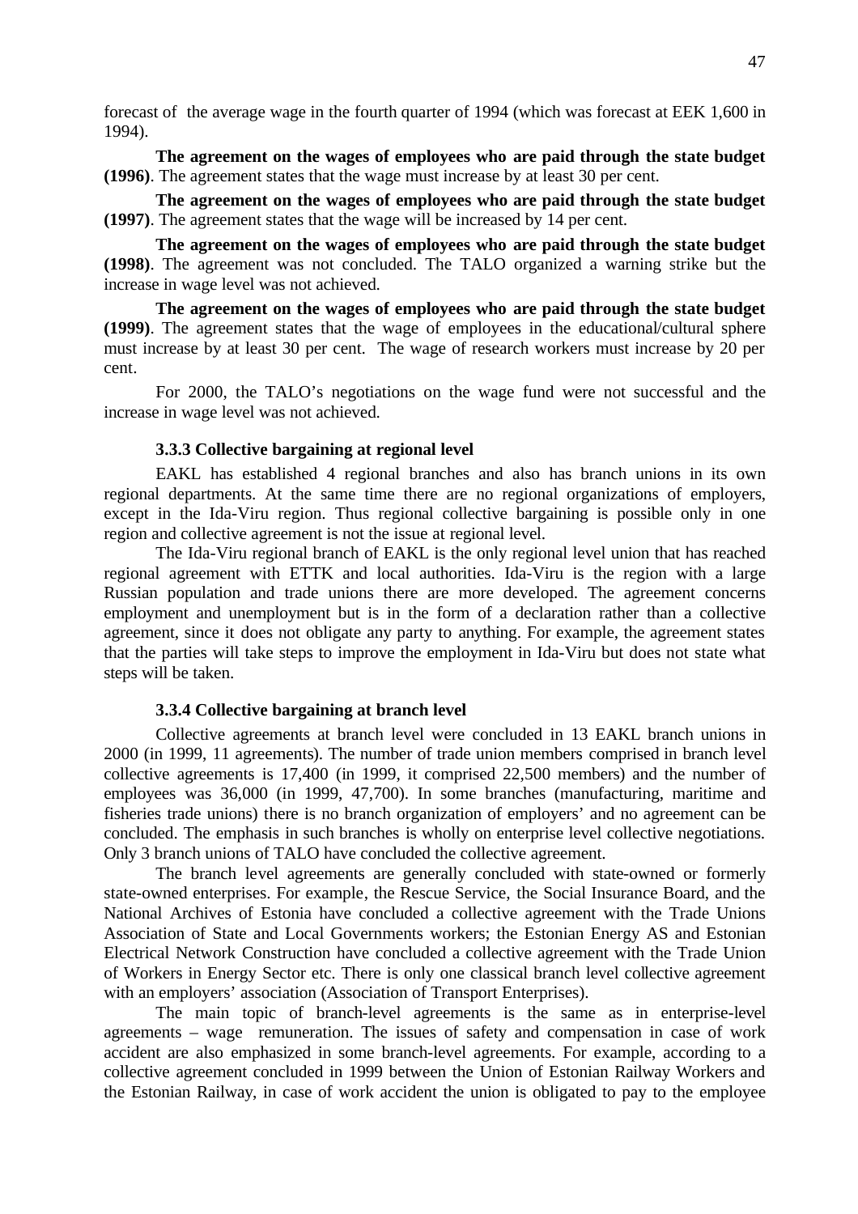forecast of the average wage in the fourth quarter of 1994 (which was forecast at EEK 1,600 in 1994).

**The agreement on the wages of employees who are paid through the state budget (1996)**. The agreement states that the wage must increase by at least 30 per cent.

**The agreement on the wages of employees who are paid through the state budget (1997)**. The agreement states that the wage will be increased by 14 per cent.

**The agreement on the wages of employees who are paid through the state budget (1998)**. The agreement was not concluded. The TALO organized a warning strike but the increase in wage level was not achieved.

**The agreement on the wages of employees who are paid through the state budget (1999)**. The agreement states that the wage of employees in the educational/cultural sphere must increase by at least 30 per cent. The wage of research workers must increase by 20 per cent.

For 2000, the TALO's negotiations on the wage fund were not successful and the increase in wage level was not achieved.

### 3.3.3 Collective bargaining at regional level

EAKL has established 4 regional branches and also has branch unions in its own regional departments. At the same time there are no regional organizations of employers, except in the Ida-Viru region. Thus regional collective bargaining is possible only in one region and collective agreement is not the issue at regional level.

The Ida-Viru regional branch of EAKL is the only regional level union that has reached regional agreement with ETTK and local authorities. Ida-Viru is the region with a large Russian population and trade unions there are more developed. The agreement concerns employment and unemployment but is in the form of a declaration rather than a collective agreement, since it does not obligate any party to anything. For example, the agreement states that the parties will take steps to improve the employment in Ida-Viru but does not state what steps will be taken.

### 3.3.4 Collective bargaining at branch level

Collective agreements at branch level were concluded in 13 EAKL branch unions in 2000 (in 1999, 11 agreements). The number of trade union members comprised in branch level collective agreements is 17,400 (in 1999, it comprised 22,500 members) and the number of employees was 36,000 (in 1999, 47,700). In some branches (manufacturing, maritime and fisheries trade unions) there is no branch organization of employers' and no agreement can be concluded. The emphasis in such branches is wholly on enterprise level collective negotiations. Only 3 branch unions of TALO have concluded the collective agreement.

The branch level agreements are generally concluded with state-owned or formerly state-owned enterprises. For example, the Rescue Service, the Social Insurance Board, and the National Archives of Estonia have concluded a collective agreement with the Trade Unions Association of State and Local Governments workers; the Estonian Energy AS and Estonian Electrical Network Construction have concluded a collective agreement with the Trade Union of Workers in Energy Sector etc. There is only one classical branch level collective agreement with an employers' association (Association of Transport Enterprises).

The main topic of branch-level agreements is the same as in enterprise-level agreements – wage remuneration. The issues of safety and compensation in case of work accident are also emphasized in some branch-level agreements. For example, according to a collective agreement concluded in 1999 between the Union of Estonian Railway Workers and the Estonian Railway, in case of work accident the union is obligated to pay to the employee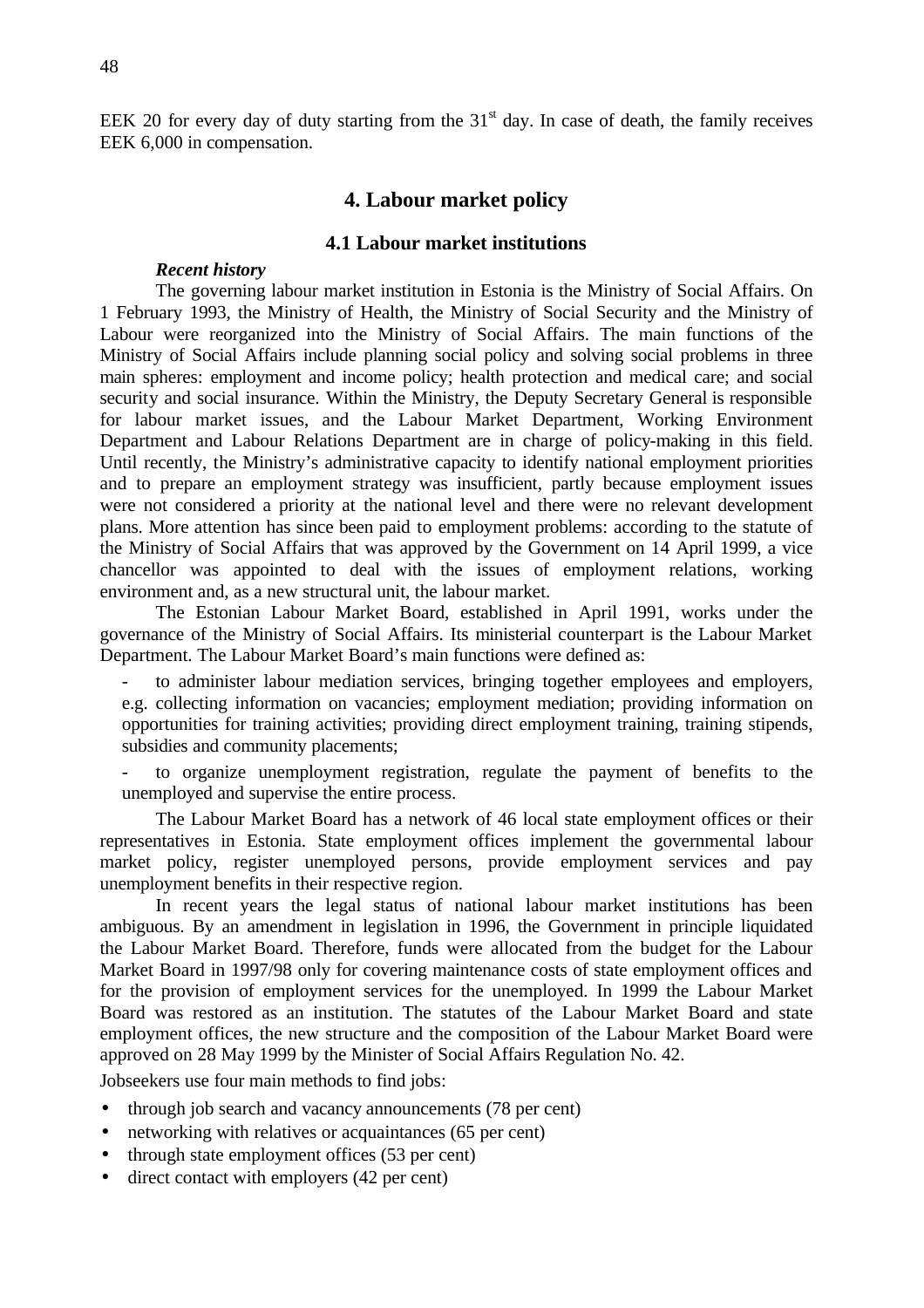EEK 20 for every day of duty starting from the 31st day. In case of death, the family receives EEK 6,000 in compensation.

## 4. Labour market policy

### 4.1 Labour market institutions

***Recent history***

The governing labour market institution in Estonia is the Ministry of Social Affairs. On 1 February 1993, the Ministry of Health, the Ministry of Social Security and the Ministry of Labour were reorganized into the Ministry of Social Affairs. The main functions of the Ministry of Social Affairs include planning social policy and solving social problems in three main spheres: employment and income policy; health protection and medical care; and social security and social insurance. Within the Ministry, the Deputy Secretary General is responsible for labour market issues, and the Labour Market Department, Working Environment Department and Labour Relations Department are in charge of policy-making in this field. Until recently, the Ministry's administrative capacity to identify national employment priorities and to prepare an employment strategy was insufficient, partly because employment issues were not considered a priority at the national level and there were no relevant development plans. More attention has since been paid to employment problems: according to the statute of the Ministry of Social Affairs that was approved by the Government on 14 April 1999, a vice chancellor was appointed to deal with the issues of employment relations, working environment and, as a new structural unit, the labour market.

The Estonian Labour Market Board, established in April 1991, works under the governance of the Ministry of Social Affairs. Its ministerial counterpart is the Labour Market Department. The Labour Market Board's main functions were defined as:

- to administer labour mediation services, bringing together employees and employers, e.g. collecting information on vacancies; employment mediation; providing information on opportunities for training activities; providing direct employment training, training stipends, subsidies and community placements;
- to organize unemployment registration, regulate the payment of benefits to the unemployed and supervise the entire process.

The Labour Market Board has a network of 46 local state employment offices or their representatives in Estonia. State employment offices implement the governmental labour market policy, register unemployed persons, provide employment services and pay unemployment benefits in their respective region.

In recent years the legal status of national labour market institutions has been ambiguous. By an amendment in legislation in 1996, the Government in principle liquidated the Labour Market Board. Therefore, funds were allocated from the budget for the Labour Market Board in 1997/98 only for covering maintenance costs of state employment offices and for the provision of employment services for the unemployed. In 1999 the Labour Market Board was restored as an institution. The statutes of the Labour Market Board and state employment offices, the new structure and the composition of the Labour Market Board were approved on 28 May 1999 by the Minister of Social Affairs Regulation No. 42.

Jobseekers use four main methods to find jobs:

- through job search and vacancy announcements (78 per cent)
- networking with relatives or acquaintances (65 per cent)
- through state employment offices (53 per cent)
- direct contact with employers (42 per cent)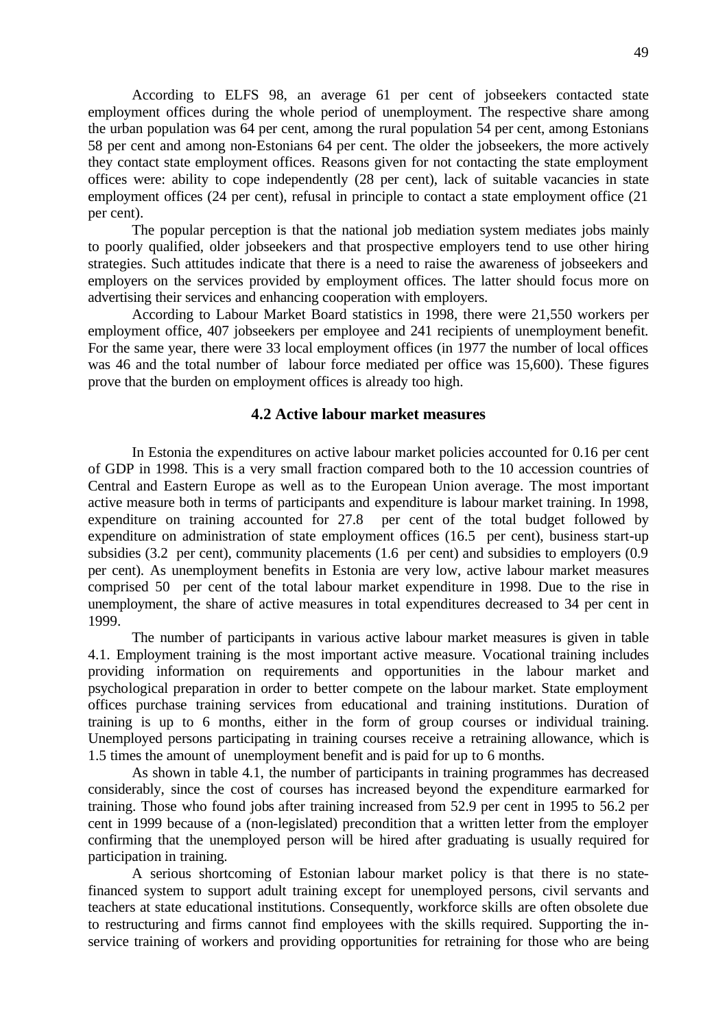According to ELFS 98, an average 61 per cent of jobseekers contacted state employment offices during the whole period of unemployment. The respective share among the urban population was 64 per cent, among the rural population 54 per cent, among Estonians 58 per cent and among non-Estonians 64 per cent. The older the jobseekers, the more actively they contact state employment offices. Reasons given for not contacting the state employment offices were: ability to cope independently (28 per cent), lack of suitable vacancies in state employment offices (24 per cent), refusal in principle to contact a state employment office (21 per cent).

The popular perception is that the national job mediation system mediates jobs mainly to poorly qualified, older jobseekers and that prospective employers tend to use other hiring strategies. Such attitudes indicate that there is a need to raise the awareness of jobseekers and employers on the services provided by employment offices. The latter should focus more on advertising their services and enhancing cooperation with employers.

According to Labour Market Board statistics in 1998, there were 21,550 workers per employment office, 407 jobseekers per employee and 241 recipients of unemployment benefit. For the same year, there were 33 local employment offices (in 1977 the number of local offices was 46 and the total number of labour force mediated per office was 15,600). These figures prove that the burden on employment offices is already too high.

### 4.2 Active labour market measures

In Estonia the expenditures on active labour market policies accounted for 0.16 per cent of GDP in 1998. This is a very small fraction compared both to the 10 accession countries of Central and Eastern Europe as well as to the European Union average. The most important active measure both in terms of participants and expenditure is labour market training. In 1998, expenditure on training accounted for 27.8 per cent of the total budget followed by expenditure on administration of state employment offices (16.5 per cent), business start-up subsidies (3.2 per cent), community placements (1.6 per cent) and subsidies to employers (0.9 per cent). As unemployment benefits in Estonia are very low, active labour market measures comprised 50 per cent of the total labour market expenditure in 1998. Due to the rise in unemployment, the share of active measures in total expenditures decreased to 34 per cent in 1999.

The number of participants in various active labour market measures is given in table 4.1. Employment training is the most important active measure. Vocational training includes providing information on requirements and opportunities in the labour market and psychological preparation in order to better compete on the labour market. State employment offices purchase training services from educational and training institutions. Duration of training is up to 6 months, either in the form of group courses or individual training. Unemployed persons participating in training courses receive a retraining allowance, which is 1.5 times the amount of unemployment benefit and is paid for up to 6 months.

As shown in table 4.1, the number of participants in training programmes has decreased considerably, since the cost of courses has increased beyond the expenditure earmarked for training. Those who found jobs after training increased from 52.9 per cent in 1995 to 56.2 per cent in 1999 because of a (non-legislated) precondition that a written letter from the employer confirming that the unemployed person will be hired after graduating is usually required for participation in training.

A serious shortcoming of Estonian labour market policy is that there is no state-financed system to support adult training except for unemployed persons, civil servants and teachers at state educational institutions. Consequently, workforce skills are often obsolete due to restructuring and firms cannot find employees with the skills required. Supporting the in-service training of workers and providing opportunities for retraining for those who are being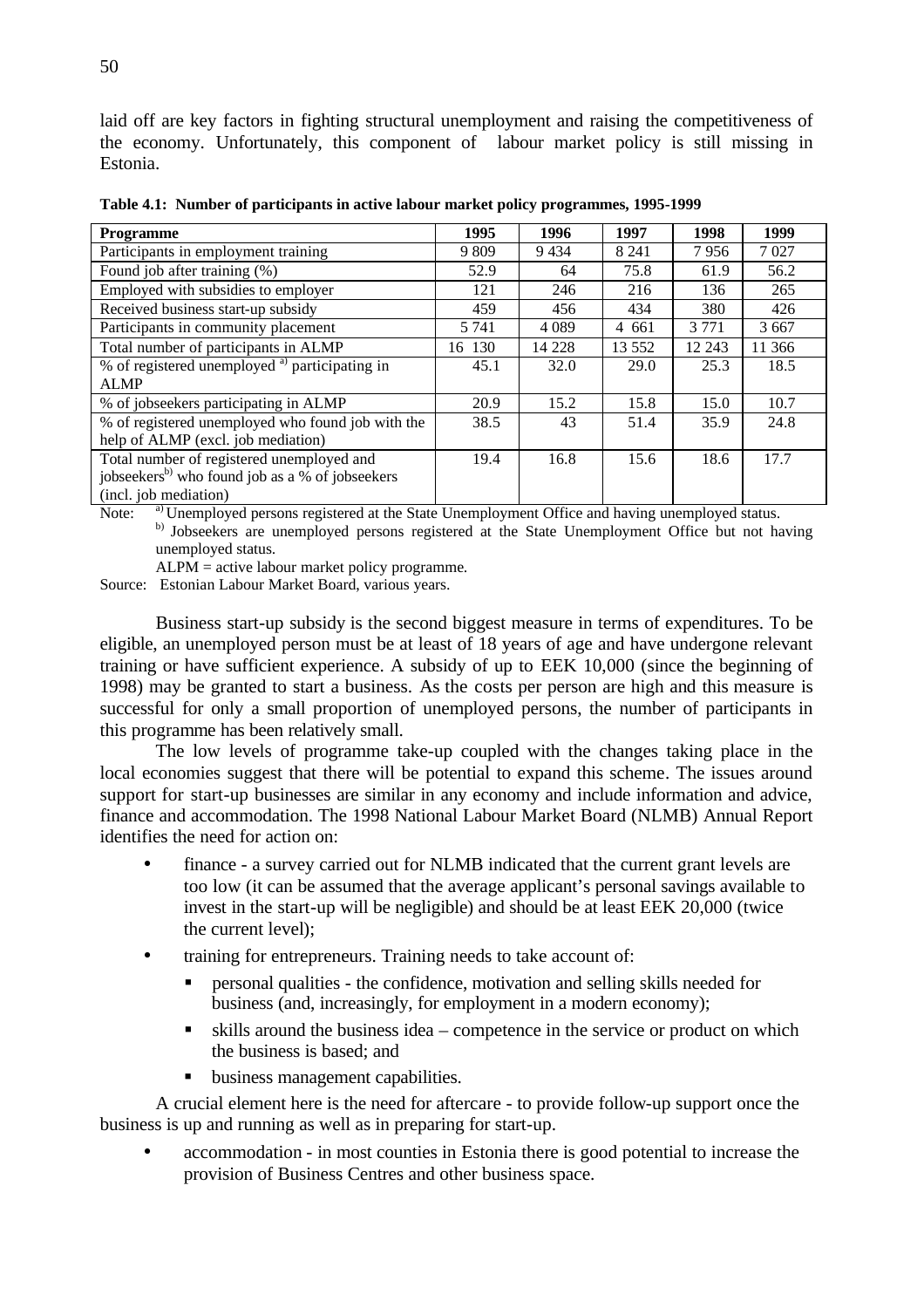laid off are key factors in fighting structural unemployment and raising the competitiveness of the economy. Unfortunately, this component of labour market policy is still missing in Estonia.

**Table 4.1: Number of participants in active labour market policy programmes, 1995-1999**

| Programme | 1995 | 1996 | 1997 | 1998 | 1999 |
|---|---|---|---|---|---|
| Participants in employment training | 9 809 | 9 434 | 8 241 | 7 956 | 7 027 |
| Found job after training (%) | 52.9 | 64 | 75.8 | 61.9 | 56.2 |
| Employed with subsidies to employer | 121 | 246 | 216 | 136 | 265 |
| Received business start-up subsidy | 459 | 456 | 434 | 380 | 426 |
| Participants in community placement | 5 741 | 4 089 | 4 661 | 3 771 | 3 667 |
| Total number of participants in ALMP | 16 130 | 14 228 | 13 552 | 12 243 | 11 366 |
| % of registered unemployed [a] participating in ALMP | 45.1 | 32.0 | 29.0 | 25.3 | 18.5 |
| % of jobseekers participating in ALMP | 20.9 | 15.2 | 15.8 | 15.0 | 10.7 |
| % of registered unemployed who found job with the help of ALMP (excl. job mediation) | 38.5 | 43 | 51.4 | 35.9 | 24.8 |
| Total number of registered unemployed and jobseekers[b] who found job as a % of jobseekers (incl. job mediation) | 19.4 | 16.8 | 15.6 | 18.6 | 17.7 |

Note: [a] Unemployed persons registered at the State Unemployment Office and having unemployed status.
[b] Jobseekers are unemployed persons registered at the State Unemployment Office but not having unemployed status.
ALPM = active labour market policy programme.

Source: Estonian Labour Market Board, various years.

Business start-up subsidy is the second biggest measure in terms of expenditures. To be eligible, an unemployed person must be at least of 18 years of age and have undergone relevant training or have sufficient experience. A subsidy of up to EEK 10,000 (since the beginning of 1998) may be granted to start a business. As the costs per person are high and this measure is successful for only a small proportion of unemployed persons, the number of participants in this programme has been relatively small.

The low levels of programme take-up coupled with the changes taking place in the local economies suggest that there will be potential to expand this scheme. The issues around support for start-up businesses are similar in any economy and include information and advice, finance and accommodation. The 1998 National Labour Market Board (NLMB) Annual Report identifies the need for action on:

- finance - a survey carried out for NLMB indicated that the current grant levels are too low (it can be assumed that the average applicant's personal savings available to invest in the start-up will be negligible) and should be at least EEK 20,000 (twice the current level);
- training for entrepreneurs. Training needs to take account of:
  - personal qualities - the confidence, motivation and selling skills needed for business (and, increasingly, for employment in a modern economy);
  - skills around the business idea – competence in the service or product on which the business is based; and
  - business management capabilities.

A crucial element here is the need for aftercare - to provide follow-up support once the business is up and running as well as in preparing for start-up.

- accommodation - in most counties in Estonia there is good potential to increase the provision of Business Centres and other business space.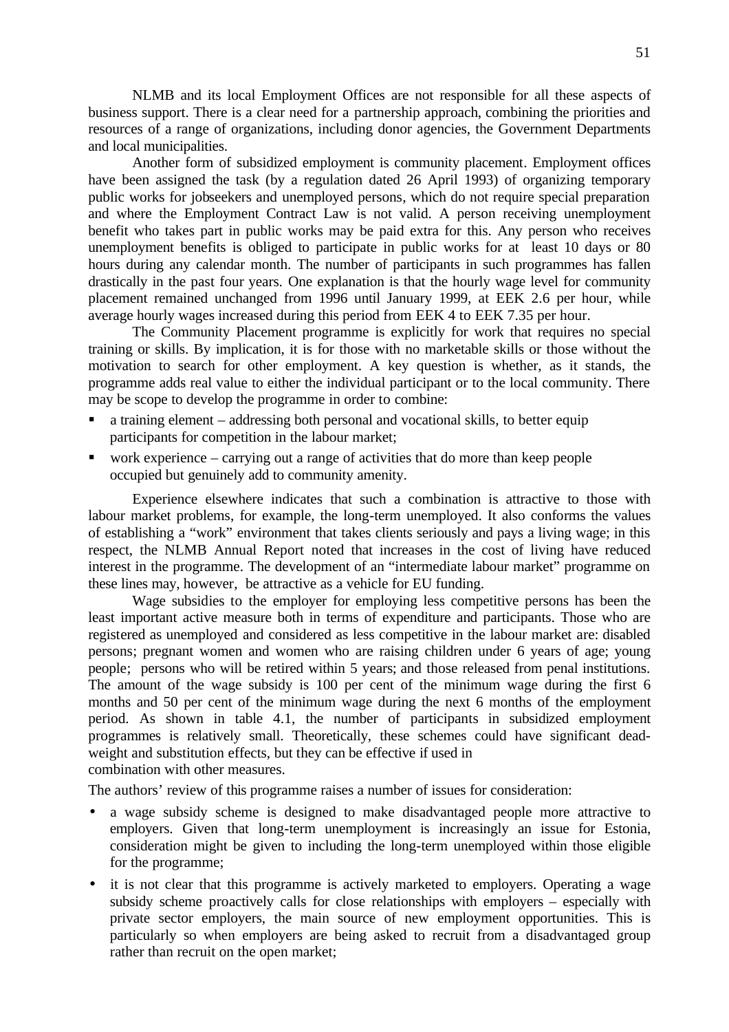NLMB and its local Employment Offices are not responsible for all these aspects of business support. There is a clear need for a partnership approach, combining the priorities and resources of a range of organizations, including donor agencies, the Government Departments and local municipalities.

Another form of subsidized employment is community placement. Employment offices have been assigned the task (by a regulation dated 26 April 1993) of organizing temporary public works for jobseekers and unemployed persons, which do not require special preparation and where the Employment Contract Law is not valid. A person receiving unemployment benefit who takes part in public works may be paid extra for this. Any person who receives unemployment benefits is obliged to participate in public works for at least 10 days or 80 hours during any calendar month. The number of participants in such programmes has fallen drastically in the past four years. One explanation is that the hourly wage level for community placement remained unchanged from 1996 until January 1999, at EEK 2.6 per hour, while average hourly wages increased during this period from EEK 4 to EEK 7.35 per hour.

The Community Placement programme is explicitly for work that requires no special training or skills. By implication, it is for those with no marketable skills or those without the motivation to search for other employment. A key question is whether, as it stands, the programme adds real value to either the individual participant or to the local community. There may be scope to develop the programme in order to combine:

- a training element – addressing both personal and vocational skills, to better equip participants for competition in the labour market;
- work experience – carrying out a range of activities that do more than keep people occupied but genuinely add to community amenity.

Experience elsewhere indicates that such a combination is attractive to those with labour market problems, for example, the long-term unemployed. It also conforms the values of establishing a "work" environment that takes clients seriously and pays a living wage; in this respect, the NLMB Annual Report noted that increases in the cost of living have reduced interest in the programme. The development of an "intermediate labour market" programme on these lines may, however, be attractive as a vehicle for EU funding.

Wage subsidies to the employer for employing less competitive persons has been the least important active measure both in terms of expenditure and participants. Those who are registered as unemployed and considered as less competitive in the labour market are: disabled persons; pregnant women and women who are raising children under 6 years of age; young people; persons who will be retired within 5 years; and those released from penal institutions. The amount of the wage subsidy is 100 per cent of the minimum wage during the first 6 months and 50 per cent of the minimum wage during the next 6 months of the employment period. As shown in table 4.1, the number of participants in subsidized employment programmes is relatively small. Theoretically, these schemes could have significant dead-weight and substitution effects, but they can be effective if used in combination with other measures.

The authors' review of this programme raises a number of issues for consideration:

- a wage subsidy scheme is designed to make disadvantaged people more attractive to employers. Given that long-term unemployment is increasingly an issue for Estonia, consideration might be given to including the long-term unemployed within those eligible for the programme;
- it is not clear that this programme is actively marketed to employers. Operating a wage subsidy scheme proactively calls for close relationships with employers – especially with private sector employers, the main source of new employment opportunities. This is particularly so when employers are being asked to recruit from a disadvantaged group rather than recruit on the open market;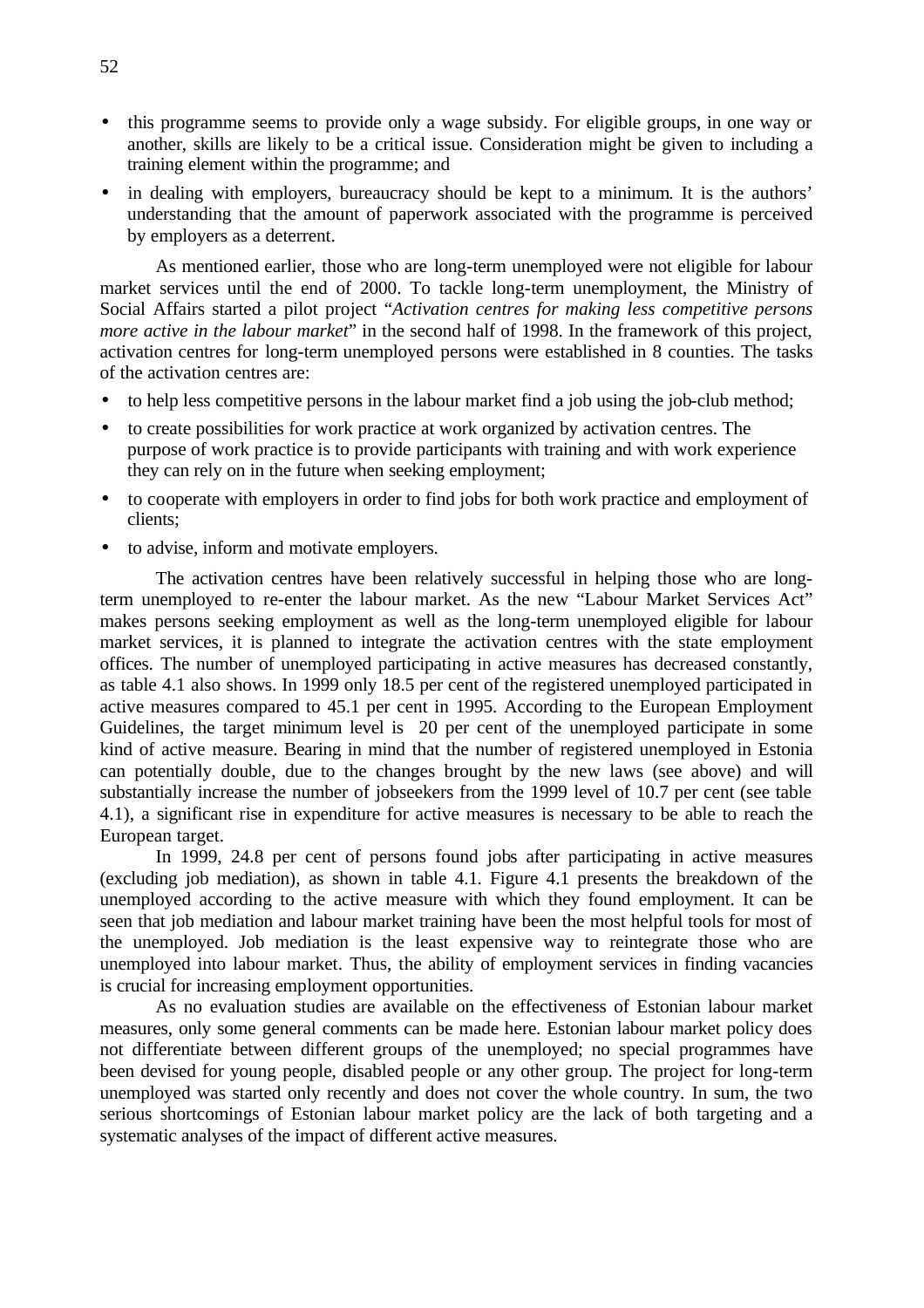- this programme seems to provide only a wage subsidy. For eligible groups, in one way or another, skills are likely to be a critical issue. Consideration might be given to including a training element within the programme; and
- in dealing with employers, bureaucracy should be kept to a minimum. It is the authors' understanding that the amount of paperwork associated with the programme is perceived by employers as a deterrent.

As mentioned earlier, those who are long-term unemployed were not eligible for labour market services until the end of 2000. To tackle long-term unemployment, the Ministry of Social Affairs started a pilot project "*Activation centres for making less competitive persons more active in the labour market*" in the second half of 1998. In the framework of this project, activation centres for long-term unemployed persons were established in 8 counties. The tasks of the activation centres are:

- to help less competitive persons in the labour market find a job using the job-club method;
- to create possibilities for work practice at work organized by activation centres. The purpose of work practice is to provide participants with training and with work experience they can rely on in the future when seeking employment;
- to cooperate with employers in order to find jobs for both work practice and employment of clients;
- to advise, inform and motivate employers.

The activation centres have been relatively successful in helping those who are long-term unemployed to re-enter the labour market. As the new "Labour Market Services Act" makes persons seeking employment as well as the long-term unemployed eligible for labour market services, it is planned to integrate the activation centres with the state employment offices. The number of unemployed participating in active measures has decreased constantly, as table 4.1 also shows. In 1999 only 18.5 per cent of the registered unemployed participated in active measures compared to 45.1 per cent in 1995. According to the European Employment Guidelines, the target minimum level is 20 per cent of the unemployed participate in some kind of active measure. Bearing in mind that the number of registered unemployed in Estonia can potentially double, due to the changes brought by the new laws (see above) and will substantially increase the number of jobseekers from the 1999 level of 10.7 per cent (see table 4.1), a significant rise in expenditure for active measures is necessary to be able to reach the European target.

In 1999, 24.8 per cent of persons found jobs after participating in active measures (excluding job mediation), as shown in table 4.1. Figure 4.1 presents the breakdown of the unemployed according to the active measure with which they found employment. It can be seen that job mediation and labour market training have been the most helpful tools for most of the unemployed. Job mediation is the least expensive way to reintegrate those who are unemployed into labour market. Thus, the ability of employment services in finding vacancies is crucial for increasing employment opportunities.

As no evaluation studies are available on the effectiveness of Estonian labour market measures, only some general comments can be made here. Estonian labour market policy does not differentiate between different groups of the unemployed; no special programmes have been devised for young people, disabled people or any other group. The project for long-term unemployed was started only recently and does not cover the whole country. In sum, the two serious shortcomings of Estonian labour market policy are the lack of both targeting and a systematic analyses of the impact of different active measures.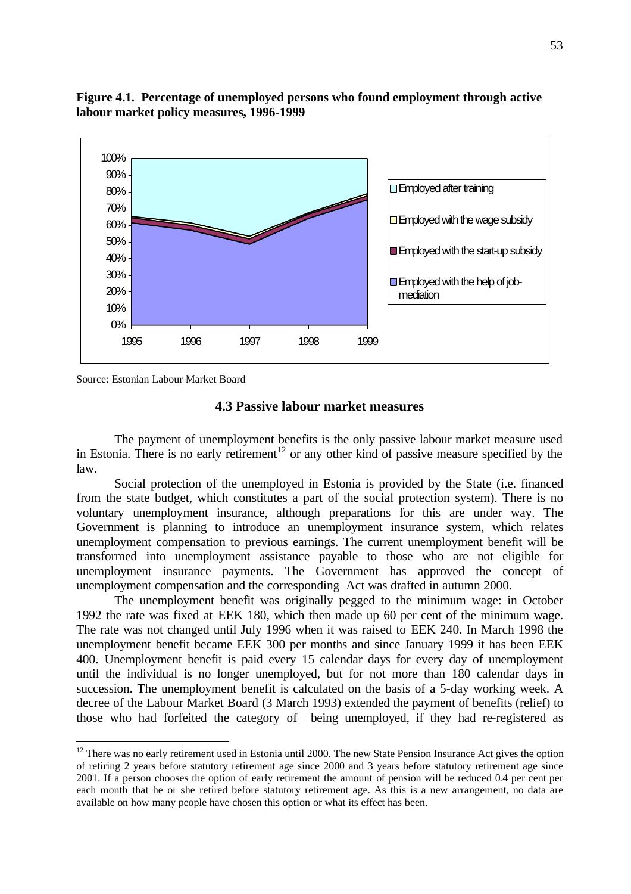**Figure 4.1. Percentage of unemployed persons who found employment through active labour market policy measures, 1996-1999**

Source: Estonian Labour Market Board

### 4.3 Passive labour market measures

The payment of unemployment benefits is the only passive labour market measure used in Estonia. There is no early retirement[12] or any other kind of passive measure specified by the law.

Social protection of the unemployed in Estonia is provided by the State (i.e. financed from the state budget, which constitutes a part of the social protection system). There is no voluntary unemployment insurance, although preparations for this are under way. The Government is planning to introduce an unemployment insurance system, which relates unemployment compensation to previous earnings. The current unemployment benefit will be transformed into unemployment assistance payable to those who are not eligible for unemployment insurance payments. The Government has approved the concept of unemployment compensation and the corresponding Act was drafted in autumn 2000.

The unemployment benefit was originally pegged to the minimum wage: in October 1992 the rate was fixed at EEK 180, which then made up 60 per cent of the minimum wage. The rate was not changed until July 1996 when it was raised to EEK 240. In March 1998 the unemployment benefit became EEK 300 per months and since January 1999 it has been EEK 400. Unemployment benefit is paid every 15 calendar days for every day of unemployment until the individual is no longer unemployed, but for not more than 180 calendar days in succession. The unemployment benefit is calculated on the basis of a 5-day working week. A decree of the Labour Market Board (3 March 1993) extended the payment of benefits (relief) to those who had forfeited the category of being unemployed, if they had re-registered as

---

[12] There was no early retirement used in Estonia until 2000. The new State Pension Insurance Act gives the option of retiring 2 years before statutory retirement age since 2000 and 3 years before statutory retirement age since 2001. If a person chooses the option of early retirement the amount of pension will be reduced 0.4 per cent per each month that he or she retired before statutory retirement age. As this is a new arrangement, no data are available on how many people have chosen this option or what its effect has been.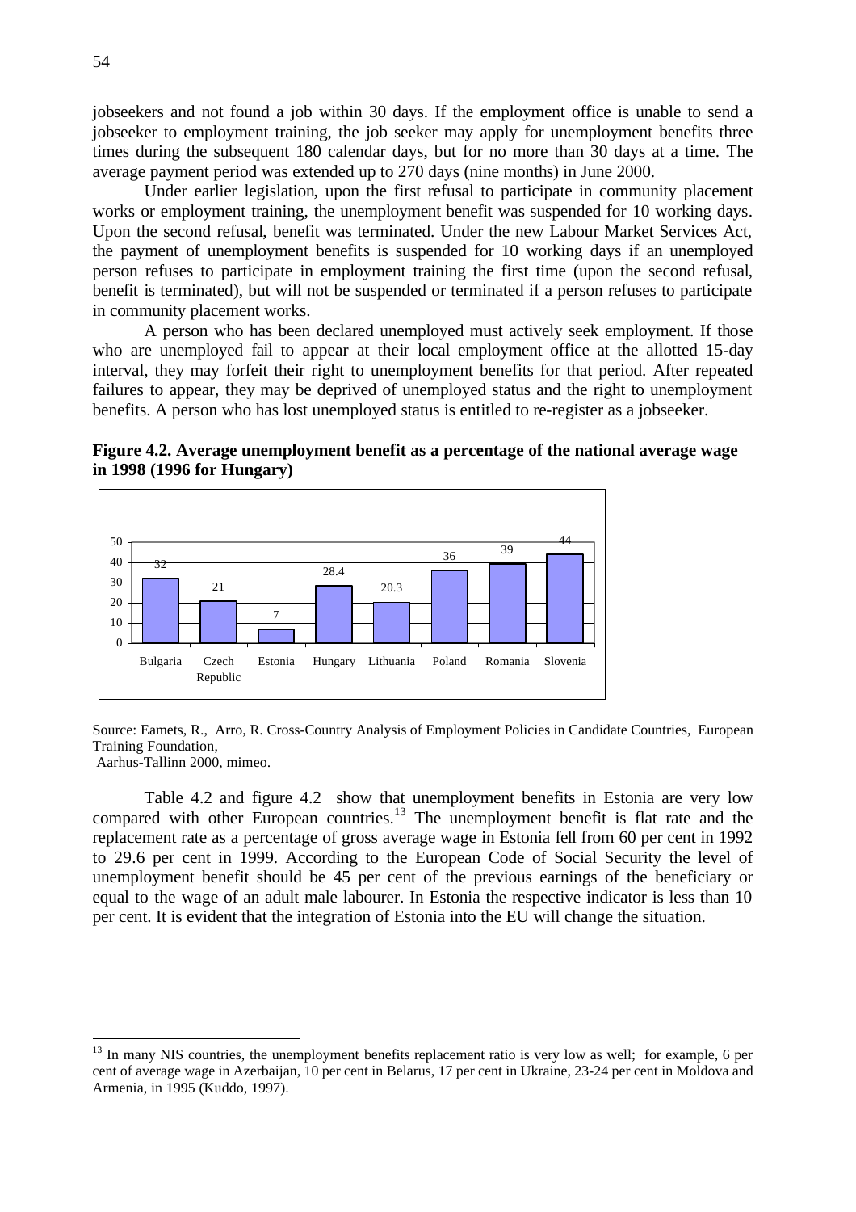jobseekers and not found a job within 30 days. If the employment office is unable to send a jobseeker to employment training, the job seeker may apply for unemployment benefits three times during the subsequent 180 calendar days, but for no more than 30 days at a time. The average payment period was extended up to 270 days (nine months) in June 2000.

Under earlier legislation, upon the first refusal to participate in community placement works or employment training, the unemployment benefit was suspended for 10 working days. Upon the second refusal, benefit was terminated. Under the new Labour Market Services Act, the payment of unemployment benefits is suspended for 10 working days if an unemployed person refuses to participate in employment training the first time (upon the second refusal, benefit is terminated), but will not be suspended or terminated if a person refuses to participate in community placement works.

A person who has been declared unemployed must actively seek employment. If those who are unemployed fail to appear at their local employment office at the allotted 15-day interval, they may forfeit their right to unemployment benefits for that period. After repeated failures to appear, they may be deprived of unemployed status and the right to unemployment benefits. A person who has lost unemployed status is entitled to re-register as a jobseeker.

**Figure 4.2. Average unemployment benefit as a percentage of the national average wage in 1998 (1996 for Hungary)**

| Country | % |
|---|---|
| Bulgaria | 32 |
| Czech Republic | 21 |
| Estonia | 7 |
| Hungary | 28.4 |
| Lithuania | 20.3 |
| Poland | 36 |
| Romania | 39 |
| Slovenia | 44 |

Source: Eamets, R., Arro, R. Cross-Country Analysis of Employment Policies in Candidate Countries, European Training Foundation,
Aarhus-Tallinn 2000, mimeo.

Table 4.2 and figure 4.2 show that unemployment benefits in Estonia are very low compared with other European countries.[13] The unemployment benefit is flat rate and the replacement rate as a percentage of gross average wage in Estonia fell from 60 per cent in 1992 to 29.6 per cent in 1999. According to the European Code of Social Security the level of unemployment benefit should be 45 per cent of the previous earnings of the beneficiary or equal to the wage of an adult male labourer. In Estonia the respective indicator is less than 10 per cent. It is evident that the integration of Estonia into the EU will change the situation.

[13] In many NIS countries, the unemployment benefits replacement ratio is very low as well; for example, 6 per cent of average wage in Azerbaijan, 10 per cent in Belarus, 17 per cent in Ukraine, 23-24 per cent in Moldova and Armenia, in 1995 (Kuddo, 1997).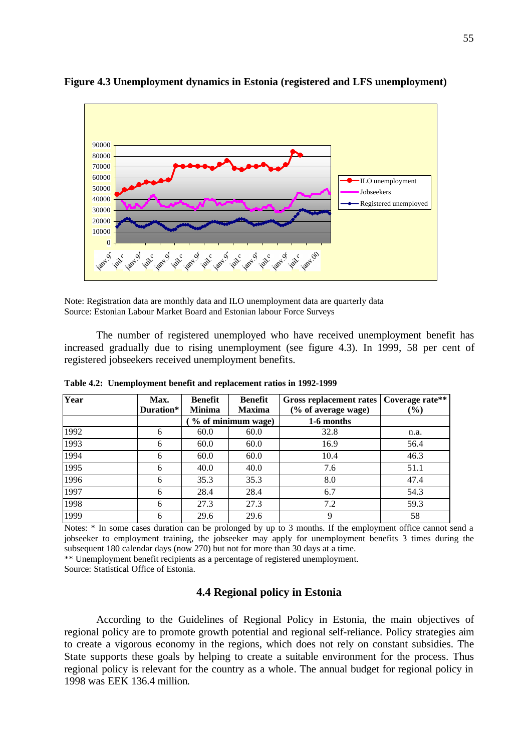**Figure 4.3 Unemployment dynamics in Estonia (registered and LFS unemployment)**

Note: Registration data are monthly data and ILO unemployment data are quarterly data
Source: Estonian Labour Market Board and Estonian labour Force Surveys

The number of registered unemployed who have received unemployment benefit has increased gradually due to rising unemployment (see figure 4.3). In 1999, 58 per cent of registered jobseekers received unemployment benefits.

**Table 4.2: Unemployment benefit and replacement ratios in 1992-1999**

| Year | Max. Duration* | Benefit Minima | Benefit Maxima | Gross replacement rates (% of average wage) | Coverage rate** (%) |
|---|---|---|---|---|---|
| | | ( % of minimum wage) | | 1-6 months | |
| 1992 | 6 | 60.0 | 60.0 | 32.8 | n.a. |
| 1993 | 6 | 60.0 | 60.0 | 16.9 | 56.4 |
| 1994 | 6 | 60.0 | 60.0 | 10.4 | 46.3 |
| 1995 | 6 | 40.0 | 40.0 | 7.6 | 51.1 |
| 1996 | 6 | 35.3 | 35.3 | 8.0 | 47.4 |
| 1997 | 6 | 28.4 | 28.4 | 6.7 | 54.3 |
| 1998 | 6 | 27.3 | 27.3 | 7.2 | 59.3 |
| 1999 | 6 | 29.6 | 29.6 | 9 | 58 |

Notes: * In some cases duration can be prolonged by up to 3 months. If the employment office cannot send a jobseeker to employment training, the jobseeker may apply for unemployment benefits 3 times during the subsequent 180 calendar days (now 270) but not for more than 30 days at a time.
** Unemployment benefit recipients as a percentage of registered unemployment.
Source: Statistical Office of Estonia.

## 4.4 Regional policy in Estonia

According to the Guidelines of Regional Policy in Estonia, the main objectives of regional policy are to promote growth potential and regional self-reliance. Policy strategies aim to create a vigorous economy in the regions, which does not rely on constant subsidies. The State supports these goals by helping to create a suitable environment for the process. Thus regional policy is relevant for the country as a whole. The annual budget for regional policy in 1998 was EEK 136.4 million.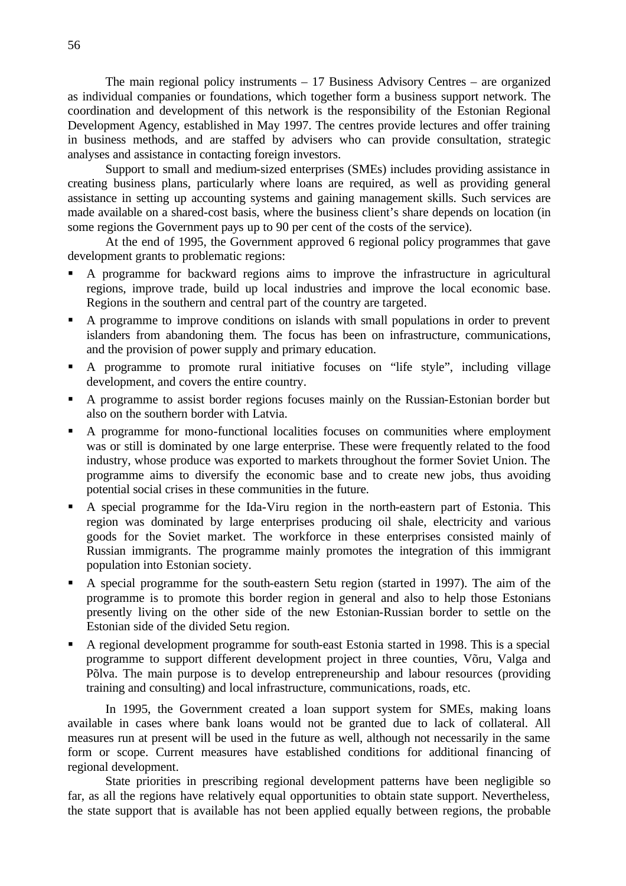The main regional policy instruments – 17 Business Advisory Centres – are organized as individual companies or foundations, which together form a business support network. The coordination and development of this network is the responsibility of the Estonian Regional Development Agency, established in May 1997. The centres provide lectures and offer training in business methods, and are staffed by advisers who can provide consultation, strategic analyses and assistance in contacting foreign investors.

Support to small and medium-sized enterprises (SMEs) includes providing assistance in creating business plans, particularly where loans are required, as well as providing general assistance in setting up accounting systems and gaining management skills. Such services are made available on a shared-cost basis, where the business client's share depends on location (in some regions the Government pays up to 90 per cent of the costs of the service).

At the end of 1995, the Government approved 6 regional policy programmes that gave development grants to problematic regions:

- A programme for backward regions aims to improve the infrastructure in agricultural regions, improve trade, build up local industries and improve the local economic base. Regions in the southern and central part of the country are targeted.
- A programme to improve conditions on islands with small populations in order to prevent islanders from abandoning them. The focus has been on infrastructure, communications, and the provision of power supply and primary education.
- A programme to promote rural initiative focuses on "life style", including village development, and covers the entire country.
- A programme to assist border regions focuses mainly on the Russian-Estonian border but also on the southern border with Latvia.
- A programme for mono-functional localities focuses on communities where employment was or still is dominated by one large enterprise. These were frequently related to the food industry, whose produce was exported to markets throughout the former Soviet Union. The programme aims to diversify the economic base and to create new jobs, thus avoiding potential social crises in these communities in the future.
- A special programme for the Ida-Viru region in the north-eastern part of Estonia. This region was dominated by large enterprises producing oil shale, electricity and various goods for the Soviet market. The workforce in these enterprises consisted mainly of Russian immigrants. The programme mainly promotes the integration of this immigrant population into Estonian society.
- A special programme for the south-eastern Setu region (started in 1997). The aim of the programme is to promote this border region in general and also to help those Estonians presently living on the other side of the new Estonian-Russian border to settle on the Estonian side of the divided Setu region.
- A regional development programme for south-east Estonia started in 1998. This is a special programme to support different development project in three counties, Võru, Valga and Põlva. The main purpose is to develop entrepreneurship and labour resources (providing training and consulting) and local infrastructure, communications, roads, etc.

In 1995, the Government created a loan support system for SMEs, making loans available in cases where bank loans would not be granted due to lack of collateral. All measures run at present will be used in the future as well, although not necessarily in the same form or scope. Current measures have established conditions for additional financing of regional development.

State priorities in prescribing regional development patterns have been negligible so far, as all the regions have relatively equal opportunities to obtain state support. Nevertheless, the state support that is available has not been applied equally between regions, the probable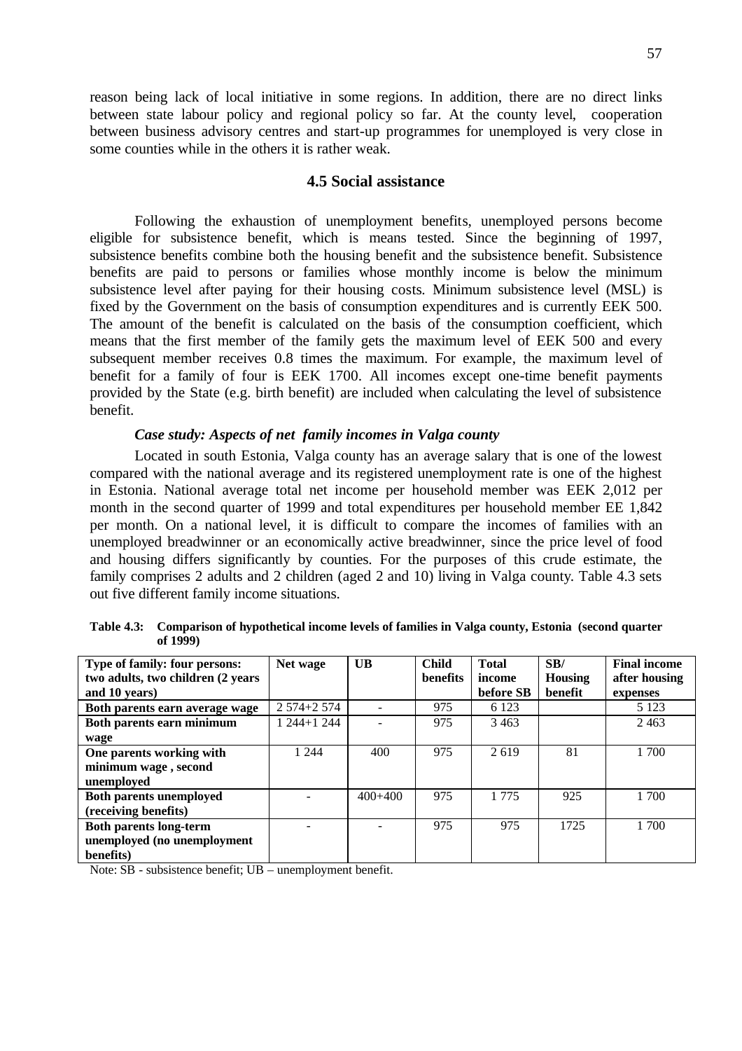reason being lack of local initiative in some regions. In addition, there are no direct links between state labour policy and regional policy so far. At the county level, cooperation between business advisory centres and start-up programmes for unemployed is very close in some counties while in the others it is rather weak.

### 4.5 Social assistance

Following the exhaustion of unemployment benefits, unemployed persons become eligible for subsistence benefit, which is means tested. Since the beginning of 1997, subsistence benefits combine both the housing benefit and the subsistence benefit. Subsistence benefits are paid to persons or families whose monthly income is below the minimum subsistence level after paying for their housing costs. Minimum subsistence level (MSL) is fixed by the Government on the basis of consumption expenditures and is currently EEK 500. The amount of the benefit is calculated on the basis of the consumption coefficient, which means that the first member of the family gets the maximum level of EEK 500 and every subsequent member receives 0.8 times the maximum. For example, the maximum level of benefit for a family of four is EEK 1700. All incomes except one-time benefit payments provided by the State (e.g. birth benefit) are included when calculating the level of subsistence benefit.

***Case study: Aspects of net family incomes in Valga county***

Located in south Estonia, Valga county has an average salary that is one of the lowest compared with the national average and its registered unemployment rate is one of the highest in Estonia. National average total net income per household member was EEK 2,012 per month in the second quarter of 1999 and total expenditures per household member EE 1,842 per month. On a national level, it is difficult to compare the incomes of families with an unemployed breadwinner or an economically active breadwinner, since the price level of food and housing differs significantly by counties. For the purposes of this crude estimate, the family comprises 2 adults and 2 children (aged 2 and 10) living in Valga county. Table 4.3 sets out five different family income situations.

**Table 4.3: Comparison of hypothetical income levels of families in Valga county, Estonia (second quarter of 1999)**

| Type of family: four persons: two adults, two children (2 years and 10 years) | Net wage | UB | Child benefits | Total income before SB | SB/ Housing benefit | Final income after housing expenses |
|---|---|---|---|---|---|---|
| **Both parents earn average wage** | 2 574+2 574 | - | 975 | 6 123 | | 5 123 |
| **Both parents earn minimum wage** | 1 244+1 244 | - | 975 | 3 463 | | 2 463 |
| **One parents working with minimum wage , second unemployed** | 1 244 | 400 | 975 | 2 619 | 81 | 1 700 |
| **Both parents unemployed (receiving benefits)** | - | 400+400 | 975 | 1 775 | 925 | 1 700 |
| **Both parents long-term unemployed (no unemployment benefits)** | - | - | 975 | 975 | 1725 | 1 700 |

Note: SB - subsistence benefit; UB – unemployment benefit.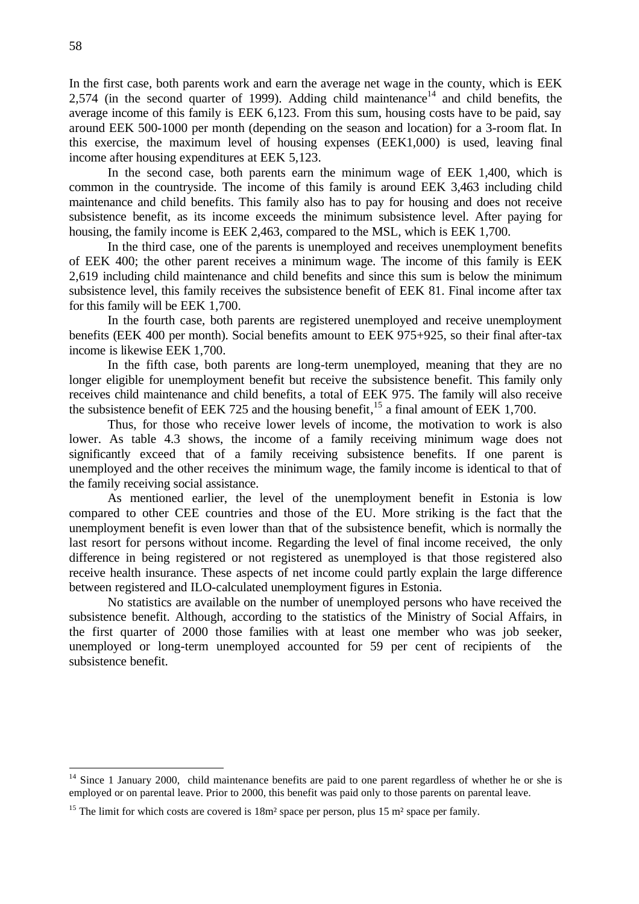In the first case, both parents work and earn the average net wage in the county, which is EEK 2,574 (in the second quarter of 1999). Adding child maintenance[14] and child benefits, the average income of this family is EEK 6,123. From this sum, housing costs have to be paid, say around EEK 500-1000 per month (depending on the season and location) for a 3-room flat. In this exercise, the maximum level of housing expenses (EEK1,000) is used, leaving final income after housing expenditures at EEK 5,123.

In the second case, both parents earn the minimum wage of EEK 1,400, which is common in the countryside. The income of this family is around EEK 3,463 including child maintenance and child benefits. This family also has to pay for housing and does not receive subsistence benefit, as its income exceeds the minimum subsistence level. After paying for housing, the family income is EEK 2,463, compared to the MSL, which is EEK 1,700.

In the third case, one of the parents is unemployed and receives unemployment benefits of EEK 400; the other parent receives a minimum wage. The income of this family is EEK 2,619 including child maintenance and child benefits and since this sum is below the minimum subsistence level, this family receives the subsistence benefit of EEK 81. Final income after tax for this family will be EEK 1,700.

In the fourth case, both parents are registered unemployed and receive unemployment benefits (EEK 400 per month). Social benefits amount to EEK 975+925, so their final after-tax income is likewise EEK 1,700.

In the fifth case, both parents are long-term unemployed, meaning that they are no longer eligible for unemployment benefit but receive the subsistence benefit. This family only receives child maintenance and child benefits, a total of EEK 975. The family will also receive the subsistence benefit of EEK 725 and the housing benefit,[15] a final amount of EEK 1,700.

Thus, for those who receive lower levels of income, the motivation to work is also lower. As table 4.3 shows, the income of a family receiving minimum wage does not significantly exceed that of a family receiving subsistence benefits. If one parent is unemployed and the other receives the minimum wage, the family income is identical to that of the family receiving social assistance.

As mentioned earlier, the level of the unemployment benefit in Estonia is low compared to other CEE countries and those of the EU. More striking is the fact that the unemployment benefit is even lower than that of the subsistence benefit, which is normally the last resort for persons without income. Regarding the level of final income received, the only difference in being registered or not registered as unemployed is that those registered also receive health insurance. These aspects of net income could partly explain the large difference between registered and ILO-calculated unemployment figures in Estonia.

No statistics are available on the number of unemployed persons who have received the subsistence benefit. Although, according to the statistics of the Ministry of Social Affairs, in the first quarter of 2000 those families with at least one member who was job seeker, unemployed or long-term unemployed accounted for 59 per cent of recipients of the subsistence benefit.

---

[14] Since 1 January 2000, child maintenance benefits are paid to one parent regardless of whether he or she is employed or on parental leave. Prior to 2000, this benefit was paid only to those parents on parental leave.

[15] The limit for which costs are covered is 18m² space per person, plus 15 m² space per family.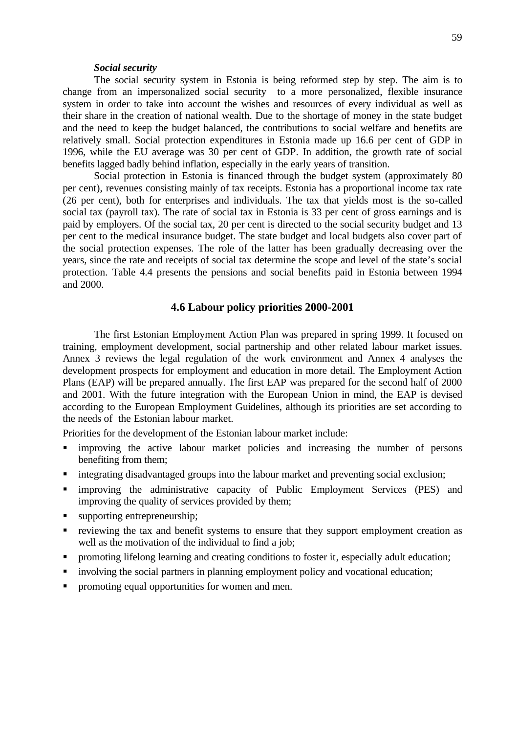***Social security***

The social security system in Estonia is being reformed step by step. The aim is to change from an impersonalized social security to a more personalized, flexible insurance system in order to take into account the wishes and resources of every individual as well as their share in the creation of national wealth. Due to the shortage of money in the state budget and the need to keep the budget balanced, the contributions to social welfare and benefits are relatively small. Social protection expenditures in Estonia made up 16.6 per cent of GDP in 1996, while the EU average was 30 per cent of GDP. In addition, the growth rate of social benefits lagged badly behind inflation, especially in the early years of transition.

Social protection in Estonia is financed through the budget system (approximately 80 per cent), revenues consisting mainly of tax receipts. Estonia has a proportional income tax rate (26 per cent), both for enterprises and individuals. The tax that yields most is the so-called social tax (payroll tax). The rate of social tax in Estonia is 33 per cent of gross earnings and is paid by employers. Of the social tax, 20 per cent is directed to the social security budget and 13 per cent to the medical insurance budget. The state budget and local budgets also cover part of the social protection expenses. The role of the latter has been gradually decreasing over the years, since the rate and receipts of social tax determine the scope and level of the state's social protection. Table 4.4 presents the pensions and social benefits paid in Estonia between 1994 and 2000.

## 4.6 Labour policy priorities 2000-2001

The first Estonian Employment Action Plan was prepared in spring 1999. It focused on training, employment development, social partnership and other related labour market issues. Annex 3 reviews the legal regulation of the work environment and Annex 4 analyses the development prospects for employment and education in more detail. The Employment Action Plans (EAP) will be prepared annually. The first EAP was prepared for the second half of 2000 and 2001. With the future integration with the European Union in mind, the EAP is devised according to the European Employment Guidelines, although its priorities are set according to the needs of the Estonian labour market.

Priorities for the development of the Estonian labour market include:

- improving the active labour market policies and increasing the number of persons benefiting from them;
- integrating disadvantaged groups into the labour market and preventing social exclusion;
- improving the administrative capacity of Public Employment Services (PES) and improving the quality of services provided by them;
- supporting entrepreneurship;
- reviewing the tax and benefit systems to ensure that they support employment creation as well as the motivation of the individual to find a job;
- promoting lifelong learning and creating conditions to foster it, especially adult education;
- involving the social partners in planning employment policy and vocational education;
- promoting equal opportunities for women and men.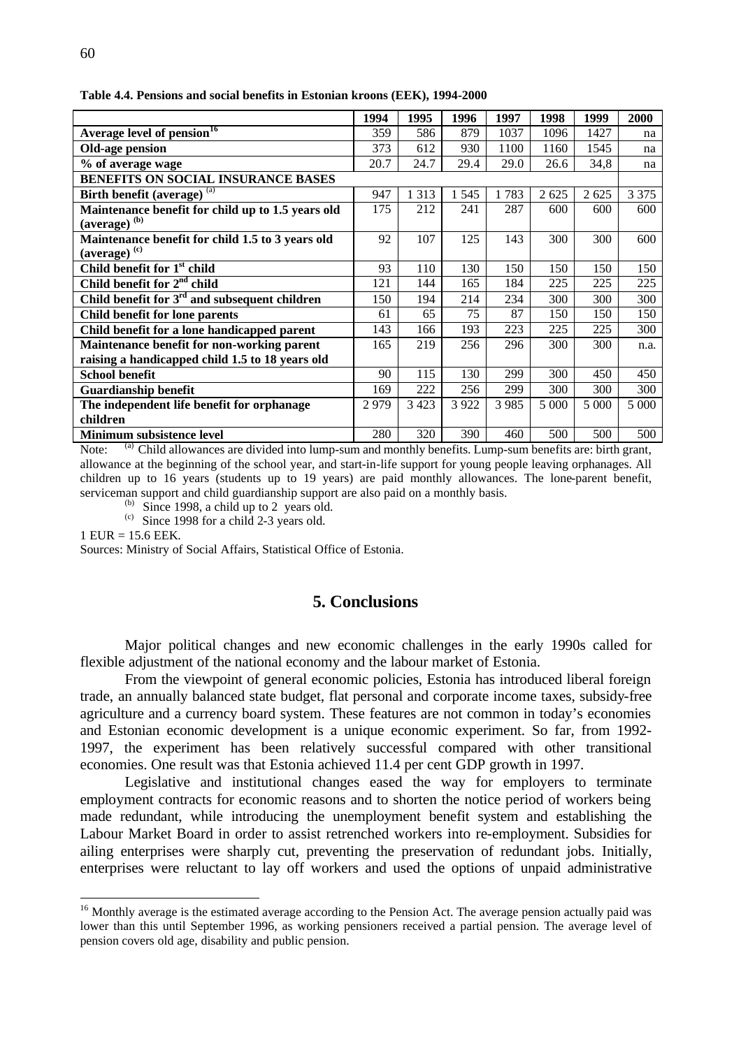**Table 4.4. Pensions and social benefits in Estonian kroons (EEK), 1994-2000**

| | 1994 | 1995 | 1996 | 1997 | 1998 | 1999 | 2000 |
|---|---|---|---|---|---|---|---|
| **Average level of pension**[16] | 359 | 586 | 879 | 1037 | 1096 | 1427 | na |
| **Old-age pension** | 373 | 612 | 930 | 1100 | 1160 | 1545 | na |
| **% of average wage** | 20.7 | 24.7 | 29.4 | 29.0 | 26.6 | 34,8 | na |
| **BENEFITS ON SOCIAL INSURANCE BASES** | | | | | | | |
| **Birth benefit (average)** [(a)] | 947 | 1 313 | 1 545 | 1 783 | 2 625 | 2 625 | 3 375 |
| **Maintenance benefit for child up to 1.5 years old (average)** [(b)] | 175 | 212 | 241 | 287 | 600 | 600 | 600 |
| **Maintenance benefit for child 1.5 to 3 years old (average)** [(c)] | 92 | 107 | 125 | 143 | 300 | 300 | 600 |
| **Child benefit for 1st child** | 93 | 110 | 130 | 150 | 150 | 150 | 150 |
| **Child benefit for 2nd child** | 121 | 144 | 165 | 184 | 225 | 225 | 225 |
| **Child benefit for 3rd and subsequent children** | 150 | 194 | 214 | 234 | 300 | 300 | 300 |
| **Child benefit for lone parents** | 61 | 65 | 75 | 87 | 150 | 150 | 150 |
| **Child benefit for a lone handicapped parent** | 143 | 166 | 193 | 223 | 225 | 225 | 300 |
| **Maintenance benefit for non-working parent raising a handicapped child 1.5 to 18 years old** | 165 | 219 | 256 | 296 | 300 | 300 | n.a. |
| **School benefit** | 90 | 115 | 130 | 299 | 300 | 450 | 450 |
| **Guardianship benefit** | 169 | 222 | 256 | 299 | 300 | 300 | 300 |
| **The independent life benefit for orphanage children** | 2 979 | 3 423 | 3 922 | 3 985 | 5 000 | 5 000 | 5 000 |
| **Minimum subsistence level** | 280 | 320 | 390 | 460 | 500 | 500 | 500 |

Note: [(a)] Child allowances are divided into lump-sum and monthly benefits. Lump-sum benefits are: birth grant, allowance at the beginning of the school year, and start-in-life support for young people leaving orphanages. All children up to 16 years (students up to 19 years) are paid monthly allowances. The lone-parent benefit, serviceman support and child guardianship support are also paid on a monthly basis.

[(b)] Since 1998, a child up to 2 years old.

[(c)] Since 1998 for a child 2-3 years old.

1 EUR = 15.6 EEK.

Sources: Ministry of Social Affairs, Statistical Office of Estonia.

## 5. Conclusions

Major political changes and new economic challenges in the early 1990s called for flexible adjustment of the national economy and the labour market of Estonia.

From the viewpoint of general economic policies, Estonia has introduced liberal foreign trade, an annually balanced state budget, flat personal and corporate income taxes, subsidy-free agriculture and a currency board system. These features are not common in today's economies and Estonian economic development is a unique economic experiment. So far, from 1992-1997, the experiment has been relatively successful compared with other transitional economies. One result was that Estonia achieved 11.4 per cent GDP growth in 1997.

Legislative and institutional changes eased the way for employers to terminate employment contracts for economic reasons and to shorten the notice period of workers being made redundant, while introducing the unemployment benefit system and establishing the Labour Market Board in order to assist retrenched workers into re-employment. Subsidies for ailing enterprises were sharply cut, preventing the preservation of redundant jobs. Initially, enterprises were reluctant to lay off workers and used the options of unpaid administrative

[16] Monthly average is the estimated average according to the Pension Act. The average pension actually paid was lower than this until September 1996, as working pensioners received a partial pension. The average level of pension covers old age, disability and public pension.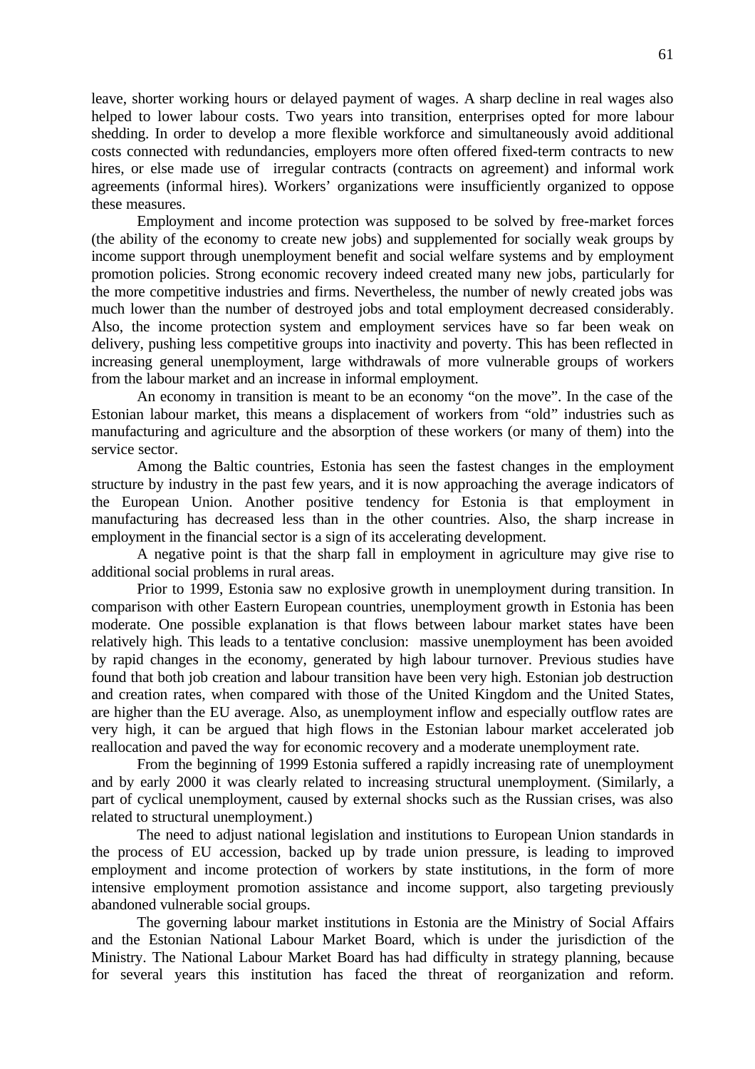leave, shorter working hours or delayed payment of wages. A sharp decline in real wages also helped to lower labour costs. Two years into transition, enterprises opted for more labour shedding. In order to develop a more flexible workforce and simultaneously avoid additional costs connected with redundancies, employers more often offered fixed-term contracts to new hires, or else made use of irregular contracts (contracts on agreement) and informal work agreements (informal hires). Workers' organizations were insufficiently organized to oppose these measures.

Employment and income protection was supposed to be solved by free-market forces (the ability of the economy to create new jobs) and supplemented for socially weak groups by income support through unemployment benefit and social welfare systems and by employment promotion policies. Strong economic recovery indeed created many new jobs, particularly for the more competitive industries and firms. Nevertheless, the number of newly created jobs was much lower than the number of destroyed jobs and total employment decreased considerably. Also, the income protection system and employment services have so far been weak on delivery, pushing less competitive groups into inactivity and poverty. This has been reflected in increasing general unemployment, large withdrawals of more vulnerable groups of workers from the labour market and an increase in informal employment.

An economy in transition is meant to be an economy "on the move". In the case of the Estonian labour market, this means a displacement of workers from "old" industries such as manufacturing and agriculture and the absorption of these workers (or many of them) into the service sector.

Among the Baltic countries, Estonia has seen the fastest changes in the employment structure by industry in the past few years, and it is now approaching the average indicators of the European Union. Another positive tendency for Estonia is that employment in manufacturing has decreased less than in the other countries. Also, the sharp increase in employment in the financial sector is a sign of its accelerating development.

A negative point is that the sharp fall in employment in agriculture may give rise to additional social problems in rural areas.

Prior to 1999, Estonia saw no explosive growth in unemployment during transition. In comparison with other Eastern European countries, unemployment growth in Estonia has been moderate. One possible explanation is that flows between labour market states have been relatively high. This leads to a tentative conclusion: massive unemployment has been avoided by rapid changes in the economy, generated by high labour turnover. Previous studies have found that both job creation and labour transition have been very high. Estonian job destruction and creation rates, when compared with those of the United Kingdom and the United States, are higher than the EU average. Also, as unemployment inflow and especially outflow rates are very high, it can be argued that high flows in the Estonian labour market accelerated job reallocation and paved the way for economic recovery and a moderate unemployment rate.

From the beginning of 1999 Estonia suffered a rapidly increasing rate of unemployment and by early 2000 it was clearly related to increasing structural unemployment. (Similarly, a part of cyclical unemployment, caused by external shocks such as the Russian crises, was also related to structural unemployment.)

The need to adjust national legislation and institutions to European Union standards in the process of EU accession, backed up by trade union pressure, is leading to improved employment and income protection of workers by state institutions, in the form of more intensive employment promotion assistance and income support, also targeting previously abandoned vulnerable social groups.

The governing labour market institutions in Estonia are the Ministry of Social Affairs and the Estonian National Labour Market Board, which is under the jurisdiction of the Ministry. The National Labour Market Board has had difficulty in strategy planning, because for several years this institution has faced the threat of reorganization and reform.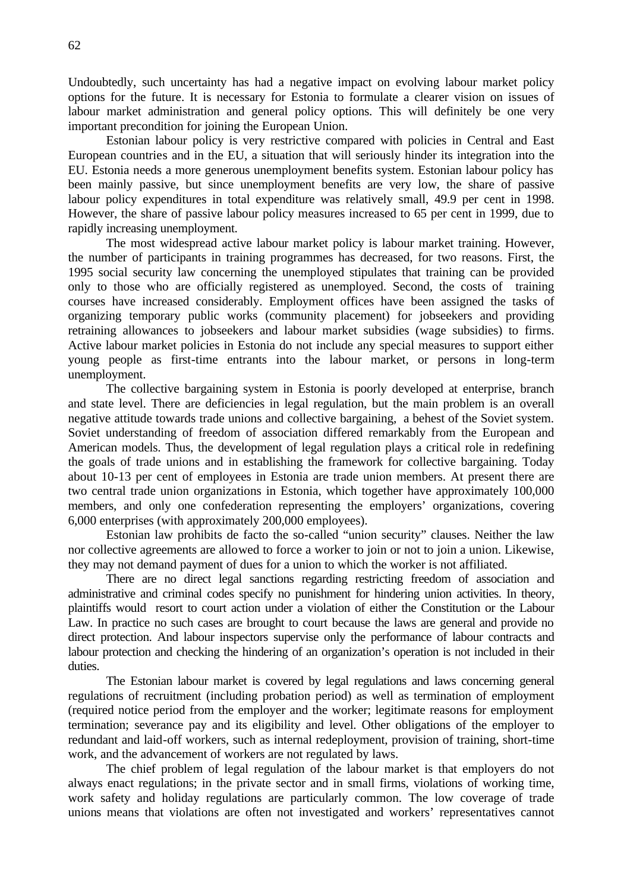Undoubtedly, such uncertainty has had a negative impact on evolving labour market policy options for the future. It is necessary for Estonia to formulate a clearer vision on issues of labour market administration and general policy options. This will definitely be one very important precondition for joining the European Union.

Estonian labour policy is very restrictive compared with policies in Central and East European countries and in the EU, a situation that will seriously hinder its integration into the EU. Estonia needs a more generous unemployment benefits system. Estonian labour policy has been mainly passive, but since unemployment benefits are very low, the share of passive labour policy expenditures in total expenditure was relatively small, 49.9 per cent in 1998. However, the share of passive labour policy measures increased to 65 per cent in 1999, due to rapidly increasing unemployment.

The most widespread active labour market policy is labour market training. However, the number of participants in training programmes has decreased, for two reasons. First, the 1995 social security law concerning the unemployed stipulates that training can be provided only to those who are officially registered as unemployed. Second, the costs of training courses have increased considerably. Employment offices have been assigned the tasks of organizing temporary public works (community placement) for jobseekers and providing retraining allowances to jobseekers and labour market subsidies (wage subsidies) to firms. Active labour market policies in Estonia do not include any special measures to support either young people as first-time entrants into the labour market, or persons in long-term unemployment.

The collective bargaining system in Estonia is poorly developed at enterprise, branch and state level. There are deficiencies in legal regulation, but the main problem is an overall negative attitude towards trade unions and collective bargaining, a behest of the Soviet system. Soviet understanding of freedom of association differed remarkably from the European and American models. Thus, the development of legal regulation plays a critical role in redefining the goals of trade unions and in establishing the framework for collective bargaining. Today about 10-13 per cent of employees in Estonia are trade union members. At present there are two central trade union organizations in Estonia, which together have approximately 100,000 members, and only one confederation representing the employers' organizations, covering 6,000 enterprises (with approximately 200,000 employees).

Estonian law prohibits de facto the so-called "union security" clauses. Neither the law nor collective agreements are allowed to force a worker to join or not to join a union. Likewise, they may not demand payment of dues for a union to which the worker is not affiliated.

There are no direct legal sanctions regarding restricting freedom of association and administrative and criminal codes specify no punishment for hindering union activities. In theory, plaintiffs would resort to court action under a violation of either the Constitution or the Labour Law. In practice no such cases are brought to court because the laws are general and provide no direct protection. And labour inspectors supervise only the performance of labour contracts and labour protection and checking the hindering of an organization's operation is not included in their duties.

The Estonian labour market is covered by legal regulations and laws concerning general regulations of recruitment (including probation period) as well as termination of employment (required notice period from the employer and the worker; legitimate reasons for employment termination; severance pay and its eligibility and level. Other obligations of the employer to redundant and laid-off workers, such as internal redeployment, provision of training, short-time work, and the advancement of workers are not regulated by laws.

The chief problem of legal regulation of the labour market is that employers do not always enact regulations; in the private sector and in small firms, violations of working time, work safety and holiday regulations are particularly common. The low coverage of trade unions means that violations are often not investigated and workers' representatives cannot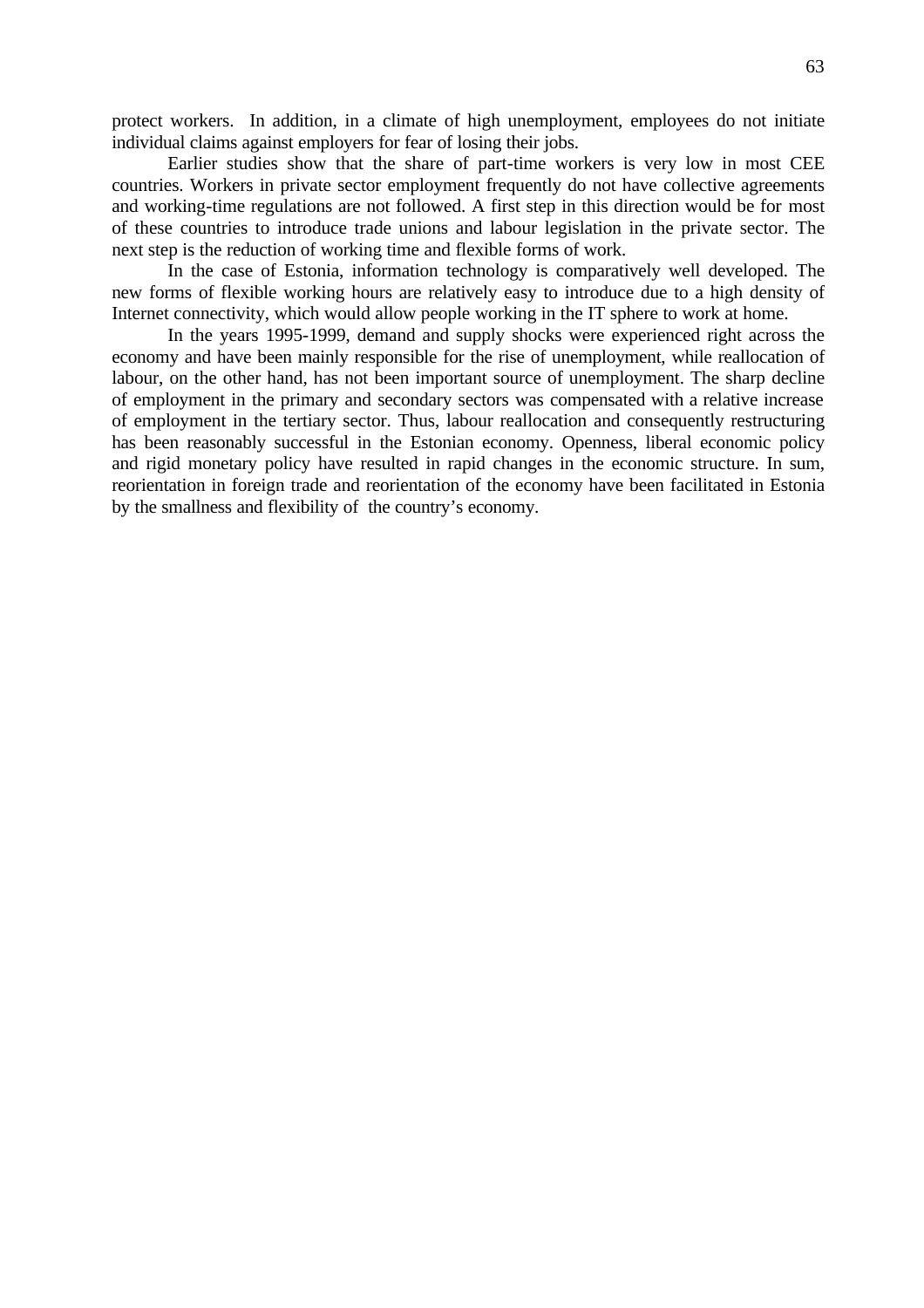protect workers. In addition, in a climate of high unemployment, employees do not initiate individual claims against employers for fear of losing their jobs.

Earlier studies show that the share of part-time workers is very low in most CEE countries. Workers in private sector employment frequently do not have collective agreements and working-time regulations are not followed. A first step in this direction would be for most of these countries to introduce trade unions and labour legislation in the private sector. The next step is the reduction of working time and flexible forms of work.

In the case of Estonia, information technology is comparatively well developed. The new forms of flexible working hours are relatively easy to introduce due to a high density of Internet connectivity, which would allow people working in the IT sphere to work at home.

In the years 1995-1999, demand and supply shocks were experienced right across the economy and have been mainly responsible for the rise of unemployment, while reallocation of labour, on the other hand, has not been important source of unemployment. The sharp decline of employment in the primary and secondary sectors was compensated with a relative increase of employment in the tertiary sector. Thus, labour reallocation and consequently restructuring has been reasonably successful in the Estonian economy. Openness, liberal economic policy and rigid monetary policy have resulted in rapid changes in the economic structure. In sum, reorientation in foreign trade and reorientation of the economy have been facilitated in Estonia by the smallness and flexibility of the country's economy.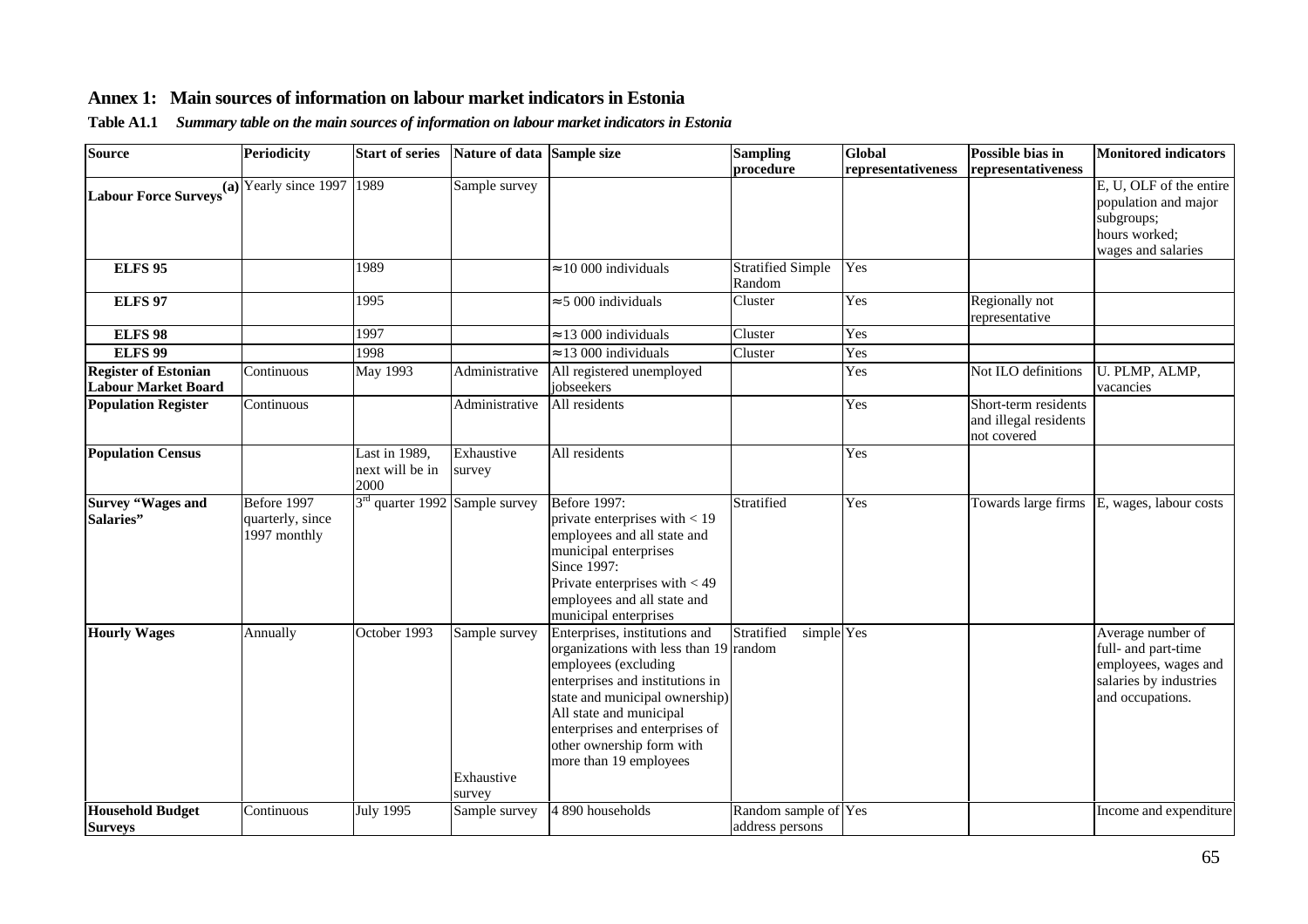## Annex 1: Main sources of information on labour market indicators in Estonia

**Table A1.1** ***Summary table on the main sources of information on labour market indicators in Estonia***

| Source | Periodicity | Start of series | Nature of data | Sample size | Sampling procedure | Global representativeness | Possible bias in representativeness | Monitored indicators |
|---|---|---|---|---|---|---|---|---|
| **Labour Force Surveys**[(a)] | Yearly since 1997 | 1989 | Sample survey | | | | | E, U, OLF of the entire population and major subgroups; hours worked; wages and salaries |
| **ELFS 95** | | 1989 | | ≈10 000 individuals | Stratified Simple Random | Yes | | |
| **ELFS 97** | | 1995 | | ≈5 000 individuals | Cluster | Yes | Regionally not representative | |
| **ELFS 98** | | 1997 | | ≈13 000 individuals | Cluster | Yes | | |
| **ELFS 99** | | 1998 | | ≈13 000 individuals | Cluster | Yes | | |
| **Register of Estonian Labour Market Board** | Continuous | May 1993 | Administrative | All registered unemployed jobseekers | | Yes | Not ILO definitions | U. PLMP, ALMP, vacancies |
| **Population Register** | Continuous | | Administrative | All residents | | Yes | Short-term residents and illegal residents not covered | |
| **Population Census** | | Last in 1989, next will be in 2000 | Exhaustive survey | All residents | | Yes | | |
| **Survey "Wages and Salaries"** | Before 1997 quarterly, since 1997 monthly | 3rd quarter 1992 | Sample survey | Before 1997: private enterprises with < 19 employees and all state and municipal enterprises Since 1997: Private enterprises with < 49 employees and all state and municipal enterprises | Stratified | Yes | Towards large firms | E, wages, labour costs |
| **Hourly Wages** | Annually | October 1993 | Sample survey<br>Exhaustive survey | Enterprises, institutions and organizations with less than 19 employees (excluding enterprises and institutions in state and municipal ownership) All state and municipal enterprises and enterprises of other ownership form with more than 19 employees | Stratified simple random | Yes | | Average number of full- and part-time employees, wages and salaries by industries and occupations. |
| **Household Budget Surveys** | Continuous | July 1995 | Sample survey | 4 890 households | Random sample of address persons | Yes | | Income and expenditure |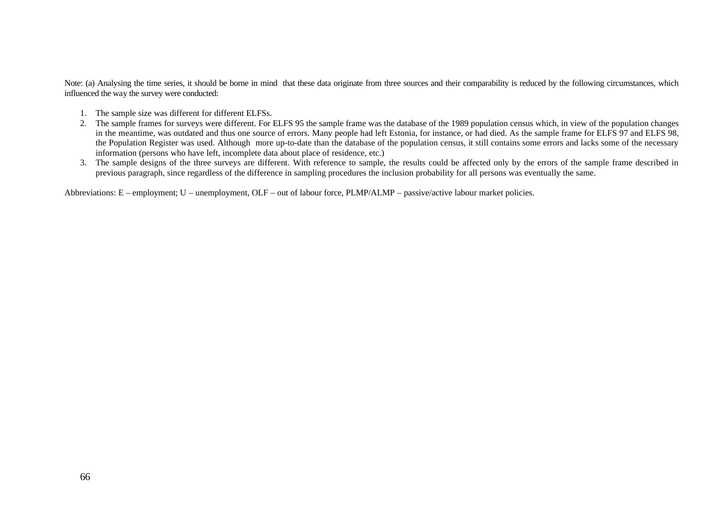Note: (a) Analysing the time series, it should be borne in mind that these data originate from three sources and their comparability is reduced by the following circumstances, which influenced the way the survey were conducted:

1. The sample size was different for different ELFSs.
2. The sample frames for surveys were different. For ELFS 95 the sample frame was the database of the 1989 population census which, in view of the population changes in the meantime, was outdated and thus one source of errors. Many people had left Estonia, for instance, or had died. As the sample frame for ELFS 97 and ELFS 98, the Population Register was used. Although more up-to-date than the database of the population census, it still contains some errors and lacks some of the necessary information (persons who have left, incomplete data about place of residence, etc.)
3. The sample designs of the three surveys are different. With reference to sample, the results could be affected only by the errors of the sample frame described in previous paragraph, since regardless of the difference in sampling procedures the inclusion probability for all persons was eventually the same.

Abbreviations: E – employment; U – unemployment, OLF – out of labour force, PLMP/ALMP – passive/active labour market policies.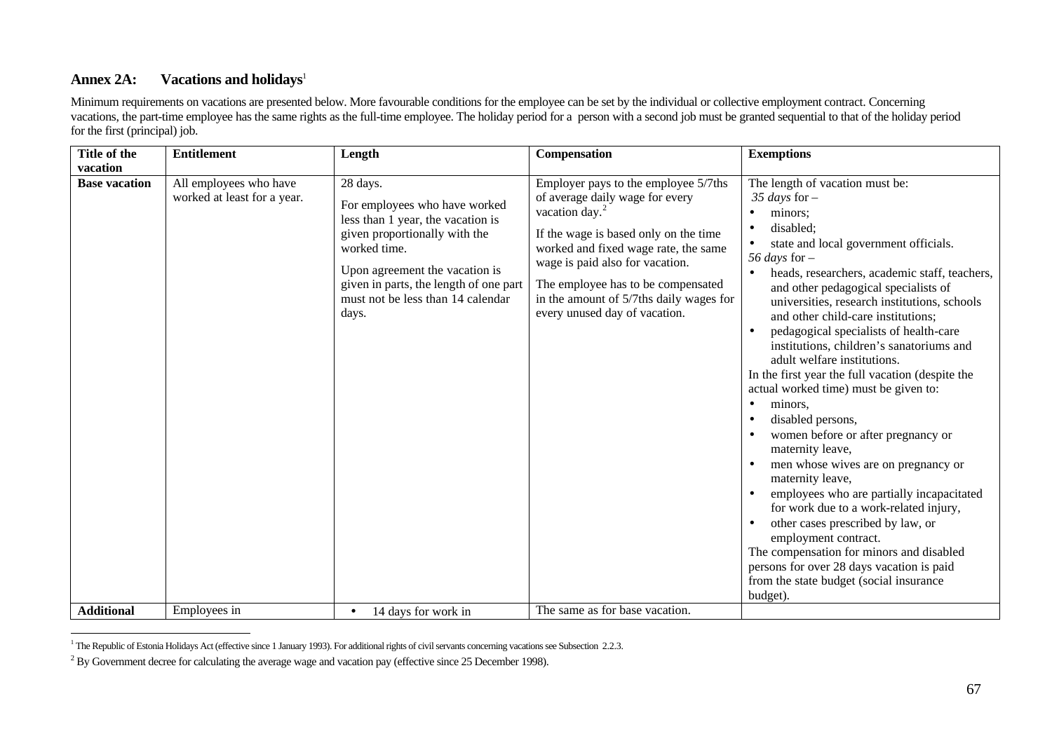## Annex 2A: Vacations and holidays[1]

Minimum requirements on vacations are presented below. More favourable conditions for the employee can be set by the individual or collective employment contract. Concerning vacations, the part-time employee has the same rights as the full-time employee. The holiday period for a person with a second job must be granted sequential to that of the holiday period for the first (principal) job.

| Title of the vacation | Entitlement | Length | Compensation | Exemptions |
|---|---|---|---|---|
| **Base vacation** | All employees who have worked at least for a year. | 28 days.<br><br>For employees who have worked less than 1 year, the vacation is given proportionally with the worked time.<br><br>Upon agreement the vacation is given in parts, the length of one part must not be less than 14 calendar days. | Employer pays to the employee 5/7ths of average daily wage for every vacation day.[2]<br><br>If the wage is based only on the time worked and fixed wage rate, the same wage is paid also for vacation.<br><br>The employee has to be compensated in the amount of 5/7ths daily wages for every unused day of vacation. | The length of vacation must be:<br>*35 days* for –<br>• minors;<br>• disabled;<br>• state and local government officials.<br>*56 days* for –<br>• heads, researchers, academic staff, teachers, and other pedagogical specialists of universities, research institutions, schools and other child-care institutions;<br>• pedagogical specialists of health-care institutions, children's sanatoriums and adult welfare institutions.<br>In the first year the full vacation (despite the actual worked time) must be given to:<br>• minors,<br>• disabled persons,<br>• women before or after pregnancy or maternity leave,<br>• men whose wives are on pregnancy or maternity leave,<br>• employees who are partially incapacitated for work due to a work-related injury,<br>• other cases prescribed by law, or employment contract.<br>The compensation for minors and disabled persons for over 28 days vacation is paid from the state budget (social insurance budget). |
| **Additional** | Employees in | • 14 days for work in | The same as for base vacation. | |

[1] The Republic of Estonia Holidays Act (effective since 1 January 1993). For additional rights of civil servants concerning vacations see Subsection 2.2.3.

[2] By Government decree for calculating the average wage and vacation pay (effective since 25 December 1998).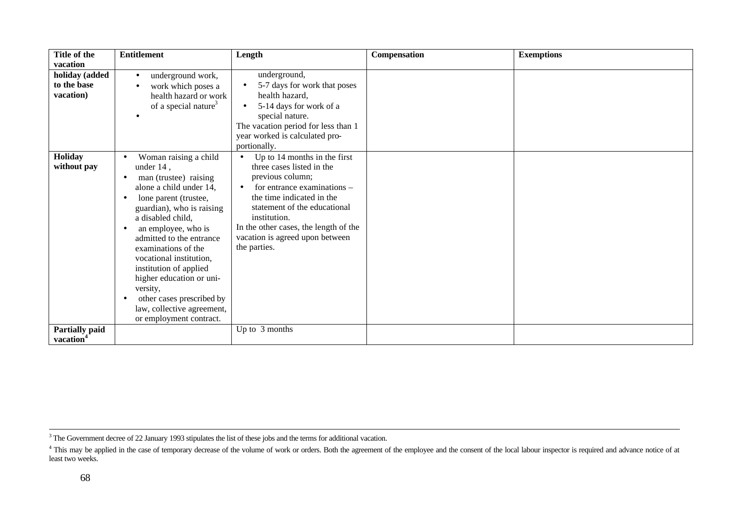| Title of the vacation | Entitlement | Length | Compensation | Exemptions |
|---|---|---|---|---|
| holiday (added to the base vacation) | • underground work,<br>• work which poses a health hazard or work of a special nature[3]<br>• | underground,<br>• 5-7 days for work that poses health hazard,<br>• 5-14 days for work of a special nature.<br>The vacation period for less than 1 year worked is calculated pro-portionally. | | |
| **Holiday without pay** | • Woman raising a child under 14 ,<br>• man (trustee) raising alone a child under 14,<br>• lone parent (trustee, guardian), who is raising a disabled child,<br>• an employee, who is admitted to the entrance examinations of the vocational institution, institution of applied higher education or uni-versity,<br>• other cases prescribed by law, collective agreement, or employment contract. | • Up to 14 months in the first three cases listed in the previous column;<br>• for entrance examinations – the time indicated in the statement of the educational institution.<br>In the other cases, the length of the vacation is agreed upon between the parties. | | |
| **Partially paid vacation**[4] | | Up to 3 months | | |

[3] The Government decree of 22 January 1993 stipulates the list of these jobs and the terms for additional vacation.

[4] This may be applied in the case of temporary decrease of the volume of work or orders. Both the agreement of the employee and the consent of the local labour inspector is required and advance notice of at least two weeks.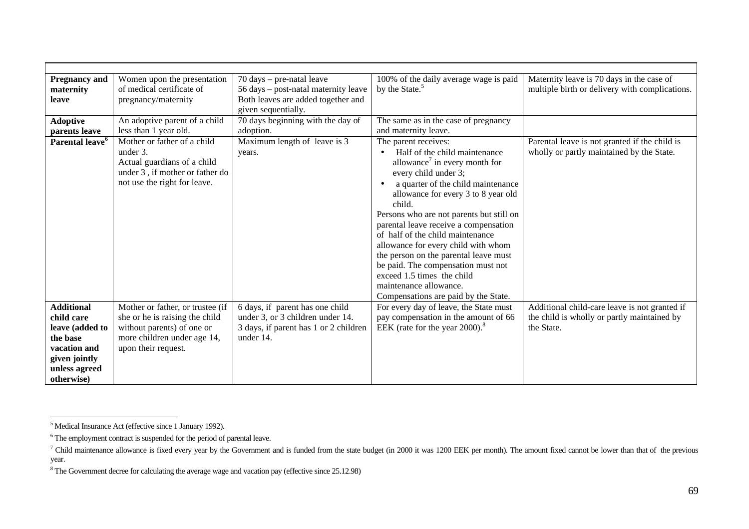| | | | | |
|---|---|---|---|---|
| **Pregnancy and maternity leave** | Women upon the presentation of medical certificate of pregnancy/maternity | 70 days – pre-natal leave<br>56 days – post-natal maternity leave<br>Both leaves are added together and given sequentially. | 100% of the daily average wage is paid by the State.[5] | Maternity leave is 70 days in the case of multiple birth or delivery with complications. |
| **Adoptive parents leave** | An adoptive parent of a child less than 1 year old. | 70 days beginning with the day of adoption. | The same as in the case of pregnancy and maternity leave. | |
| **Parental leave[6]** | Mother or father of a child under 3.<br>Actual guardians of a child under 3 , if mother or father do not use the right for leave. | Maximum length of leave is 3 years. | The parent receives:<br>• Half of the child maintenance allowance[7] in every month for every child under 3;<br>• a quarter of the child maintenance allowance for every 3 to 8 year old child.<br>Persons who are not parents but still on parental leave receive a compensation of half of the child maintenance allowance for every child with whom the person on the parental leave must be paid. The compensation must not exceed 1.5 times the child maintenance allowance.<br>Compensations are paid by the State. | Parental leave is not granted if the child is wholly or partly maintained by the State. |
| **Additional child care leave (added to the base vacation and given jointly unless agreed otherwise)** | Mother or father, or trustee (if she or he is raising the child without parents) of one or more children under age 14, upon their request. | 6 days, if parent has one child under 3, or 3 children under 14.<br>3 days, if parent has 1 or 2 children under 14. | For every day of leave, the State must pay compensation in the amount of 66 EEK (rate for the year 2000).[8] | Additional child-care leave is not granted if the child is wholly or partly maintained by the State. |

[5] Medical Insurance Act (effective since 1 January 1992).

[6] The employment contract is suspended for the period of parental leave.

[7] Child maintenance allowance is fixed every year by the Government and is funded from the state budget (in 2000 it was 1200 EEK per month). The amount fixed cannot be lower than that of the previous year.

[8] The Government decree for calculating the average wage and vacation pay (effective since 25.12.98)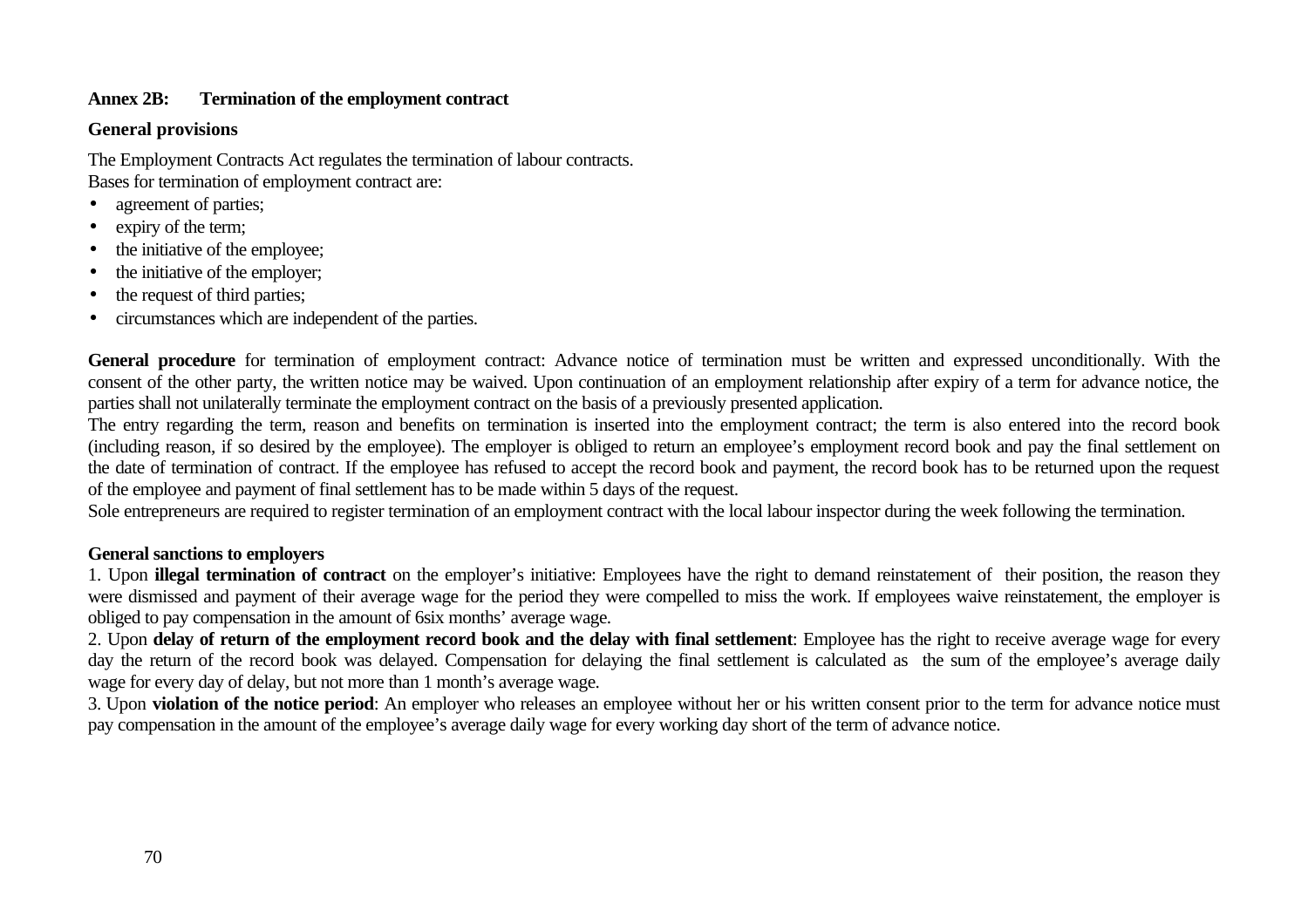**Annex 2B: Termination of the employment contract**

**General provisions**

The Employment Contracts Act regulates the termination of labour contracts.
Bases for termination of employment contract are:

- agreement of parties;
- expiry of the term;
- the initiative of the employee;
- the initiative of the employer;
- the request of third parties;
- circumstances which are independent of the parties.

**General procedure** for termination of employment contract: Advance notice of termination must be written and expressed unconditionally. With the consent of the other party, the written notice may be waived. Upon continuation of an employment relationship after expiry of a term for advance notice, the parties shall not unilaterally terminate the employment contract on the basis of a previously presented application.
The entry regarding the term, reason and benefits on termination is inserted into the employment contract; the term is also entered into the record book (including reason, if so desired by the employee). The employer is obliged to return an employee's employment record book and pay the final settlement on the date of termination of contract. If the employee has refused to accept the record book and payment, the record book has to be returned upon the request of the employee and payment of final settlement has to be made within 5 days of the request.
Sole entrepreneurs are required to register termination of an employment contract with the local labour inspector during the week following the termination.

**General sanctions to employers**

1. Upon **illegal termination of contract** on the employer's initiative: Employees have the right to demand reinstatement of their position, the reason they were dismissed and payment of their average wage for the period they were compelled to miss the work. If employees waive reinstatement, the employer is obliged to pay compensation in the amount of 6six months' average wage.
2. Upon **delay of return of the employment record book and the delay with final settlement**: Employee has the right to receive average wage for every day the return of the record book was delayed. Compensation for delaying the final settlement is calculated as the sum of the employee's average daily wage for every day of delay, but not more than 1 month's average wage.
3. Upon **violation of the notice period**: An employer who releases an employee without her or his written consent prior to the term for advance notice must pay compensation in the amount of the employee's average daily wage for every working day short of the term of advance notice.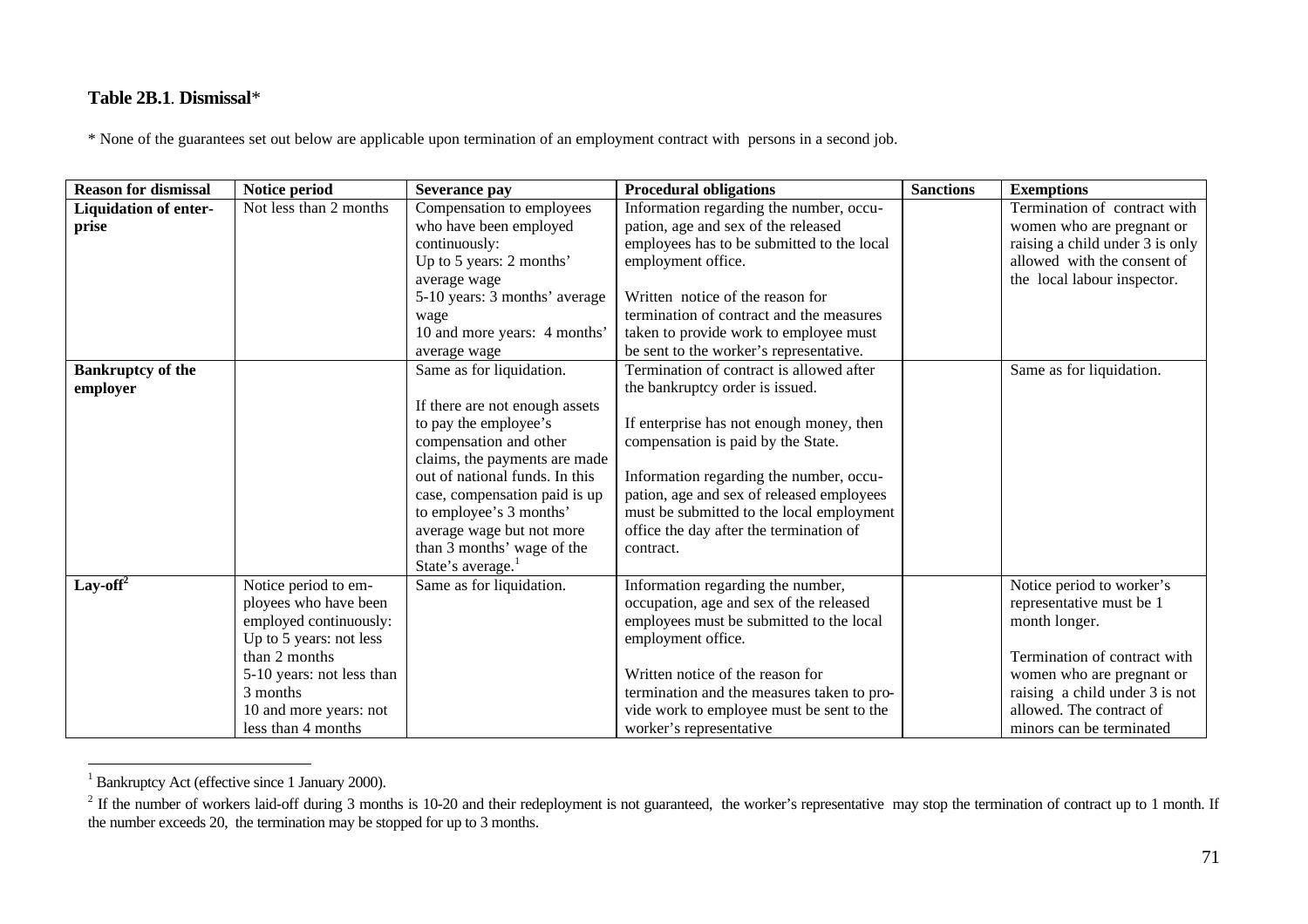**Table 2B.1**. **Dismissal***

* None of the guarantees set out below are applicable upon termination of an employment contract with persons in a second job.

| Reason for dismissal | Notice period | Severance pay | Procedural obligations | Sanctions | Exemptions |
|---|---|---|---|---|---|
| **Liquidation of enterprise** | Not less than 2 months | Compensation to employees who have been employed continuously:<br>Up to 5 years: 2 months' average wage<br>5-10 years: 3 months' average wage<br>10 and more years: 4 months' average wage | Information regarding the number, occupation, age and sex of the released employees has to be submitted to the local employment office.<br><br>Written notice of the reason for termination of contract and the measures taken to provide work to employee must be sent to the worker's representative. | | Termination of contract with women who are pregnant or raising a child under 3 is only allowed with the consent of the local labour inspector. |
| **Bankruptcy of the employer** | | Same as for liquidation.<br><br>If there are not enough assets to pay the employee's compensation and other claims, the payments are made out of national funds. In this case, compensation paid is up to employee's 3 months' average wage but not more than 3 months' wage of the State's average.[1] | Termination of contract is allowed after the bankruptcy order is issued.<br><br>If enterprise has not enough money, then compensation is paid by the State.<br><br>Information regarding the number, occupation, age and sex of released employees must be submitted to the local employment office the day after the termination of contract. | | Same as for liquidation. |
| **Lay-off**[2] | Notice period to employees who have been employed continuously:<br>Up to 5 years: not less than 2 months<br>5-10 years: not less than 3 months<br>10 and more years: not less than 4 months | Same as for liquidation. | Information regarding the number, occupation, age and sex of the released employees must be submitted to the local employment office.<br><br>Written notice of the reason for termination and the measures taken to provide work to employee must be sent to the worker's representative | | Notice period to worker's representative must be 1 month longer.<br><br>Termination of contract with women who are pregnant or raising a child under 3 is not allowed. The contract of minors can be terminated |

[1] Bankruptcy Act (effective since 1 January 2000).

[2] If the number of workers laid-off during 3 months is 10-20 and their redeployment is not guaranteed, the worker's representative may stop the termination of contract up to 1 month. If the number exceeds 20, the termination may be stopped for up to 3 months.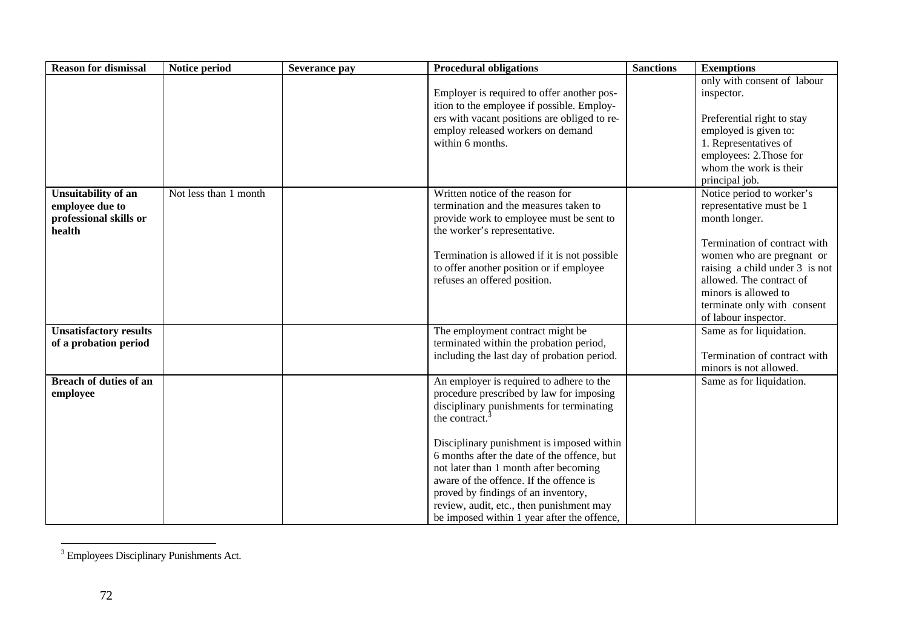| Reason for dismissal | Notice period | Severance pay | Procedural obligations | Sanctions | Exemptions |
| --- | --- | --- | --- | --- | --- |
| | | | Employer is required to offer another position to the employee if possible. Employers with vacant positions are obliged to re-employ released workers on demand within 6 months. | | only with consent of labour inspector.<br><br>Preferential right to stay employed is given to:<br>1. Representatives of employees: 2.Those for whom the work is their principal job. |
| **Unsuitability of an employee due to professional skills or health** | Not less than 1 month | | Written notice of the reason for termination and the measures taken to provide work to employee must be sent to the worker's representative.<br><br>Termination is allowed if it is not possible to offer another position or if employee refuses an offered position. | | Notice period to worker's representative must be 1 month longer.<br><br>Termination of contract with women who are pregnant or raising a child under 3 is not allowed. The contract of minors is allowed to terminate only with consent of labour inspector. |
| **Unsatisfactory results of a probation period** | | | The employment contract might be terminated within the probation period, including the last day of probation period. | | Same as for liquidation.<br><br>Termination of contract with minors is not allowed. |
| **Breach of duties of an employee** | | | An employer is required to adhere to the procedure prescribed by law for imposing disciplinary punishments for terminating the contract.[3]<br><br>Disciplinary punishment is imposed within 6 months after the date of the offence, but not later than 1 month after becoming aware of the offence. If the offence is proved by findings of an inventory, review, audit, etc., then punishment may be imposed within 1 year after the offence, | | Same as for liquidation. |

[3] Employees Disciplinary Punishments Act.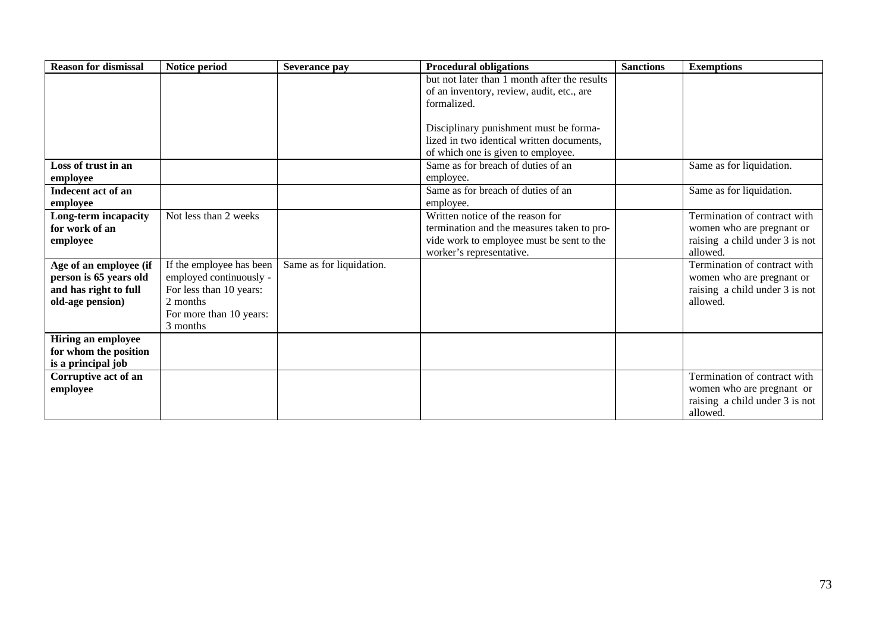| Reason for dismissal | Notice period | Severance pay | Procedural obligations | Sanctions | Exemptions |
|---|---|---|---|---|---|
| | | | but not later than 1 month after the results of an inventory, review, audit, etc., are formalized.<br><br>Disciplinary punishment must be formalized in two identical written documents, of which one is given to employee. | | |
| **Loss of trust in an employee** | | | Same as for breach of duties of an employee. | | Same as for liquidation. |
| **Indecent act of an employee** | | | Same as for breach of duties of an employee. | | Same as for liquidation. |
| **Long-term incapacity for work of an employee** | Not less than 2 weeks | | Written notice of the reason for termination and the measures taken to provide work to employee must be sent to the worker's representative. | | Termination of contract with women who are pregnant or raising a child under 3 is not allowed. |
| **Age of an employee (if person is 65 years old and has right to full old-age pension)** | If the employee has been employed continuously - For less than 10 years: 2 months For more than 10 years: 3 months | Same as for liquidation. | | | Termination of contract with women who are pregnant or raising a child under 3 is not allowed. |
| **Hiring an employee for whom the position is a principal job** | | | | | |
| **Corruptive act of an employee** | | | | | Termination of contract with women who are pregnant or raising a child under 3 is not allowed. |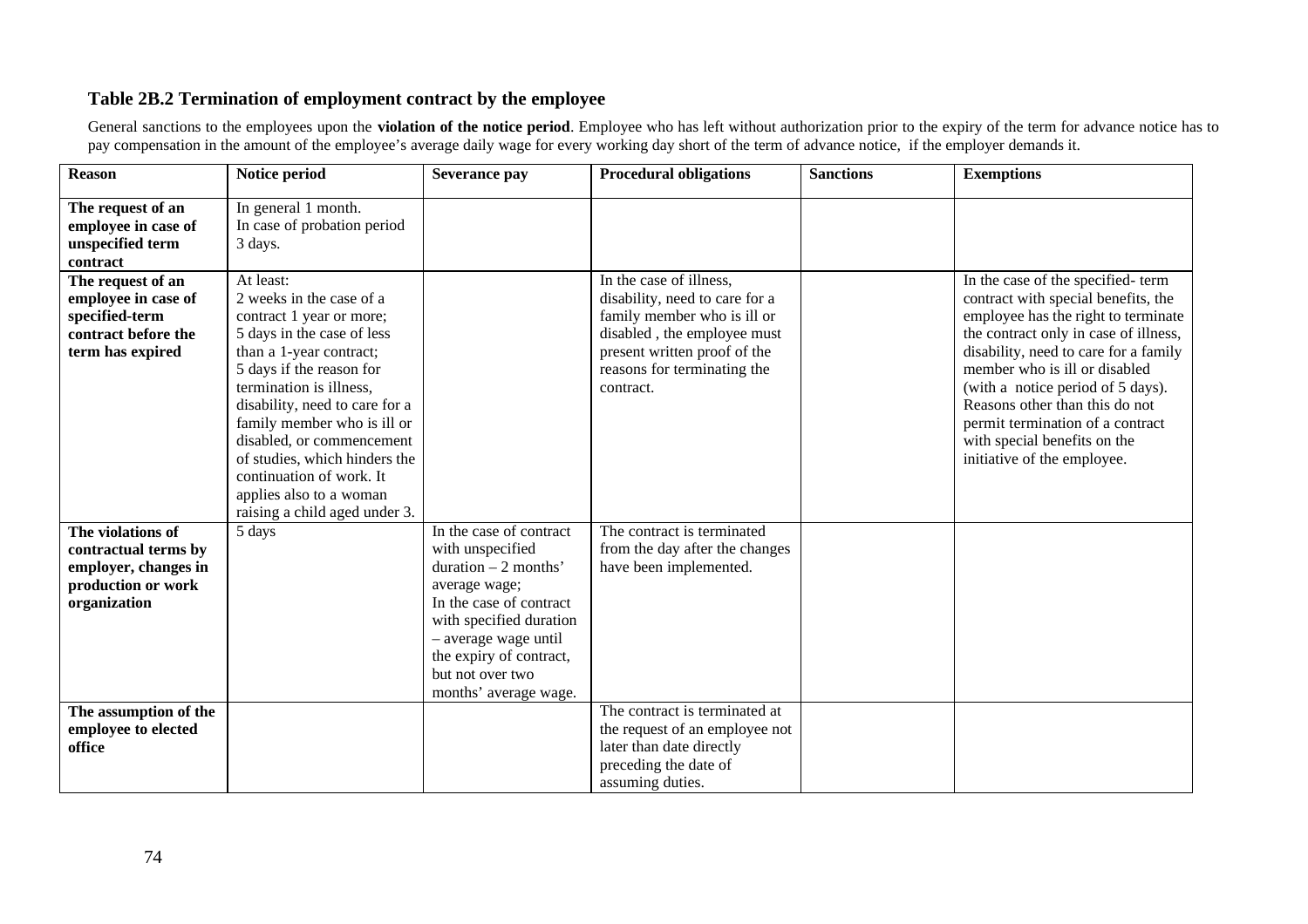### Table 2B.2 Termination of employment contract by the employee

General sanctions to the employees upon the **violation of the notice period**. Employee who has left without authorization prior to the expiry of the term for advance notice has to pay compensation in the amount of the employee's average daily wage for every working day short of the term of advance notice, if the employer demands it.

| Reason | Notice period | Severance pay | Procedural obligations | Sanctions | Exemptions |
|---|---|---|---|---|---|
| **The request of an employee in case of unspecified term contract** | In general 1 month.<br>In case of probation period 3 days. | | | | |
| **The request of an employee in case of specified-term contract before the term has expired** | At least:<br>2 weeks in the case of a contract 1 year or more;<br>5 days in the case of less than a 1-year contract;<br>5 days if the reason for termination is illness, disability, need to care for a family member who is ill or disabled, or commencement of studies, which hinders the continuation of work. It applies also to a woman raising a child aged under 3. | | In the case of illness, disability, need to care for a family member who is ill or disabled , the employee must present written proof of the reasons for terminating the contract. | | In the case of the specified- term contract with special benefits, the employee has the right to terminate the contract only in case of illness, disability, need to care for a family member who is ill or disabled (with a notice period of 5 days). Reasons other than this do not permit termination of a contract with special benefits on the initiative of the employee. |
| **The violations of contractual terms by employer, changes in production or work organization** | 5 days | In the case of contract with unspecified duration – 2 months' average wage;<br>In the case of contract with specified duration – average wage until the expiry of contract, but not over two months' average wage. | The contract is terminated from the day after the changes have been implemented. | | |
| **The assumption of the employee to elected office** | | | The contract is terminated at the request of an employee not later than date directly preceding the date of assuming duties. | | |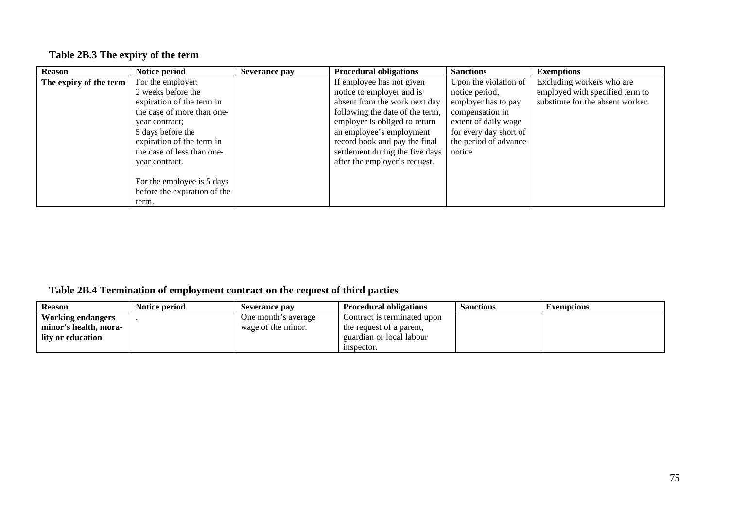**Table 2B.3 The expiry of the term**

| Reason | Notice period | Severance pay | Procedural obligations | Sanctions | Exemptions |
|---|---|---|---|---|---|
| **The expiry of the term** | For the employer:<br>2 weeks before the expiration of the term in the case of more than one-year contract;<br>5 days before the expiration of the term in the case of less than one-year contract.<br><br>For the employee is 5 days before the expiration of the term. | | If employee has not given notice to employer and is absent from the work next day following the date of the term, employer is obliged to return an employee's employment record book and pay the final settlement during the five days after the employer's request. | Upon the violation of notice period, employer has to pay compensation in extent of daily wage for every day short of the period of advance notice. | Excluding workers who are employed with specified term to substitute for the absent worker. |

**Table 2B.4 Termination of employment contract on the request of third parties**

| Reason | Notice period | Severance pay | Procedural obligations | Sanctions | Exemptions |
|---|---|---|---|---|---|
| **Working endangers minor's health, morality or education** | . | One month's average wage of the minor. | Contract is terminated upon the request of a parent, guardian or local labour inspector. | | |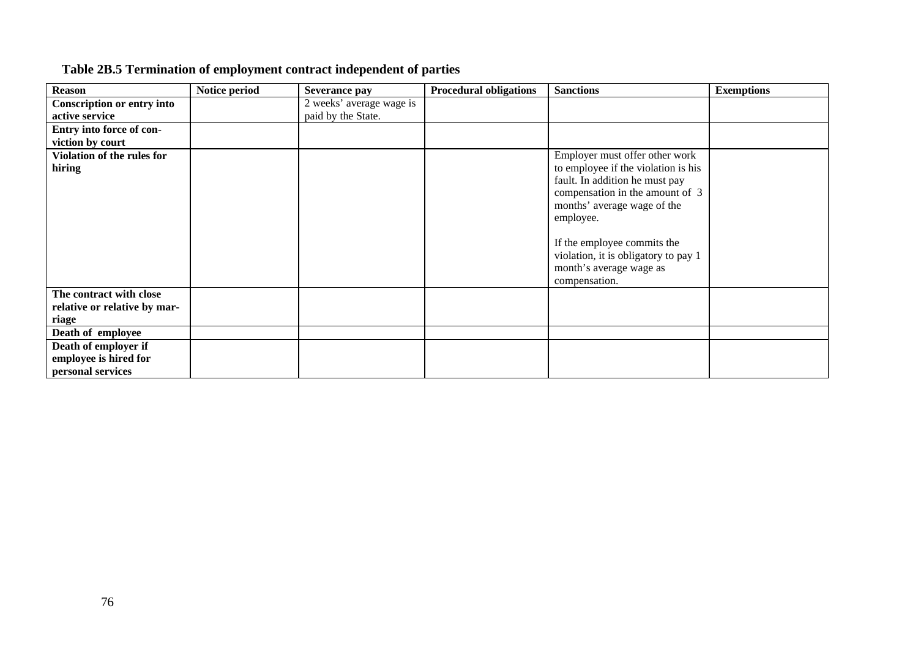**Table 2B.5 Termination of employment contract independent of parties**

| Reason | Notice period | Severance pay | Procedural obligations | Sanctions | Exemptions |
|---|---|---|---|---|---|
| **Conscription or entry into active service** | | 2 weeks' average wage is paid by the State. | | | |
| **Entry into force of conviction by court** | | | | | |
| **Violation of the rules for hiring** | | | | Employer must offer other work to employee if the violation is his fault. In addition he must pay compensation in the amount of 3 months' average wage of the employee.<br><br>If the employee commits the violation, it is obligatory to pay 1 month's average wage as compensation. | |
| **The contract with close relative or relative by marriage** | | | | | |
| **Death of employee** | | | | | |
| **Death of employer if employee is hired for personal services** | | | | | |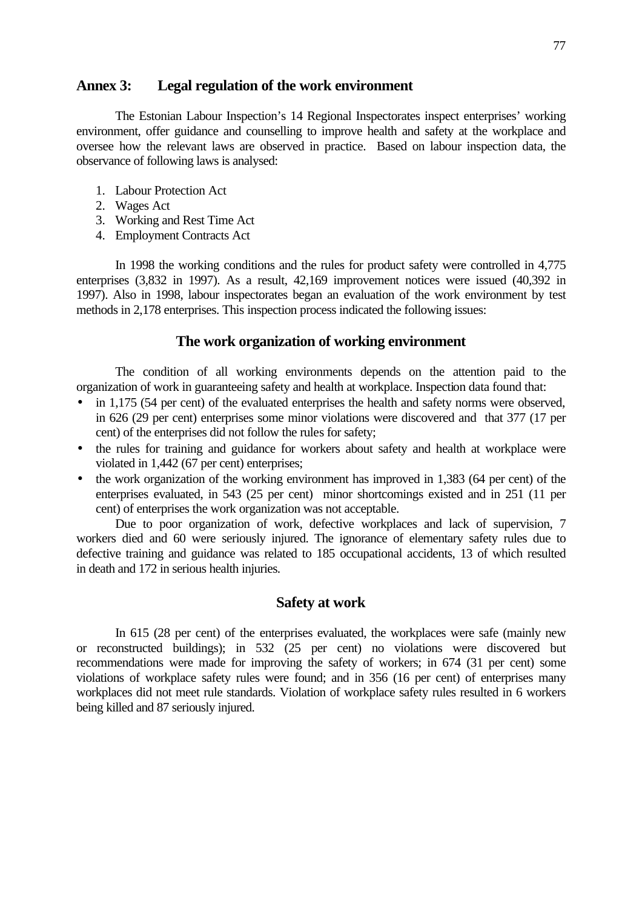## Annex 3: Legal regulation of the work environment

The Estonian Labour Inspection's 14 Regional Inspectorates inspect enterprises' working environment, offer guidance and counselling to improve health and safety at the workplace and oversee how the relevant laws are observed in practice. Based on labour inspection data, the observance of following laws is analysed:

1. Labour Protection Act
2. Wages Act
3. Working and Rest Time Act
4. Employment Contracts Act

In 1998 the working conditions and the rules for product safety were controlled in 4,775 enterprises (3,832 in 1997). As a result, 42,169 improvement notices were issued (40,392 in 1997). Also in 1998, labour inspectorates began an evaluation of the work environment by test methods in 2,178 enterprises. This inspection process indicated the following issues:

### The work organization of working environment

The condition of all working environments depends on the attention paid to the organization of work in guaranteeing safety and health at workplace. Inspection data found that:

- in 1,175 (54 per cent) of the evaluated enterprises the health and safety norms were observed, in 626 (29 per cent) enterprises some minor violations were discovered and that 377 (17 per cent) of the enterprises did not follow the rules for safety;
- the rules for training and guidance for workers about safety and health at workplace were violated in 1,442 (67 per cent) enterprises;
- the work organization of the working environment has improved in 1,383 (64 per cent) of the enterprises evaluated, in 543 (25 per cent) minor shortcomings existed and in 251 (11 per cent) of enterprises the work organization was not acceptable.

Due to poor organization of work, defective workplaces and lack of supervision, 7 workers died and 60 were seriously injured. The ignorance of elementary safety rules due to defective training and guidance was related to 185 occupational accidents, 13 of which resulted in death and 172 in serious health injuries.

### Safety at work

In 615 (28 per cent) of the enterprises evaluated, the workplaces were safe (mainly new or reconstructed buildings); in 532 (25 per cent) no violations were discovered but recommendations were made for improving the safety of workers; in 674 (31 per cent) some violations of workplace safety rules were found; and in 356 (16 per cent) of enterprises many workplaces did not meet rule standards. Violation of workplace safety rules resulted in 6 workers being killed and 87 seriously injured.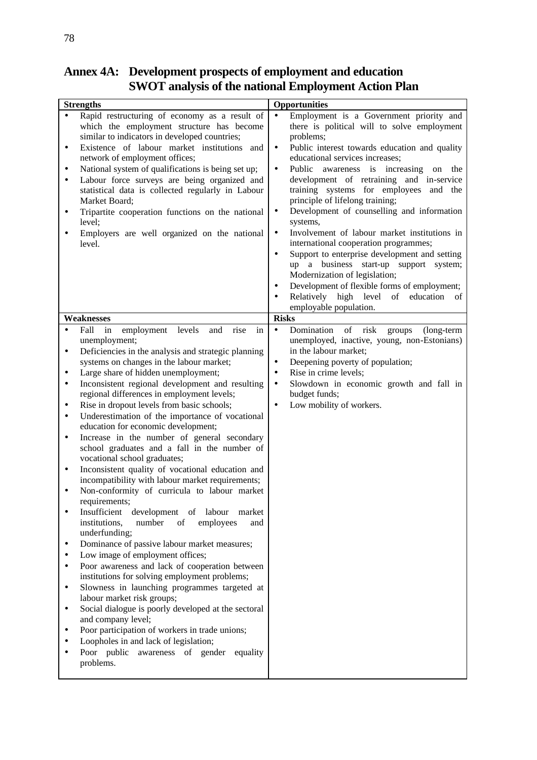# Annex 4A: Development prospects of employment and education SWOT analysis of the national Employment Action Plan

| Strengths | Opportunities |
|---|---|
| • Rapid restructuring of economy as a result of which the employment structure has become similar to indicators in developed countries;<br>• Existence of labour market institutions and network of employment offices;<br>• National system of qualifications is being set up;<br>• Labour force surveys are being organized and statistical data is collected regularly in Labour Market Board;<br>• Tripartite cooperation functions on the national level;<br>• Employers are well organized on the national level. | • Employment is a Government priority and there is political will to solve employment problems;<br>• Public interest towards education and quality educational services increases;<br>• Public awareness is increasing on the development of retraining and in-service training systems for employees and the principle of lifelong training;<br>• Development of counselling and information systems,<br>• Involvement of labour market institutions in international cooperation programmes;<br>• Support to enterprise development and setting up a business start-up support system; Modernization of legislation;<br>• Development of flexible forms of employment;<br>• Relatively high level of education of employable population. |
| **Weaknesses** | **Risks** |
| • Fall in employment levels and rise in unemployment;<br>• Deficiencies in the analysis and strategic planning systems on changes in the labour market;<br>• Large share of hidden unemployment;<br>• Inconsistent regional development and resulting regional differences in employment levels;<br>• Rise in dropout levels from basic schools;<br>• Underestimation of the importance of vocational education for economic development;<br>• Increase in the number of general secondary school graduates and a fall in the number of vocational school graduates;<br>• Inconsistent quality of vocational education and incompatibility with labour market requirements;<br>• Non-conformity of curricula to labour market requirements;<br>• Insufficient development of labour market institutions, number of employees and underfunding;<br>• Dominance of passive labour market measures;<br>• Low image of employment offices;<br>• Poor awareness and lack of cooperation between institutions for solving employment problems;<br>• Slowness in launching programmes targeted at labour market risk groups;<br>• Social dialogue is poorly developed at the sectoral and company level;<br>• Poor participation of workers in trade unions;<br>• Loopholes in and lack of legislation;<br>• Poor public awareness of gender equality problems. | • Domination of risk groups (long-term unemployed, inactive, young, non-Estonians) in the labour market;<br>• Deepening poverty of population;<br>• Rise in crime levels;<br>• Slowdown in economic growth and fall in budget funds;<br>• Low mobility of workers. |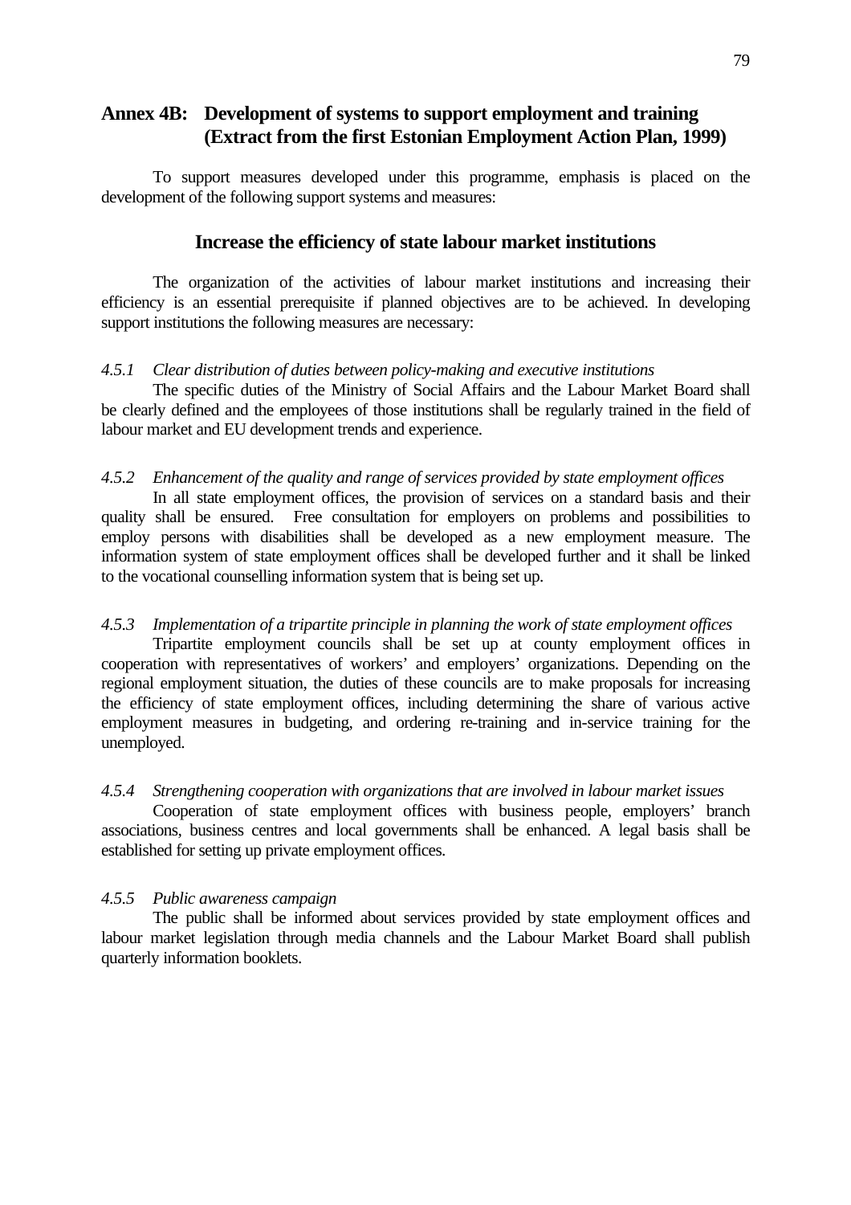## Annex 4B: Development of systems to support employment and training (Extract from the first Estonian Employment Action Plan, 1999)

To support measures developed under this programme, emphasis is placed on the development of the following support systems and measures:

### Increase the efficiency of state labour market institutions

The organization of the activities of labour market institutions and increasing their efficiency is an essential prerequisite if planned objectives are to be achieved. In developing support institutions the following measures are necessary:

*4.5.1 Clear distribution of duties between policy-making and executive institutions*

The specific duties of the Ministry of Social Affairs and the Labour Market Board shall be clearly defined and the employees of those institutions shall be regularly trained in the field of labour market and EU development trends and experience.

*4.5.2 Enhancement of the quality and range of services provided by state employment offices*

In all state employment offices, the provision of services on a standard basis and their quality shall be ensured. Free consultation for employers on problems and possibilities to employ persons with disabilities shall be developed as a new employment measure. The information system of state employment offices shall be developed further and it shall be linked to the vocational counselling information system that is being set up.

*4.5.3 Implementation of a tripartite principle in planning the work of state employment offices*

Tripartite employment councils shall be set up at county employment offices in cooperation with representatives of workers' and employers' organizations. Depending on the regional employment situation, the duties of these councils are to make proposals for increasing the efficiency of state employment offices, including determining the share of various active employment measures in budgeting, and ordering re-training and in-service training for the unemployed.

*4.5.4 Strengthening cooperation with organizations that are involved in labour market issues*

Cooperation of state employment offices with business people, employers' branch associations, business centres and local governments shall be enhanced. A legal basis shall be established for setting up private employment offices.

*4.5.5 Public awareness campaign*

The public shall be informed about services provided by state employment offices and labour market legislation through media channels and the Labour Market Board shall publish quarterly information booklets.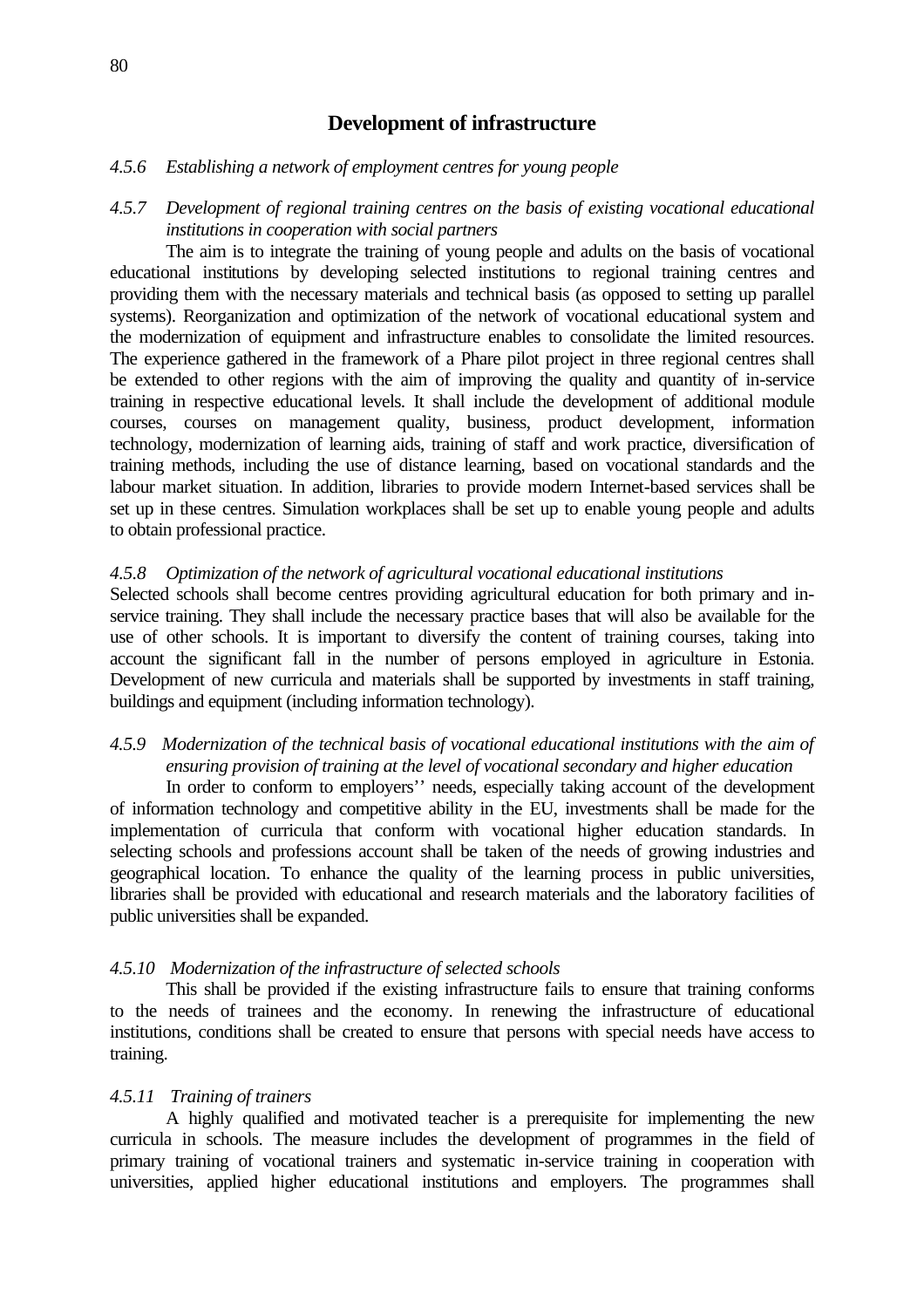## Development of infrastructure

*4.5.6 Establishing a network of employment centres for young people*

*4.5.7 Development of regional training centres on the basis of existing vocational educational institutions in cooperation with social partners*

The aim is to integrate the training of young people and adults on the basis of vocational educational institutions by developing selected institutions to regional training centres and providing them with the necessary materials and technical basis (as opposed to setting up parallel systems). Reorganization and optimization of the network of vocational educational system and the modernization of equipment and infrastructure enables to consolidate the limited resources. The experience gathered in the framework of a Phare pilot project in three regional centres shall be extended to other regions with the aim of improving the quality and quantity of in-service training in respective educational levels. It shall include the development of additional module courses, courses on management quality, business, product development, information technology, modernization of learning aids, training of staff and work practice, diversification of training methods, including the use of distance learning, based on vocational standards and the labour market situation. In addition, libraries to provide modern Internet-based services shall be set up in these centres. Simulation workplaces shall be set up to enable young people and adults to obtain professional practice.

*4.5.8 Optimization of the network of agricultural vocational educational institutions*

Selected schools shall become centres providing agricultural education for both primary and in-service training. They shall include the necessary practice bases that will also be available for the use of other schools. It is important to diversify the content of training courses, taking into account the significant fall in the number of persons employed in agriculture in Estonia. Development of new curricula and materials shall be supported by investments in staff training, buildings and equipment (including information technology).

*4.5.9 Modernization of the technical basis of vocational educational institutions with the aim of ensuring provision of training at the level of vocational secondary and higher education*

In order to conform to employers'' needs, especially taking account of the development of information technology and competitive ability in the EU, investments shall be made for the implementation of curricula that conform with vocational higher education standards. In selecting schools and professions account shall be taken of the needs of growing industries and geographical location. To enhance the quality of the learning process in public universities, libraries shall be provided with educational and research materials and the laboratory facilities of public universities shall be expanded.

*4.5.10 Modernization of the infrastructure of selected schools*

This shall be provided if the existing infrastructure fails to ensure that training conforms to the needs of trainees and the economy. In renewing the infrastructure of educational institutions, conditions shall be created to ensure that persons with special needs have access to training.

*4.5.11 Training of trainers*

A highly qualified and motivated teacher is a prerequisite for implementing the new curricula in schools. The measure includes the development of programmes in the field of primary training of vocational trainers and systematic in-service training in cooperation with universities, applied higher educational institutions and employers. The programmes shall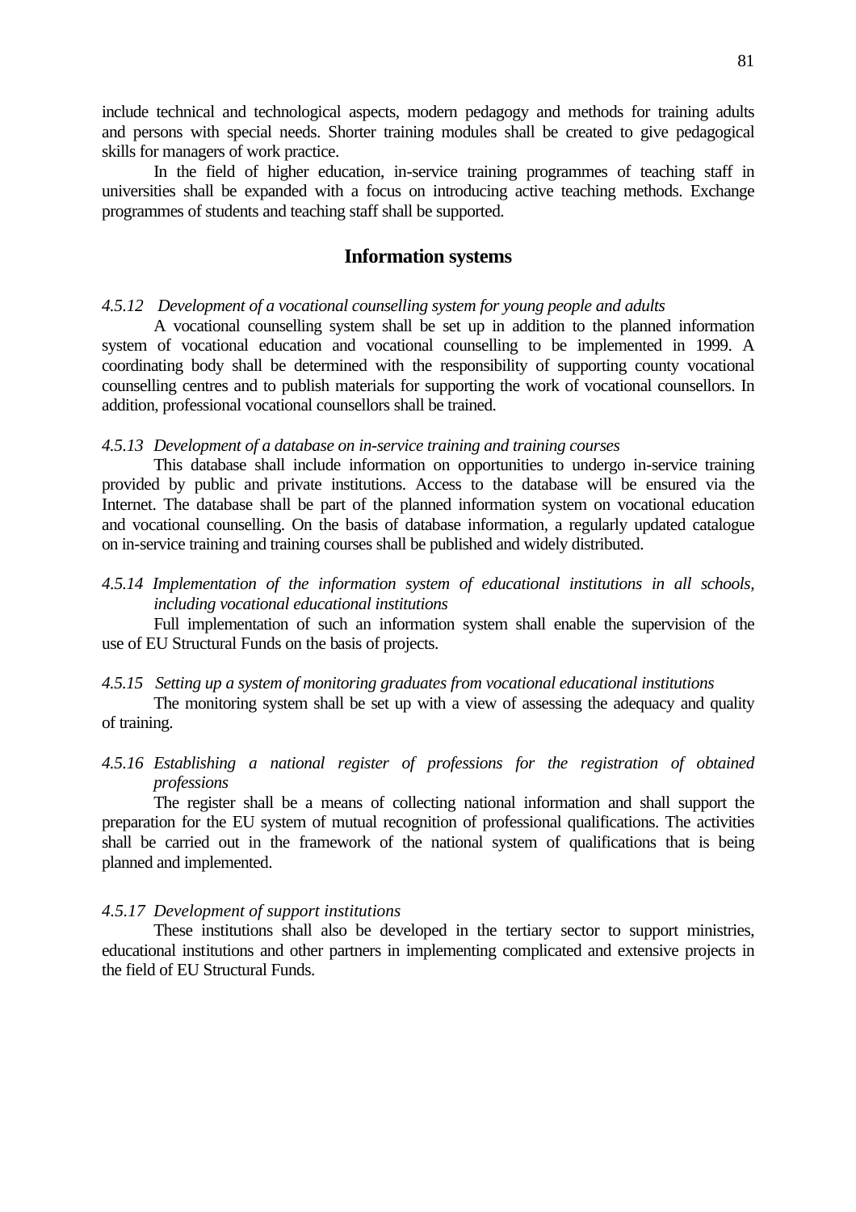include technical and technological aspects, modern pedagogy and methods for training adults and persons with special needs. Shorter training modules shall be created to give pedagogical skills for managers of work practice.

In the field of higher education, in-service training programmes of teaching staff in universities shall be expanded with a focus on introducing active teaching methods. Exchange programmes of students and teaching staff shall be supported.

## Information systems

*4.5.12 Development of a vocational counselling system for young people and adults*

A vocational counselling system shall be set up in addition to the planned information system of vocational education and vocational counselling to be implemented in 1999. A coordinating body shall be determined with the responsibility of supporting county vocational counselling centres and to publish materials for supporting the work of vocational counsellors. In addition, professional vocational counsellors shall be trained.

*4.5.13 Development of a database on in-service training and training courses*

This database shall include information on opportunities to undergo in-service training provided by public and private institutions. Access to the database will be ensured via the Internet. The database shall be part of the planned information system on vocational education and vocational counselling. On the basis of database information, a regularly updated catalogue on in-service training and training courses shall be published and widely distributed.

*4.5.14 Implementation of the information system of educational institutions in all schools, including vocational educational institutions*

Full implementation of such an information system shall enable the supervision of the use of EU Structural Funds on the basis of projects.

*4.5.15 Setting up a system of monitoring graduates from vocational educational institutions*

The monitoring system shall be set up with a view of assessing the adequacy and quality of training.

*4.5.16 Establishing a national register of professions for the registration of obtained professions*

The register shall be a means of collecting national information and shall support the preparation for the EU system of mutual recognition of professional qualifications. The activities shall be carried out in the framework of the national system of qualifications that is being planned and implemented.

*4.5.17 Development of support institutions*

These institutions shall also be developed in the tertiary sector to support ministries, educational institutions and other partners in implementing complicated and extensive projects in the field of EU Structural Funds.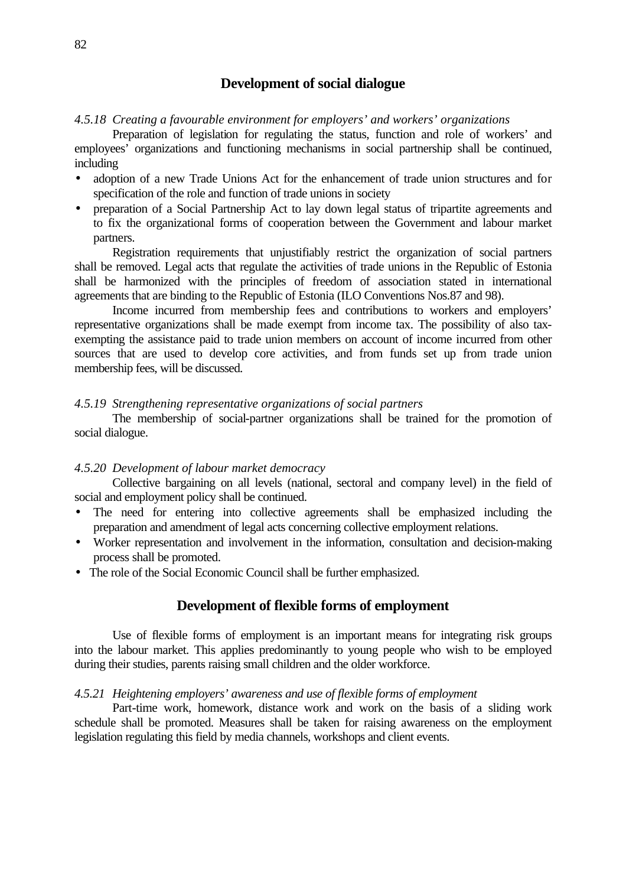## Development of social dialogue

*4.5.18 Creating a favourable environment for employers' and workers' organizations*

Preparation of legislation for regulating the status, function and role of workers' and employees' organizations and functioning mechanisms in social partnership shall be continued, including

- adoption of a new Trade Unions Act for the enhancement of trade union structures and for specification of the role and function of trade unions in society
- preparation of a Social Partnership Act to lay down legal status of tripartite agreements and to fix the organizational forms of cooperation between the Government and labour market partners.

Registration requirements that unjustifiably restrict the organization of social partners shall be removed. Legal acts that regulate the activities of trade unions in the Republic of Estonia shall be harmonized with the principles of freedom of association stated in international agreements that are binding to the Republic of Estonia (ILO Conventions Nos.87 and 98).

Income incurred from membership fees and contributions to workers and employers' representative organizations shall be made exempt from income tax. The possibility of also tax-exempting the assistance paid to trade union members on account of income incurred from other sources that are used to develop core activities, and from funds set up from trade union membership fees, will be discussed.

*4.5.19 Strengthening representative organizations of social partners*

The membership of social-partner organizations shall be trained for the promotion of social dialogue.

*4.5.20 Development of labour market democracy*

Collective bargaining on all levels (national, sectoral and company level) in the field of social and employment policy shall be continued.

- The need for entering into collective agreements shall be emphasized including the preparation and amendment of legal acts concerning collective employment relations.
- Worker representation and involvement in the information, consultation and decision-making process shall be promoted.
- The role of the Social Economic Council shall be further emphasized.

## Development of flexible forms of employment

Use of flexible forms of employment is an important means for integrating risk groups into the labour market. This applies predominantly to young people who wish to be employed during their studies, parents raising small children and the older workforce.

*4.5.21 Heightening employers' awareness and use of flexible forms of employment*

Part-time work, homework, distance work and work on the basis of a sliding work schedule shall be promoted. Measures shall be taken for raising awareness on the employment legislation regulating this field by media channels, workshops and client events.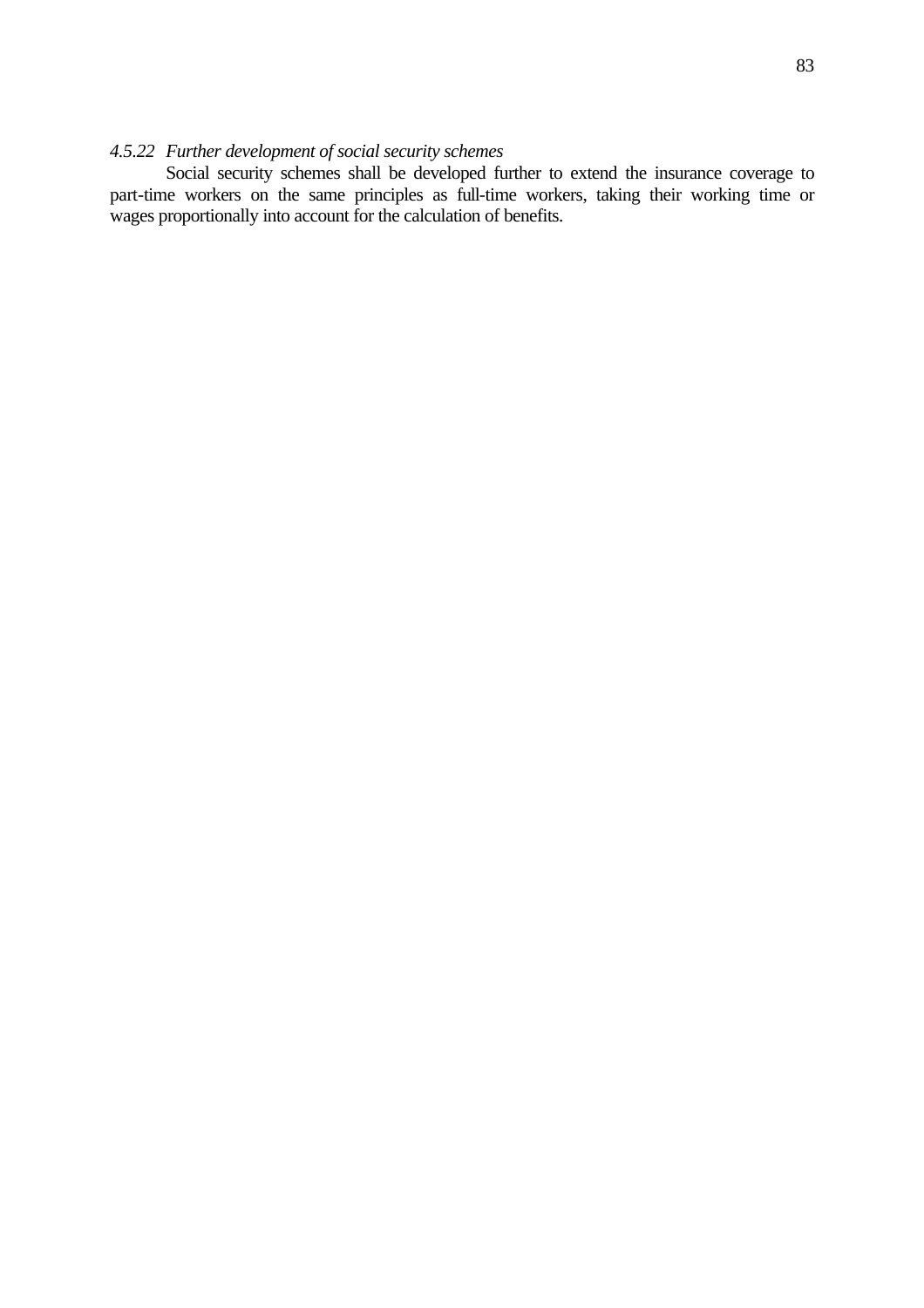*4.5.22 Further development of social security schemes*

Social security schemes shall be developed further to extend the insurance coverage to part-time workers on the same principles as full-time workers, taking their working time or wages proportionally into account for the calculation of benefits.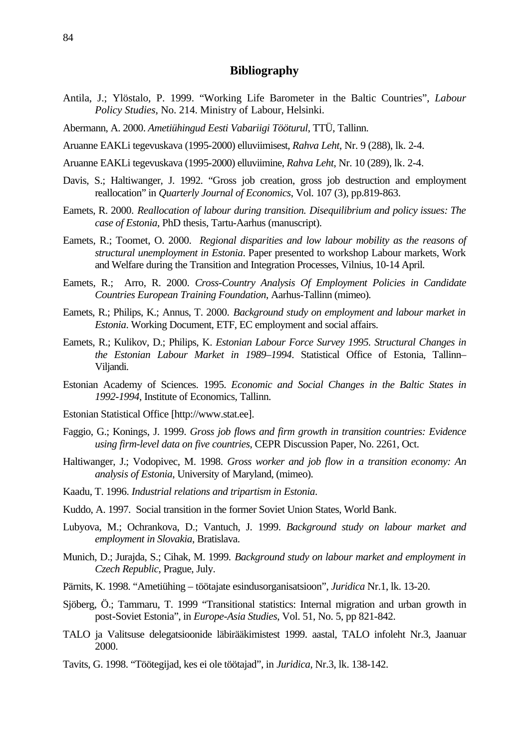# Bibliography

Antila, J.; Ylöstalo, P. 1999. "Working Life Barometer in the Baltic Countries", *Labour Policy Studies*, No. 214. Ministry of Labour, Helsinki.

Abermann, A. 2000. *Ametiühingud Eesti Vabariigi Tööturul*, TTÜ, Tallinn.

Aruanne EAKLi tegevuskava (1995-2000) elluviimisest, *Rahva Leht*, Nr. 9 (288), lk. 2-4.

Aruanne EAKLi tegevuskava (1995-2000) elluviimine, *Rahva Leht*, Nr. 10 (289), lk. 2-4.

Davis, S.; Haltiwanger, J. 1992. "Gross job creation, gross job destruction and employment reallocation" in *Quarterly Journal of Economics*, Vol. 107 (3), pp.819-863.

Eamets, R. 2000. *Reallocation of labour during transition. Disequilibrium and policy issues: The case of Estonia*, PhD thesis, Tartu-Aarhus (manuscript).

Eamets, R.; Toomet, O. 2000. *Regional disparities and low labour mobility as the reasons of structural unemployment in Estonia*. Paper presented to workshop Labour markets, Work and Welfare during the Transition and Integration Processes, Vilnius, 10-14 April.

Eamets, R.; Arro, R. 2000. *Cross-Country Analysis Of Employment Policies in Candidate Countries European Training Foundation*, Aarhus-Tallinn (mimeo).

Eamets, R.; Philips, K.; Annus, T. 2000. *Background study on employment and labour market in Estonia*. Working Document, ETF, EC employment and social affairs.

Eamets, R.; Kulikov, D.; Philips, K. *Estonian Labour Force Survey 1995. Structural Changes in the Estonian Labour Market in 1989–1994*. Statistical Office of Estonia, Tallinn–Viljandi.

Estonian Academy of Sciences. 1995. *Economic and Social Changes in the Baltic States in 1992-1994*, Institute of Economics, Tallinn.

Estonian Statistical Office [http://www.stat.ee].

Faggio, G.; Konings, J. 1999. *Gross job flows and firm growth in transition countries: Evidence using firm-level data on five countries*, CEPR Discussion Paper, No. 2261, Oct.

Haltiwanger, J.; Vodopivec, M. 1998. *Gross worker and job flow in a transition economy: An analysis of Estonia*, University of Maryland, (mimeo).

Kaadu, T. 1996. *Industrial relations and tripartism in Estonia*.

Kuddo, A. 1997. Social transition in the former Soviet Union States, World Bank.

Lubyova, M.; Ochrankova, D.; Vantuch, J. 1999. *Background study on labour market and employment in Slovakia*, Bratislava.

Munich, D.; Jurajda, S.; Cihak, M. 1999. *Background study on labour market and employment in Czech Republic*, Prague, July.

Pärnits, K. 1998. "Ametiühing – töötajate esindusorganisatsioon", *Juridica* Nr.1, lk. 13-20.

Sjöberg, Ö.; Tammaru, T. 1999 "Transitional statistics: Internal migration and urban growth in post-Soviet Estonia", in *Europe-Asia Studies*, Vol. 51, No. 5, pp 821-842.

TALO ja Valitsuse delegatsioonide läbirääkimistest 1999. aastal, TALO infoleht Nr.3, Jaanuar 2000.

Tavits, G. 1998. "Töötegijad, kes ei ole töötajad", in *Juridica*, Nr.3, lk. 138-142.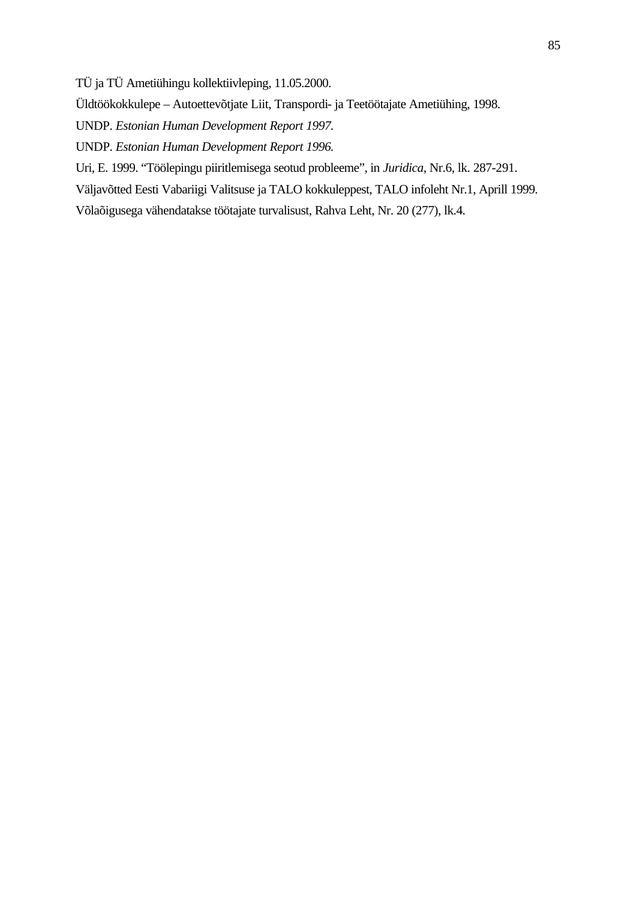TÜ ja TÜ Ametiühingu kollektiivleping, 11.05.2000.

Üldtöökokkulepe – Autoettevõtjate Liit, Transpordi- ja Teetöötajate Ametiühing, 1998.

UNDP. *Estonian Human Development Report 1997.*

UNDP. *Estonian Human Development Report 1996.*

Uri, E. 1999. "Töölepingu piiritlemisega seotud probleeme", in *Juridica*, Nr.6, lk. 287-291.

Väljavõtted Eesti Vabariigi Valitsuse ja TALO kokkuleppest, TALO infoleht Nr.1, Aprill 1999.

Võlaõigusega vähendatakse töötajate turvalisust, Rahva Leht, Nr. 20 (277), lk.4.